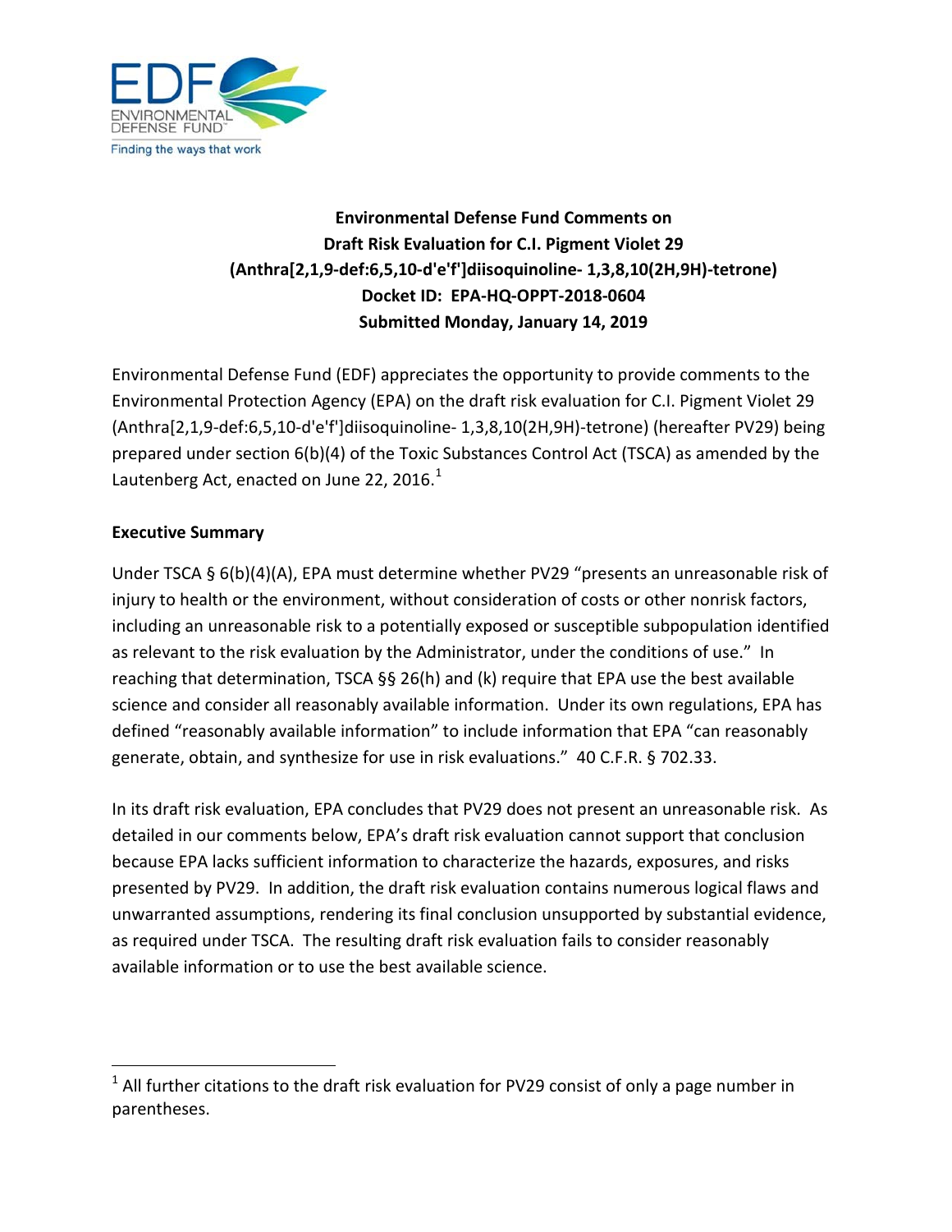EDF ENVIRONMENTAL DEFENSE FUND
Finding the ways that work

**Environmental Defense Fund Comments on**
**Draft Risk Evaluation for C.I. Pigment Violet 29**
**(Anthra[2,1,9-def:6,5,10-d'e'f']diisoquinoline- 1,3,8,10(2H,9H)-tetrone)**
**Docket ID: EPA-HQ-OPPT-2018-0604**
**Submitted Monday, January 14, 2019**

Environmental Defense Fund (EDF) appreciates the opportunity to provide comments to the Environmental Protection Agency (EPA) on the draft risk evaluation for C.I. Pigment Violet 29 (Anthra[2,1,9-def:6,5,10-d'e'f']diisoquinoline- 1,3,8,10(2H,9H)-tetrone) (hereafter PV29) being prepared under section 6(b)(4) of the Toxic Substances Control Act (TSCA) as amended by the Lautenberg Act, enacted on June 22, 2016.[1]

## Executive Summary

Under TSCA § 6(b)(4)(A), EPA must determine whether PV29 "presents an unreasonable risk of injury to health or the environment, without consideration of costs or other nonrisk factors, including an unreasonable risk to a potentially exposed or susceptible subpopulation identified as relevant to the risk evaluation by the Administrator, under the conditions of use." In reaching that determination, TSCA §§ 26(h) and (k) require that EPA use the best available science and consider all reasonably available information. Under its own regulations, EPA has defined "reasonably available information" to include information that EPA "can reasonably generate, obtain, and synthesize for use in risk evaluations." 40 C.F.R. § 702.33.

In its draft risk evaluation, EPA concludes that PV29 does not present an unreasonable risk. As detailed in our comments below, EPA's draft risk evaluation cannot support that conclusion because EPA lacks sufficient information to characterize the hazards, exposures, and risks presented by PV29. In addition, the draft risk evaluation contains numerous logical flaws and unwarranted assumptions, rendering its final conclusion unsupported by substantial evidence, as required under TSCA. The resulting draft risk evaluation fails to consider reasonably available information or to use the best available science.

[1] All further citations to the draft risk evaluation for PV29 consist of only a page number in parentheses.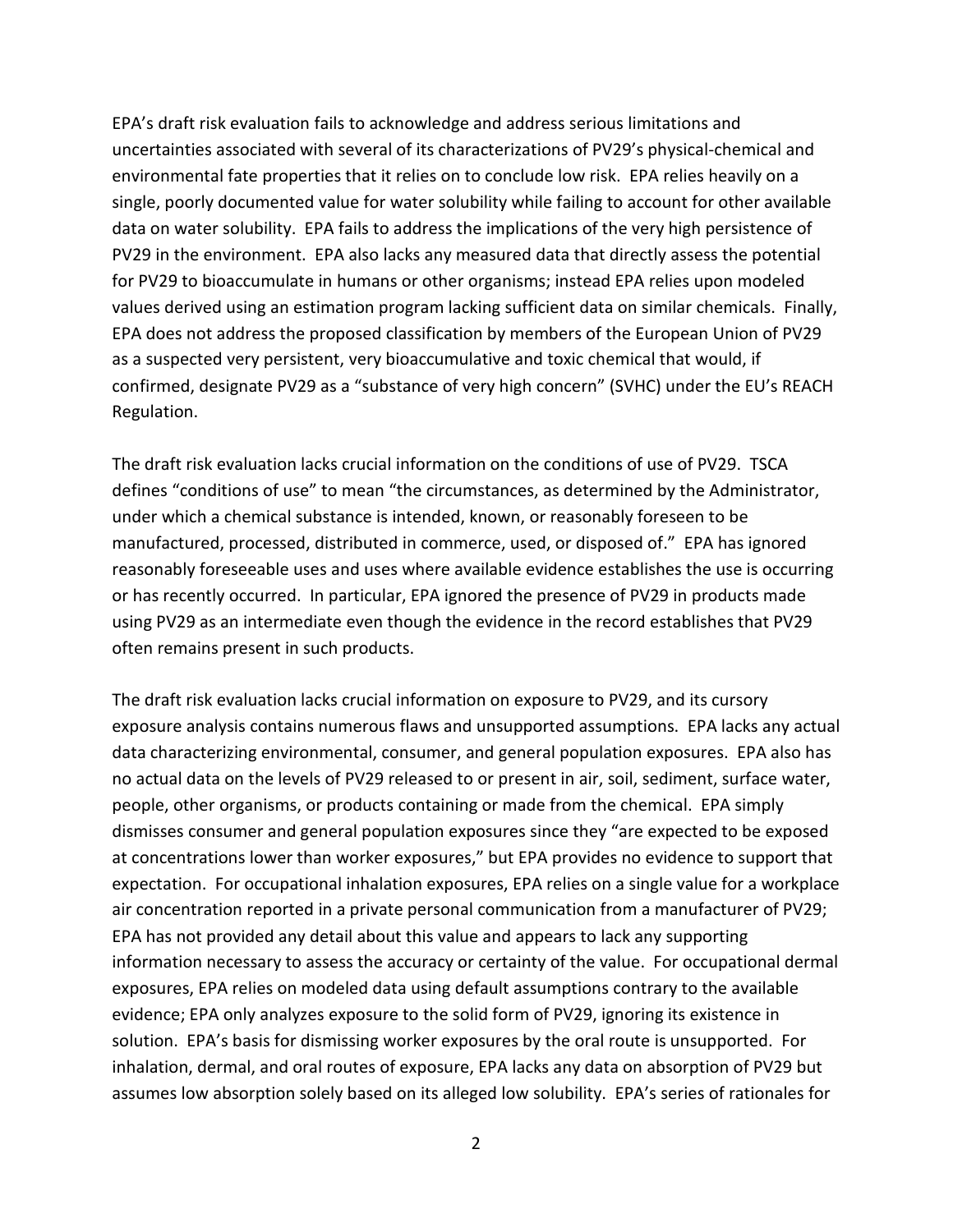EPA's draft risk evaluation fails to acknowledge and address serious limitations and uncertainties associated with several of its characterizations of PV29's physical-chemical and environmental fate properties that it relies on to conclude low risk. EPA relies heavily on a single, poorly documented value for water solubility while failing to account for other available data on water solubility. EPA fails to address the implications of the very high persistence of PV29 in the environment. EPA also lacks any measured data that directly assess the potential for PV29 to bioaccumulate in humans or other organisms; instead EPA relies upon modeled values derived using an estimation program lacking sufficient data on similar chemicals. Finally, EPA does not address the proposed classification by members of the European Union of PV29 as a suspected very persistent, very bioaccumulative and toxic chemical that would, if confirmed, designate PV29 as a "substance of very high concern" (SVHC) under the EU's REACH Regulation.

The draft risk evaluation lacks crucial information on the conditions of use of PV29. TSCA defines "conditions of use" to mean "the circumstances, as determined by the Administrator, under which a chemical substance is intended, known, or reasonably foreseen to be manufactured, processed, distributed in commerce, used, or disposed of." EPA has ignored reasonably foreseeable uses and uses where available evidence establishes the use is occurring or has recently occurred. In particular, EPA ignored the presence of PV29 in products made using PV29 as an intermediate even though the evidence in the record establishes that PV29 often remains present in such products.

The draft risk evaluation lacks crucial information on exposure to PV29, and its cursory exposure analysis contains numerous flaws and unsupported assumptions. EPA lacks any actual data characterizing environmental, consumer, and general population exposures. EPA also has no actual data on the levels of PV29 released to or present in air, soil, sediment, surface water, people, other organisms, or products containing or made from the chemical. EPA simply dismisses consumer and general population exposures since they "are expected to be exposed at concentrations lower than worker exposures," but EPA provides no evidence to support that expectation. For occupational inhalation exposures, EPA relies on a single value for a workplace air concentration reported in a private personal communication from a manufacturer of PV29; EPA has not provided any detail about this value and appears to lack any supporting information necessary to assess the accuracy or certainty of the value. For occupational dermal exposures, EPA relies on modeled data using default assumptions contrary to the available evidence; EPA only analyzes exposure to the solid form of PV29, ignoring its existence in solution. EPA's basis for dismissing worker exposures by the oral route is unsupported. For inhalation, dermal, and oral routes of exposure, EPA lacks any data on absorption of PV29 but assumes low absorption solely based on its alleged low solubility. EPA's series of rationales for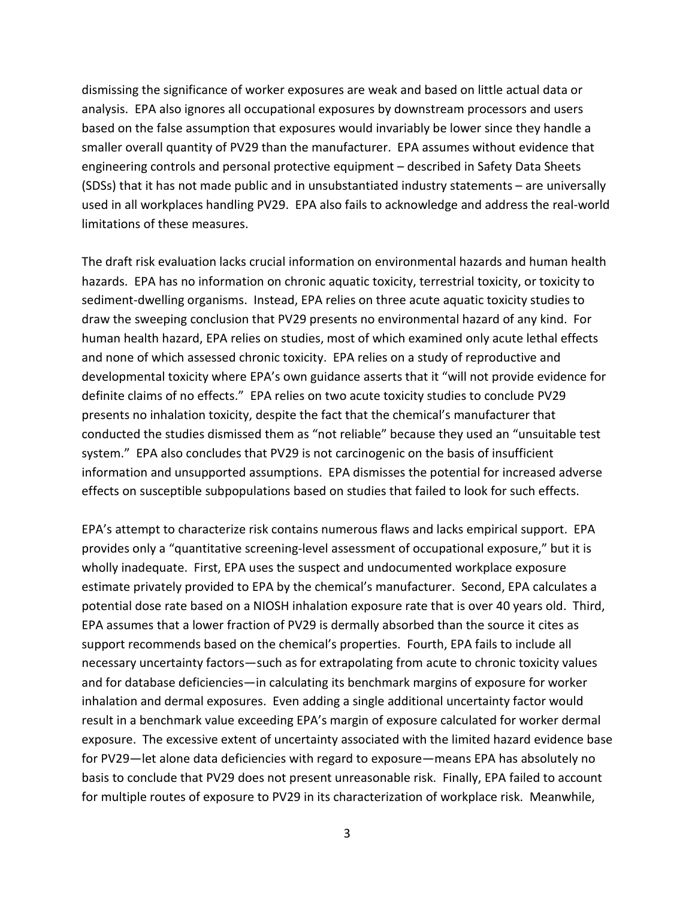dismissing the significance of worker exposures are weak and based on little actual data or analysis. EPA also ignores all occupational exposures by downstream processors and users based on the false assumption that exposures would invariably be lower since they handle a smaller overall quantity of PV29 than the manufacturer. EPA assumes without evidence that engineering controls and personal protective equipment – described in Safety Data Sheets (SDSs) that it has not made public and in unsubstantiated industry statements – are universally used in all workplaces handling PV29. EPA also fails to acknowledge and address the real-world limitations of these measures.

The draft risk evaluation lacks crucial information on environmental hazards and human health hazards. EPA has no information on chronic aquatic toxicity, terrestrial toxicity, or toxicity to sediment-dwelling organisms. Instead, EPA relies on three acute aquatic toxicity studies to draw the sweeping conclusion that PV29 presents no environmental hazard of any kind. For human health hazard, EPA relies on studies, most of which examined only acute lethal effects and none of which assessed chronic toxicity. EPA relies on a study of reproductive and developmental toxicity where EPA's own guidance asserts that it "will not provide evidence for definite claims of no effects." EPA relies on two acute toxicity studies to conclude PV29 presents no inhalation toxicity, despite the fact that the chemical's manufacturer that conducted the studies dismissed them as "not reliable" because they used an "unsuitable test system." EPA also concludes that PV29 is not carcinogenic on the basis of insufficient information and unsupported assumptions. EPA dismisses the potential for increased adverse effects on susceptible subpopulations based on studies that failed to look for such effects.

EPA's attempt to characterize risk contains numerous flaws and lacks empirical support. EPA provides only a "quantitative screening-level assessment of occupational exposure," but it is wholly inadequate. First, EPA uses the suspect and undocumented workplace exposure estimate privately provided to EPA by the chemical's manufacturer. Second, EPA calculates a potential dose rate based on a NIOSH inhalation exposure rate that is over 40 years old. Third, EPA assumes that a lower fraction of PV29 is dermally absorbed than the source it cites as support recommends based on the chemical's properties. Fourth, EPA fails to include all necessary uncertainty factors—such as for extrapolating from acute to chronic toxicity values and for database deficiencies—in calculating its benchmark margins of exposure for worker inhalation and dermal exposures. Even adding a single additional uncertainty factor would result in a benchmark value exceeding EPA's margin of exposure calculated for worker dermal exposure. The excessive extent of uncertainty associated with the limited hazard evidence base for PV29—let alone data deficiencies with regard to exposure—means EPA has absolutely no basis to conclude that PV29 does not present unreasonable risk. Finally, EPA failed to account for multiple routes of exposure to PV29 in its characterization of workplace risk. Meanwhile,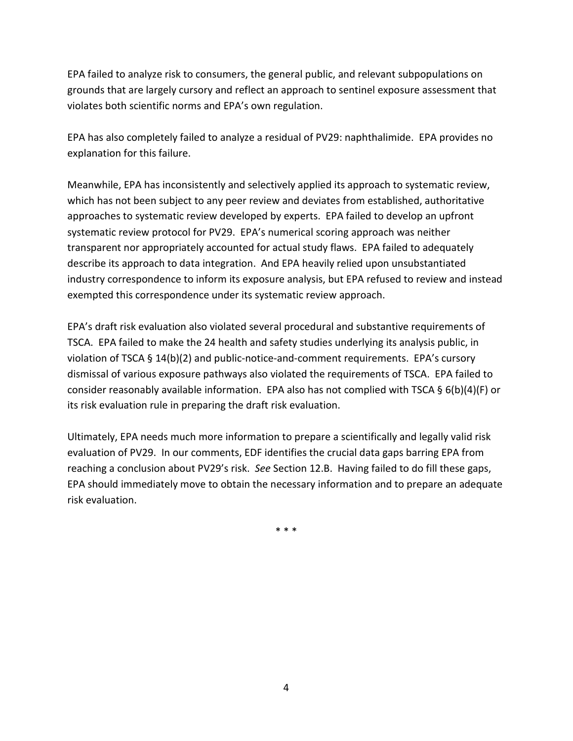EPA failed to analyze risk to consumers, the general public, and relevant subpopulations on grounds that are largely cursory and reflect an approach to sentinel exposure assessment that violates both scientific norms and EPA's own regulation.

EPA has also completely failed to analyze a residual of PV29: naphthalimide. EPA provides no explanation for this failure.

Meanwhile, EPA has inconsistently and selectively applied its approach to systematic review, which has not been subject to any peer review and deviates from established, authoritative approaches to systematic review developed by experts. EPA failed to develop an upfront systematic review protocol for PV29. EPA's numerical scoring approach was neither transparent nor appropriately accounted for actual study flaws. EPA failed to adequately describe its approach to data integration. And EPA heavily relied upon unsubstantiated industry correspondence to inform its exposure analysis, but EPA refused to review and instead exempted this correspondence under its systematic review approach.

EPA's draft risk evaluation also violated several procedural and substantive requirements of TSCA. EPA failed to make the 24 health and safety studies underlying its analysis public, in violation of TSCA § 14(b)(2) and public-notice-and-comment requirements. EPA's cursory dismissal of various exposure pathways also violated the requirements of TSCA. EPA failed to consider reasonably available information. EPA also has not complied with TSCA § 6(b)(4)(F) or its risk evaluation rule in preparing the draft risk evaluation.

Ultimately, EPA needs much more information to prepare a scientifically and legally valid risk evaluation of PV29. In our comments, EDF identifies the crucial data gaps barring EPA from reaching a conclusion about PV29's risk. *See* Section 12.B. Having failed to do fill these gaps, EPA should immediately move to obtain the necessary information and to prepare an adequate risk evaluation.

\* \* \*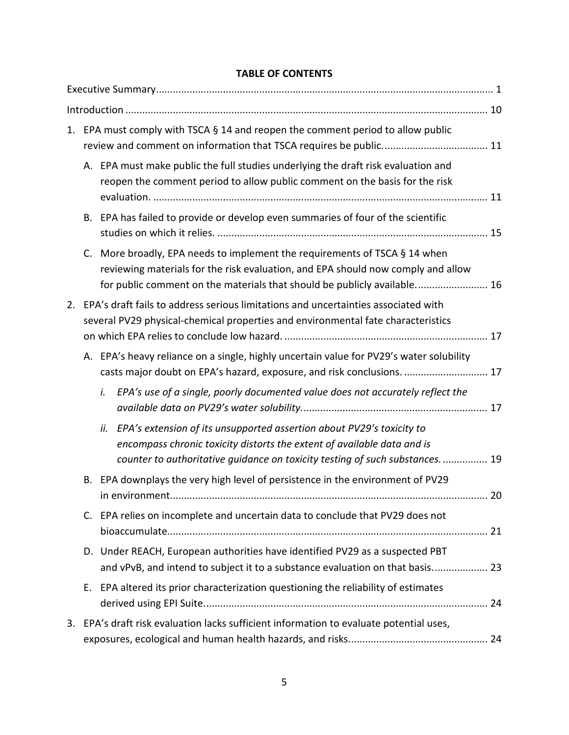**TABLE OF CONTENTS**

Executive Summary ........................................................................................................... 1

Introduction ..................................................................................................................... 10

1. EPA must comply with TSCA § 14 and reopen the comment period to allow public review and comment on information that TSCA requires be public. .................................... 11
   - A. EPA must make public the full studies underlying the draft risk evaluation and reopen the comment period to allow public comment on the basis for the risk evaluation. ....................................................................................................... 11
   - B. EPA has failed to provide or develop even summaries of four of the scientific studies on which it relies. ............................................................................................ 15
   - C. More broadly, EPA needs to implement the requirements of TSCA § 14 when reviewing materials for the risk evaluation, and EPA should now comply and allow for public comment on the materials that should be publicly available. ........................ 16
2. EPA's draft fails to address serious limitations and uncertainties associated with several PV29 physical-chemical properties and environmental fate characteristics on which EPA relies to conclude low hazard. ......................................................................... 17
   - A. EPA's heavy reliance on a single, highly uncertain value for PV29's water solubility casts major doubt on EPA's hazard, exposure, and risk conclusions. ............................ 17
     - *i. EPA's use of a single, poorly documented value does not accurately reflect the available data on PV29's water solubility.* ................................................................. 17
     - *ii. EPA's extension of its unsupported assertion about PV29's toxicity to encompass chronic toxicity distorts the extent of available data and is counter to authoritative guidance on toxicity testing of such substances.* ................ 19
   - B. EPA downplays the very high level of persistence in the environment of PV29 in environment.................................................................................................................. 20
   - C. EPA relies on incomplete and uncertain data to conclude that PV29 does not bioaccumulate.................................................................................................................. 21
   - D. Under REACH, European authorities have identified PV29 as a suspected PBT and vPvB, and intend to subject it to a substance evaluation on that basis. .................. 23
   - E. EPA altered its prior characterization questioning the reliability of estimates derived using EPI Suite..................................................................................................... 24
3. EPA's draft risk evaluation lacks sufficient information to evaluate potential uses, exposures, ecological and human health hazards, and risks................................................. 24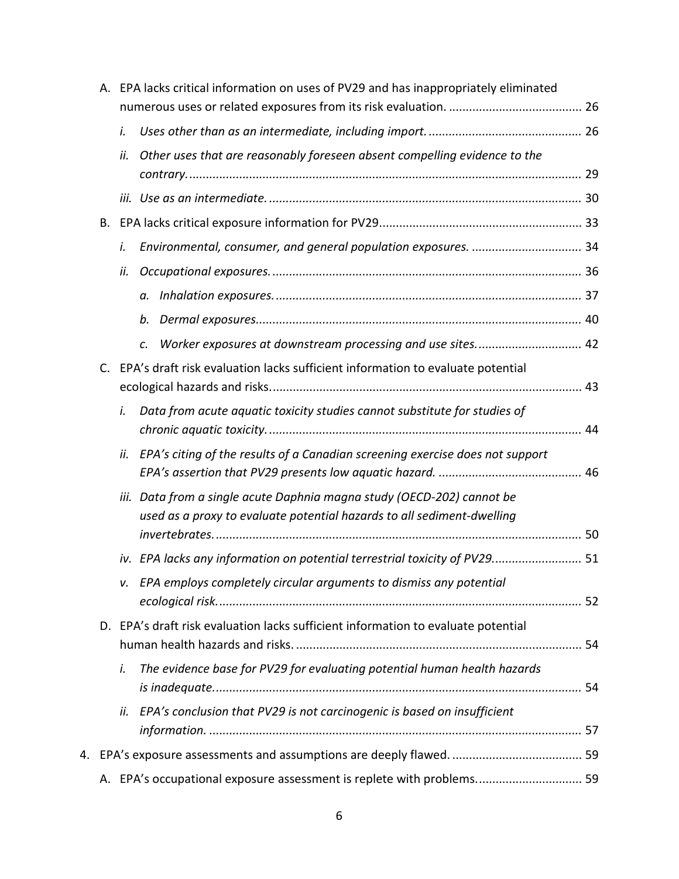- A. EPA lacks critical information on uses of PV29 and has inappropriately eliminated numerous uses or related exposures from its risk evaluation. ........................................ 26
    - *i. Uses other than as an intermediate, including import.* ............................................. 26
    - *ii. Other uses that are reasonably foreseen absent compelling evidence to the contrary.* ..................................................................................................................... 29
    - *iii. Use as an intermediate.* ............................................................................................ 30
- B. EPA lacks critical exposure information for PV29............................................................ 33
    - *i. Environmental, consumer, and general population exposures.* ................................. 34
    - *ii. Occupational exposures.* ............................................................................................ 36
        - *a. Inhalation exposures.* ........................................................................................... 37
        - *b. Dermal exposures.* ................................................................................................ 40
        - *c. Worker exposures at downstream processing and use sites.* ............................... 42
- C. EPA's draft risk evaluation lacks sufficient information to evaluate potential ecological hazards and risks............................................................................................ 43
    - *i. Data from acute aquatic toxicity studies cannot substitute for studies of chronic aquatic toxicity.* ............................................................................................ 44
    - *ii. EPA's citing of the results of a Canadian screening exercise does not support EPA's assertion that PV29 presents low aquatic hazard.* ........................................... 46
    - *iii. Data from a single acute Daphnia magna study (OECD-202) cannot be used as a proxy to evaluate potential hazards to all sediment-dwelling invertebrates.* ............................................................................................................ 50
    - *iv. EPA lacks any information on potential terrestrial toxicity of PV29.* .......................... 51
    - *v. EPA employs completely circular arguments to dismiss any potential ecological risk.* ............................................................................................................ 52
- D. EPA's draft risk evaluation lacks sufficient information to evaluate potential human health hazards and risks. ..................................................................................... 54
    - *i. The evidence base for PV29 for evaluating potential human health hazards is inadequate.* ............................................................................................................ 54
    - *ii. EPA's conclusion that PV29 is not carcinogenic is based on insufficient information.* ............................................................................................................... 57

4. EPA's exposure assessments and assumptions are deeply flawed. ....................................... 59
    - A. EPA's occupational exposure assessment is replete with problems............................... 59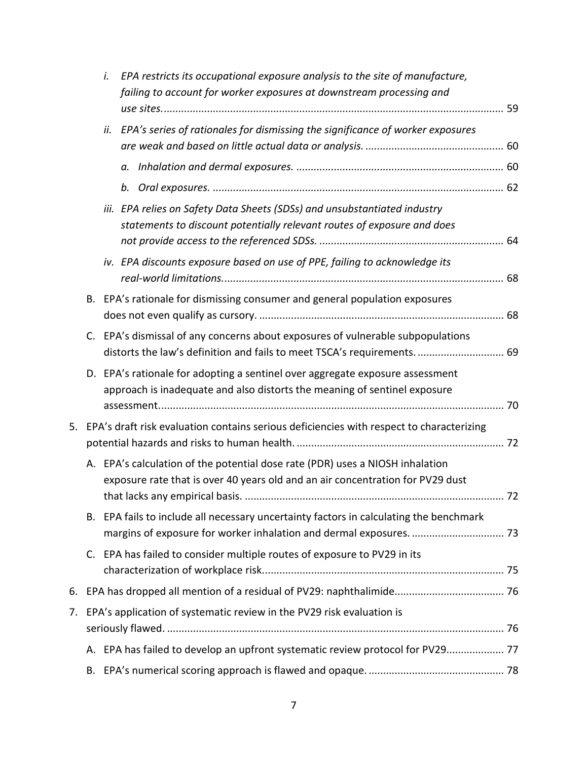i. *EPA restricts its occupational exposure analysis to the site of manufacture, failing to account for worker exposures at downstream processing and use sites.* ..... 59

ii. *EPA's series of rationales for dismissing the significance of worker exposures are weak and based on little actual data or analysis.* ..... 60

a. *Inhalation and dermal exposures.* ..... 60

b. *Oral exposures.* ..... 62

iii. *EPA relies on Safety Data Sheets (SDSs) and unsubstantiated industry statements to discount potentially relevant routes of exposure and does not provide access to the referenced SDSs.* ..... 64

iv. *EPA discounts exposure based on use of PPE, failing to acknowledge its real-world limitations.* ..... 68

B. EPA's rationale for dismissing consumer and general population exposures does not even qualify as cursory. ..... 68

C. EPA's dismissal of any concerns about exposures of vulnerable subpopulations distorts the law's definition and fails to meet TSCA's requirements. ..... 69

D. EPA's rationale for adopting a sentinel over aggregate exposure assessment approach is inadequate and also distorts the meaning of sentinel exposure assessment. ..... 70

5. EPA's draft risk evaluation contains serious deficiencies with respect to characterizing potential hazards and risks to human health. ..... 72

A. EPA's calculation of the potential dose rate (PDR) uses a NIOSH inhalation exposure rate that is over 40 years old and an air concentration for PV29 dust that lacks any empirical basis. ..... 72

B. EPA fails to include all necessary uncertainty factors in calculating the benchmark margins of exposure for worker inhalation and dermal exposures. ..... 73

C. EPA has failed to consider multiple routes of exposure to PV29 in its characterization of workplace risk. ..... 75

6. EPA has dropped all mention of a residual of PV29: naphthalimide. ..... 76

7. EPA's application of systematic review in the PV29 risk evaluation is seriously flawed. ..... 76

A. EPA has failed to develop an upfront systematic review protocol for PV29. ..... 77

B. EPA's numerical scoring approach is flawed and opaque. ..... 78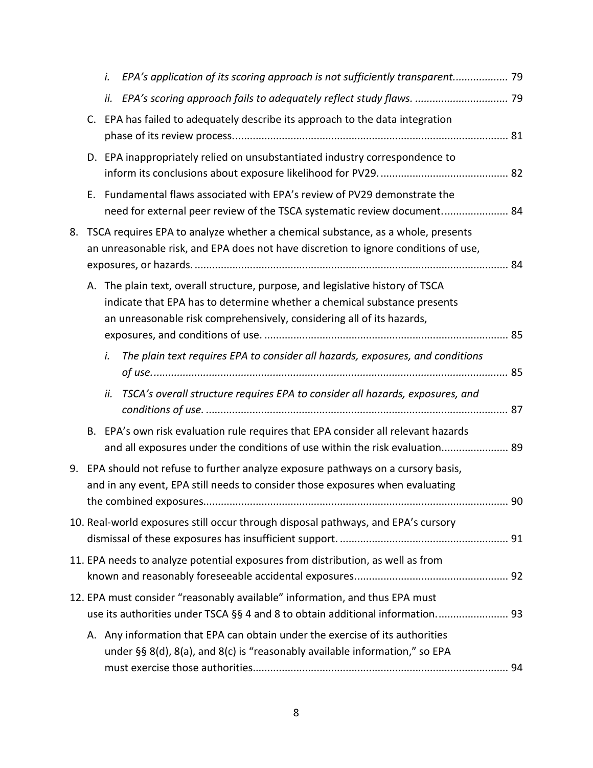- *i. EPA's application of its scoring approach is not sufficiently transparent.* .................. 79
- *ii. EPA's scoring approach fails to adequately reflect study flaws.* ................................ 79

C. EPA has failed to adequately describe its approach to the data integration phase of its review process. ............................................................................................ 81

D. EPA inappropriately relied on unsubstantiated industry correspondence to inform its conclusions about exposure likelihood for PV29. ........................................... 82

E. Fundamental flaws associated with EPA's review of PV29 demonstrate the need for external peer review of the TSCA systematic review document. ..................... 84

8. TSCA requires EPA to analyze whether a chemical substance, as a whole, presents an unreasonable risk, and EPA does not have discretion to ignore conditions of use, exposures, or hazards. ........................................................................................................ 84

A. The plain text, overall structure, purpose, and legislative history of TSCA indicate that EPA has to determine whether a chemical substance presents an unreasonable risk comprehensively, considering all of its hazards, exposures, and conditions of use. .................................................................................. 85

- *i. The plain text requires EPA to consider all hazards, exposures, and conditions of use.* ....................................................................................................................... 85
- *ii. TSCA's overall structure requires EPA to consider all hazards, exposures, and conditions of use.* ...................................................................................................... 87

B. EPA's own risk evaluation rule requires that EPA consider all relevant hazards and all exposures under the conditions of use within the risk evaluation. ..................... 89

9. EPA should not refuse to further analyze exposure pathways on a cursory basis, and in any event, EPA still needs to consider those exposures when evaluating the combined exposures. ....................................................................................................... 90

10. Real-world exposures still occur through disposal pathways, and EPA's cursory dismissal of these exposures has insufficient support. ......................................................... 91

11. EPA needs to analyze potential exposures from distribution, as well as from known and reasonably foreseeable accidental exposures. ................................................... 92

12. EPA must consider "reasonably available" information, and thus EPA must use its authorities under TSCA §§ 4 and 8 to obtain additional information. ....................... 93

A. Any information that EPA can obtain under the exercise of its authorities under §§ 8(d), 8(a), and 8(c) is "reasonably available information," so EPA must exercise those authorities. ..................................................................................... 94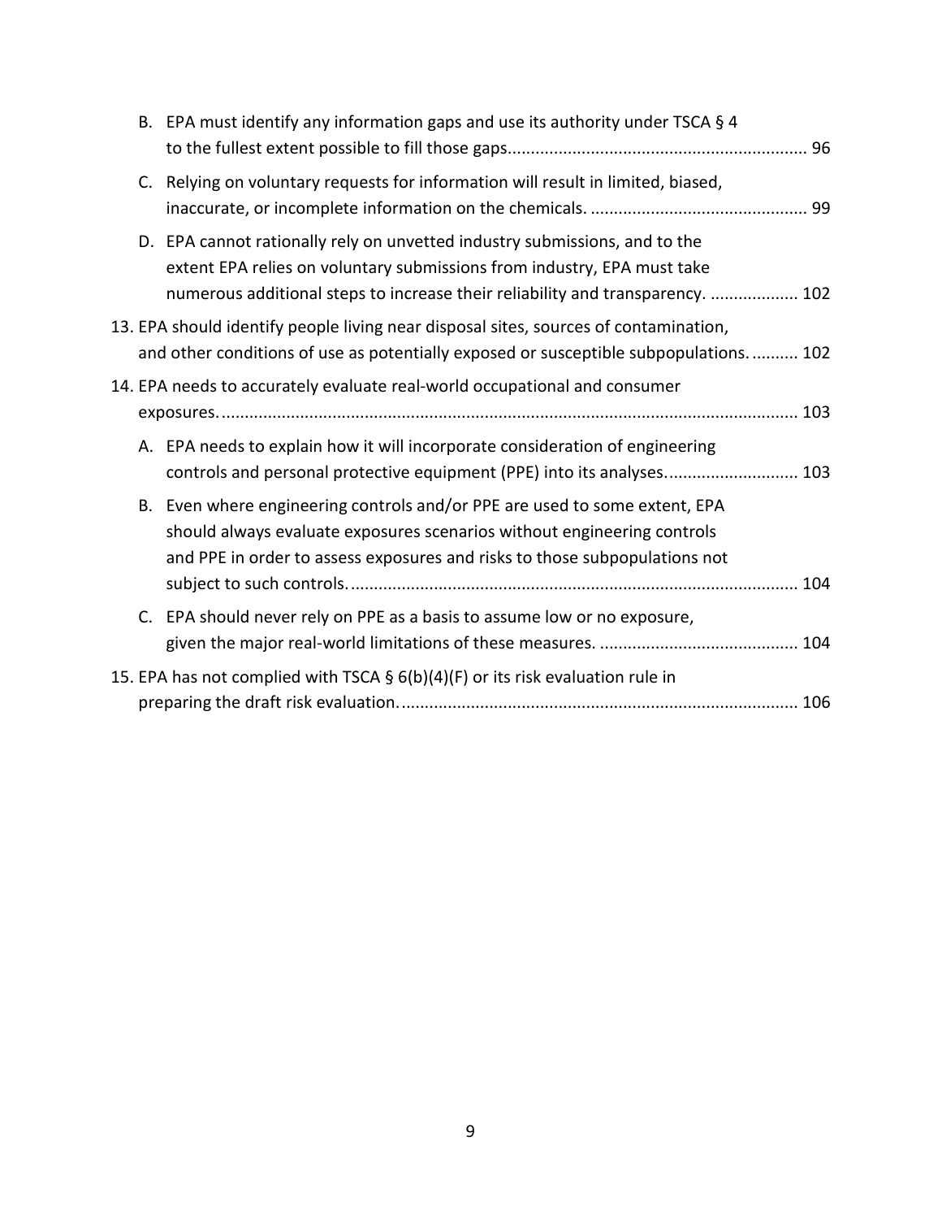B. EPA must identify any information gaps and use its authority under TSCA § 4 to the fullest extent possible to fill those gaps................................................................ 96

C. Relying on voluntary requests for information will result in limited, biased, inaccurate, or incomplete information on the chemicals. ............................................. 99

D. EPA cannot rationally rely on unvetted industry submissions, and to the extent EPA relies on voluntary submissions from industry, EPA must take numerous additional steps to increase their reliability and transparency. .................. 102

13. EPA should identify people living near disposal sites, sources of contamination, and other conditions of use as potentially exposed or susceptible subpopulations. .......... 102

14. EPA needs to accurately evaluate real-world occupational and consumer exposures. ........................................................................................................................... 103

A. EPA needs to explain how it will incorporate consideration of engineering controls and personal protective equipment (PPE) into its analyses. ........................... 103

B. Even where engineering controls and/or PPE are used to some extent, EPA should always evaluate exposures scenarios without engineering controls and PPE in order to assess exposures and risks to those subpopulations not subject to such controls. ................................................................................................ 104

C. EPA should never rely on PPE as a basis to assume low or no exposure, given the major real-world limitations of these measures. .......................................... 104

15. EPA has not complied with TSCA § 6(b)(4)(F) or its risk evaluation rule in preparing the draft risk evaluation. .................................................................................... 106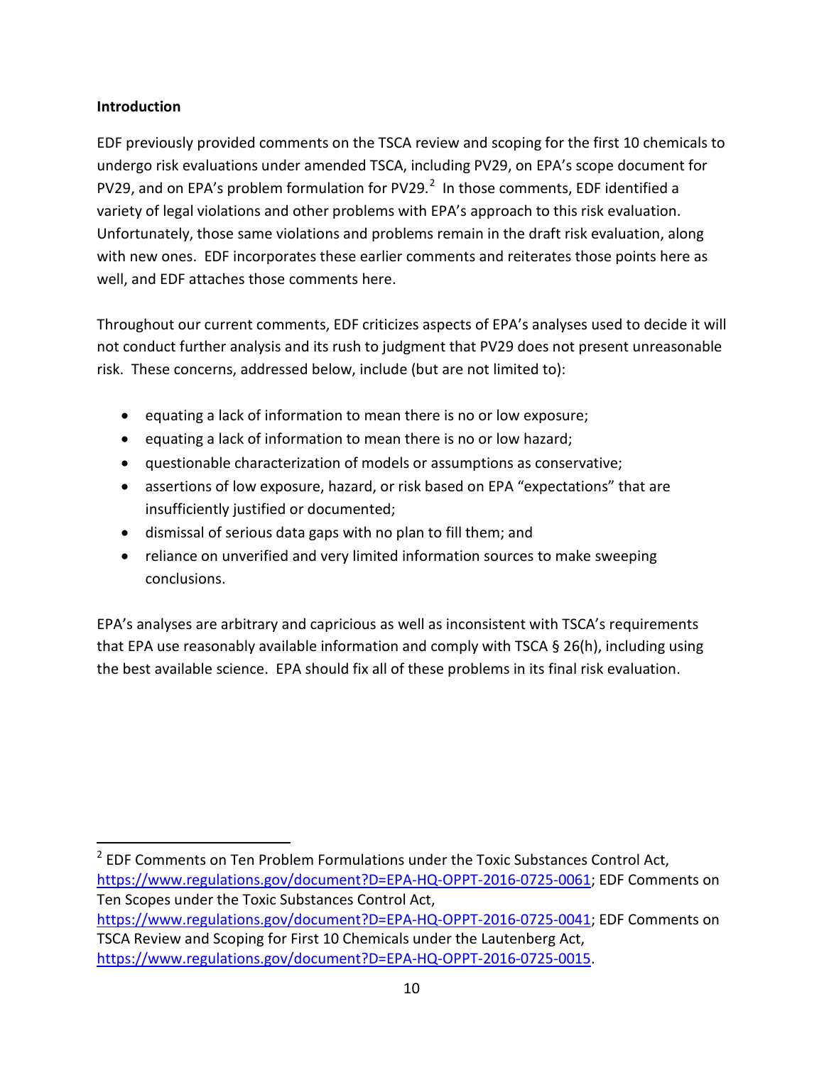**Introduction**

EDF previously provided comments on the TSCA review and scoping for the first 10 chemicals to undergo risk evaluations under amended TSCA, including PV29, on EPA's scope document for PV29, and on EPA's problem formulation for PV29.[2] In those comments, EDF identified a variety of legal violations and other problems with EPA's approach to this risk evaluation. Unfortunately, those same violations and problems remain in the draft risk evaluation, along with new ones. EDF incorporates these earlier comments and reiterates those points here as well, and EDF attaches those comments here.

Throughout our current comments, EDF criticizes aspects of EPA's analyses used to decide it will not conduct further analysis and its rush to judgment that PV29 does not present unreasonable risk. These concerns, addressed below, include (but are not limited to):

- equating a lack of information to mean there is no or low exposure;
- equating a lack of information to mean there is no or low hazard;
- questionable characterization of models or assumptions as conservative;
- assertions of low exposure, hazard, or risk based on EPA "expectations" that are insufficiently justified or documented;
- dismissal of serious data gaps with no plan to fill them; and
- reliance on unverified and very limited information sources to make sweeping conclusions.

EPA's analyses are arbitrary and capricious as well as inconsistent with TSCA's requirements that EPA use reasonably available information and comply with TSCA § 26(h), including using the best available science. EPA should fix all of these problems in its final risk evaluation.

[2] EDF Comments on Ten Problem Formulations under the Toxic Substances Control Act, https://www.regulations.gov/document?D=EPA-HQ-OPPT-2016-0725-0061; EDF Comments on Ten Scopes under the Toxic Substances Control Act, https://www.regulations.gov/document?D=EPA-HQ-OPPT-2016-0725-0041; EDF Comments on TSCA Review and Scoping for First 10 Chemicals under the Lautenberg Act, https://www.regulations.gov/document?D=EPA-HQ-OPPT-2016-0725-0015.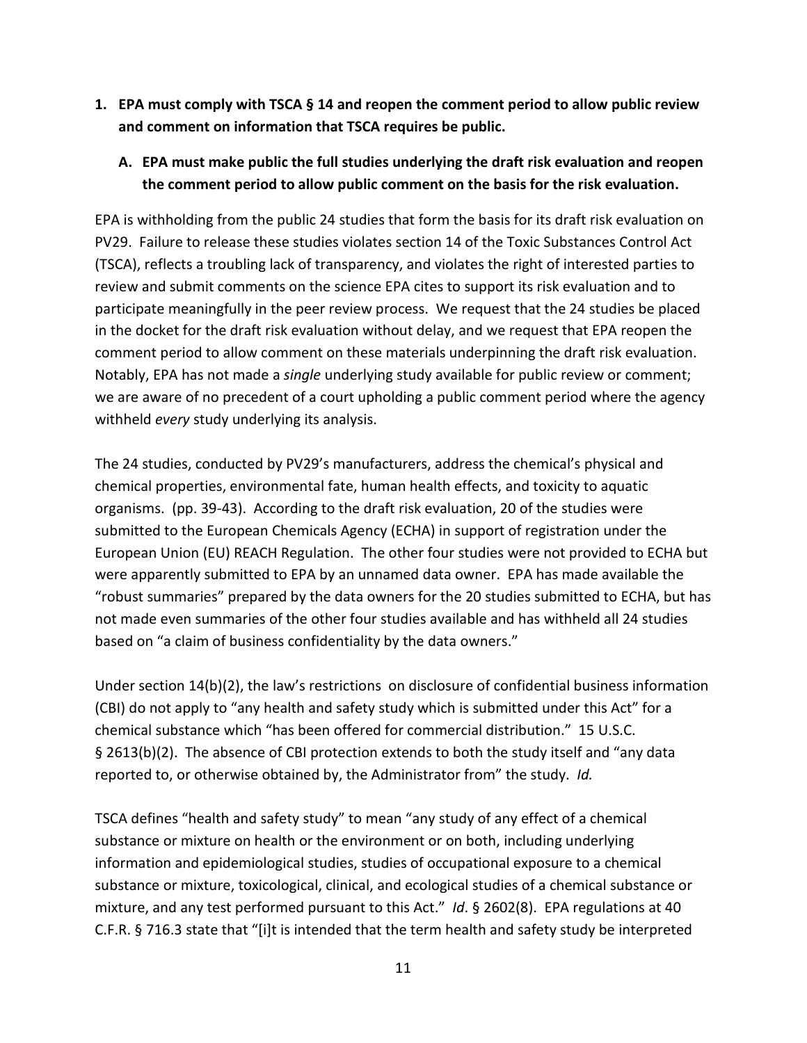**1. EPA must comply with TSCA § 14 and reopen the comment period to allow public review and comment on information that TSCA requires be public.**

**A. EPA must make public the full studies underlying the draft risk evaluation and reopen the comment period to allow public comment on the basis for the risk evaluation.**

EPA is withholding from the public 24 studies that form the basis for its draft risk evaluation on PV29. Failure to release these studies violates section 14 of the Toxic Substances Control Act (TSCA), reflects a troubling lack of transparency, and violates the right of interested parties to review and submit comments on the science EPA cites to support its risk evaluation and to participate meaningfully in the peer review process. We request that the 24 studies be placed in the docket for the draft risk evaluation without delay, and we request that EPA reopen the comment period to allow comment on these materials underpinning the draft risk evaluation. Notably, EPA has not made a *single* underlying study available for public review or comment; we are aware of no precedent of a court upholding a public comment period where the agency withheld *every* study underlying its analysis.

The 24 studies, conducted by PV29's manufacturers, address the chemical's physical and chemical properties, environmental fate, human health effects, and toxicity to aquatic organisms. (pp. 39-43). According to the draft risk evaluation, 20 of the studies were submitted to the European Chemicals Agency (ECHA) in support of registration under the European Union (EU) REACH Regulation. The other four studies were not provided to ECHA but were apparently submitted to EPA by an unnamed data owner. EPA has made available the "robust summaries" prepared by the data owners for the 20 studies submitted to ECHA, but has not made even summaries of the other four studies available and has withheld all 24 studies based on "a claim of business confidentiality by the data owners."

Under section 14(b)(2), the law's restrictions on disclosure of confidential business information (CBI) do not apply to "any health and safety study which is submitted under this Act" for a chemical substance which "has been offered for commercial distribution." 15 U.S.C. § 2613(b)(2). The absence of CBI protection extends to both the study itself and "any data reported to, or otherwise obtained by, the Administrator from" the study. *Id.*

TSCA defines "health and safety study" to mean "any study of any effect of a chemical substance or mixture on health or the environment or on both, including underlying information and epidemiological studies, studies of occupational exposure to a chemical substance or mixture, toxicological, clinical, and ecological studies of a chemical substance or mixture, and any test performed pursuant to this Act." *Id*. § 2602(8). EPA regulations at 40 C.F.R. § 716.3 state that "[i]t is intended that the term health and safety study be interpreted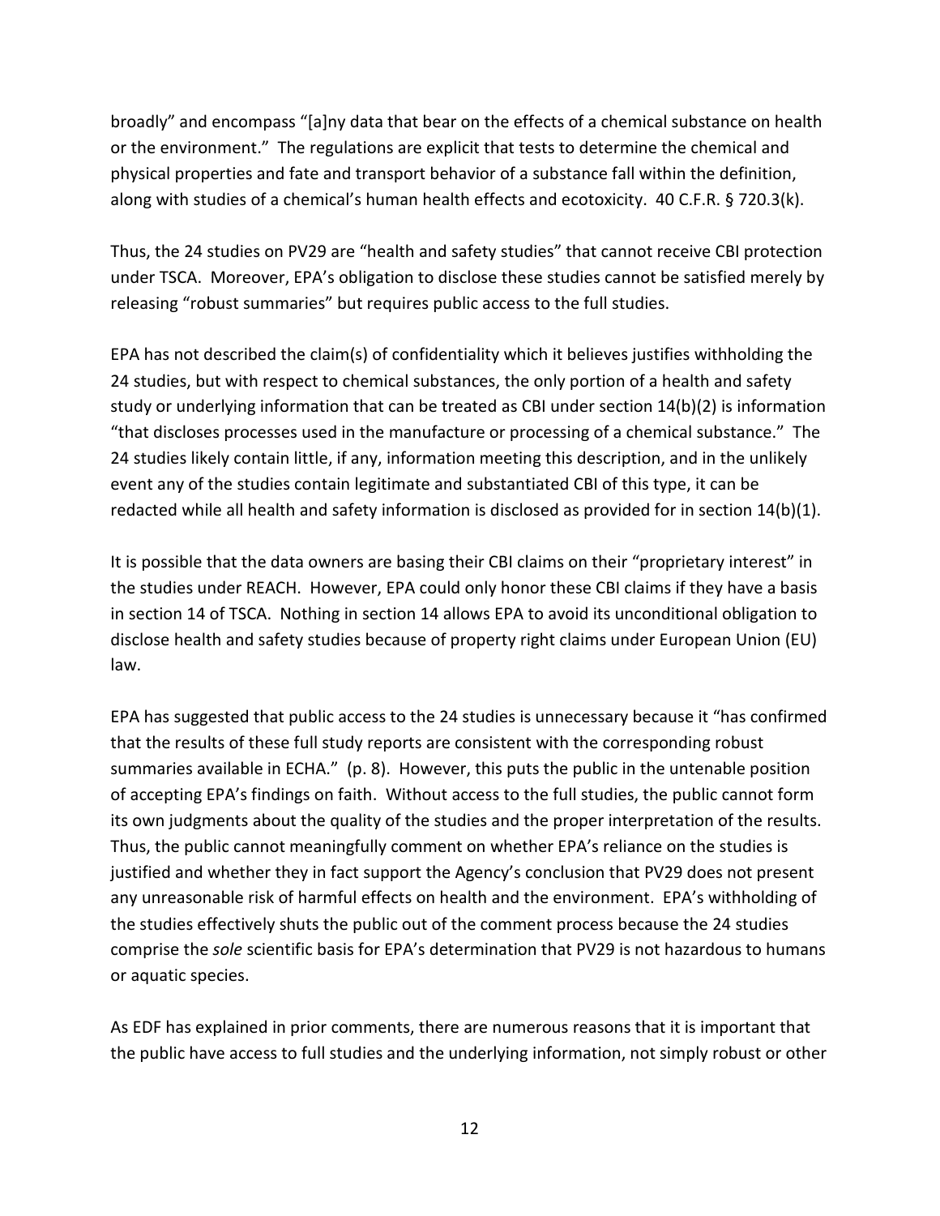broadly" and encompass "[a]ny data that bear on the effects of a chemical substance on health or the environment." The regulations are explicit that tests to determine the chemical and physical properties and fate and transport behavior of a substance fall within the definition, along with studies of a chemical's human health effects and ecotoxicity. 40 C.F.R. § 720.3(k).

Thus, the 24 studies on PV29 are "health and safety studies" that cannot receive CBI protection under TSCA. Moreover, EPA's obligation to disclose these studies cannot be satisfied merely by releasing "robust summaries" but requires public access to the full studies.

EPA has not described the claim(s) of confidentiality which it believes justifies withholding the 24 studies, but with respect to chemical substances, the only portion of a health and safety study or underlying information that can be treated as CBI under section 14(b)(2) is information "that discloses processes used in the manufacture or processing of a chemical substance." The 24 studies likely contain little, if any, information meeting this description, and in the unlikely event any of the studies contain legitimate and substantiated CBI of this type, it can be redacted while all health and safety information is disclosed as provided for in section 14(b)(1).

It is possible that the data owners are basing their CBI claims on their "proprietary interest" in the studies under REACH. However, EPA could only honor these CBI claims if they have a basis in section 14 of TSCA. Nothing in section 14 allows EPA to avoid its unconditional obligation to disclose health and safety studies because of property right claims under European Union (EU) law.

EPA has suggested that public access to the 24 studies is unnecessary because it "has confirmed that the results of these full study reports are consistent with the corresponding robust summaries available in ECHA." (p. 8). However, this puts the public in the untenable position of accepting EPA's findings on faith. Without access to the full studies, the public cannot form its own judgments about the quality of the studies and the proper interpretation of the results. Thus, the public cannot meaningfully comment on whether EPA's reliance on the studies is justified and whether they in fact support the Agency's conclusion that PV29 does not present any unreasonable risk of harmful effects on health and the environment. EPA's withholding of the studies effectively shuts the public out of the comment process because the 24 studies comprise the *sole* scientific basis for EPA's determination that PV29 is not hazardous to humans or aquatic species.

As EDF has explained in prior comments, there are numerous reasons that it is important that the public have access to full studies and the underlying information, not simply robust or other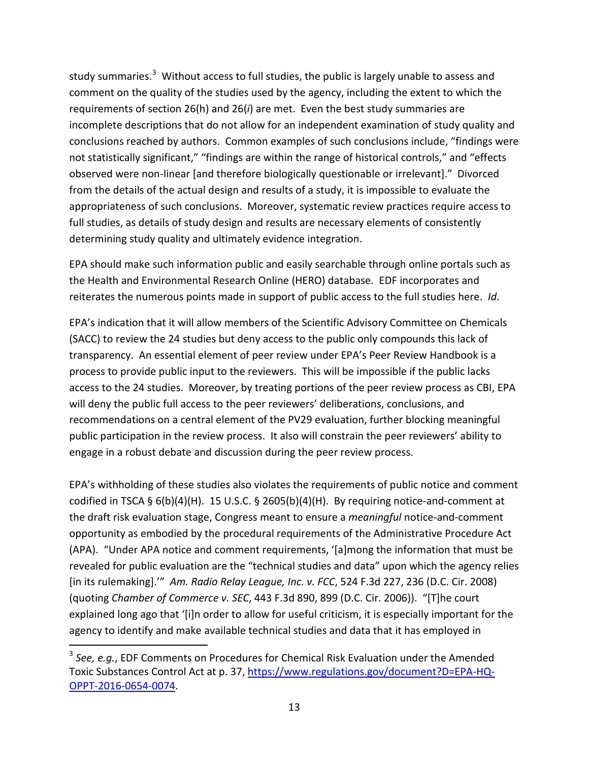study summaries.[3] Without access to full studies, the public is largely unable to assess and comment on the quality of the studies used by the agency, including the extent to which the requirements of section 26(h) and 26(*i*) are met. Even the best study summaries are incomplete descriptions that do not allow for an independent examination of study quality and conclusions reached by authors. Common examples of such conclusions include, "findings were not statistically significant," "findings are within the range of historical controls," and "effects observed were non-linear [and therefore biologically questionable or irrelevant]." Divorced from the details of the actual design and results of a study, it is impossible to evaluate the appropriateness of such conclusions. Moreover, systematic review practices require access to full studies, as details of study design and results are necessary elements of consistently determining study quality and ultimately evidence integration.

EPA should make such information public and easily searchable through online portals such as the Health and Environmental Research Online (HERO) database. EDF incorporates and reiterates the numerous points made in support of public access to the full studies here. *Id*.

EPA's indication that it will allow members of the Scientific Advisory Committee on Chemicals (SACC) to review the 24 studies but deny access to the public only compounds this lack of transparency. An essential element of peer review under EPA's Peer Review Handbook is a process to provide public input to the reviewers. This will be impossible if the public lacks access to the 24 studies. Moreover, by treating portions of the peer review process as CBI, EPA will deny the public full access to the peer reviewers' deliberations, conclusions, and recommendations on a central element of the PV29 evaluation, further blocking meaningful public participation in the review process. It also will constrain the peer reviewers' ability to engage in a robust debate and discussion during the peer review process.

EPA's withholding of these studies also violates the requirements of public notice and comment codified in TSCA § 6(b)(4)(H). 15 U.S.C. § 2605(b)(4)(H). By requiring notice-and-comment at the draft risk evaluation stage, Congress meant to ensure a *meaningful* notice-and-comment opportunity as embodied by the procedural requirements of the Administrative Procedure Act (APA). "Under APA notice and comment requirements, '[a]mong the information that must be revealed for public evaluation are the "technical studies and data" upon which the agency relies [in its rulemaking].'" *Am. Radio Relay League, Inc. v. FCC*, 524 F.3d 227, 236 (D.C. Cir. 2008) (quoting *Chamber of Commerce v. SEC*, 443 F.3d 890, 899 (D.C. Cir. 2006)). "[T]he court explained long ago that '[i]n order to allow for useful criticism, it is especially important for the agency to identify and make available technical studies and data that it has employed in

[3] *See, e.g.*, EDF Comments on Procedures for Chemical Risk Evaluation under the Amended Toxic Substances Control Act at p. 37, https://www.regulations.gov/document?D=EPA-HQ-OPPT-2016-0654-0074.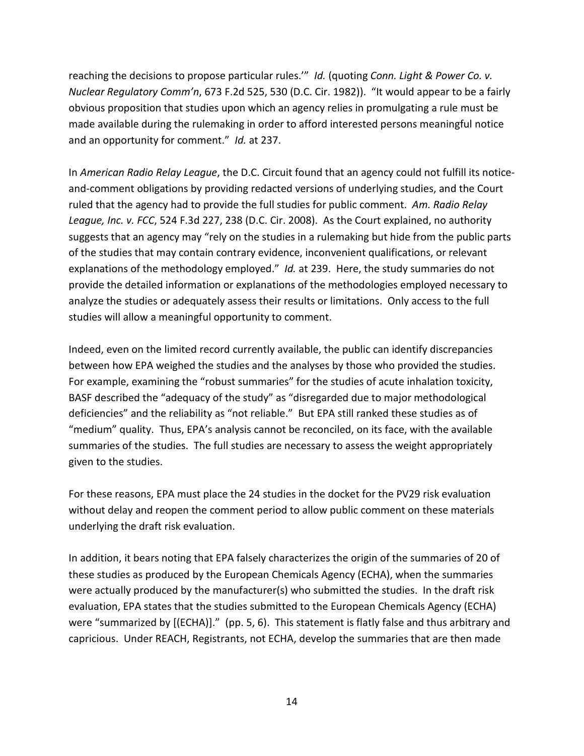reaching the decisions to propose particular rules.'" *Id.* (quoting *Conn. Light & Power Co. v. Nuclear Regulatory Comm'n*, 673 F.2d 525, 530 (D.C. Cir. 1982)). "It would appear to be a fairly obvious proposition that studies upon which an agency relies in promulgating a rule must be made available during the rulemaking in order to afford interested persons meaningful notice and an opportunity for comment." *Id.* at 237.

In *American Radio Relay League*, the D.C. Circuit found that an agency could not fulfill its notice-and-comment obligations by providing redacted versions of underlying studies, and the Court ruled that the agency had to provide the full studies for public comment. *Am. Radio Relay League, Inc. v. FCC*, 524 F.3d 227, 238 (D.C. Cir. 2008). As the Court explained, no authority suggests that an agency may "rely on the studies in a rulemaking but hide from the public parts of the studies that may contain contrary evidence, inconvenient qualifications, or relevant explanations of the methodology employed." *Id.* at 239. Here, the study summaries do not provide the detailed information or explanations of the methodologies employed necessary to analyze the studies or adequately assess their results or limitations. Only access to the full studies will allow a meaningful opportunity to comment.

Indeed, even on the limited record currently available, the public can identify discrepancies between how EPA weighed the studies and the analyses by those who provided the studies. For example, examining the "robust summaries" for the studies of acute inhalation toxicity, BASF described the "adequacy of the study" as "disregarded due to major methodological deficiencies" and the reliability as "not reliable." But EPA still ranked these studies as of "medium" quality. Thus, EPA's analysis cannot be reconciled, on its face, with the available summaries of the studies. The full studies are necessary to assess the weight appropriately given to the studies.

For these reasons, EPA must place the 24 studies in the docket for the PV29 risk evaluation without delay and reopen the comment period to allow public comment on these materials underlying the draft risk evaluation.

In addition, it bears noting that EPA falsely characterizes the origin of the summaries of 20 of these studies as produced by the European Chemicals Agency (ECHA), when the summaries were actually produced by the manufacturer(s) who submitted the studies. In the draft risk evaluation, EPA states that the studies submitted to the European Chemicals Agency (ECHA) were "summarized by [(ECHA)]." (pp. 5, 6). This statement is flatly false and thus arbitrary and capricious. Under REACH, Registrants, not ECHA, develop the summaries that are then made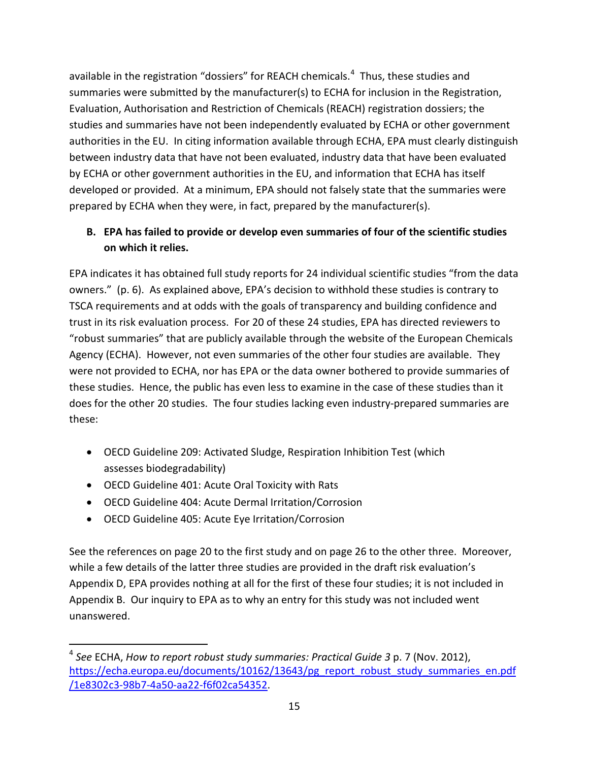available in the registration "dossiers" for REACH chemicals.[4] Thus, these studies and summaries were submitted by the manufacturer(s) to ECHA for inclusion in the Registration, Evaluation, Authorisation and Restriction of Chemicals (REACH) registration dossiers; the studies and summaries have not been independently evaluated by ECHA or other government authorities in the EU. In citing information available through ECHA, EPA must clearly distinguish between industry data that have not been evaluated, industry data that have been evaluated by ECHA or other government authorities in the EU, and information that ECHA has itself developed or provided. At a minimum, EPA should not falsely state that the summaries were prepared by ECHA when they were, in fact, prepared by the manufacturer(s).

### B. EPA has failed to provide or develop even summaries of four of the scientific studies on which it relies.

EPA indicates it has obtained full study reports for 24 individual scientific studies "from the data owners." (p. 6). As explained above, EPA's decision to withhold these studies is contrary to TSCA requirements and at odds with the goals of transparency and building confidence and trust in its risk evaluation process. For 20 of these 24 studies, EPA has directed reviewers to "robust summaries" that are publicly available through the website of the European Chemicals Agency (ECHA). However, not even summaries of the other four studies are available. They were not provided to ECHA, nor has EPA or the data owner bothered to provide summaries of these studies. Hence, the public has even less to examine in the case of these studies than it does for the other 20 studies. The four studies lacking even industry-prepared summaries are these:

- OECD Guideline 209: Activated Sludge, Respiration Inhibition Test (which assesses biodegradability)
- OECD Guideline 401: Acute Oral Toxicity with Rats
- OECD Guideline 404: Acute Dermal Irritation/Corrosion
- OECD Guideline 405: Acute Eye Irritation/Corrosion

See the references on page 20 to the first study and on page 26 to the other three. Moreover, while a few details of the latter three studies are provided in the draft risk evaluation's Appendix D, EPA provides nothing at all for the first of these four studies; it is not included in Appendix B. Our inquiry to EPA as to why an entry for this study was not included went unanswered.

---

[4] *See* ECHA, *How to report robust study summaries: Practical Guide 3* p. 7 (Nov. 2012), https://echa.europa.eu/documents/10162/13643/pg_report_robust_study_summaries_en.pdf/1e8302c3-98b7-4a50-aa22-f6f02ca54352.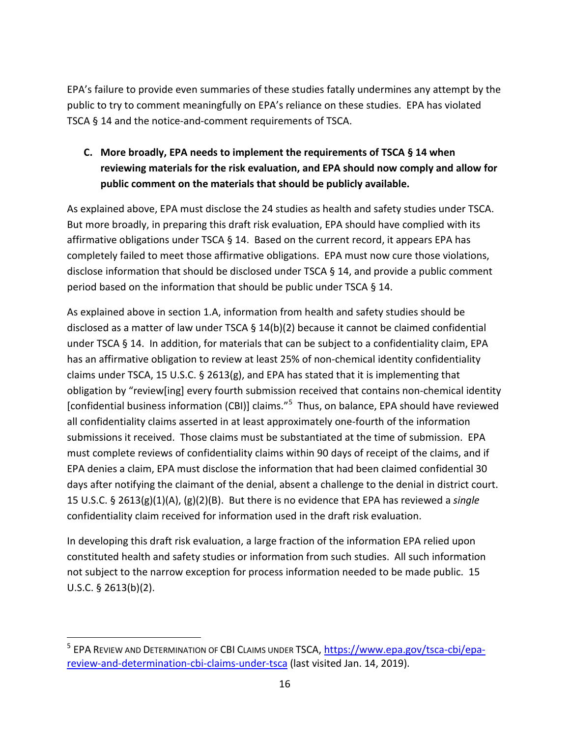EPA's failure to provide even summaries of these studies fatally undermines any attempt by the public to try to comment meaningfully on EPA's reliance on these studies. EPA has violated TSCA § 14 and the notice-and-comment requirements of TSCA.

### C. More broadly, EPA needs to implement the requirements of TSCA § 14 when reviewing materials for the risk evaluation, and EPA should now comply and allow for public comment on the materials that should be publicly available.

As explained above, EPA must disclose the 24 studies as health and safety studies under TSCA. But more broadly, in preparing this draft risk evaluation, EPA should have complied with its affirmative obligations under TSCA § 14. Based on the current record, it appears EPA has completely failed to meet those affirmative obligations. EPA must now cure those violations, disclose information that should be disclosed under TSCA § 14, and provide a public comment period based on the information that should be public under TSCA § 14.

As explained above in section 1.A, information from health and safety studies should be disclosed as a matter of law under TSCA § 14(b)(2) because it cannot be claimed confidential under TSCA § 14. In addition, for materials that can be subject to a confidentiality claim, EPA has an affirmative obligation to review at least 25% of non-chemical identity confidentiality claims under TSCA, 15 U.S.C. § 2613(g), and EPA has stated that it is implementing that obligation by "review[ing] every fourth submission received that contains non-chemical identity [confidential business information (CBI)] claims."[5] Thus, on balance, EPA should have reviewed all confidentiality claims asserted in at least approximately one-fourth of the information submissions it received. Those claims must be substantiated at the time of submission. EPA must complete reviews of confidentiality claims within 90 days of receipt of the claims, and if EPA denies a claim, EPA must disclose the information that had been claimed confidential 30 days after notifying the claimant of the denial, absent a challenge to the denial in district court. 15 U.S.C. § 2613(g)(1)(A), (g)(2)(B). But there is no evidence that EPA has reviewed a *single* confidentiality claim received for information used in the draft risk evaluation.

In developing this draft risk evaluation, a large fraction of the information EPA relied upon constituted health and safety studies or information from such studies. All such information not subject to the narrow exception for process information needed to be made public. 15 U.S.C. § 2613(b)(2).

---

[5] EPA REVIEW AND DETERMINATION OF CBI CLAIMS UNDER TSCA, https://www.epa.gov/tsca-cbi/epa-review-and-determination-cbi-claims-under-tsca (last visited Jan. 14, 2019).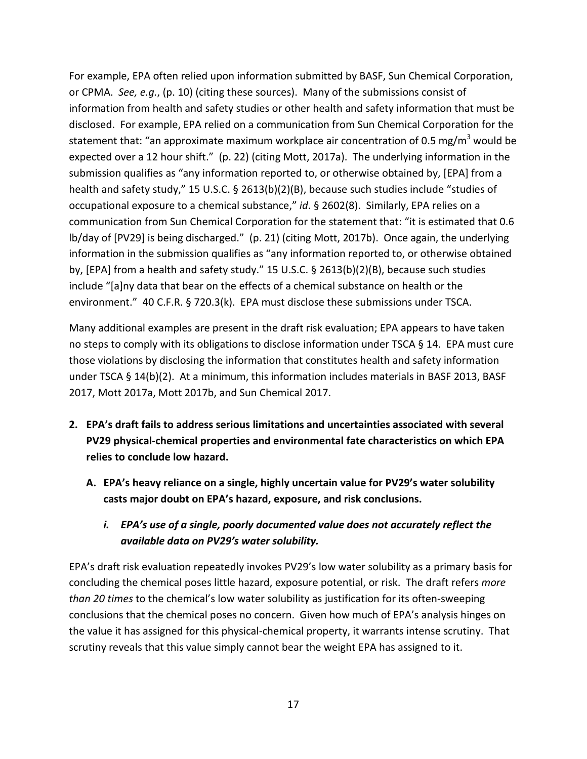For example, EPA often relied upon information submitted by BASF, Sun Chemical Corporation, or CPMA. *See, e.g.*, (p. 10) (citing these sources). Many of the submissions consist of information from health and safety studies or other health and safety information that must be disclosed. For example, EPA relied on a communication from Sun Chemical Corporation for the statement that: "an approximate maximum workplace air concentration of 0.5 mg/$m^3$ would be expected over a 12 hour shift." (p. 22) (citing Mott, 2017a). The underlying information in the submission qualifies as "any information reported to, or otherwise obtained by, [EPA] from a health and safety study," 15 U.S.C. § 2613(b)(2)(B), because such studies include "studies of occupational exposure to a chemical substance," *id*. § 2602(8). Similarly, EPA relies on a communication from Sun Chemical Corporation for the statement that: "it is estimated that 0.6 lb/day of [PV29] is being discharged." (p. 21) (citing Mott, 2017b). Once again, the underlying information in the submission qualifies as "any information reported to, or otherwise obtained by, [EPA] from a health and safety study." 15 U.S.C. § 2613(b)(2)(B), because such studies include "[a]ny data that bear on the effects of a chemical substance on health or the environment." 40 C.F.R. § 720.3(k). EPA must disclose these submissions under TSCA.

Many additional examples are present in the draft risk evaluation; EPA appears to have taken no steps to comply with its obligations to disclose information under TSCA § 14. EPA must cure those violations by disclosing the information that constitutes health and safety information under TSCA § 14(b)(2). At a minimum, this information includes materials in BASF 2013, BASF 2017, Mott 2017a, Mott 2017b, and Sun Chemical 2017.

2. **EPA's draft fails to address serious limitations and uncertainties associated with several PV29 physical-chemical properties and environmental fate characteristics on which EPA relies to conclude low hazard.**

   A. **EPA's heavy reliance on a single, highly uncertain value for PV29's water solubility casts major doubt on EPA's hazard, exposure, and risk conclusions.**

      i. ***EPA's use of a single, poorly documented value does not accurately reflect the available data on PV29's water solubility.***

EPA's draft risk evaluation repeatedly invokes PV29's low water solubility as a primary basis for concluding the chemical poses little hazard, exposure potential, or risk. The draft refers *more than 20 times* to the chemical's low water solubility as justification for its often-sweeping conclusions that the chemical poses no concern. Given how much of EPA's analysis hinges on the value it has assigned for this physical-chemical property, it warrants intense scrutiny. That scrutiny reveals that this value simply cannot bear the weight EPA has assigned to it.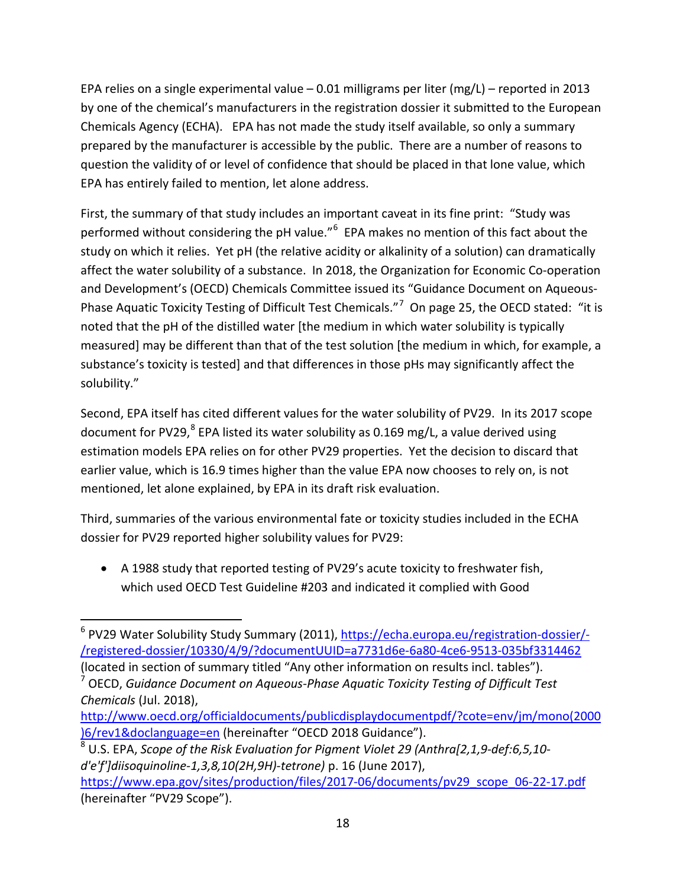EPA relies on a single experimental value – 0.01 milligrams per liter (mg/L) – reported in 2013 by one of the chemical's manufacturers in the registration dossier it submitted to the European Chemicals Agency (ECHA). EPA has not made the study itself available, so only a summary prepared by the manufacturer is accessible by the public. There are a number of reasons to question the validity of or level of confidence that should be placed in that lone value, which EPA has entirely failed to mention, let alone address.

First, the summary of that study includes an important caveat in its fine print: "Study was performed without considering the pH value."[6] EPA makes no mention of this fact about the study on which it relies. Yet pH (the relative acidity or alkalinity of a solution) can dramatically affect the water solubility of a substance. In 2018, the Organization for Economic Co-operation and Development's (OECD) Chemicals Committee issued its "Guidance Document on Aqueous-Phase Aquatic Toxicity Testing of Difficult Test Chemicals."[7] On page 25, the OECD stated: "it is noted that the pH of the distilled water [the medium in which water solubility is typically measured] may be different than that of the test solution [the medium in which, for example, a substance's toxicity is tested] and that differences in those pHs may significantly affect the solubility."

Second, EPA itself has cited different values for the water solubility of PV29. In its 2017 scope document for PV29,[8] EPA listed its water solubility as 0.169 mg/L, a value derived using estimation models EPA relies on for other PV29 properties. Yet the decision to discard that earlier value, which is 16.9 times higher than the value EPA now chooses to rely on, is not mentioned, let alone explained, by EPA in its draft risk evaluation.

Third, summaries of the various environmental fate or toxicity studies included in the ECHA dossier for PV29 reported higher solubility values for PV29:

- A 1988 study that reported testing of PV29's acute toxicity to freshwater fish, which used OECD Test Guideline #203 and indicated it complied with Good

---

[6] PV29 Water Solubility Study Summary (2011), https://echa.europa.eu/registration-dossier/-/registered-dossier/10330/4/9/?documentUUID=a7731d6e-6a80-4ce6-9513-035bf3314462 (located in section of summary titled "Any other information on results incl. tables").

[7] OECD, *Guidance Document on Aqueous-Phase Aquatic Toxicity Testing of Difficult Test Chemicals* (Jul. 2018), http://www.oecd.org/officialdocuments/publicdisplaydocumentpdf/?cote=env/jm/mono(2000)6/rev1&doclanguage=en (hereinafter "OECD 2018 Guidance").

[8] U.S. EPA, *Scope of the Risk Evaluation for Pigment Violet 29 (Anthra[2,1,9-def:6,5,10-d'e'f']diisoquinoline-1,3,8,10(2H,9H)-tetrone)* p. 16 (June 2017), https://www.epa.gov/sites/production/files/2017-06/documents/pv29_scope_06-22-17.pdf (hereinafter "PV29 Scope").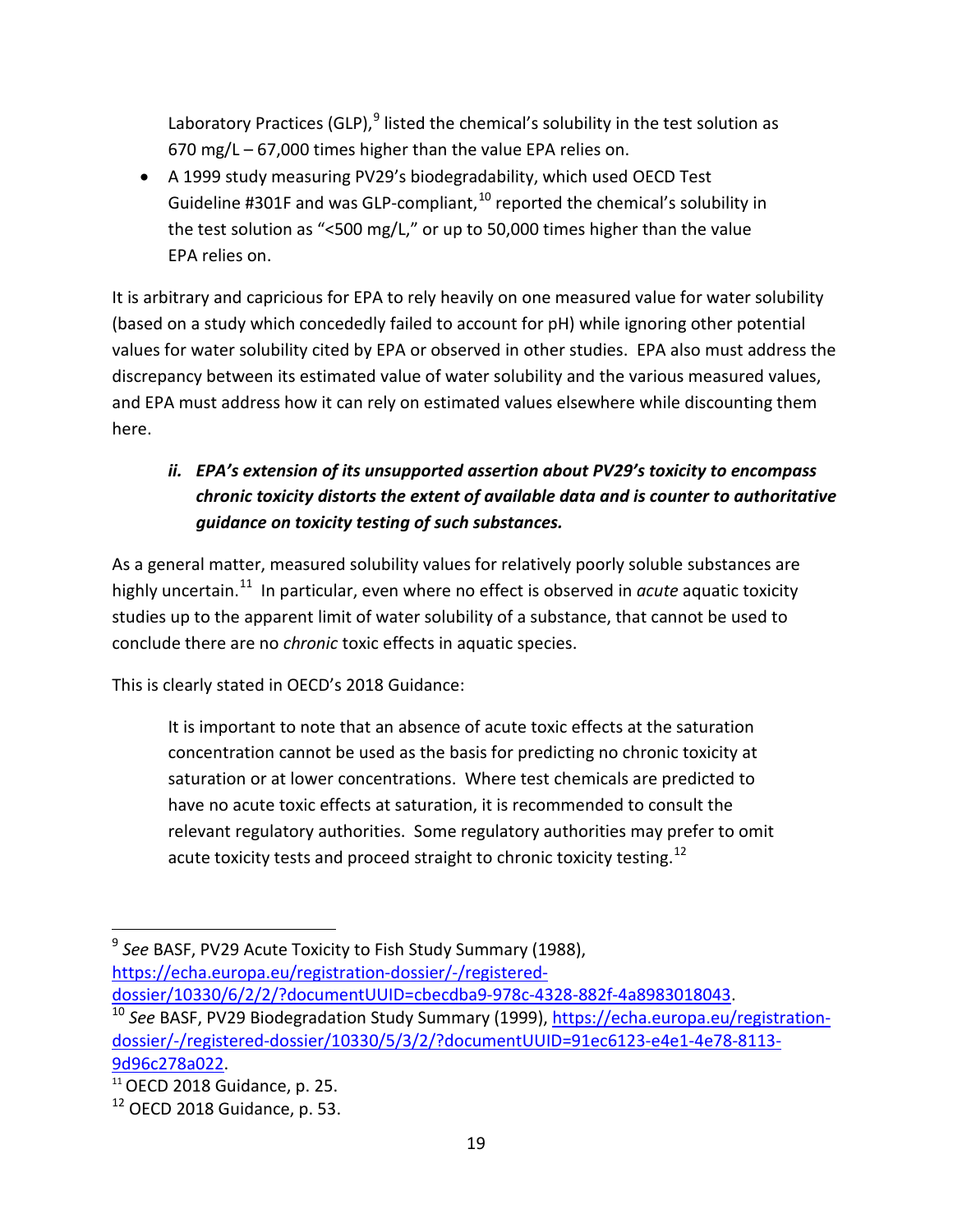Laboratory Practices (GLP),[9] listed the chemical's solubility in the test solution as 670 mg/L – 67,000 times higher than the value EPA relies on.

- A 1999 study measuring PV29's biodegradability, which used OECD Test Guideline #301F and was GLP-compliant,[10] reported the chemical's solubility in the test solution as "<500 mg/L," or up to 50,000 times higher than the value EPA relies on.

It is arbitrary and capricious for EPA to rely heavily on one measured value for water solubility (based on a study which concededly failed to account for pH) while ignoring other potential values for water solubility cited by EPA or observed in other studies. EPA also must address the discrepancy between its estimated value of water solubility and the various measured values, and EPA must address how it can rely on estimated values elsewhere while discounting them here.

***ii. EPA's extension of its unsupported assertion about PV29's toxicity to encompass chronic toxicity distorts the extent of available data and is counter to authoritative guidance on toxicity testing of such substances.***

As a general matter, measured solubility values for relatively poorly soluble substances are highly uncertain.[11] In particular, even where no effect is observed in *acute* aquatic toxicity studies up to the apparent limit of water solubility of a substance, that cannot be used to conclude there are no *chronic* toxic effects in aquatic species.

This is clearly stated in OECD's 2018 Guidance:

> It is important to note that an absence of acute toxic effects at the saturation concentration cannot be used as the basis for predicting no chronic toxicity at saturation or at lower concentrations. Where test chemicals are predicted to have no acute toxic effects at saturation, it is recommended to consult the relevant regulatory authorities. Some regulatory authorities may prefer to omit acute toxicity tests and proceed straight to chronic toxicity testing.[12]

---

[9] *See* BASF, PV29 Acute Toxicity to Fish Study Summary (1988), https://echa.europa.eu/registration-dossier/-/registered-dossier/10330/6/2/2/?documentUUID=cbecdba9-978c-4328-882f-4a8983018043.

[10] *See* BASF, PV29 Biodegradation Study Summary (1999), https://echa.europa.eu/registration-dossier/-/registered-dossier/10330/5/3/2/?documentUUID=91ec6123-e4e1-4e78-8113-9d96c278a022.

[11] OECD 2018 Guidance, p. 25.

[12] OECD 2018 Guidance, p. 53.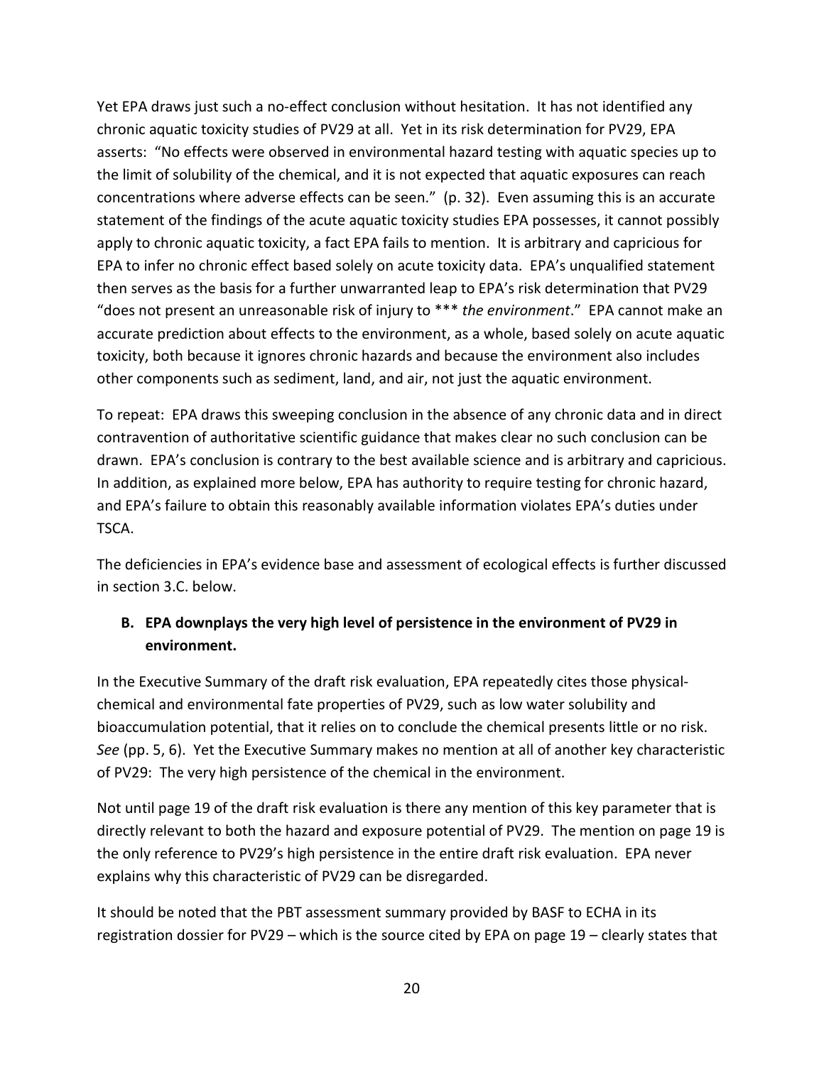Yet EPA draws just such a no-effect conclusion without hesitation. It has not identified any chronic aquatic toxicity studies of PV29 at all. Yet in its risk determination for PV29, EPA asserts: "No effects were observed in environmental hazard testing with aquatic species up to the limit of solubility of the chemical, and it is not expected that aquatic exposures can reach concentrations where adverse effects can be seen." (p. 32). Even assuming this is an accurate statement of the findings of the acute aquatic toxicity studies EPA possesses, it cannot possibly apply to chronic aquatic toxicity, a fact EPA fails to mention. It is arbitrary and capricious for EPA to infer no chronic effect based solely on acute toxicity data. EPA's unqualified statement then serves as the basis for a further unwarranted leap to EPA's risk determination that PV29 "does not present an unreasonable risk of injury to *** *the environment*." EPA cannot make an accurate prediction about effects to the environment, as a whole, based solely on acute aquatic toxicity, both because it ignores chronic hazards and because the environment also includes other components such as sediment, land, and air, not just the aquatic environment.

To repeat: EPA draws this sweeping conclusion in the absence of any chronic data and in direct contravention of authoritative scientific guidance that makes clear no such conclusion can be drawn. EPA's conclusion is contrary to the best available science and is arbitrary and capricious. In addition, as explained more below, EPA has authority to require testing for chronic hazard, and EPA's failure to obtain this reasonably available information violates EPA's duties under TSCA.

The deficiencies in EPA's evidence base and assessment of ecological effects is further discussed in section 3.C. below.

### B. EPA downplays the very high level of persistence in the environment of PV29 in environment.

In the Executive Summary of the draft risk evaluation, EPA repeatedly cites those physical-chemical and environmental fate properties of PV29, such as low water solubility and bioaccumulation potential, that it relies on to conclude the chemical presents little or no risk. *See* (pp. 5, 6). Yet the Executive Summary makes no mention at all of another key characteristic of PV29: The very high persistence of the chemical in the environment.

Not until page 19 of the draft risk evaluation is there any mention of this key parameter that is directly relevant to both the hazard and exposure potential of PV29. The mention on page 19 is the only reference to PV29's high persistence in the entire draft risk evaluation. EPA never explains why this characteristic of PV29 can be disregarded.

It should be noted that the PBT assessment summary provided by BASF to ECHA in its registration dossier for PV29 – which is the source cited by EPA on page 19 – clearly states that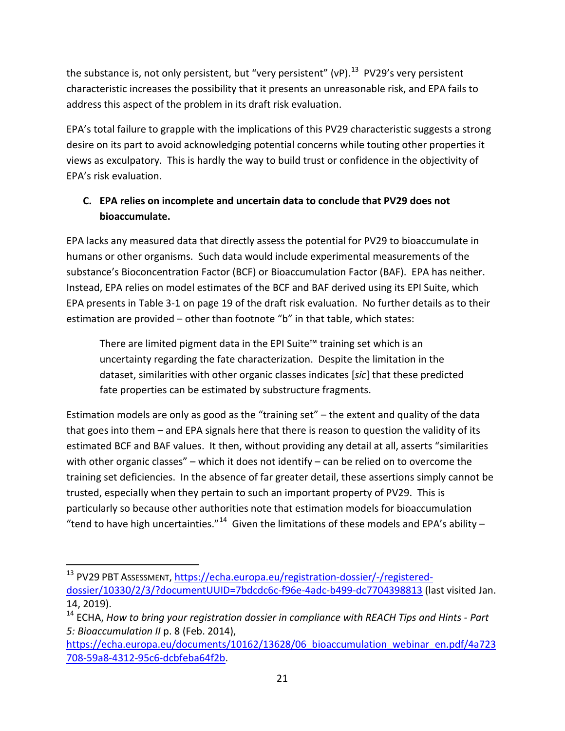the substance is, not only persistent, but "very persistent" (vP).[13] PV29's very persistent characteristic increases the possibility that it presents an unreasonable risk, and EPA fails to address this aspect of the problem in its draft risk evaluation.

EPA's total failure to grapple with the implications of this PV29 characteristic suggests a strong desire on its part to avoid acknowledging potential concerns while touting other properties it views as exculpatory. This is hardly the way to build trust or confidence in the objectivity of EPA's risk evaluation.

### C. EPA relies on incomplete and uncertain data to conclude that PV29 does not bioaccumulate.

EPA lacks any measured data that directly assess the potential for PV29 to bioaccumulate in humans or other organisms. Such data would include experimental measurements of the substance's Bioconcentration Factor (BCF) or Bioaccumulation Factor (BAF). EPA has neither. Instead, EPA relies on model estimates of the BCF and BAF derived using its EPI Suite, which EPA presents in Table 3-1 on page 19 of the draft risk evaluation. No further details as to their estimation are provided – other than footnote "b" in that table, which states:

> There are limited pigment data in the EPI Suite™ training set which is an uncertainty regarding the fate characterization. Despite the limitation in the dataset, similarities with other organic classes indicates [*sic*] that these predicted fate properties can be estimated by substructure fragments.

Estimation models are only as good as the "training set" – the extent and quality of the data that goes into them – and EPA signals here that there is reason to question the validity of its estimated BCF and BAF values. It then, without providing any detail at all, asserts "similarities with other organic classes" – which it does not identify – can be relied on to overcome the training set deficiencies. In the absence of far greater detail, these assertions simply cannot be trusted, especially when they pertain to such an important property of PV29. This is particularly so because other authorities note that estimation models for bioaccumulation "tend to have high uncertainties."[14] Given the limitations of these models and EPA's ability –

---

[13] PV29 PBT ASSESSMENT, https://echa.europa.eu/registration-dossier/-/registered-dossier/10330/2/3/?documentUUID=7bdcdc6c-f96e-4adc-b499-dc7704398813 (last visited Jan. 14, 2019).

[14] ECHA, *How to bring your registration dossier in compliance with REACH Tips and Hints - Part 5: Bioaccumulation II* p. 8 (Feb. 2014), https://echa.europa.eu/documents/10162/13628/06_bioaccumulation_webinar_en.pdf/4a723708-59a8-4312-95c6-dcbfeba64f2b.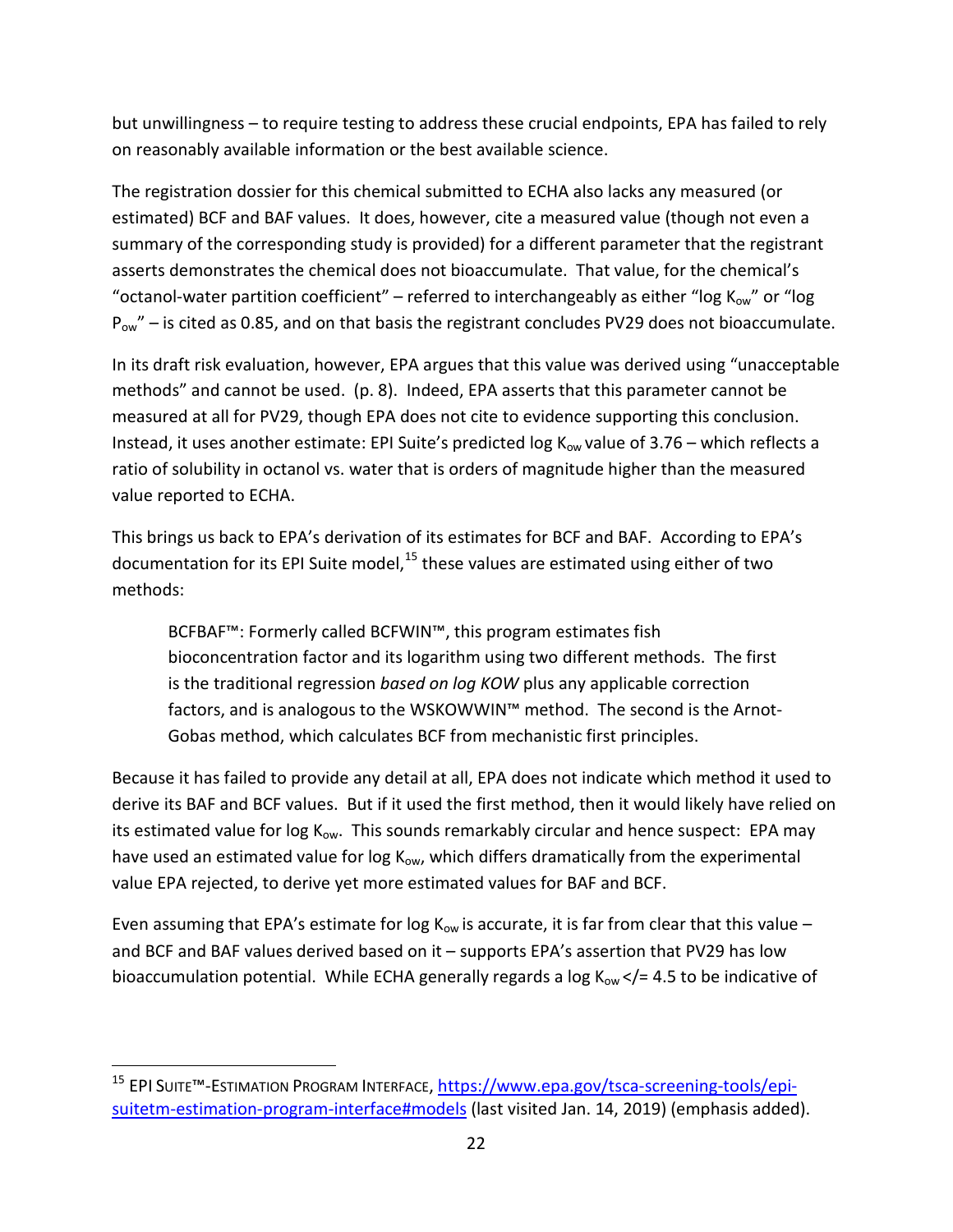but unwillingness – to require testing to address these crucial endpoints, EPA has failed to rely on reasonably available information or the best available science.

The registration dossier for this chemical submitted to ECHA also lacks any measured (or estimated) BCF and BAF values. It does, however, cite a measured value (though not even a summary of the corresponding study is provided) for a different parameter that the registrant asserts demonstrates the chemical does not bioaccumulate. That value, for the chemical's "octanol-water partition coefficient" – referred to interchangeably as either "log $K_{ow}$" or "log $P_{ow}$" – is cited as 0.85, and on that basis the registrant concludes PV29 does not bioaccumulate.

In its draft risk evaluation, however, EPA argues that this value was derived using "unacceptable methods" and cannot be used. (p. 8). Indeed, EPA asserts that this parameter cannot be measured at all for PV29, though EPA does not cite to evidence supporting this conclusion. Instead, it uses another estimate: EPI Suite's predicted log $K_{ow}$ value of 3.76 – which reflects a ratio of solubility in octanol vs. water that is orders of magnitude higher than the measured value reported to ECHA.

This brings us back to EPA's derivation of its estimates for BCF and BAF. According to EPA's documentation for its EPI Suite model,[15] these values are estimated using either of two methods:

> BCFBAF™: Formerly called BCFWIN™, this program estimates fish bioconcentration factor and its logarithm using two different methods. The first is the traditional regression *based on log KOW* plus any applicable correction factors, and is analogous to the WSKOWWIN™ method. The second is the Arnot-Gobas method, which calculates BCF from mechanistic first principles.

Because it has failed to provide any detail at all, EPA does not indicate which method it used to derive its BAF and BCF values. But if it used the first method, then it would likely have relied on its estimated value for log $K_{ow}$. This sounds remarkably circular and hence suspect: EPA may have used an estimated value for log $K_{ow}$, which differs dramatically from the experimental value EPA rejected, to derive yet more estimated values for BAF and BCF.

Even assuming that EPA's estimate for log $K_{ow}$ is accurate, it is far from clear that this value – and BCF and BAF values derived based on it – supports EPA's assertion that PV29 has low bioaccumulation potential. While ECHA generally regards a log $K_{ow}$ </= 4.5 to be indicative of

---

[15] EPI SUITE™-ESTIMATION PROGRAM INTERFACE, [https://www.epa.gov/tsca-screening-tools/epi-suitetm-estimation-program-interface#models](https://www.epa.gov/tsca-screening-tools/epi-suitetm-estimation-program-interface#models) (last visited Jan. 14, 2019) (emphasis added).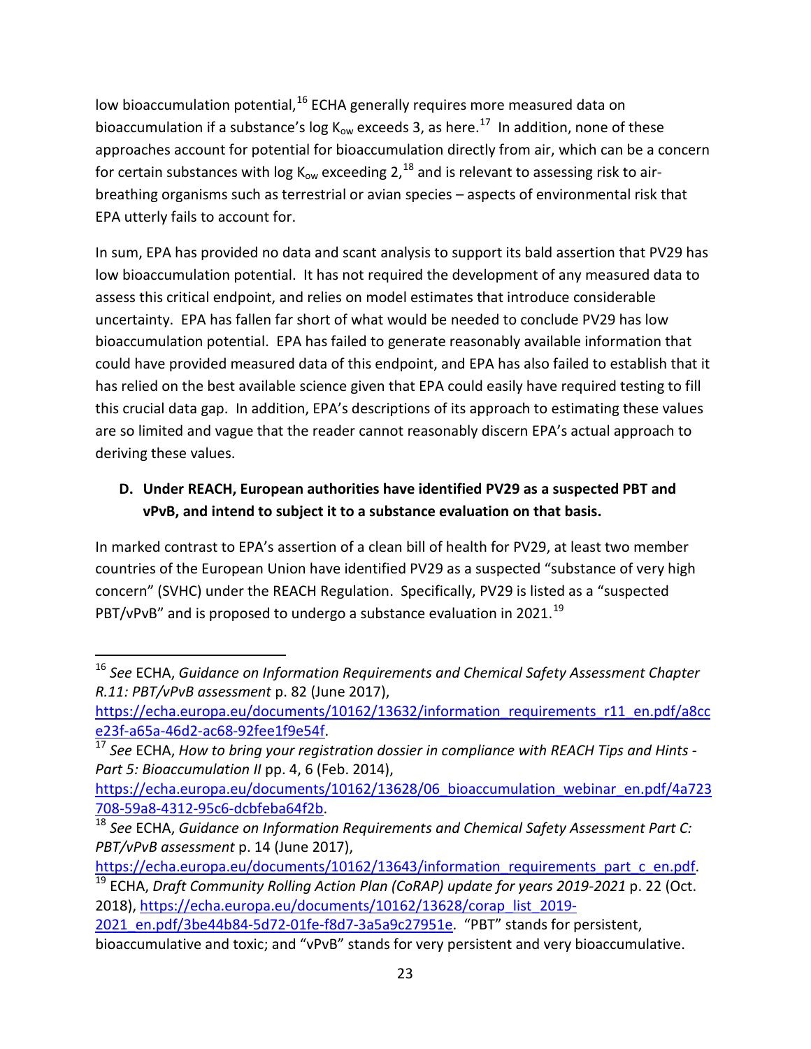low bioaccumulation potential,[16] ECHA generally requires more measured data on bioaccumulation if a substance's log $K_{ow}$ exceeds 3, as here.[17] In addition, none of these approaches account for potential for bioaccumulation directly from air, which can be a concern for certain substances with log $K_{ow}$ exceeding 2,[18] and is relevant to assessing risk to air-breathing organisms such as terrestrial or avian species – aspects of environmental risk that EPA utterly fails to account for.

In sum, EPA has provided no data and scant analysis to support its bald assertion that PV29 has low bioaccumulation potential. It has not required the development of any measured data to assess this critical endpoint, and relies on model estimates that introduce considerable uncertainty. EPA has fallen far short of what would be needed to conclude PV29 has low bioaccumulation potential. EPA has failed to generate reasonably available information that could have provided measured data of this endpoint, and EPA has also failed to establish that it has relied on the best available science given that EPA could easily have required testing to fill this crucial data gap. In addition, EPA's descriptions of its approach to estimating these values are so limited and vague that the reader cannot reasonably discern EPA's actual approach to deriving these values.

### D. Under REACH, European authorities have identified PV29 as a suspected PBT and vPvB, and intend to subject it to a substance evaluation on that basis.

In marked contrast to EPA's assertion of a clean bill of health for PV29, at least two member countries of the European Union have identified PV29 as a suspected "substance of very high concern" (SVHC) under the REACH Regulation. Specifically, PV29 is listed as a "suspected PBT/vPvB" and is proposed to undergo a substance evaluation in 2021.[19]

---

[16] *See* ECHA, *Guidance on Information Requirements and Chemical Safety Assessment Chapter R.11: PBT/vPvB assessment* p. 82 (June 2017), https://echa.europa.eu/documents/10162/13632/information_requirements_r11_en.pdf/a8cce23f-a65a-46d2-ac68-92fee1f9e54f.

[17] *See* ECHA, *How to bring your registration dossier in compliance with REACH Tips and Hints - Part 5: Bioaccumulation II* pp. 4, 6 (Feb. 2014), https://echa.europa.eu/documents/10162/13628/06_bioaccumulation_webinar_en.pdf/4a723708-59a8-4312-95c6-dcbfeba64f2b.

[18] *See* ECHA, *Guidance on Information Requirements and Chemical Safety Assessment Part C: PBT/vPvB assessment* p. 14 (June 2017), https://echa.europa.eu/documents/10162/13643/information_requirements_part_c_en.pdf.

[19] ECHA, *Draft Community Rolling Action Plan (CoRAP) update for years 2019-2021* p. 22 (Oct. 2018), https://echa.europa.eu/documents/10162/13628/corap_list_2019-2021_en.pdf/3be44b84-5d72-01fe-f8d7-3a5a9c27951e. "PBT" stands for persistent, bioaccumulative and toxic; and "vPvB" stands for very persistent and very bioaccumulative.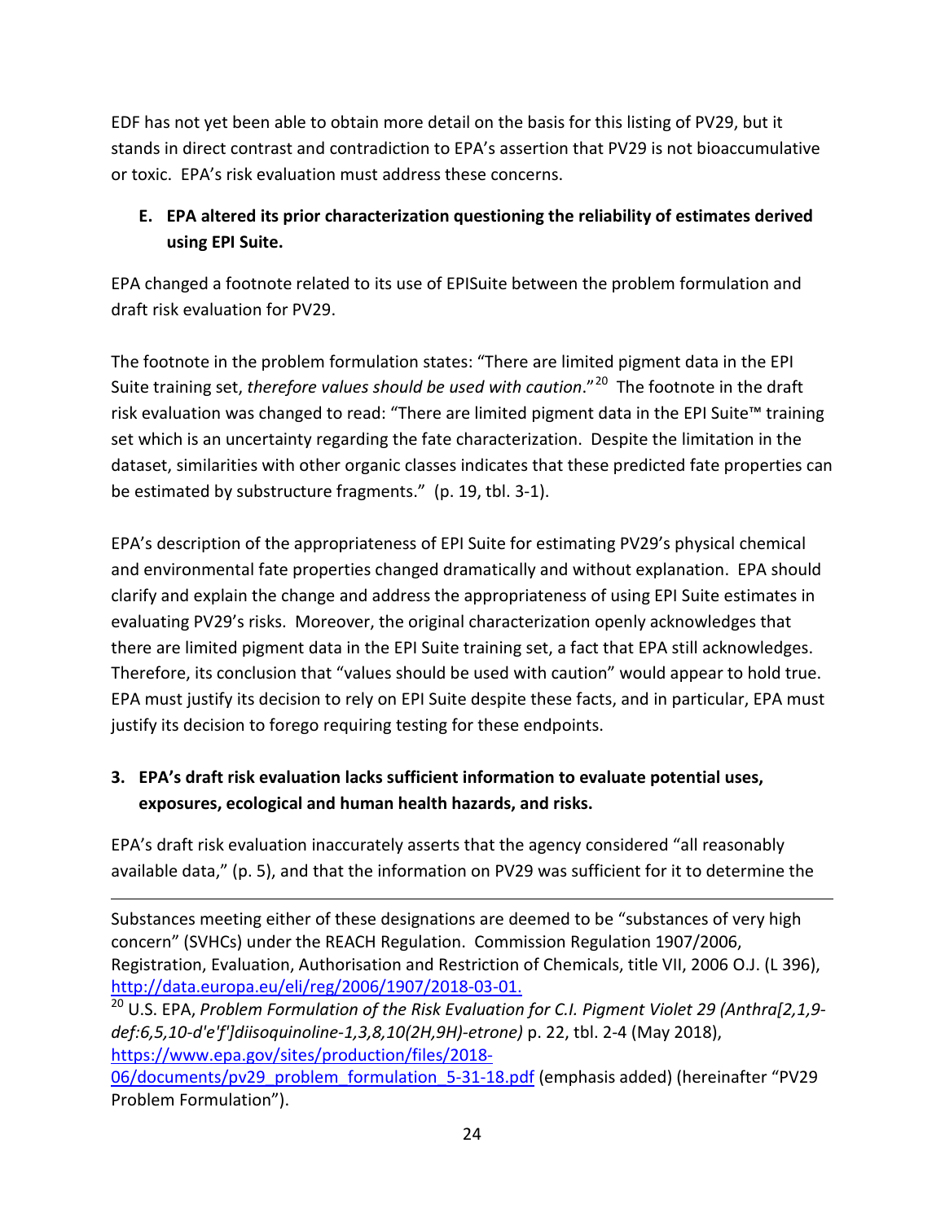EDF has not yet been able to obtain more detail on the basis for this listing of PV29, but it stands in direct contrast and contradiction to EPA's assertion that PV29 is not bioaccumulative or toxic. EPA's risk evaluation must address these concerns.

**E. EPA altered its prior characterization questioning the reliability of estimates derived using EPI Suite.**

EPA changed a footnote related to its use of EPISuite between the problem formulation and draft risk evaluation for PV29.

The footnote in the problem formulation states: "There are limited pigment data in the EPI Suite training set, *therefore values should be used with caution*."[20] The footnote in the draft risk evaluation was changed to read: "There are limited pigment data in the EPI Suite™ training set which is an uncertainty regarding the fate characterization. Despite the limitation in the dataset, similarities with other organic classes indicates that these predicted fate properties can be estimated by substructure fragments." (p. 19, tbl. 3-1).

EPA's description of the appropriateness of EPI Suite for estimating PV29's physical chemical and environmental fate properties changed dramatically and without explanation. EPA should clarify and explain the change and address the appropriateness of using EPI Suite estimates in evaluating PV29's risks. Moreover, the original characterization openly acknowledges that there are limited pigment data in the EPI Suite training set, a fact that EPA still acknowledges. Therefore, its conclusion that "values should be used with caution" would appear to hold true. EPA must justify its decision to rely on EPI Suite despite these facts, and in particular, EPA must justify its decision to forego requiring testing for these endpoints.

**3. EPA's draft risk evaluation lacks sufficient information to evaluate potential uses, exposures, ecological and human health hazards, and risks.**

EPA's draft risk evaluation inaccurately asserts that the agency considered "all reasonably available data," (p. 5), and that the information on PV29 was sufficient for it to determine the

---

Substances meeting either of these designations are deemed to be "substances of very high concern" (SVHCs) under the REACH Regulation. Commission Regulation 1907/2006, Registration, Evaluation, Authorisation and Restriction of Chemicals, title VII, 2006 O.J. (L 396), http://data.europa.eu/eli/reg/2006/1907/2018-03-01.

[20] U.S. EPA, *Problem Formulation of the Risk Evaluation for C.I. Pigment Violet 29 (Anthra[2,1,9-def:6,5,10-d'e'f']diisoquinoline-1,3,8,10(2H,9H)-etrone)* p. 22, tbl. 2-4 (May 2018), https://www.epa.gov/sites/production/files/2018-06/documents/pv29_problem_formulation_5-31-18.pdf (emphasis added) (hereinafter "PV29 Problem Formulation").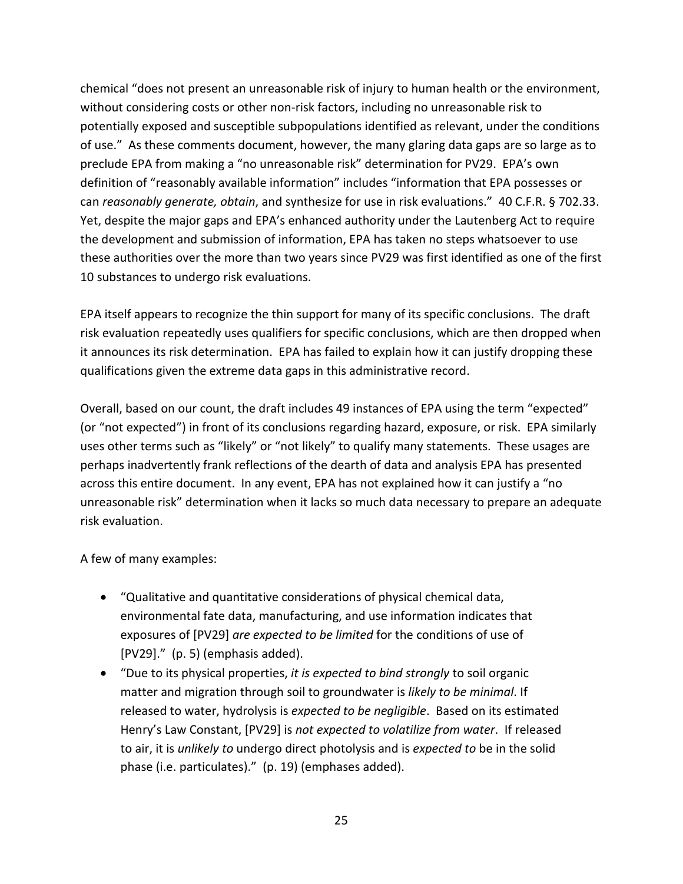chemical "does not present an unreasonable risk of injury to human health or the environment, without considering costs or other non-risk factors, including no unreasonable risk to potentially exposed and susceptible subpopulations identified as relevant, under the conditions of use." As these comments document, however, the many glaring data gaps are so large as to preclude EPA from making a "no unreasonable risk" determination for PV29. EPA's own definition of "reasonably available information" includes "information that EPA possesses or can *reasonably generate, obtain*, and synthesize for use in risk evaluations." 40 C.F.R. § 702.33. Yet, despite the major gaps and EPA's enhanced authority under the Lautenberg Act to require the development and submission of information, EPA has taken no steps whatsoever to use these authorities over the more than two years since PV29 was first identified as one of the first 10 substances to undergo risk evaluations.

EPA itself appears to recognize the thin support for many of its specific conclusions. The draft risk evaluation repeatedly uses qualifiers for specific conclusions, which are then dropped when it announces its risk determination. EPA has failed to explain how it can justify dropping these qualifications given the extreme data gaps in this administrative record.

Overall, based on our count, the draft includes 49 instances of EPA using the term "expected" (or "not expected") in front of its conclusions regarding hazard, exposure, or risk. EPA similarly uses other terms such as "likely" or "not likely" to qualify many statements. These usages are perhaps inadvertently frank reflections of the dearth of data and analysis EPA has presented across this entire document. In any event, EPA has not explained how it can justify a "no unreasonable risk" determination when it lacks so much data necessary to prepare an adequate risk evaluation.

A few of many examples:

- "Qualitative and quantitative considerations of physical chemical data, environmental fate data, manufacturing, and use information indicates that exposures of [PV29] *are expected to be limited* for the conditions of use of [PV29]." (p. 5) (emphasis added).
- "Due to its physical properties, *it is expected to bind strongly* to soil organic matter and migration through soil to groundwater is *likely to be minimal*. If released to water, hydrolysis is *expected to be negligible*. Based on its estimated Henry's Law Constant, [PV29] is *not expected to volatilize from water*. If released to air, it is *unlikely to* undergo direct photolysis and is *expected to* be in the solid phase (i.e. particulates)." (p. 19) (emphases added).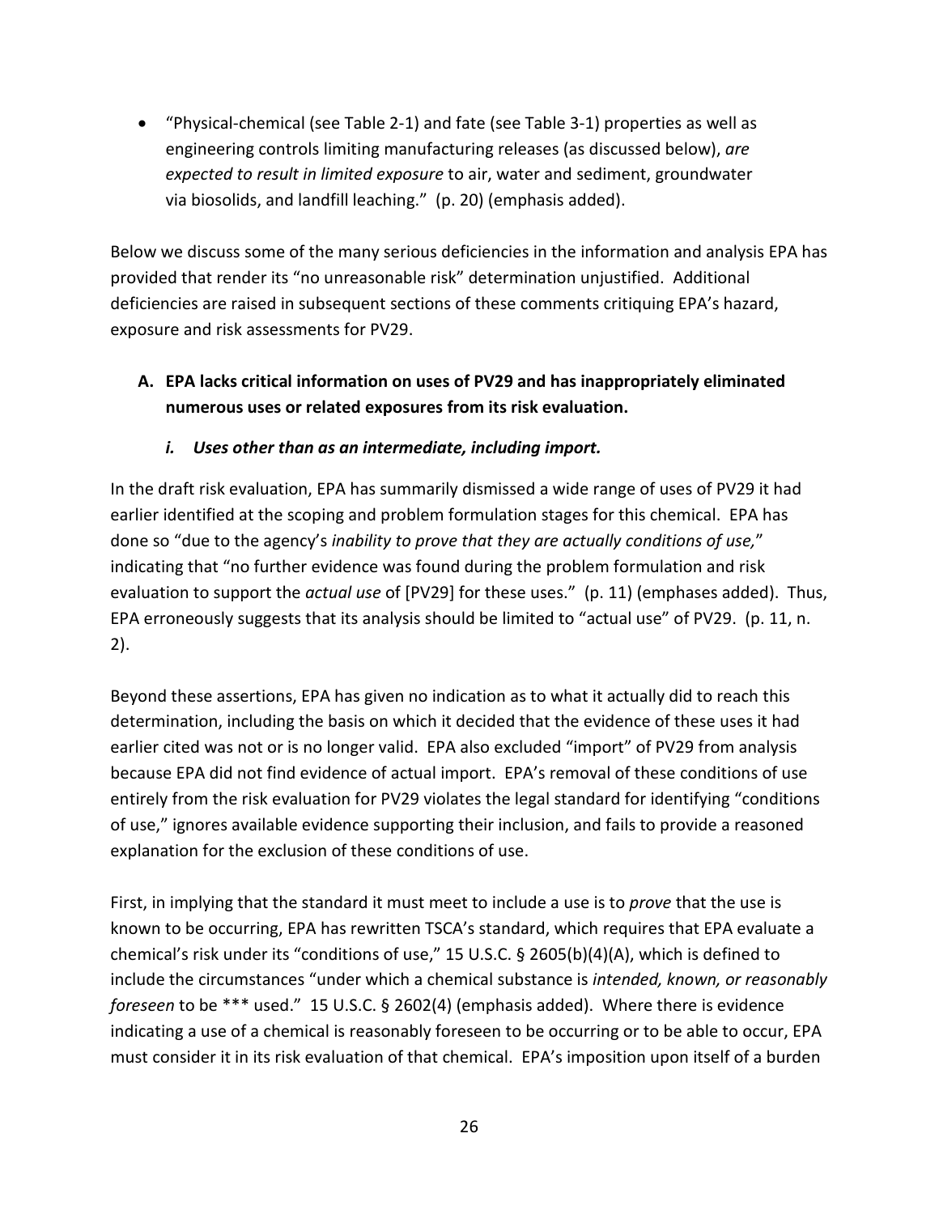- "Physical-chemical (see Table 2-1) and fate (see Table 3-1) properties as well as engineering controls limiting manufacturing releases (as discussed below), *are expected to result in limited exposure* to air, water and sediment, groundwater via biosolids, and landfill leaching." (p. 20) (emphasis added).

Below we discuss some of the many serious deficiencies in the information and analysis EPA has provided that render its "no unreasonable risk" determination unjustified. Additional deficiencies are raised in subsequent sections of these comments critiquing EPA's hazard, exposure and risk assessments for PV29.

**A. EPA lacks critical information on uses of PV29 and has inappropriately eliminated numerous uses or related exposures from its risk evaluation.**

***i. Uses other than as an intermediate, including import.***

In the draft risk evaluation, EPA has summarily dismissed a wide range of uses of PV29 it had earlier identified at the scoping and problem formulation stages for this chemical. EPA has done so "due to the agency's *inability to prove that they are actually conditions of use,*" indicating that "no further evidence was found during the problem formulation and risk evaluation to support the *actual use* of [PV29] for these uses." (p. 11) (emphases added). Thus, EPA erroneously suggests that its analysis should be limited to "actual use" of PV29. (p. 11, n. 2).

Beyond these assertions, EPA has given no indication as to what it actually did to reach this determination, including the basis on which it decided that the evidence of these uses it had earlier cited was not or is no longer valid. EPA also excluded "import" of PV29 from analysis because EPA did not find evidence of actual import. EPA's removal of these conditions of use entirely from the risk evaluation for PV29 violates the legal standard for identifying "conditions of use," ignores available evidence supporting their inclusion, and fails to provide a reasoned explanation for the exclusion of these conditions of use.

First, in implying that the standard it must meet to include a use is to *prove* that the use is known to be occurring, EPA has rewritten TSCA's standard, which requires that EPA evaluate a chemical's risk under its "conditions of use," 15 U.S.C. § 2605(b)(4)(A), which is defined to include the circumstances "under which a chemical substance is *intended, known, or reasonably foreseen* to be *** used." 15 U.S.C. § 2602(4) (emphasis added). Where there is evidence indicating a use of a chemical is reasonably foreseen to be occurring or to be able to occur, EPA must consider it in its risk evaluation of that chemical. EPA's imposition upon itself of a burden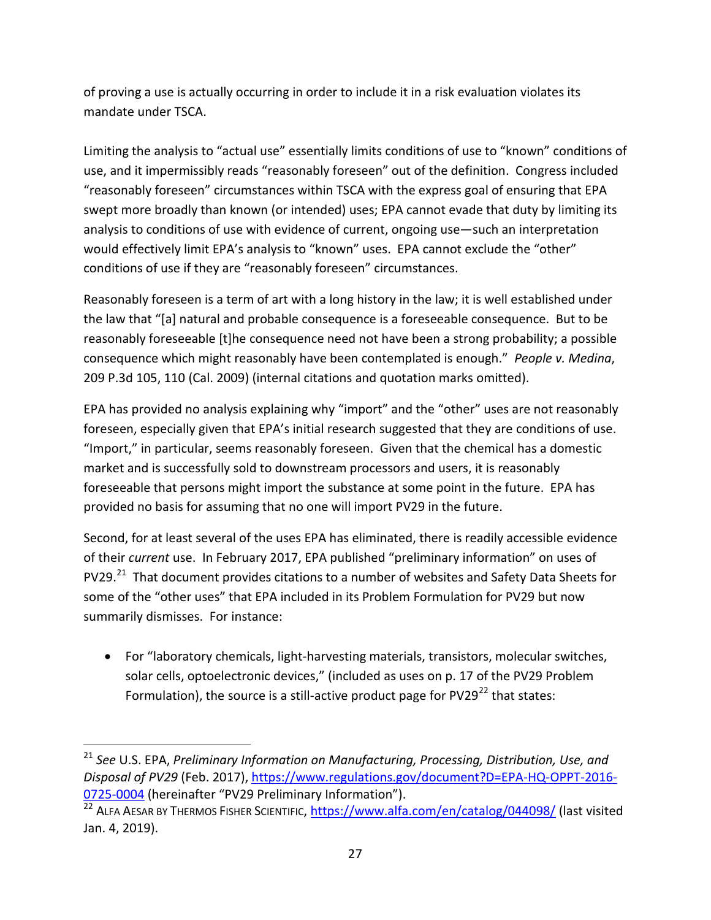of proving a use is actually occurring in order to include it in a risk evaluation violates its mandate under TSCA.

Limiting the analysis to "actual use" essentially limits conditions of use to "known" conditions of use, and it impermissibly reads "reasonably foreseen" out of the definition. Congress included "reasonably foreseen" circumstances within TSCA with the express goal of ensuring that EPA swept more broadly than known (or intended) uses; EPA cannot evade that duty by limiting its analysis to conditions of use with evidence of current, ongoing use—such an interpretation would effectively limit EPA's analysis to "known" uses. EPA cannot exclude the "other" conditions of use if they are "reasonably foreseen" circumstances.

Reasonably foreseen is a term of art with a long history in the law; it is well established under the law that "[a] natural and probable consequence is a foreseeable consequence. But to be reasonably foreseeable [t]he consequence need not have been a strong probability; a possible consequence which might reasonably have been contemplated is enough." *People v. Medina*, 209 P.3d 105, 110 (Cal. 2009) (internal citations and quotation marks omitted).

EPA has provided no analysis explaining why "import" and the "other" uses are not reasonably foreseen, especially given that EPA's initial research suggested that they are conditions of use. "Import," in particular, seems reasonably foreseen. Given that the chemical has a domestic market and is successfully sold to downstream processors and users, it is reasonably foreseeable that persons might import the substance at some point in the future. EPA has provided no basis for assuming that no one will import PV29 in the future.

Second, for at least several of the uses EPA has eliminated, there is readily accessible evidence of their *current* use. In February 2017, EPA published "preliminary information" on uses of PV29.[21] That document provides citations to a number of websites and Safety Data Sheets for some of the "other uses" that EPA included in its Problem Formulation for PV29 but now summarily dismisses. For instance:

- For "laboratory chemicals, light-harvesting materials, transistors, molecular switches, solar cells, optoelectronic devices," (included as uses on p. 17 of the PV29 Problem Formulation), the source is a still-active product page for PV29[22] that states:

---

[21] *See* U.S. EPA, *Preliminary Information on Manufacturing, Processing, Distribution, Use, and Disposal of PV29* (Feb. 2017), https://www.regulations.gov/document?D=EPA-HQ-OPPT-2016-0725-0004 (hereinafter "PV29 Preliminary Information").

[22] ALFA AESAR BY THERMOS FISHER SCIENTIFIC, https://www.alfa.com/en/catalog/044098/ (last visited Jan. 4, 2019).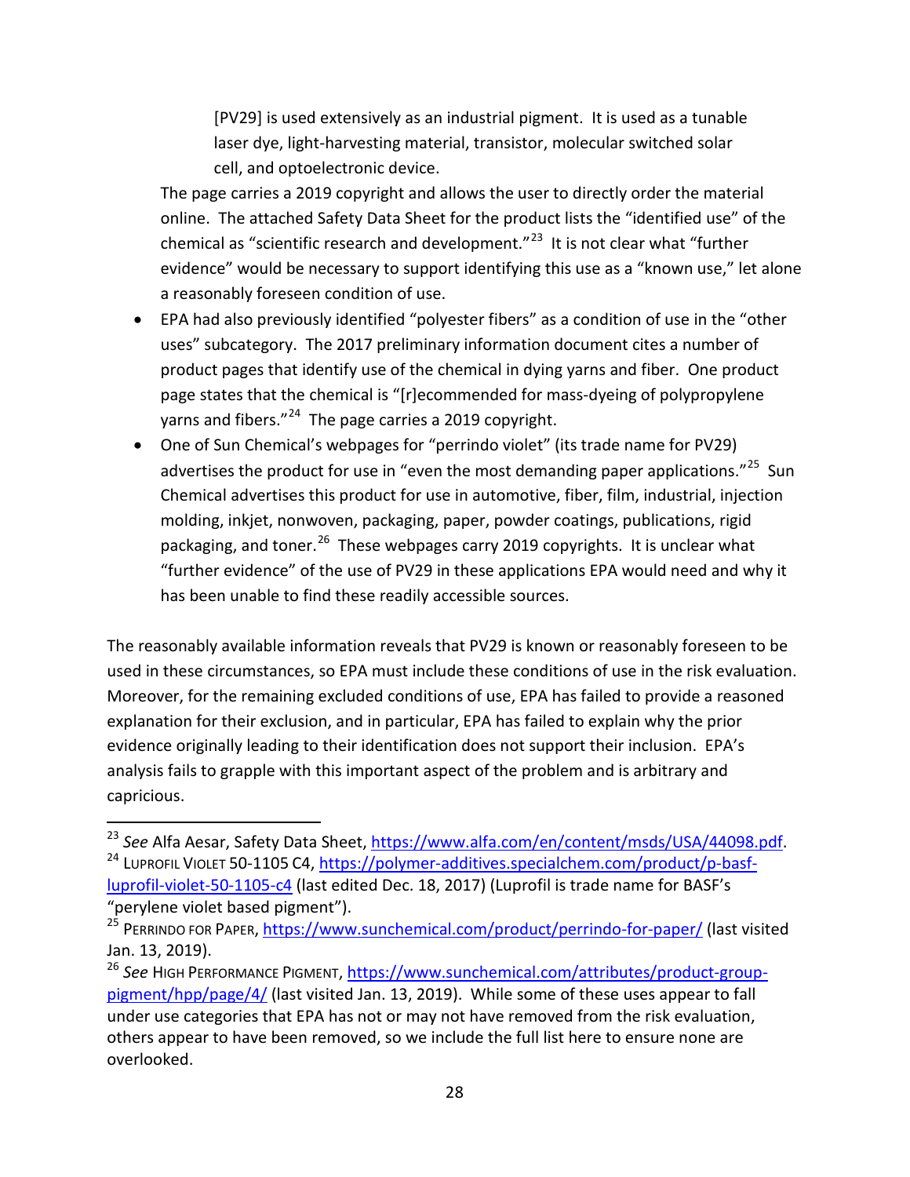> [PV29] is used extensively as an industrial pigment. It is used as a tunable laser dye, light-harvesting material, transistor, molecular switched solar cell, and optoelectronic device.

The page carries a 2019 copyright and allows the user to directly order the material online. The attached Safety Data Sheet for the product lists the "identified use" of the chemical as "scientific research and development."[23] It is not clear what "further evidence" would be necessary to support identifying this use as a "known use," let alone a reasonably foreseen condition of use.

- EPA had also previously identified "polyester fibers" as a condition of use in the "other uses" subcategory. The 2017 preliminary information document cites a number of product pages that identify use of the chemical in dying yarns and fiber. One product page states that the chemical is "[r]ecommended for mass-dyeing of polypropylene yarns and fibers."[24] The page carries a 2019 copyright.
- One of Sun Chemical's webpages for "perrindo violet" (its trade name for PV29) advertises the product for use in "even the most demanding paper applications."[25] Sun Chemical advertises this product for use in automotive, fiber, film, industrial, injection molding, inkjet, nonwoven, packaging, paper, powder coatings, publications, rigid packaging, and toner.[26] These webpages carry 2019 copyrights. It is unclear what "further evidence" of the use of PV29 in these applications EPA would need and why it has been unable to find these readily accessible sources.

The reasonably available information reveals that PV29 is known or reasonably foreseen to be used in these circumstances, so EPA must include these conditions of use in the risk evaluation. Moreover, for the remaining excluded conditions of use, EPA has failed to provide a reasoned explanation for their exclusion, and in particular, EPA has failed to explain why the prior evidence originally leading to their identification does not support their inclusion. EPA's analysis fails to grapple with this important aspect of the problem and is arbitrary and capricious.

---

[23] *See* Alfa Aesar, Safety Data Sheet, https://www.alfa.com/en/content/msds/USA/44098.pdf.

[24] LUPROFIL VIOLET 50-1105 C4, https://polymer-additives.specialchem.com/product/p-basf-luprofil-violet-50-1105-c4 (last edited Dec. 18, 2017) (Luprofil is trade name for BASF's "perylene violet based pigment").

[25] PERRINDO FOR PAPER, https://www.sunchemical.com/product/perrindo-for-paper/ (last visited Jan. 13, 2019).

[26] *See* HIGH PERFORMANCE PIGMENT, https://www.sunchemical.com/attributes/product-group-pigment/hpp/page/4/ (last visited Jan. 13, 2019). While some of these uses appear to fall under use categories that EPA has not or may not have removed from the risk evaluation, others appear to have been removed, so we include the full list here to ensure none are overlooked.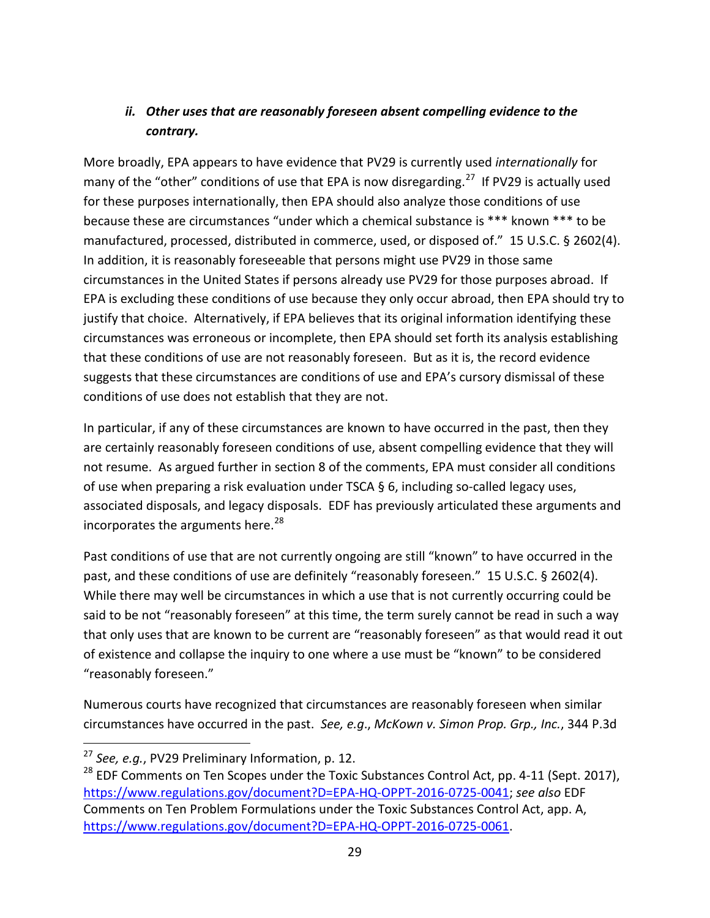### *ii. Other uses that are reasonably foreseen absent compelling evidence to the contrary.*

More broadly, EPA appears to have evidence that PV29 is currently used *internationally* for many of the "other" conditions of use that EPA is now disregarding.[27] If PV29 is actually used for these purposes internationally, then EPA should also analyze those conditions of use because these are circumstances "under which a chemical substance is *** known *** to be manufactured, processed, distributed in commerce, used, or disposed of." 15 U.S.C. § 2602(4). In addition, it is reasonably foreseeable that persons might use PV29 in those same circumstances in the United States if persons already use PV29 for those purposes abroad. If EPA is excluding these conditions of use because they only occur abroad, then EPA should try to justify that choice. Alternatively, if EPA believes that its original information identifying these circumstances was erroneous or incomplete, then EPA should set forth its analysis establishing that these conditions of use are not reasonably foreseen. But as it is, the record evidence suggests that these circumstances are conditions of use and EPA's cursory dismissal of these conditions of use does not establish that they are not.

In particular, if any of these circumstances are known to have occurred in the past, then they are certainly reasonably foreseen conditions of use, absent compelling evidence that they will not resume. As argued further in section 8 of the comments, EPA must consider all conditions of use when preparing a risk evaluation under TSCA § 6, including so-called legacy uses, associated disposals, and legacy disposals. EDF has previously articulated these arguments and incorporates the arguments here.[28]

Past conditions of use that are not currently ongoing are still "known" to have occurred in the past, and these conditions of use are definitely "reasonably foreseen." 15 U.S.C. § 2602(4). While there may well be circumstances in which a use that is not currently occurring could be said to be not "reasonably foreseen" at this time, the term surely cannot be read in such a way that only uses that are known to be current are "reasonably foreseen" as that would read it out of existence and collapse the inquiry to one where a use must be "known" to be considered "reasonably foreseen."

Numerous courts have recognized that circumstances are reasonably foreseen when similar circumstances have occurred in the past. *See, e.g.*, *McKown v. Simon Prop. Grp., Inc.*, 344 P.3d

---

[27] *See, e.g.*, PV29 Preliminary Information, p. 12.

[28] EDF Comments on Ten Scopes under the Toxic Substances Control Act, pp. 4-11 (Sept. 2017), https://www.regulations.gov/document?D=EPA-HQ-OPPT-2016-0725-0041; *see also* EDF Comments on Ten Problem Formulations under the Toxic Substances Control Act, app. A, https://www.regulations.gov/document?D=EPA-HQ-OPPT-2016-0725-0061.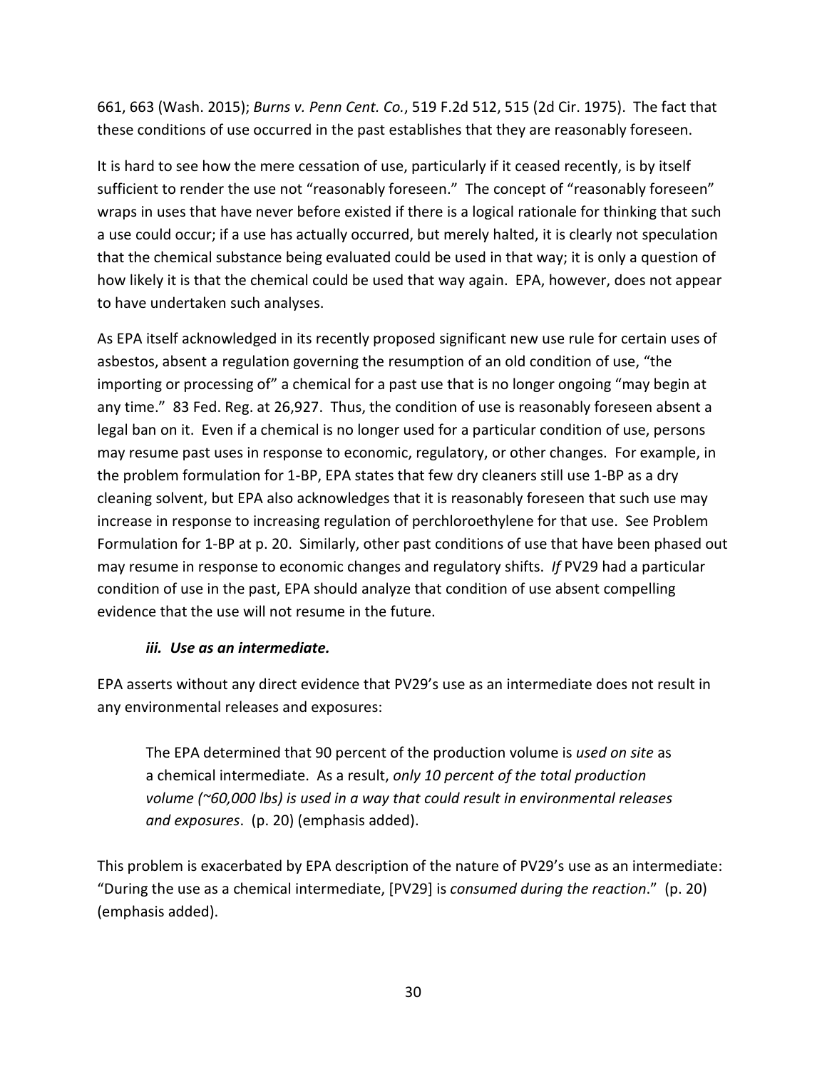661, 663 (Wash. 2015); *Burns v. Penn Cent. Co.*, 519 F.2d 512, 515 (2d Cir. 1975). The fact that these conditions of use occurred in the past establishes that they are reasonably foreseen.

It is hard to see how the mere cessation of use, particularly if it ceased recently, is by itself sufficient to render the use not "reasonably foreseen." The concept of "reasonably foreseen" wraps in uses that have never before existed if there is a logical rationale for thinking that such a use could occur; if a use has actually occurred, but merely halted, it is clearly not speculation that the chemical substance being evaluated could be used in that way; it is only a question of how likely it is that the chemical could be used that way again. EPA, however, does not appear to have undertaken such analyses.

As EPA itself acknowledged in its recently proposed significant new use rule for certain uses of asbestos, absent a regulation governing the resumption of an old condition of use, "the importing or processing of" a chemical for a past use that is no longer ongoing "may begin at any time." 83 Fed. Reg. at 26,927. Thus, the condition of use is reasonably foreseen absent a legal ban on it. Even if a chemical is no longer used for a particular condition of use, persons may resume past uses in response to economic, regulatory, or other changes. For example, in the problem formulation for 1-BP, EPA states that few dry cleaners still use 1-BP as a dry cleaning solvent, but EPA also acknowledges that it is reasonably foreseen that such use may increase in response to increasing regulation of perchloroethylene for that use. See Problem Formulation for 1-BP at p. 20. Similarly, other past conditions of use that have been phased out may resume in response to economic changes and regulatory shifts. *If* PV29 had a particular condition of use in the past, EPA should analyze that condition of use absent compelling evidence that the use will not resume in the future.

#### ***iii. Use as an intermediate.***

EPA asserts without any direct evidence that PV29's use as an intermediate does not result in any environmental releases and exposures:

> The EPA determined that 90 percent of the production volume is *used on site* as a chemical intermediate. As a result, *only 10 percent of the total production volume (~60,000 lbs) is used in a way that could result in environmental releases and exposures*. (p. 20) (emphasis added).

This problem is exacerbated by EPA description of the nature of PV29's use as an intermediate: "During the use as a chemical intermediate, [PV29] is *consumed during the reaction*." (p. 20) (emphasis added).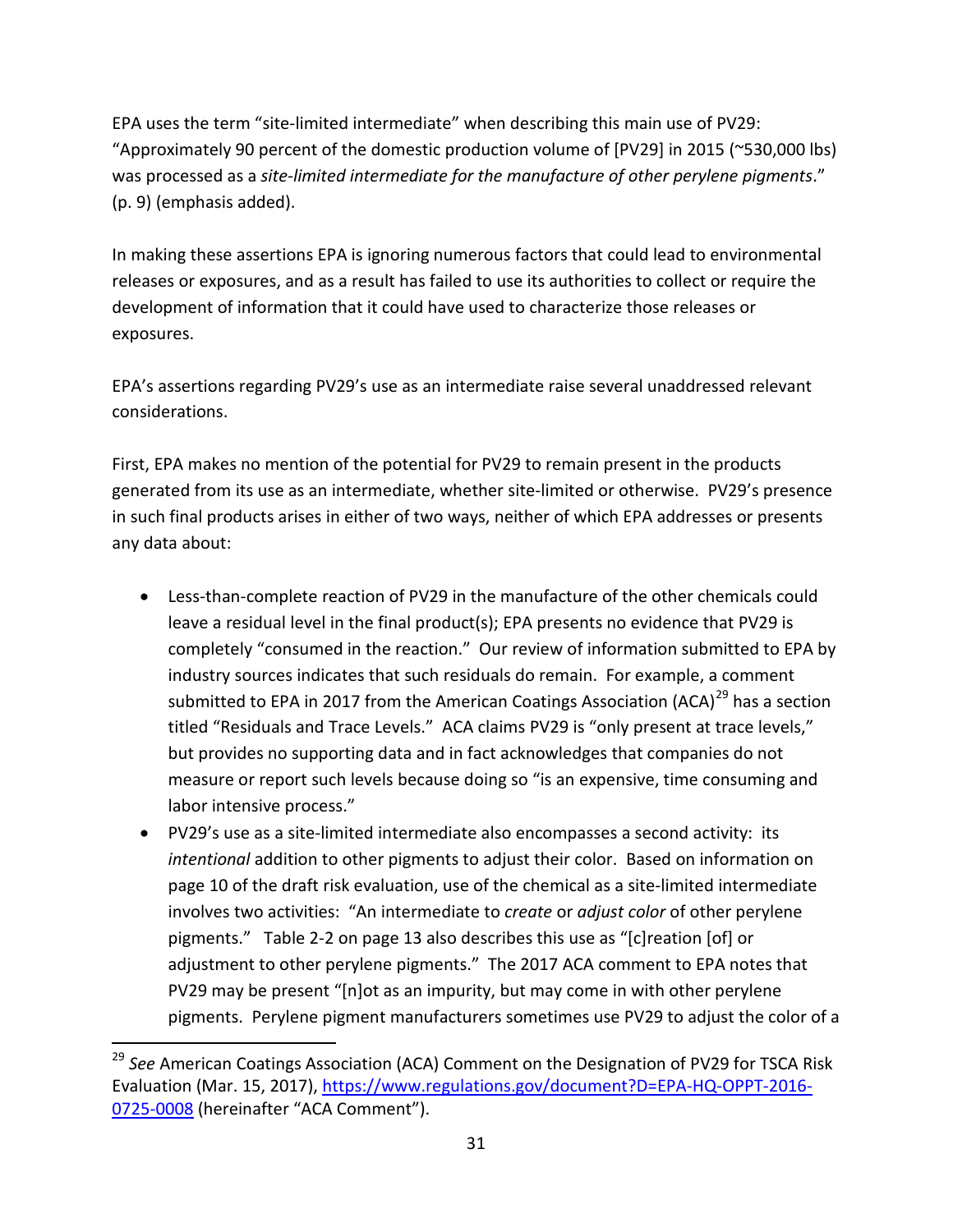EPA uses the term "site-limited intermediate" when describing this main use of PV29: "Approximately 90 percent of the domestic production volume of [PV29] in 2015 (~530,000 lbs) was processed as a *site-limited intermediate for the manufacture of other perylene pigments*." (p. 9) (emphasis added).

In making these assertions EPA is ignoring numerous factors that could lead to environmental releases or exposures, and as a result has failed to use its authorities to collect or require the development of information that it could have used to characterize those releases or exposures.

EPA's assertions regarding PV29's use as an intermediate raise several unaddressed relevant considerations.

First, EPA makes no mention of the potential for PV29 to remain present in the products generated from its use as an intermediate, whether site-limited or otherwise. PV29's presence in such final products arises in either of two ways, neither of which EPA addresses or presents any data about:

- Less-than-complete reaction of PV29 in the manufacture of the other chemicals could leave a residual level in the final product(s); EPA presents no evidence that PV29 is completely "consumed in the reaction." Our review of information submitted to EPA by industry sources indicates that such residuals do remain. For example, a comment submitted to EPA in 2017 from the American Coatings Association (ACA)[29] has a section titled "Residuals and Trace Levels." ACA claims PV29 is "only present at trace levels," but provides no supporting data and in fact acknowledges that companies do not measure or report such levels because doing so "is an expensive, time consuming and labor intensive process."
- PV29's use as a site-limited intermediate also encompasses a second activity: its *intentional* addition to other pigments to adjust their color. Based on information on page 10 of the draft risk evaluation, use of the chemical as a site-limited intermediate involves two activities: "An intermediate to *create* or *adjust color* of other perylene pigments." Table 2-2 on page 13 also describes this use as "[c]reation [of] or adjustment to other perylene pigments." The 2017 ACA comment to EPA notes that PV29 may be present "[n]ot as an impurity, but may come in with other perylene pigments. Perylene pigment manufacturers sometimes use PV29 to adjust the color of a

[29] *See* American Coatings Association (ACA) Comment on the Designation of PV29 for TSCA Risk Evaluation (Mar. 15, 2017), https://www.regulations.gov/document?D=EPA-HQ-OPPT-2016-0725-0008 (hereinafter "ACA Comment").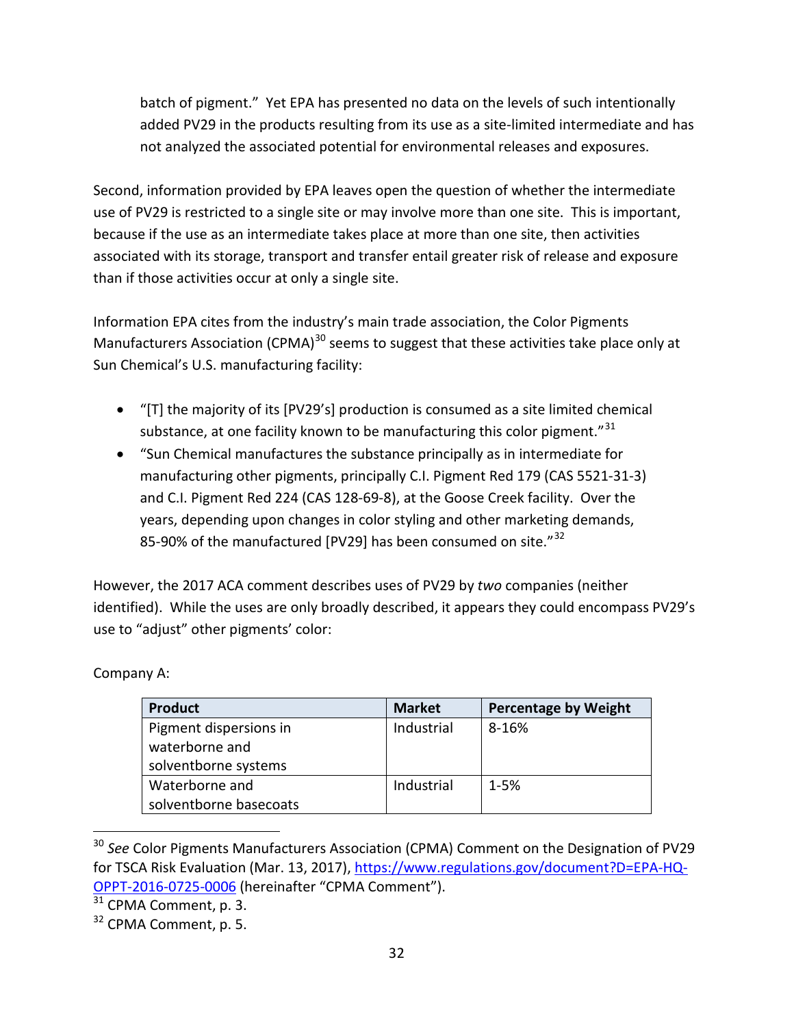batch of pigment." Yet EPA has presented no data on the levels of such intentionally added PV29 in the products resulting from its use as a site-limited intermediate and has not analyzed the associated potential for environmental releases and exposures.

Second, information provided by EPA leaves open the question of whether the intermediate use of PV29 is restricted to a single site or may involve more than one site. This is important, because if the use as an intermediate takes place at more than one site, then activities associated with its storage, transport and transfer entail greater risk of release and exposure than if those activities occur at only a single site.

Information EPA cites from the industry's main trade association, the Color Pigments Manufacturers Association (CPMA)[30] seems to suggest that these activities take place only at Sun Chemical's U.S. manufacturing facility:

- "[T] the majority of its [PV29's] production is consumed as a site limited chemical substance, at one facility known to be manufacturing this color pigment."[31]
- "Sun Chemical manufactures the substance principally as in intermediate for manufacturing other pigments, principally C.I. Pigment Red 179 (CAS 5521-31-3) and C.I. Pigment Red 224 (CAS 128-69-8), at the Goose Creek facility. Over the years, depending upon changes in color styling and other marketing demands, 85-90% of the manufactured [PV29] has been consumed on site."[32]

However, the 2017 ACA comment describes uses of PV29 by *two* companies (neither identified). While the uses are only broadly described, it appears they could encompass PV29's use to "adjust" other pigments' color:

Company A:

| Product | Market | Percentage by Weight |
|---|---|---|
| Pigment dispersions in waterborne and solventborne systems | Industrial | 8-16% |
| Waterborne and solventborne basecoats | Industrial | 1-5% |

[30] *See* Color Pigments Manufacturers Association (CPMA) Comment on the Designation of PV29 for TSCA Risk Evaluation (Mar. 13, 2017), https://www.regulations.gov/document?D=EPA-HQ-OPPT-2016-0725-0006 (hereinafter "CPMA Comment").

[31] CPMA Comment, p. 3.

[32] CPMA Comment, p. 5.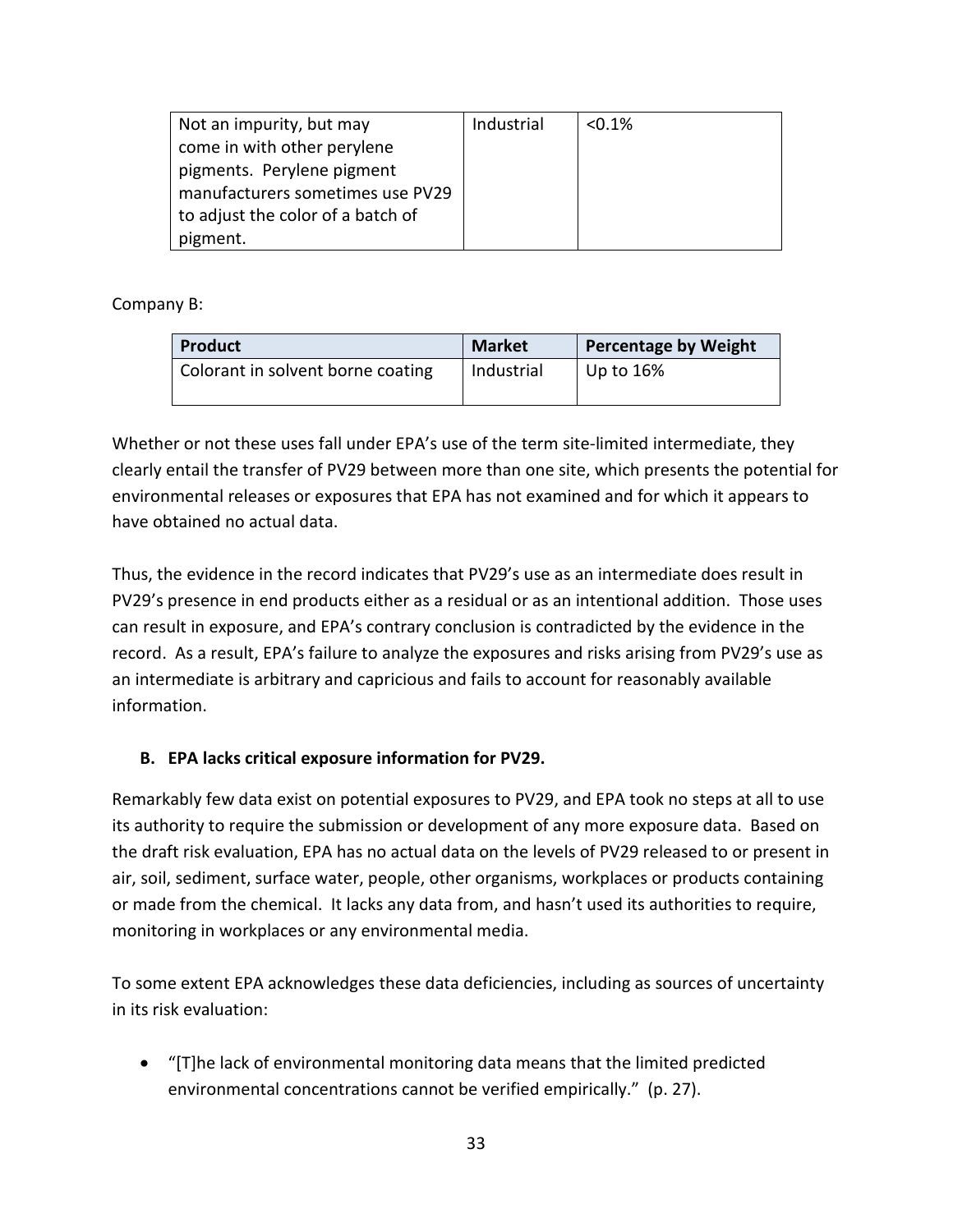| Not an impurity, but may come in with other perylene pigments. Perylene pigment manufacturers sometimes use PV29 to adjust the color of a batch of pigment. | Industrial | <0.1% |
|---|---|---|

Company B:

| Product | Market | Percentage by Weight |
|---|---|---|
| Colorant in solvent borne coating | Industrial | Up to 16% |

Whether or not these uses fall under EPA's use of the term site-limited intermediate, they clearly entail the transfer of PV29 between more than one site, which presents the potential for environmental releases or exposures that EPA has not examined and for which it appears to have obtained no actual data.

Thus, the evidence in the record indicates that PV29's use as an intermediate does result in PV29's presence in end products either as a residual or as an intentional addition. Those uses can result in exposure, and EPA's contrary conclusion is contradicted by the evidence in the record. As a result, EPA's failure to analyze the exposures and risks arising from PV29's use as an intermediate is arbitrary and capricious and fails to account for reasonably available information.

### B. EPA lacks critical exposure information for PV29.

Remarkably few data exist on potential exposures to PV29, and EPA took no steps at all to use its authority to require the submission or development of any more exposure data. Based on the draft risk evaluation, EPA has no actual data on the levels of PV29 released to or present in air, soil, sediment, surface water, people, other organisms, workplaces or products containing or made from the chemical. It lacks any data from, and hasn't used its authorities to require, monitoring in workplaces or any environmental media.

To some extent EPA acknowledges these data deficiencies, including as sources of uncertainty in its risk evaluation:

- "[T]he lack of environmental monitoring data means that the limited predicted environmental concentrations cannot be verified empirically." (p. 27).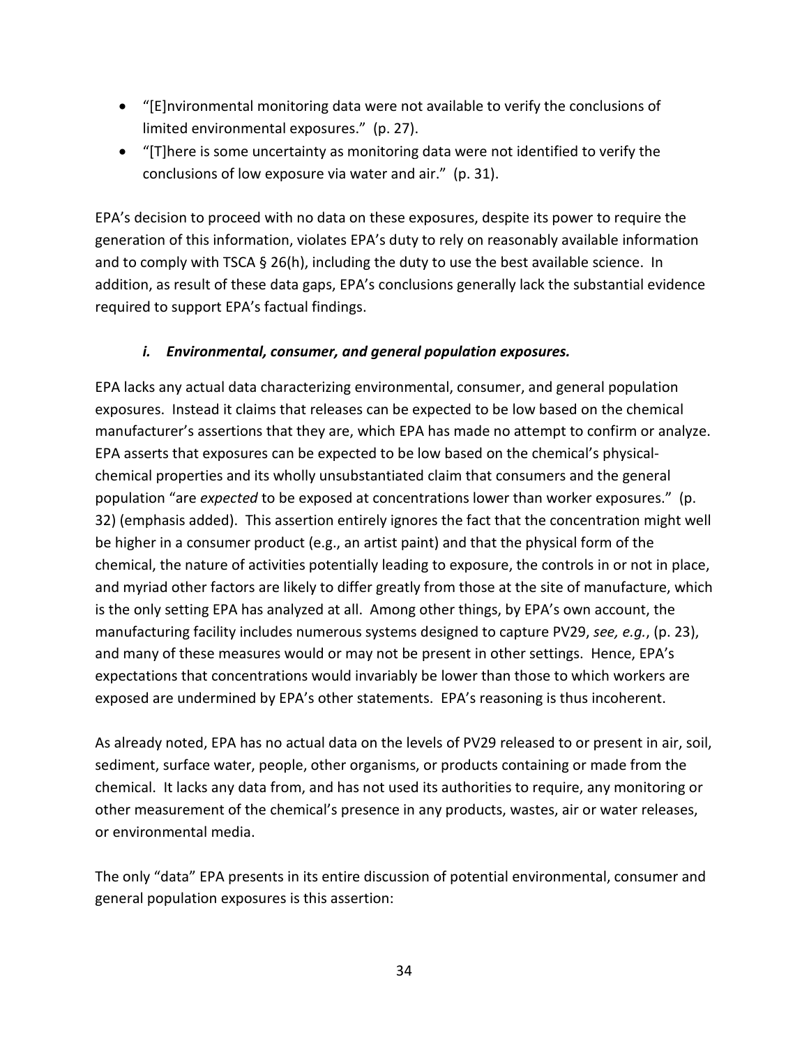- "[E]nvironmental monitoring data were not available to verify the conclusions of limited environmental exposures." (p. 27).
- "[T]here is some uncertainty as monitoring data were not identified to verify the conclusions of low exposure via water and air." (p. 31).

EPA's decision to proceed with no data on these exposures, despite its power to require the generation of this information, violates EPA's duty to rely on reasonably available information and to comply with TSCA § 26(h), including the duty to use the best available science. In addition, as result of these data gaps, EPA's conclusions generally lack the substantial evidence required to support EPA's factual findings.

### *i. Environmental, consumer, and general population exposures.*

EPA lacks any actual data characterizing environmental, consumer, and general population exposures. Instead it claims that releases can be expected to be low based on the chemical manufacturer's assertions that they are, which EPA has made no attempt to confirm or analyze. EPA asserts that exposures can be expected to be low based on the chemical's physical-chemical properties and its wholly unsubstantiated claim that consumers and the general population "are *expected* to be exposed at concentrations lower than worker exposures." (p. 32) (emphasis added). This assertion entirely ignores the fact that the concentration might well be higher in a consumer product (e.g., an artist paint) and that the physical form of the chemical, the nature of activities potentially leading to exposure, the controls in or not in place, and myriad other factors are likely to differ greatly from those at the site of manufacture, which is the only setting EPA has analyzed at all. Among other things, by EPA's own account, the manufacturing facility includes numerous systems designed to capture PV29, *see, e.g.*, (p. 23), and many of these measures would or may not be present in other settings. Hence, EPA's expectations that concentrations would invariably be lower than those to which workers are exposed are undermined by EPA's other statements. EPA's reasoning is thus incoherent.

As already noted, EPA has no actual data on the levels of PV29 released to or present in air, soil, sediment, surface water, people, other organisms, or products containing or made from the chemical. It lacks any data from, and has not used its authorities to require, any monitoring or other measurement of the chemical's presence in any products, wastes, air or water releases, or environmental media.

The only "data" EPA presents in its entire discussion of potential environmental, consumer and general population exposures is this assertion: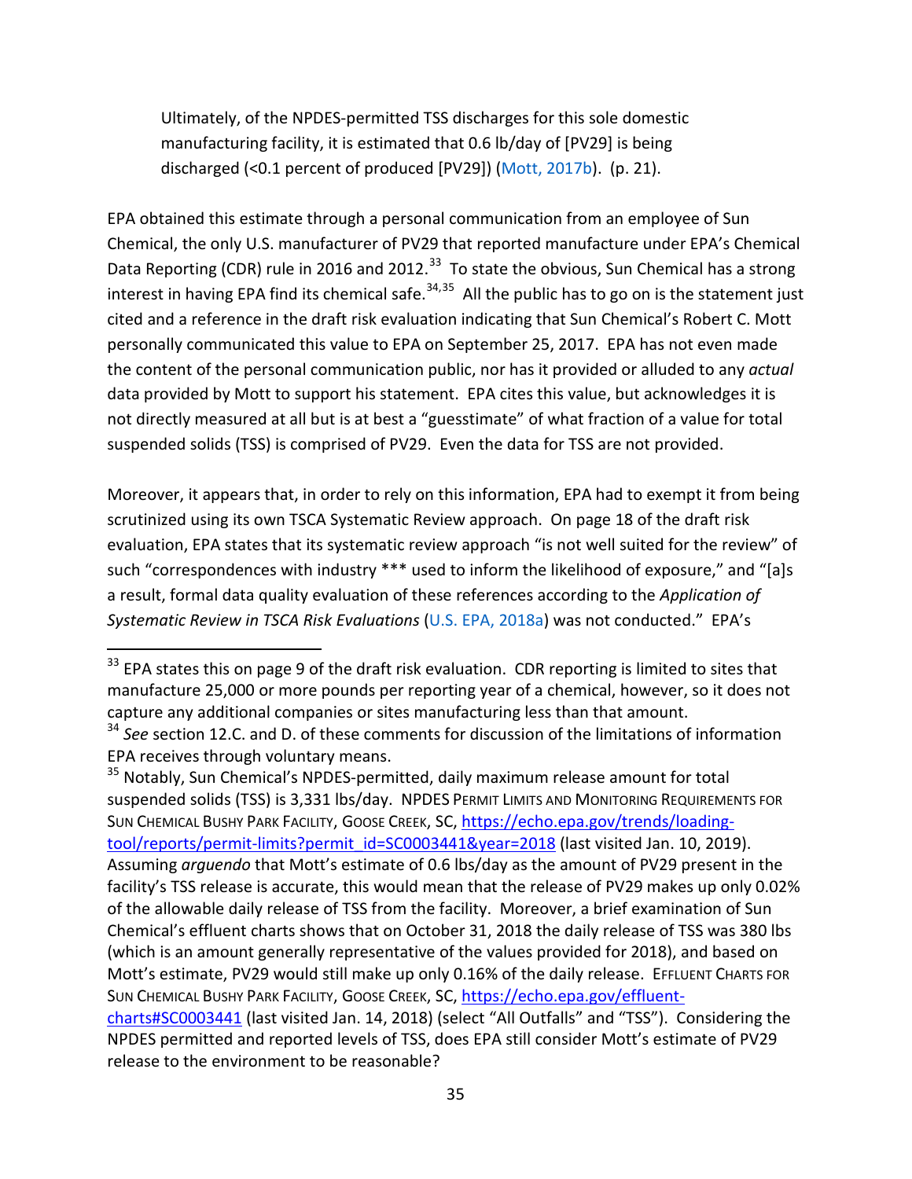> Ultimately, of the NPDES-permitted TSS discharges for this sole domestic manufacturing facility, it is estimated that 0.6 lb/day of [PV29] is being discharged (<0.1 percent of produced [PV29]) (Mott, 2017b). (p. 21).

EPA obtained this estimate through a personal communication from an employee of Sun Chemical, the only U.S. manufacturer of PV29 that reported manufacture under EPA's Chemical Data Reporting (CDR) rule in 2016 and 2012.[33] To state the obvious, Sun Chemical has a strong interest in having EPA find its chemical safe.[34,35] All the public has to go on is the statement just cited and a reference in the draft risk evaluation indicating that Sun Chemical's Robert C. Mott personally communicated this value to EPA on September 25, 2017. EPA has not even made the content of the personal communication public, nor has it provided or alluded to any *actual* data provided by Mott to support his statement. EPA cites this value, but acknowledges it is not directly measured at all but is at best a "guesstimate" of what fraction of a value for total suspended solids (TSS) is comprised of PV29. Even the data for TSS are not provided.

Moreover, it appears that, in order to rely on this information, EPA had to exempt it from being scrutinized using its own TSCA Systematic Review approach. On page 18 of the draft risk evaluation, EPA states that its systematic review approach "is not well suited for the review" of such "correspondences with industry *** used to inform the likelihood of exposure," and "[a]s a result, formal data quality evaluation of these references according to the *Application of Systematic Review in TSCA Risk Evaluations* (U.S. EPA, 2018a) was not conducted." EPA's

---

[33] EPA states this on page 9 of the draft risk evaluation. CDR reporting is limited to sites that manufacture 25,000 or more pounds per reporting year of a chemical, however, so it does not capture any additional companies or sites manufacturing less than that amount.

[34] *See* section 12.C. and D. of these comments for discussion of the limitations of information EPA receives through voluntary means.

[35] Notably, Sun Chemical's NPDES-permitted, daily maximum release amount for total suspended solids (TSS) is 3,331 lbs/day. NPDES PERMIT LIMITS AND MONITORING REQUIREMENTS FOR SUN CHEMICAL BUSHY PARK FACILITY, GOOSE CREEK, SC, https://echo.epa.gov/trends/loading-tool/reports/permit-limits?permit_id=SC0003441&year=2018 (last visited Jan. 10, 2019). Assuming *arguendo* that Mott's estimate of 0.6 lbs/day as the amount of PV29 present in the facility's TSS release is accurate, this would mean that the release of PV29 makes up only 0.02% of the allowable daily release of TSS from the facility. Moreover, a brief examination of Sun Chemical's effluent charts shows that on October 31, 2018 the daily release of TSS was 380 lbs (which is an amount generally representative of the values provided for 2018), and based on Mott's estimate, PV29 would still make up only 0.16% of the daily release. EFFLUENT CHARTS FOR SUN CHEMICAL BUSHY PARK FACILITY, GOOSE CREEK, SC, https://echo.epa.gov/effluent-charts#SC0003441 (last visited Jan. 14, 2018) (select "All Outfalls" and "TSS"). Considering the NPDES permitted and reported levels of TSS, does EPA still consider Mott's estimate of PV29 release to the environment to be reasonable?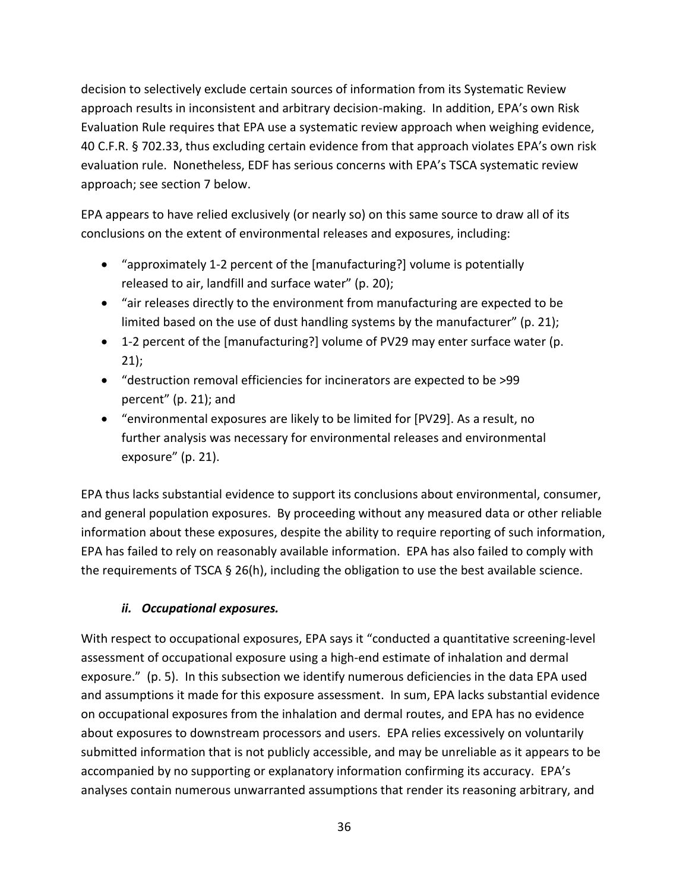decision to selectively exclude certain sources of information from its Systematic Review approach results in inconsistent and arbitrary decision-making. In addition, EPA's own Risk Evaluation Rule requires that EPA use a systematic review approach when weighing evidence, 40 C.F.R. § 702.33, thus excluding certain evidence from that approach violates EPA's own risk evaluation rule. Nonetheless, EDF has serious concerns with EPA's TSCA systematic review approach; see section 7 below.

EPA appears to have relied exclusively (or nearly so) on this same source to draw all of its conclusions on the extent of environmental releases and exposures, including:

- "approximately 1-2 percent of the [manufacturing?] volume is potentially released to air, landfill and surface water" (p. 20);
- "air releases directly to the environment from manufacturing are expected to be limited based on the use of dust handling systems by the manufacturer" (p. 21);
- 1-2 percent of the [manufacturing?] volume of PV29 may enter surface water (p. 21);
- "destruction removal efficiencies for incinerators are expected to be >99 percent" (p. 21); and
- "environmental exposures are likely to be limited for [PV29]. As a result, no further analysis was necessary for environmental releases and environmental exposure" (p. 21).

EPA thus lacks substantial evidence to support its conclusions about environmental, consumer, and general population exposures. By proceeding without any measured data or other reliable information about these exposures, despite the ability to require reporting of such information, EPA has failed to rely on reasonably available information. EPA has also failed to comply with the requirements of TSCA § 26(h), including the obligation to use the best available science.

#### ***ii. Occupational exposures.***

With respect to occupational exposures, EPA says it "conducted a quantitative screening-level assessment of occupational exposure using a high-end estimate of inhalation and dermal exposure." (p. 5). In this subsection we identify numerous deficiencies in the data EPA used and assumptions it made for this exposure assessment. In sum, EPA lacks substantial evidence on occupational exposures from the inhalation and dermal routes, and EPA has no evidence about exposures to downstream processors and users. EPA relies excessively on voluntarily submitted information that is not publicly accessible, and may be unreliable as it appears to be accompanied by no supporting or explanatory information confirming its accuracy. EPA's analyses contain numerous unwarranted assumptions that render its reasoning arbitrary, and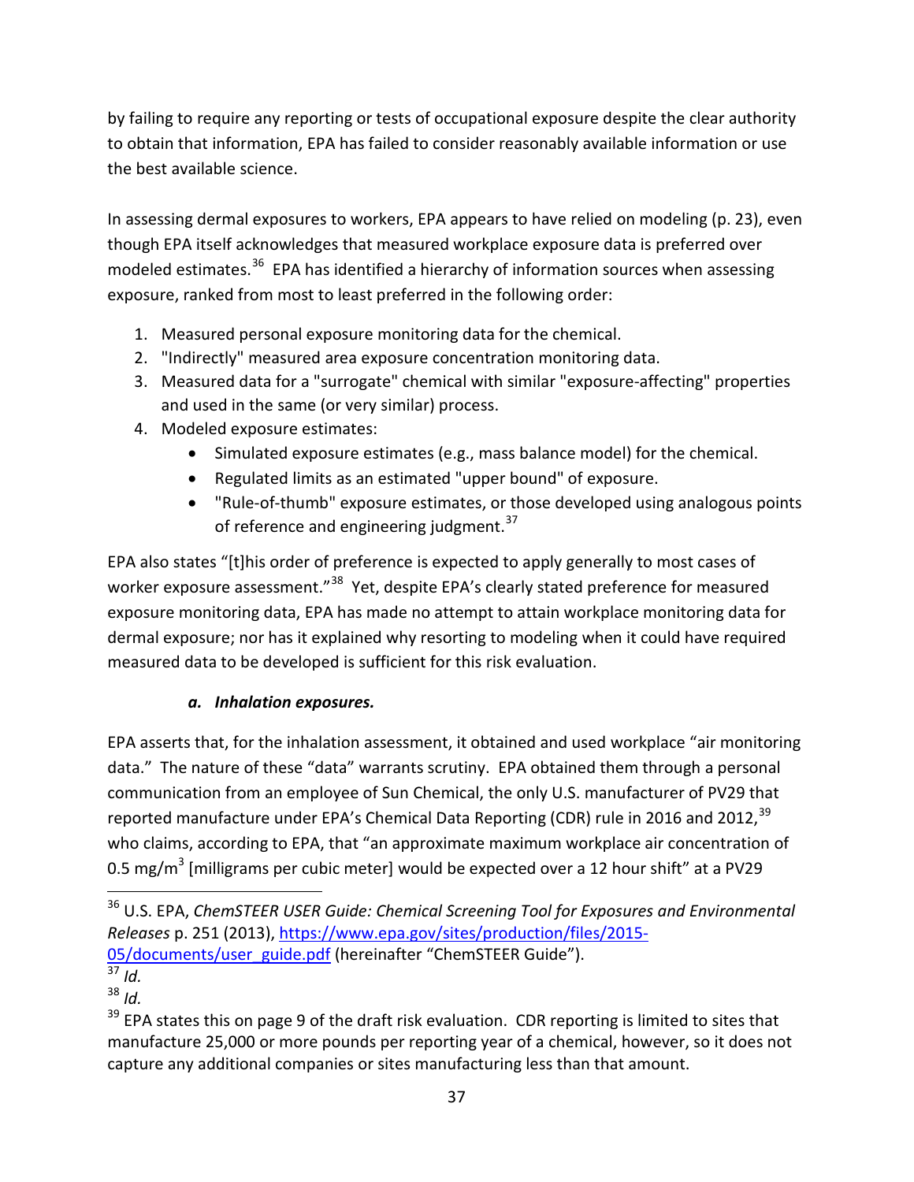by failing to require any reporting or tests of occupational exposure despite the clear authority to obtain that information, EPA has failed to consider reasonably available information or use the best available science.

In assessing dermal exposures to workers, EPA appears to have relied on modeling (p. 23), even though EPA itself acknowledges that measured workplace exposure data is preferred over modeled estimates.[36] EPA has identified a hierarchy of information sources when assessing exposure, ranked from most to least preferred in the following order:

1. Measured personal exposure monitoring data for the chemical.
2. "Indirectly" measured area exposure concentration monitoring data.
3. Measured data for a "surrogate" chemical with similar "exposure-affecting" properties and used in the same (or very similar) process.
4. Modeled exposure estimates:
   - Simulated exposure estimates (e.g., mass balance model) for the chemical.
   - Regulated limits as an estimated "upper bound" of exposure.
   - "Rule-of-thumb" exposure estimates, or those developed using analogous points of reference and engineering judgment.[37]

EPA also states "[t]his order of preference is expected to apply generally to most cases of worker exposure assessment."[38] Yet, despite EPA's clearly stated preference for measured exposure monitoring data, EPA has made no attempt to attain workplace monitoring data for dermal exposure; nor has it explained why resorting to modeling when it could have required measured data to be developed is sufficient for this risk evaluation.

### *a. Inhalation exposures.*

EPA asserts that, for the inhalation assessment, it obtained and used workplace "air monitoring data." The nature of these "data" warrants scrutiny. EPA obtained them through a personal communication from an employee of Sun Chemical, the only U.S. manufacturer of PV29 that reported manufacture under EPA's Chemical Data Reporting (CDR) rule in 2016 and 2012,[39] who claims, according to EPA, that "an approximate maximum workplace air concentration of 0.5 $mg/m^3$ [milligrams per cubic meter] would be expected over a 12 hour shift" at a PV29

---

[36] U.S. EPA, *ChemSTEER USER Guide: Chemical Screening Tool for Exposures and Environmental Releases* p. 251 (2013), https://www.epa.gov/sites/production/files/2015-05/documents/user_guide.pdf (hereinafter "ChemSTEER Guide").

[37] *Id.*

[38] *Id.*

[39] EPA states this on page 9 of the draft risk evaluation. CDR reporting is limited to sites that manufacture 25,000 or more pounds per reporting year of a chemical, however, so it does not capture any additional companies or sites manufacturing less than that amount.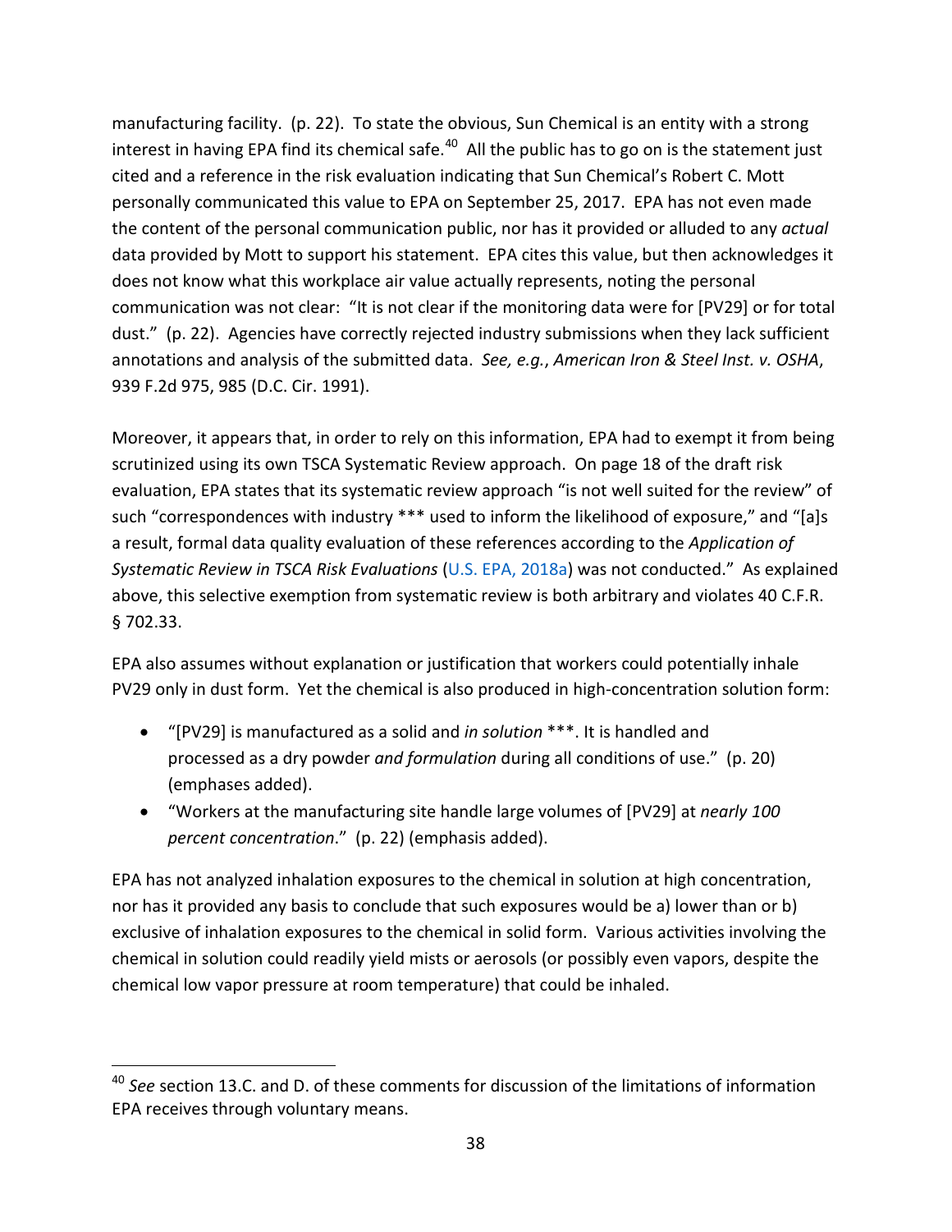manufacturing facility. (p. 22). To state the obvious, Sun Chemical is an entity with a strong interest in having EPA find its chemical safe.[40] All the public has to go on is the statement just cited and a reference in the risk evaluation indicating that Sun Chemical's Robert C. Mott personally communicated this value to EPA on September 25, 2017. EPA has not even made the content of the personal communication public, nor has it provided or alluded to any *actual* data provided by Mott to support his statement. EPA cites this value, but then acknowledges it does not know what this workplace air value actually represents, noting the personal communication was not clear: "It is not clear if the monitoring data were for [PV29] or for total dust." (p. 22). Agencies have correctly rejected industry submissions when they lack sufficient annotations and analysis of the submitted data. *See, e.g.*, *American Iron & Steel Inst. v. OSHA*, 939 F.2d 975, 985 (D.C. Cir. 1991).

Moreover, it appears that, in order to rely on this information, EPA had to exempt it from being scrutinized using its own TSCA Systematic Review approach. On page 18 of the draft risk evaluation, EPA states that its systematic review approach "is not well suited for the review" of such "correspondences with industry *** used to inform the likelihood of exposure," and "[a]s a result, formal data quality evaluation of these references according to the *Application of Systematic Review in TSCA Risk Evaluations* (U.S. EPA, 2018a) was not conducted." As explained above, this selective exemption from systematic review is both arbitrary and violates 40 C.F.R. § 702.33.

EPA also assumes without explanation or justification that workers could potentially inhale PV29 only in dust form. Yet the chemical is also produced in high-concentration solution form:

- "[PV29] is manufactured as a solid and *in solution* ***. It is handled and processed as a dry powder *and formulation* during all conditions of use." (p. 20) (emphases added).
- "Workers at the manufacturing site handle large volumes of [PV29] at *nearly 100 percent concentration*." (p. 22) (emphasis added).

EPA has not analyzed inhalation exposures to the chemical in solution at high concentration, nor has it provided any basis to conclude that such exposures would be a) lower than or b) exclusive of inhalation exposures to the chemical in solid form. Various activities involving the chemical in solution could readily yield mists or aerosols (or possibly even vapors, despite the chemical low vapor pressure at room temperature) that could be inhaled.

[40] *See* section 13.C. and D. of these comments for discussion of the limitations of information EPA receives through voluntary means.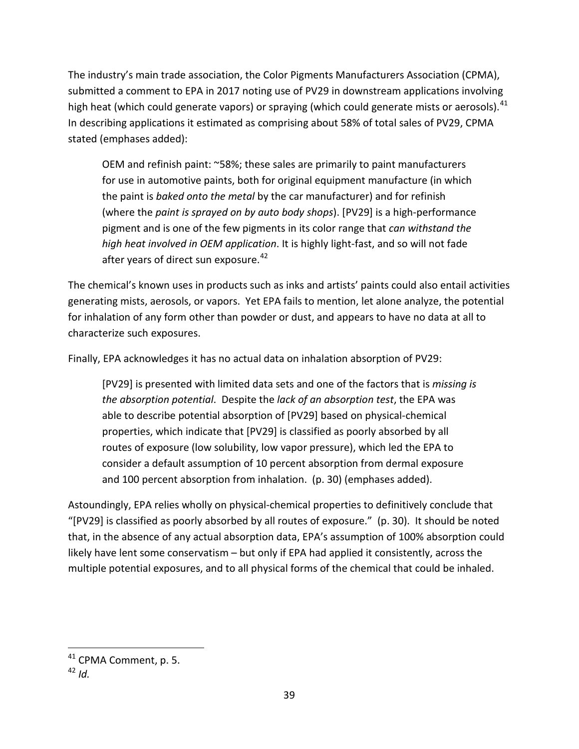The industry's main trade association, the Color Pigments Manufacturers Association (CPMA), submitted a comment to EPA in 2017 noting use of PV29 in downstream applications involving high heat (which could generate vapors) or spraying (which could generate mists or aerosols).[41] In describing applications it estimated as comprising about 58% of total sales of PV29, CPMA stated (emphases added):

> OEM and refinish paint: ~58%; these sales are primarily to paint manufacturers for use in automotive paints, both for original equipment manufacture (in which the paint is *baked onto the metal* by the car manufacturer) and for refinish (where the *paint is sprayed on by auto body shops*). [PV29] is a high-performance pigment and is one of the few pigments in its color range that *can withstand the high heat involved in OEM application*. It is highly light-fast, and so will not fade after years of direct sun exposure.[42]

The chemical's known uses in products such as inks and artists' paints could also entail activities generating mists, aerosols, or vapors. Yet EPA fails to mention, let alone analyze, the potential for inhalation of any form other than powder or dust, and appears to have no data at all to characterize such exposures.

Finally, EPA acknowledges it has no actual data on inhalation absorption of PV29:

> [PV29] is presented with limited data sets and one of the factors that is *missing is the absorption potential*. Despite the *lack of an absorption test*, the EPA was able to describe potential absorption of [PV29] based on physical-chemical properties, which indicate that [PV29] is classified as poorly absorbed by all routes of exposure (low solubility, low vapor pressure), which led the EPA to consider a default assumption of 10 percent absorption from dermal exposure and 100 percent absorption from inhalation. (p. 30) (emphases added).

Astoundingly, EPA relies wholly on physical-chemical properties to definitively conclude that "[PV29] is classified as poorly absorbed by all routes of exposure." (p. 30). It should be noted that, in the absence of any actual absorption data, EPA's assumption of 100% absorption could likely have lent some conservatism – but only if EPA had applied it consistently, across the multiple potential exposures, and to all physical forms of the chemical that could be inhaled.

---

[41] CPMA Comment, p. 5.

[42] *Id.*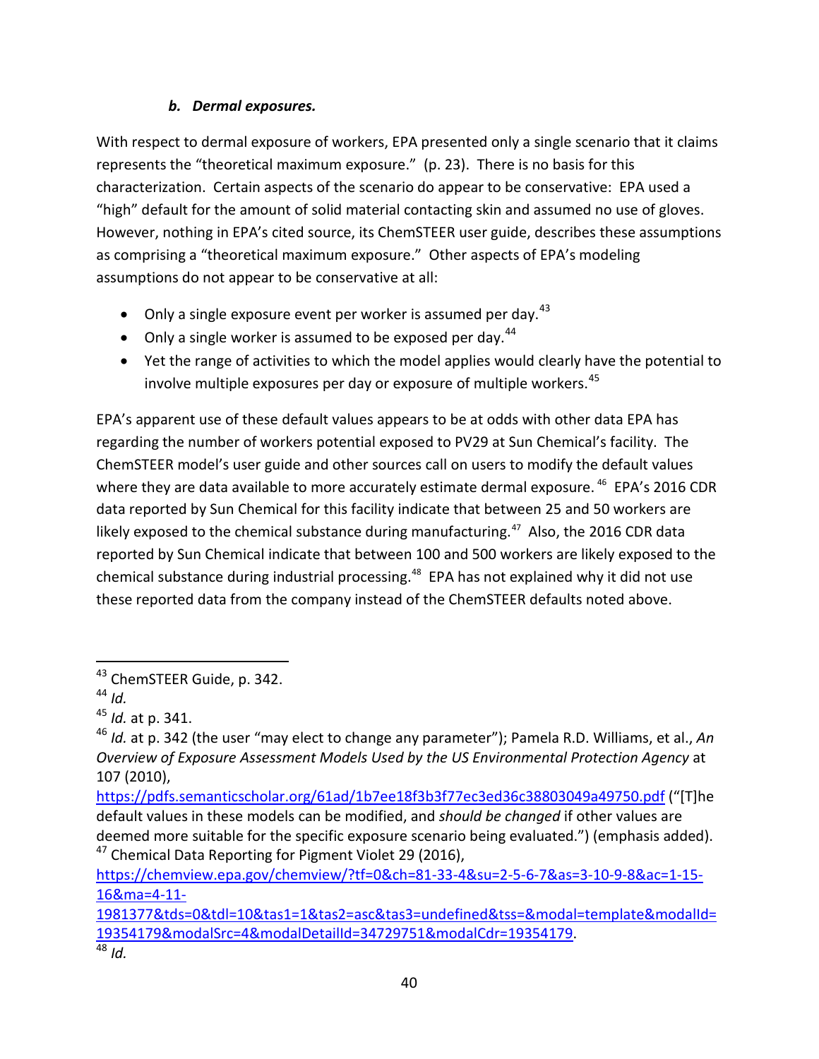#### *b. Dermal exposures.*

With respect to dermal exposure of workers, EPA presented only a single scenario that it claims represents the "theoretical maximum exposure." (p. 23). There is no basis for this characterization. Certain aspects of the scenario do appear to be conservative: EPA used a "high" default for the amount of solid material contacting skin and assumed no use of gloves. However, nothing in EPA's cited source, its ChemSTEER user guide, describes these assumptions as comprising a "theoretical maximum exposure." Other aspects of EPA's modeling assumptions do not appear to be conservative at all:

- Only a single exposure event per worker is assumed per day.[43]
- Only a single worker is assumed to be exposed per day.[44]
- Yet the range of activities to which the model applies would clearly have the potential to involve multiple exposures per day or exposure of multiple workers.[45]

EPA's apparent use of these default values appears to be at odds with other data EPA has regarding the number of workers potential exposed to PV29 at Sun Chemical's facility. The ChemSTEER model's user guide and other sources call on users to modify the default values where they are data available to more accurately estimate dermal exposure.[46] EPA's 2016 CDR data reported by Sun Chemical for this facility indicate that between 25 and 50 workers are likely exposed to the chemical substance during manufacturing.[47] Also, the 2016 CDR data reported by Sun Chemical indicate that between 100 and 500 workers are likely exposed to the chemical substance during industrial processing.[48] EPA has not explained why it did not use these reported data from the company instead of the ChemSTEER defaults noted above.

---

[43] ChemSTEER Guide, p. 342.

[44] *Id.*

[45] *Id.* at p. 341.

[46] *Id.* at p. 342 (the user "may elect to change any parameter"); Pamela R.D. Williams, et al., *An Overview of Exposure Assessment Models Used by the US Environmental Protection Agency* at 107 (2010), https://pdfs.semanticscholar.org/61ad/1b7ee18f3b3f77ec3ed36c38803049a49750.pdf ("[T]he default values in these models can be modified, and *should be changed* if other values are deemed more suitable for the specific exposure scenario being evaluated.") (emphasis added).

[47] Chemical Data Reporting for Pigment Violet 29 (2016), https://chemview.epa.gov/chemview/?tf=0&ch=81-33-4&su=2-5-6-7&as=3-10-9-8&ac=1-15-16&ma=4-11-1981377&tds=0&tdl=10&tas1=1&tas2=asc&tas3=undefined&tss=&modal=template&modalId=19354179&modalSrc=4&modalDetailId=34729751&modalCdr=19354179.

[48] *Id.*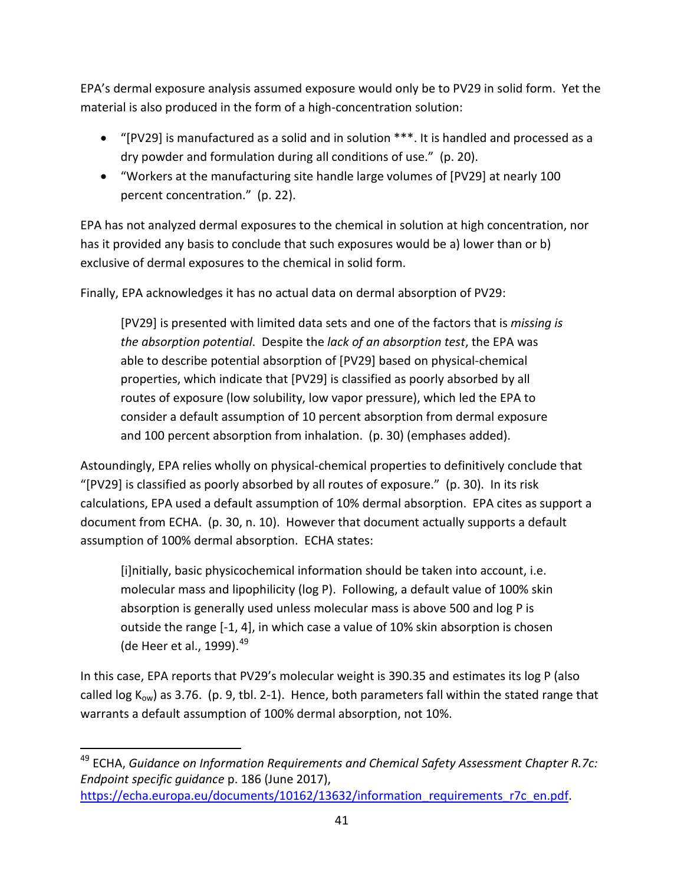EPA's dermal exposure analysis assumed exposure would only be to PV29 in solid form. Yet the material is also produced in the form of a high-concentration solution:

- "[PV29] is manufactured as a solid and in solution ***. It is handled and processed as a dry powder and formulation during all conditions of use." (p. 20).
- "Workers at the manufacturing site handle large volumes of [PV29] at nearly 100 percent concentration." (p. 22).

EPA has not analyzed dermal exposures to the chemical in solution at high concentration, nor has it provided any basis to conclude that such exposures would be a) lower than or b) exclusive of dermal exposures to the chemical in solid form.

Finally, EPA acknowledges it has no actual data on dermal absorption of PV29:

> [PV29] is presented with limited data sets and one of the factors that is *missing is the absorption potential*. Despite the *lack of an absorption test*, the EPA was able to describe potential absorption of [PV29] based on physical-chemical properties, which indicate that [PV29] is classified as poorly absorbed by all routes of exposure (low solubility, low vapor pressure), which led the EPA to consider a default assumption of 10 percent absorption from dermal exposure and 100 percent absorption from inhalation. (p. 30) (emphases added).

Astoundingly, EPA relies wholly on physical-chemical properties to definitively conclude that "[PV29] is classified as poorly absorbed by all routes of exposure." (p. 30). In its risk calculations, EPA used a default assumption of 10% dermal absorption. EPA cites as support a document from ECHA. (p. 30, n. 10). However that document actually supports a default assumption of 100% dermal absorption. ECHA states:

> [i]nitially, basic physicochemical information should be taken into account, i.e. molecular mass and lipophilicity (log P). Following, a default value of 100% skin absorption is generally used unless molecular mass is above 500 and log P is outside the range [-1, 4], in which case a value of 10% skin absorption is chosen (de Heer et al., 1999).[49]

In this case, EPA reports that PV29's molecular weight is 390.35 and estimates its log P (also called log $K_{ow}$) as 3.76. (p. 9, tbl. 2-1). Hence, both parameters fall within the stated range that warrants a default assumption of 100% dermal absorption, not 10%.

---

[49] ECHA, *Guidance on Information Requirements and Chemical Safety Assessment Chapter R.7c: Endpoint specific guidance* p. 186 (June 2017), https://echa.europa.eu/documents/10162/13632/information_requirements_r7c_en.pdf.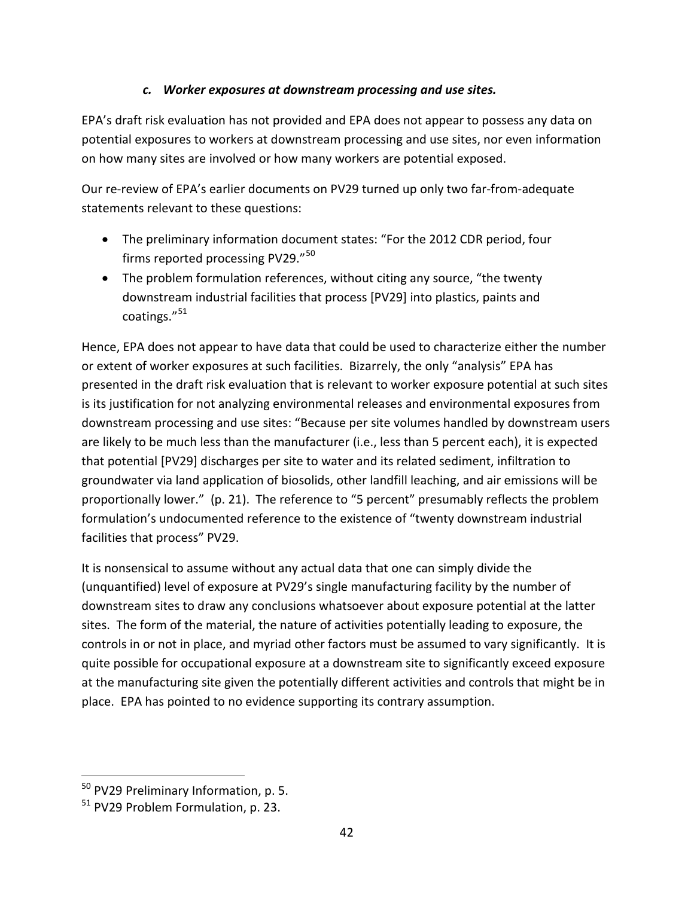### *c. Worker exposures at downstream processing and use sites.*

EPA's draft risk evaluation has not provided and EPA does not appear to possess any data on potential exposures to workers at downstream processing and use sites, nor even information on how many sites are involved or how many workers are potential exposed.

Our re-review of EPA's earlier documents on PV29 turned up only two far-from-adequate statements relevant to these questions:

- The preliminary information document states: "For the 2012 CDR period, four firms reported processing PV29."[50]
- The problem formulation references, without citing any source, "the twenty downstream industrial facilities that process [PV29] into plastics, paints and coatings."[51]

Hence, EPA does not appear to have data that could be used to characterize either the number or extent of worker exposures at such facilities. Bizarrely, the only "analysis" EPA has presented in the draft risk evaluation that is relevant to worker exposure potential at such sites is its justification for not analyzing environmental releases and environmental exposures from downstream processing and use sites: "Because per site volumes handled by downstream users are likely to be much less than the manufacturer (i.e., less than 5 percent each), it is expected that potential [PV29] discharges per site to water and its related sediment, infiltration to groundwater via land application of biosolids, other landfill leaching, and air emissions will be proportionally lower." (p. 21). The reference to "5 percent" presumably reflects the problem formulation's undocumented reference to the existence of "twenty downstream industrial facilities that process" PV29.

It is nonsensical to assume without any actual data that one can simply divide the (unquantified) level of exposure at PV29's single manufacturing facility by the number of downstream sites to draw any conclusions whatsoever about exposure potential at the latter sites. The form of the material, the nature of activities potentially leading to exposure, the controls in or not in place, and myriad other factors must be assumed to vary significantly. It is quite possible for occupational exposure at a downstream site to significantly exceed exposure at the manufacturing site given the potentially different activities and controls that might be in place. EPA has pointed to no evidence supporting its contrary assumption.

---

[50] PV29 Preliminary Information, p. 5.

[51] PV29 Problem Formulation, p. 23.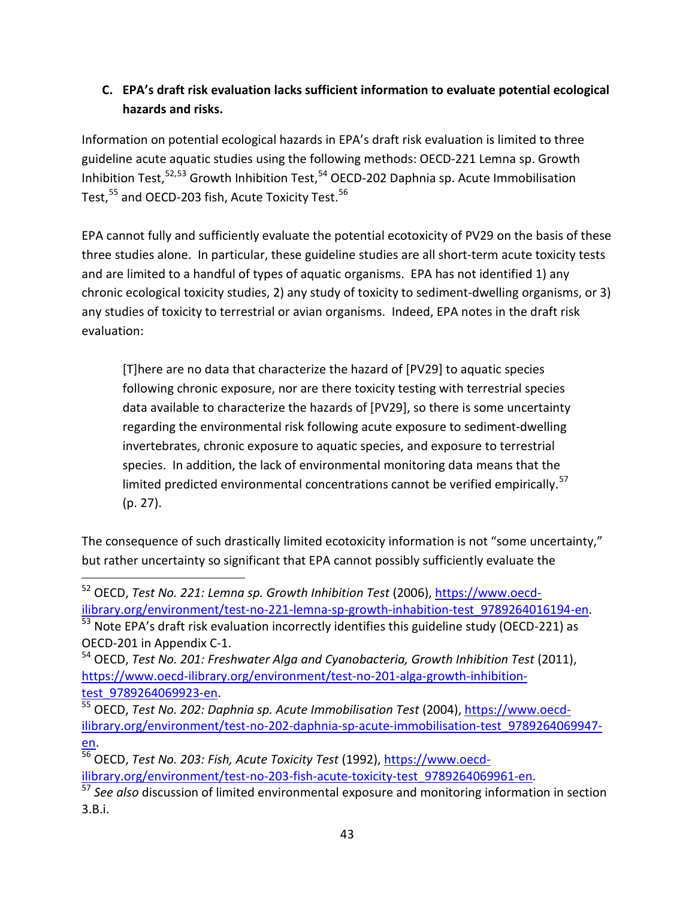### C. EPA's draft risk evaluation lacks sufficient information to evaluate potential ecological hazards and risks.

Information on potential ecological hazards in EPA's draft risk evaluation is limited to three guideline acute aquatic studies using the following methods: OECD-221 Lemna sp. Growth Inhibition Test,[52,53] Growth Inhibition Test,[54] OECD-202 Daphnia sp. Acute Immobilisation Test,[55] and OECD-203 fish, Acute Toxicity Test.[56]

EPA cannot fully and sufficiently evaluate the potential ecotoxicity of PV29 on the basis of these three studies alone. In particular, these guideline studies are all short-term acute toxicity tests and are limited to a handful of types of aquatic organisms. EPA has not identified 1) any chronic ecological toxicity studies, 2) any study of toxicity to sediment-dwelling organisms, or 3) any studies of toxicity to terrestrial or avian organisms. Indeed, EPA notes in the draft risk evaluation:

> [T]here are no data that characterize the hazard of [PV29] to aquatic species following chronic exposure, nor are there toxicity testing with terrestrial species data available to characterize the hazards of [PV29], so there is some uncertainty regarding the environmental risk following acute exposure to sediment-dwelling invertebrates, chronic exposure to aquatic species, and exposure to terrestrial species. In addition, the lack of environmental monitoring data means that the limited predicted environmental concentrations cannot be verified empirically.[57] (p. 27).

The consequence of such drastically limited ecotoxicity information is not "some uncertainty," but rather uncertainty so significant that EPA cannot possibly sufficiently evaluate the

---

[52] OECD, *Test No. 221: Lemna sp. Growth Inhibition Test* (2006), https://www.oecd-ilibrary.org/environment/test-no-221-lemna-sp-growth-inhabition-test_9789264016194-en.

[53] Note EPA's draft risk evaluation incorrectly identifies this guideline study (OECD-221) as OECD-201 in Appendix C-1.

[54] OECD, *Test No. 201: Freshwater Alga and Cyanobacteria, Growth Inhibition Test* (2011), https://www.oecd-ilibrary.org/environment/test-no-201-alga-growth-inhibition-test_9789264069923-en.

[55] OECD, *Test No. 202: Daphnia sp. Acute Immobilisation Test* (2004), https://www.oecd-ilibrary.org/environment/test-no-202-daphnia-sp-acute-immobilisation-test_9789264069947-en.

[56] OECD, *Test No. 203: Fish, Acute Toxicity Test* (1992), https://www.oecd-ilibrary.org/environment/test-no-203-fish-acute-toxicity-test_9789264069961-en.

[57] *See also* discussion of limited environmental exposure and monitoring information in section 3.B.i.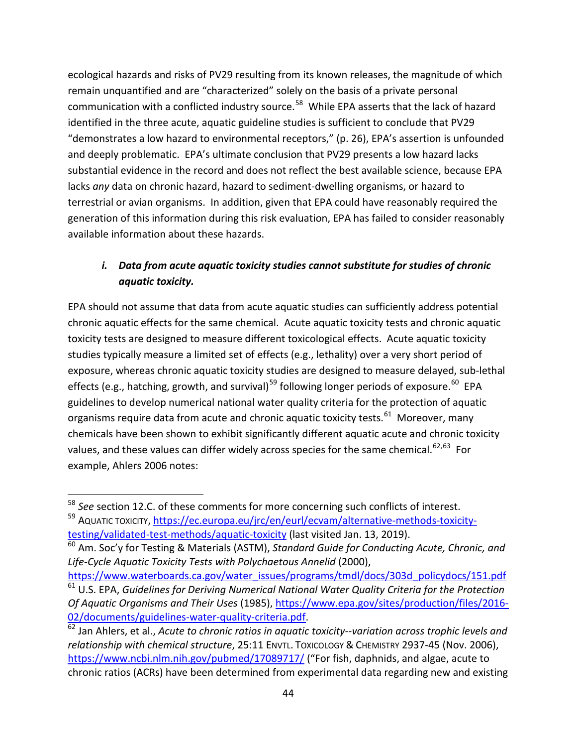ecological hazards and risks of PV29 resulting from its known releases, the magnitude of which remain unquantified and are "characterized" solely on the basis of a private personal communication with a conflicted industry source.[58] While EPA asserts that the lack of hazard identified in the three acute, aquatic guideline studies is sufficient to conclude that PV29 "demonstrates a low hazard to environmental receptors," (p. 26), EPA's assertion is unfounded and deeply problematic. EPA's ultimate conclusion that PV29 presents a low hazard lacks substantial evidence in the record and does not reflect the best available science, because EPA lacks *any* data on chronic hazard, hazard to sediment-dwelling organisms, or hazard to terrestrial or avian organisms. In addition, given that EPA could have reasonably required the generation of this information during this risk evaluation, EPA has failed to consider reasonably available information about these hazards.

### *i. Data from acute aquatic toxicity studies cannot substitute for studies of chronic aquatic toxicity.*

EPA should not assume that data from acute aquatic studies can sufficiently address potential chronic aquatic effects for the same chemical. Acute aquatic toxicity tests and chronic aquatic toxicity tests are designed to measure different toxicological effects. Acute aquatic toxicity studies typically measure a limited set of effects (e.g., lethality) over a very short period of exposure, whereas chronic aquatic toxicity studies are designed to measure delayed, sub-lethal effects (e.g., hatching, growth, and survival)[59] following longer periods of exposure.[60] EPA guidelines to develop numerical national water quality criteria for the protection of aquatic organisms require data from acute and chronic aquatic toxicity tests.[61] Moreover, many chemicals have been shown to exhibit significantly different aquatic acute and chronic toxicity values, and these values can differ widely across species for the same chemical.[62,63] For example, Ahlers 2006 notes:

---

[58] *See* section 12.C. of these comments for more concerning such conflicts of interest.

[59] AQUATIC TOXICITY, https://ec.europa.eu/jrc/en/eurl/ecvam/alternative-methods-toxicity-testing/validated-test-methods/aquatic-toxicity (last visited Jan. 13, 2019).

[60] Am. Soc'y for Testing & Materials (ASTM), *Standard Guide for Conducting Acute, Chronic, and Life-Cycle Aquatic Toxicity Tests with Polychaetous Annelid* (2000), https://www.waterboards.ca.gov/water_issues/programs/tmdl/docs/303d_policydocs/151.pdf

[61] U.S. EPA, *Guidelines for Deriving Numerical National Water Quality Criteria for the Protection Of Aquatic Organisms and Their Uses* (1985), https://www.epa.gov/sites/production/files/2016-02/documents/guidelines-water-quality-criteria.pdf.

[62] Jan Ahlers, et al., *Acute to chronic ratios in aquatic toxicity--variation across trophic levels and relationship with chemical structure*, 25:11 ENVTL. TOXICOLOGY & CHEMISTRY 2937-45 (Nov. 2006), https://www.ncbi.nlm.nih.gov/pubmed/17089717/ ("For fish, daphnids, and algae, acute to chronic ratios (ACRs) have been determined from experimental data regarding new and existing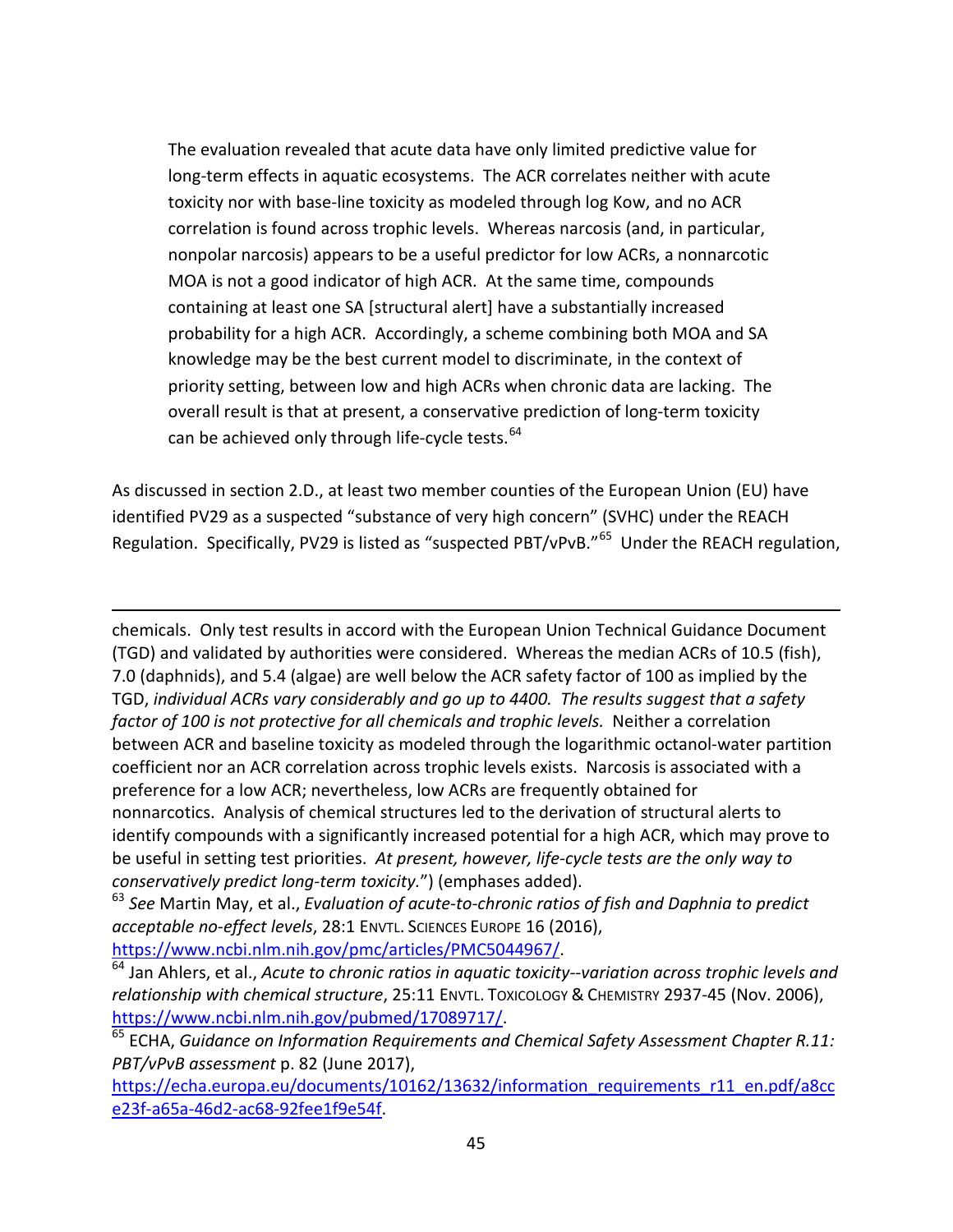> The evaluation revealed that acute data have only limited predictive value for long-term effects in aquatic ecosystems. The ACR correlates neither with acute toxicity nor with base-line toxicity as modeled through log Kow, and no ACR correlation is found across trophic levels. Whereas narcosis (and, in particular, nonpolar narcosis) appears to be a useful predictor for low ACRs, a nonnarcotic MOA is not a good indicator of high ACR. At the same time, compounds containing at least one SA [structural alert] have a substantially increased probability for a high ACR. Accordingly, a scheme combining both MOA and SA knowledge may be the best current model to discriminate, in the context of priority setting, between low and high ACRs when chronic data are lacking. The overall result is that at present, a conservative prediction of long-term toxicity can be achieved only through life-cycle tests.[64]

As discussed in section 2.D., at least two member counties of the European Union (EU) have identified PV29 as a suspected "substance of very high concern" (SVHC) under the REACH Regulation. Specifically, PV29 is listed as "suspected PBT/vPvB."[65] Under the REACH regulation,

---

chemicals. Only test results in accord with the European Union Technical Guidance Document (TGD) and validated by authorities were considered. Whereas the median ACRs of 10.5 (fish), 7.0 (daphnids), and 5.4 (algae) are well below the ACR safety factor of 100 as implied by the TGD, *individual ACRs vary considerably and go up to 4400. The results suggest that a safety factor of 100 is not protective for all chemicals and trophic levels.* Neither a correlation between ACR and baseline toxicity as modeled through the logarithmic octanol-water partition coefficient nor an ACR correlation across trophic levels exists. Narcosis is associated with a preference for a low ACR; nevertheless, low ACRs are frequently obtained for nonnarcotics. Analysis of chemical structures led to the derivation of structural alerts to identify compounds with a significantly increased potential for a high ACR, which may prove to be useful in setting test priorities. *At present, however, life-cycle tests are the only way to conservatively predict long-term toxicity.*") (emphases added).

[63] *See* Martin May, et al., *Evaluation of acute-to-chronic ratios of fish and Daphnia to predict acceptable no-effect levels*, 28:1 ENVTL. SCIENCES EUROPE 16 (2016), https://www.ncbi.nlm.nih.gov/pmc/articles/PMC5044967/.

[64] Jan Ahlers, et al., *Acute to chronic ratios in aquatic toxicity--variation across trophic levels and relationship with chemical structure*, 25:11 ENVTL. TOXICOLOGY & CHEMISTRY 2937-45 (Nov. 2006), https://www.ncbi.nlm.nih.gov/pubmed/17089717/.

[65] ECHA, *Guidance on Information Requirements and Chemical Safety Assessment Chapter R.11: PBT/vPvB assessment* p. 82 (June 2017), https://echa.europa.eu/documents/10162/13632/information_requirements_r11_en.pdf/a8cce23f-a65a-46d2-ac68-92fee1f9e54f.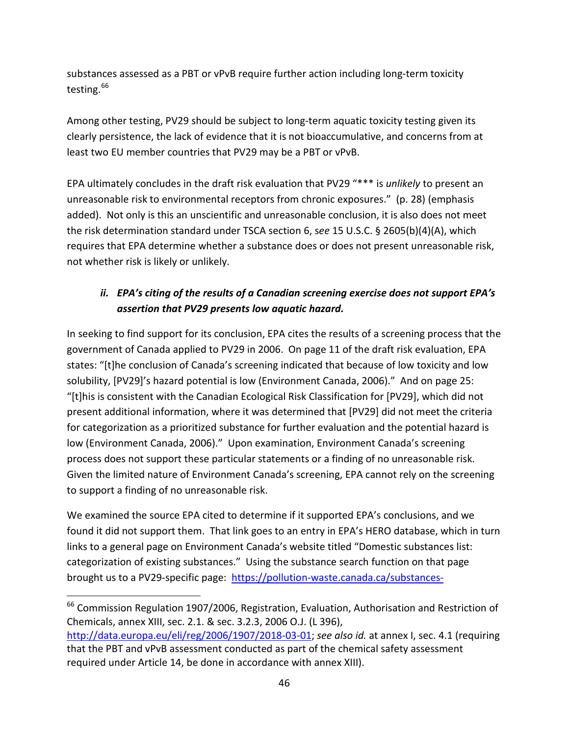substances assessed as a PBT or vPvB require further action including long-term toxicity testing.[66]

Among other testing, PV29 should be subject to long-term aquatic toxicity testing given its clearly persistence, the lack of evidence that it is not bioaccumulative, and concerns from at least two EU member countries that PV29 may be a PBT or vPvB.

EPA ultimately concludes in the draft risk evaluation that PV29 "*** is *unlikely* to present an unreasonable risk to environmental receptors from chronic exposures." (p. 28) (emphasis added). Not only is this an unscientific and unreasonable conclusion, it is also does not meet the risk determination standard under TSCA section 6, *see* 15 U.S.C. § 2605(b)(4)(A), which requires that EPA determine whether a substance does or does not present unreasonable risk, not whether risk is likely or unlikely.

#### *ii. EPA's citing of the results of a Canadian screening exercise does not support EPA's assertion that PV29 presents low aquatic hazard.*

In seeking to find support for its conclusion, EPA cites the results of a screening process that the government of Canada applied to PV29 in 2006. On page 11 of the draft risk evaluation, EPA states: "[t]he conclusion of Canada's screening indicated that because of low toxicity and low solubility, [PV29]'s hazard potential is low (Environment Canada, 2006)." And on page 25: "[t]his is consistent with the Canadian Ecological Risk Classification for [PV29], which did not present additional information, where it was determined that [PV29] did not meet the criteria for categorization as a prioritized substance for further evaluation and the potential hazard is low (Environment Canada, 2006)." Upon examination, Environment Canada's screening process does not support these particular statements or a finding of no unreasonable risk. Given the limited nature of Environment Canada's screening, EPA cannot rely on the screening to support a finding of no unreasonable risk.

We examined the source EPA cited to determine if it supported EPA's conclusions, and we found it did not support them. That link goes to an entry in EPA's HERO database, which in turn links to a general page on Environment Canada's website titled "Domestic substances list: categorization of existing substances." Using the substance search function on that page brought us to a PV29-specific page: https://pollution-waste.canada.ca/substances-

---

[66] Commission Regulation 1907/2006, Registration, Evaluation, Authorisation and Restriction of Chemicals, annex XIII, sec. 2.1. & sec. 3.2.3, 2006 O.J. (L 396), http://data.europa.eu/eli/reg/2006/1907/2018-03-01; *see also id.* at annex I, sec. 4.1 (requiring that the PBT and vPvB assessment conducted as part of the chemical safety assessment required under Article 14, be done in accordance with annex XIII).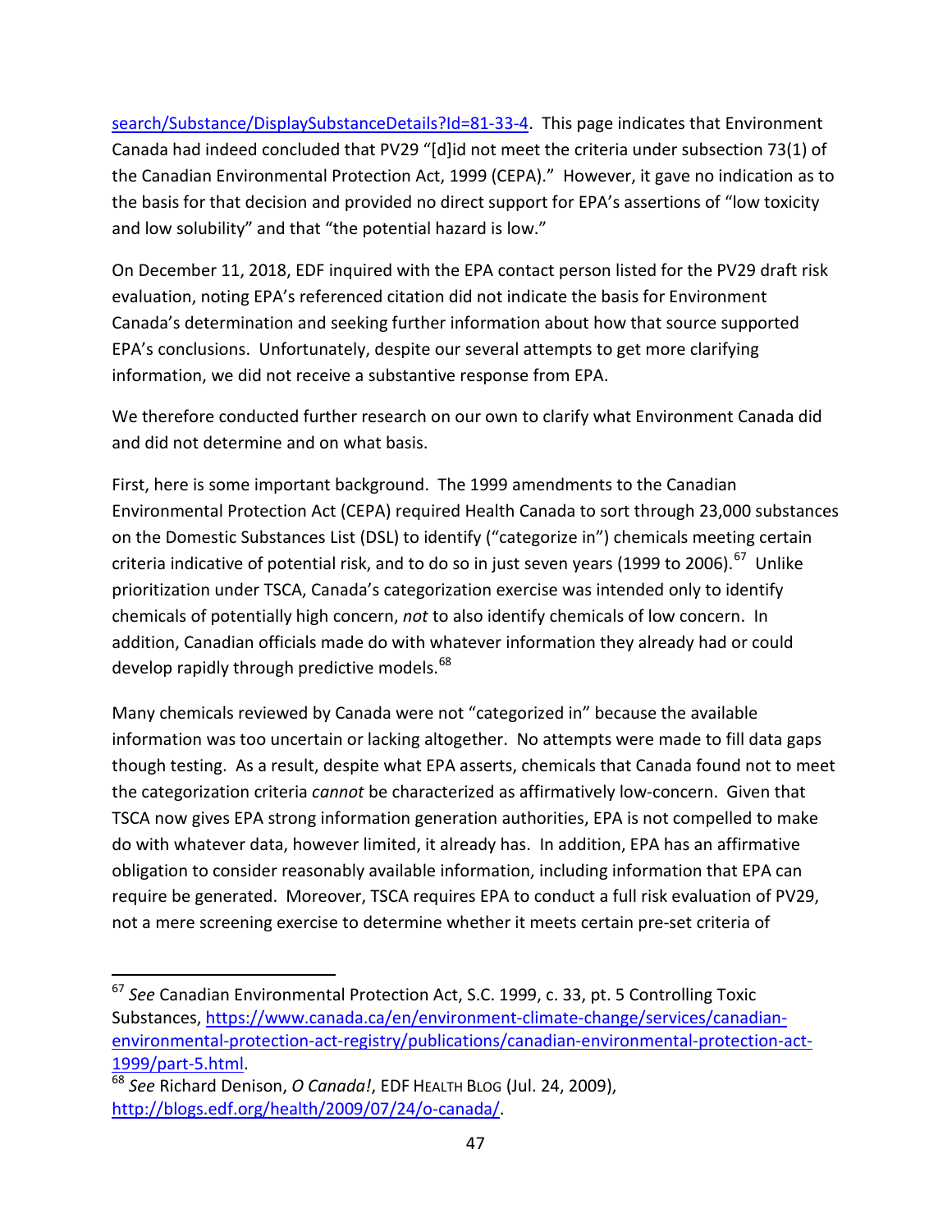search/Substance/DisplaySubstanceDetails?Id=81-33-4. This page indicates that Environment Canada had indeed concluded that PV29 "[d]id not meet the criteria under subsection 73(1) of the Canadian Environmental Protection Act, 1999 (CEPA)." However, it gave no indication as to the basis for that decision and provided no direct support for EPA's assertions of "low toxicity and low solubility" and that "the potential hazard is low."

On December 11, 2018, EDF inquired with the EPA contact person listed for the PV29 draft risk evaluation, noting EPA's referenced citation did not indicate the basis for Environment Canada's determination and seeking further information about how that source supported EPA's conclusions. Unfortunately, despite our several attempts to get more clarifying information, we did not receive a substantive response from EPA.

We therefore conducted further research on our own to clarify what Environment Canada did and did not determine and on what basis.

First, here is some important background. The 1999 amendments to the Canadian Environmental Protection Act (CEPA) required Health Canada to sort through 23,000 substances on the Domestic Substances List (DSL) to identify ("categorize in") chemicals meeting certain criteria indicative of potential risk, and to do so in just seven years (1999 to 2006).[67] Unlike prioritization under TSCA, Canada's categorization exercise was intended only to identify chemicals of potentially high concern, *not* to also identify chemicals of low concern. In addition, Canadian officials made do with whatever information they already had or could develop rapidly through predictive models.[68]

Many chemicals reviewed by Canada were not "categorized in" because the available information was too uncertain or lacking altogether. No attempts were made to fill data gaps though testing. As a result, despite what EPA asserts, chemicals that Canada found not to meet the categorization criteria *cannot* be characterized as affirmatively low-concern. Given that TSCA now gives EPA strong information generation authorities, EPA is not compelled to make do with whatever data, however limited, it already has. In addition, EPA has an affirmative obligation to consider reasonably available information, including information that EPA can require be generated. Moreover, TSCA requires EPA to conduct a full risk evaluation of PV29, not a mere screening exercise to determine whether it meets certain pre-set criteria of

---

[67] *See* Canadian Environmental Protection Act, S.C. 1999, c. 33, pt. 5 Controlling Toxic Substances, https://www.canada.ca/en/environment-climate-change/services/canadian-environmental-protection-act-registry/publications/canadian-environmental-protection-act-1999/part-5.html.

[68] *See* Richard Denison, *O Canada!*, EDF HEALTH BLOG (Jul. 24, 2009), http://blogs.edf.org/health/2009/07/24/o-canada/.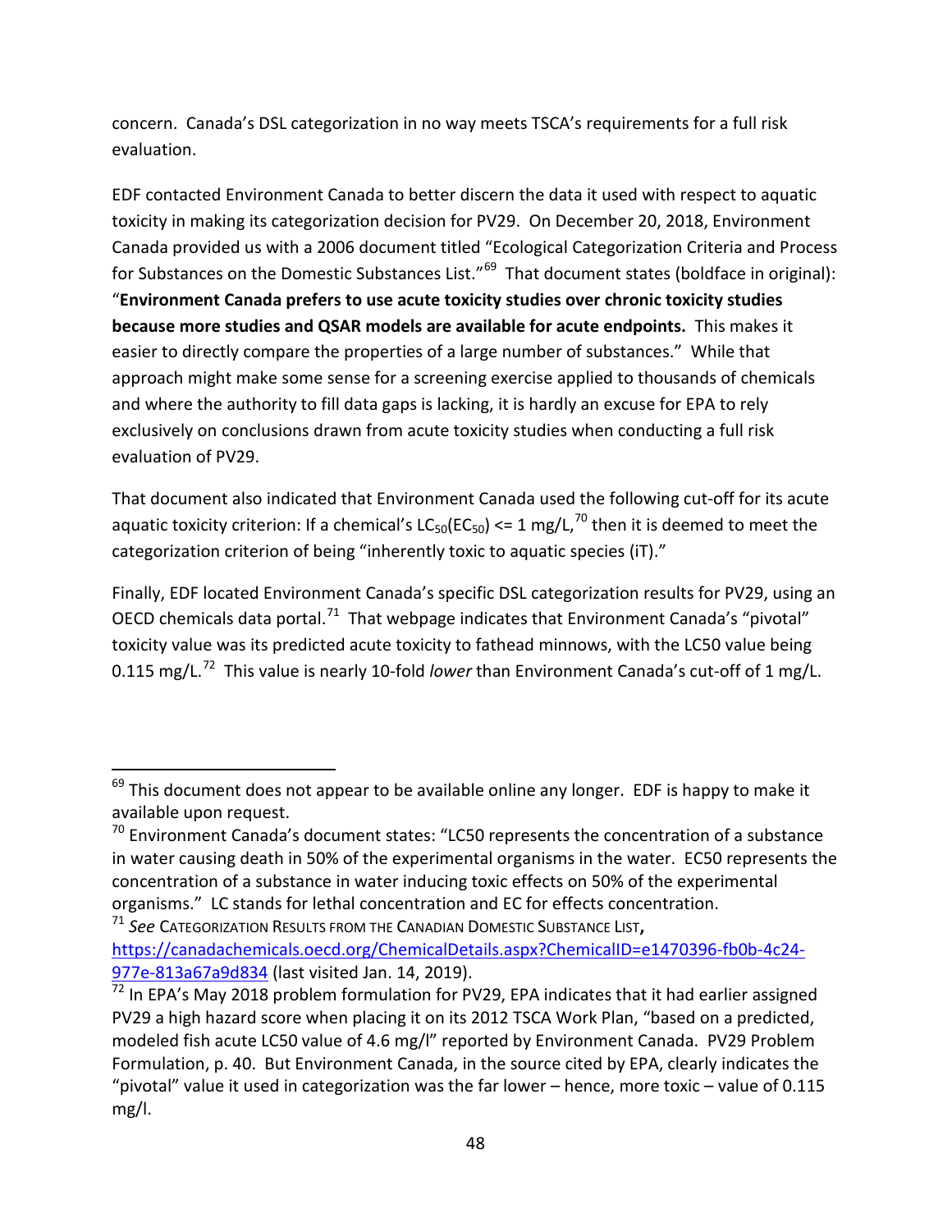concern. Canada's DSL categorization in no way meets TSCA's requirements for a full risk evaluation.

EDF contacted Environment Canada to better discern the data it used with respect to aquatic toxicity in making its categorization decision for PV29. On December 20, 2018, Environment Canada provided us with a 2006 document titled "Ecological Categorization Criteria and Process for Substances on the Domestic Substances List."[69] That document states (boldface in original): "**Environment Canada prefers to use acute toxicity studies over chronic toxicity studies because more studies and QSAR models are available for acute endpoints.** This makes it easier to directly compare the properties of a large number of substances." While that approach might make some sense for a screening exercise applied to thousands of chemicals and where the authority to fill data gaps is lacking, it is hardly an excuse for EPA to rely exclusively on conclusions drawn from acute toxicity studies when conducting a full risk evaluation of PV29.

That document also indicated that Environment Canada used the following cut-off for its acute aquatic toxicity criterion: If a chemical's $LC_{50}(EC_{50}) <= 1$ mg/L,[70] then it is deemed to meet the categorization criterion of being "inherently toxic to aquatic species (iT)."

Finally, EDF located Environment Canada's specific DSL categorization results for PV29, using an OECD chemicals data portal.[71] That webpage indicates that Environment Canada's "pivotal" toxicity value was its predicted acute toxicity to fathead minnows, with the LC50 value being 0.115 mg/L.[72] This value is nearly 10-fold *lower* than Environment Canada's cut-off of 1 mg/L.

---

[69] This document does not appear to be available online any longer. EDF is happy to make it available upon request.

[70] Environment Canada's document states: "LC50 represents the concentration of a substance in water causing death in 50% of the experimental organisms in the water. EC50 represents the concentration of a substance in water inducing toxic effects on 50% of the experimental organisms." LC stands for lethal concentration and EC for effects concentration.

[71] *See* CATEGORIZATION RESULTS FROM THE CANADIAN DOMESTIC SUBSTANCE LIST, https://canadachemicals.oecd.org/ChemicalDetails.aspx?ChemicalID=e1470396-fb0b-4c24-977e-813a67a9d834 (last visited Jan. 14, 2019).

[72] In EPA's May 2018 problem formulation for PV29, EPA indicates that it had earlier assigned PV29 a high hazard score when placing it on its 2012 TSCA Work Plan, "based on a predicted, modeled fish acute LC50 value of 4.6 mg/l" reported by Environment Canada. PV29 Problem Formulation, p. 40. But Environment Canada, in the source cited by EPA, clearly indicates the "pivotal" value it used in categorization was the far lower – hence, more toxic – value of 0.115 mg/l.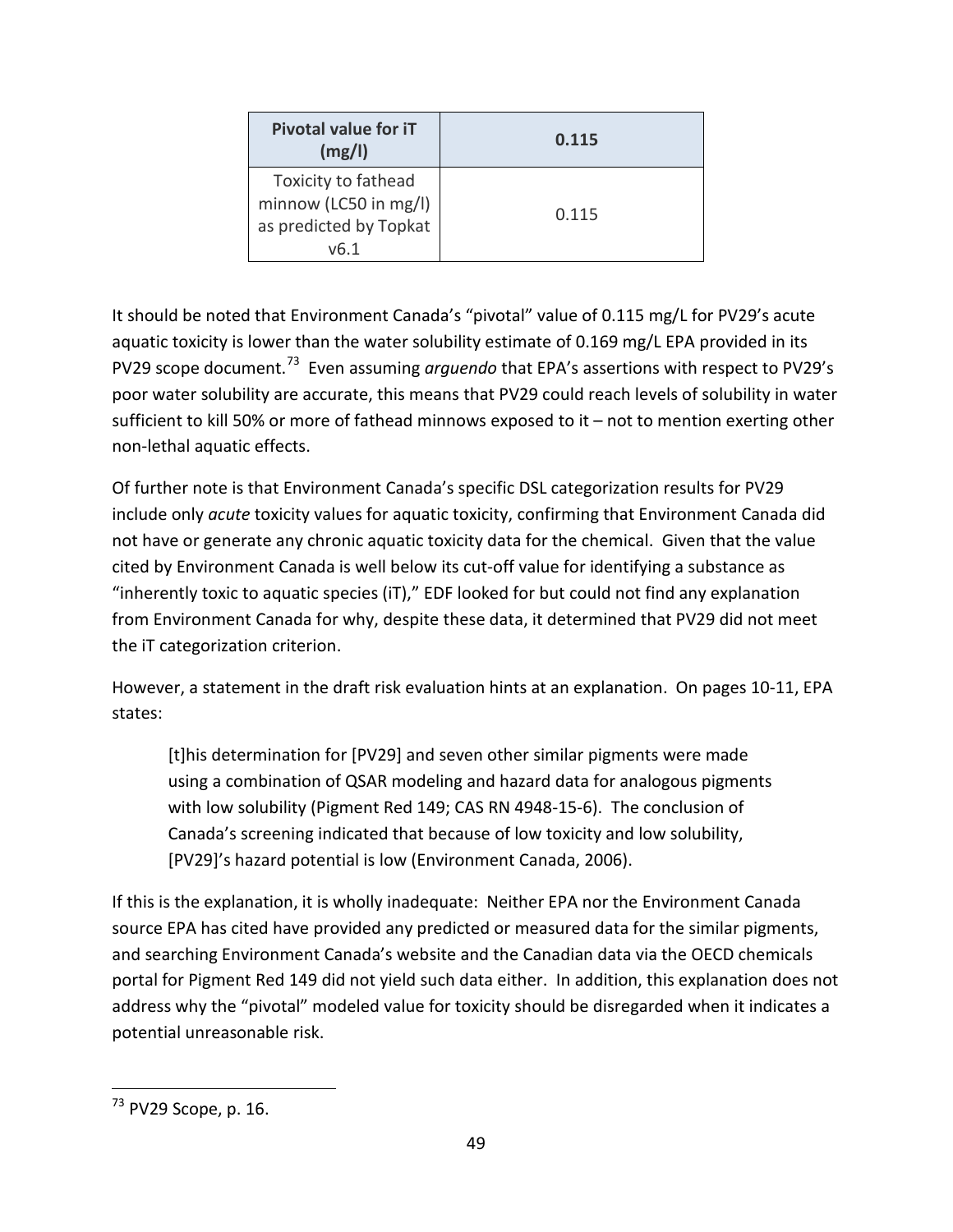| **Pivotal value for iT (mg/l)** | **0.115** |
| --- | --- |
| Toxicity to fathead minnow (LC50 in mg/l) as predicted by Topkat v6.1 | 0.115 |

It should be noted that Environment Canada's "pivotal" value of 0.115 mg/L for PV29's acute aquatic toxicity is lower than the water solubility estimate of 0.169 mg/L EPA provided in its PV29 scope document.[73] Even assuming *arguendo* that EPA's assertions with respect to PV29's poor water solubility are accurate, this means that PV29 could reach levels of solubility in water sufficient to kill 50% or more of fathead minnows exposed to it – not to mention exerting other non-lethal aquatic effects.

Of further note is that Environment Canada's specific DSL categorization results for PV29 include only *acute* toxicity values for aquatic toxicity, confirming that Environment Canada did not have or generate any chronic aquatic toxicity data for the chemical. Given that the value cited by Environment Canada is well below its cut-off value for identifying a substance as "inherently toxic to aquatic species (iT)," EDF looked for but could not find any explanation from Environment Canada for why, despite these data, it determined that PV29 did not meet the iT categorization criterion.

However, a statement in the draft risk evaluation hints at an explanation. On pages 10-11, EPA states:

> [t]his determination for [PV29] and seven other similar pigments were made using a combination of QSAR modeling and hazard data for analogous pigments with low solubility (Pigment Red 149; CAS RN 4948-15-6). The conclusion of Canada's screening indicated that because of low toxicity and low solubility, [PV29]'s hazard potential is low (Environment Canada, 2006).

If this is the explanation, it is wholly inadequate: Neither EPA nor the Environment Canada source EPA has cited have provided any predicted or measured data for the similar pigments, and searching Environment Canada's website and the Canadian data via the OECD chemicals portal for Pigment Red 149 did not yield such data either. In addition, this explanation does not address why the "pivotal" modeled value for toxicity should be disregarded when it indicates a potential unreasonable risk.

[73] PV29 Scope, p. 16.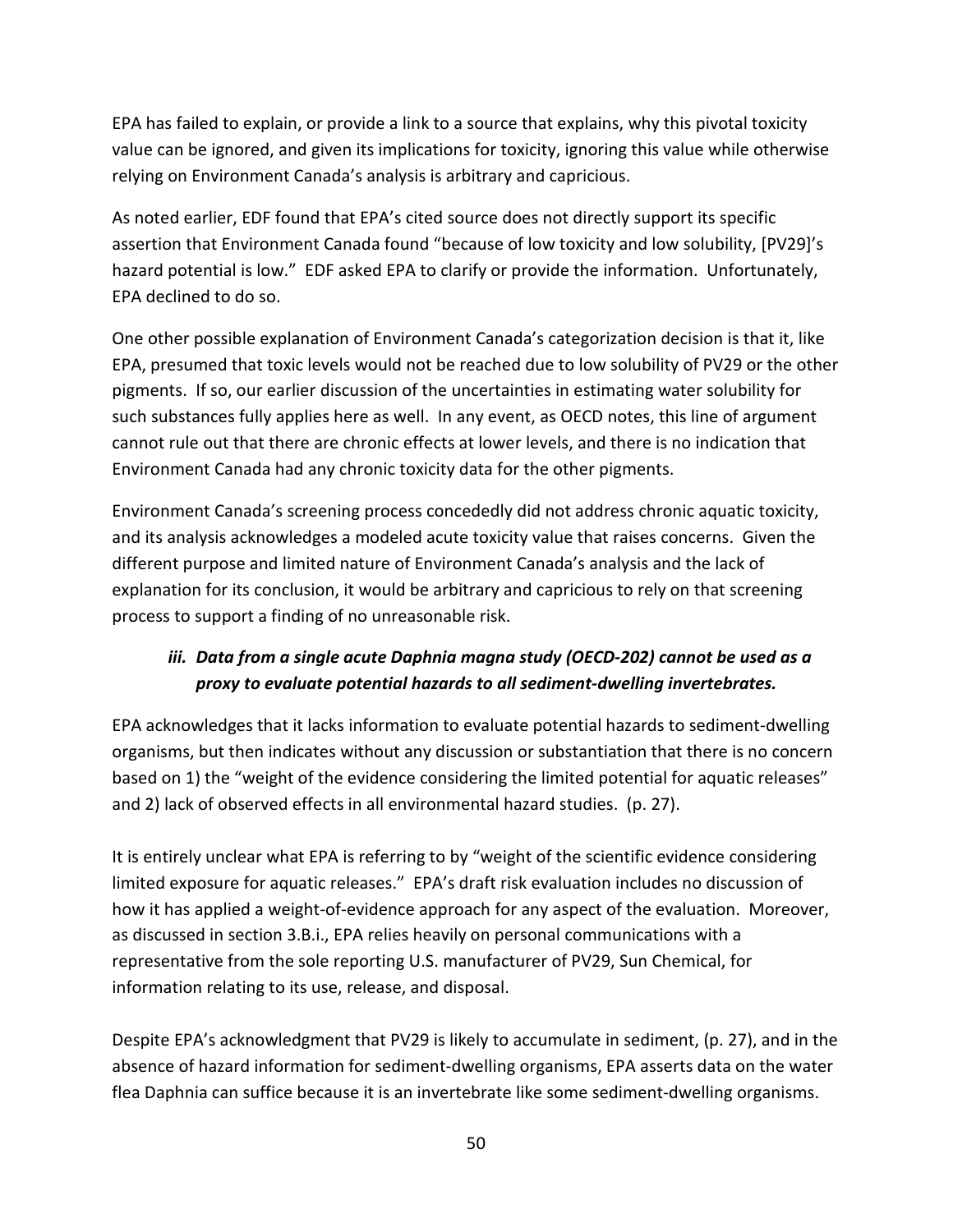EPA has failed to explain, or provide a link to a source that explains, why this pivotal toxicity value can be ignored, and given its implications for toxicity, ignoring this value while otherwise relying on Environment Canada's analysis is arbitrary and capricious.

As noted earlier, EDF found that EPA's cited source does not directly support its specific assertion that Environment Canada found "because of low toxicity and low solubility, [PV29]'s hazard potential is low." EDF asked EPA to clarify or provide the information. Unfortunately, EPA declined to do so.

One other possible explanation of Environment Canada's categorization decision is that it, like EPA, presumed that toxic levels would not be reached due to low solubility of PV29 or the other pigments. If so, our earlier discussion of the uncertainties in estimating water solubility for such substances fully applies here as well. In any event, as OECD notes, this line of argument cannot rule out that there are chronic effects at lower levels, and there is no indication that Environment Canada had any chronic toxicity data for the other pigments.

Environment Canada's screening process concededly did not address chronic aquatic toxicity, and its analysis acknowledges a modeled acute toxicity value that raises concerns. Given the different purpose and limited nature of Environment Canada's analysis and the lack of explanation for its conclusion, it would be arbitrary and capricious to rely on that screening process to support a finding of no unreasonable risk.

### *iii. Data from a single acute Daphnia magna study (OECD-202) cannot be used as a proxy to evaluate potential hazards to all sediment-dwelling invertebrates.*

EPA acknowledges that it lacks information to evaluate potential hazards to sediment-dwelling organisms, but then indicates without any discussion or substantiation that there is no concern based on 1) the "weight of the evidence considering the limited potential for aquatic releases" and 2) lack of observed effects in all environmental hazard studies. (p. 27).

It is entirely unclear what EPA is referring to by "weight of the scientific evidence considering limited exposure for aquatic releases." EPA's draft risk evaluation includes no discussion of how it has applied a weight-of-evidence approach for any aspect of the evaluation. Moreover, as discussed in section 3.B.i., EPA relies heavily on personal communications with a representative from the sole reporting U.S. manufacturer of PV29, Sun Chemical, for information relating to its use, release, and disposal.

Despite EPA's acknowledgment that PV29 is likely to accumulate in sediment, (p. 27), and in the absence of hazard information for sediment-dwelling organisms, EPA asserts data on the water flea Daphnia can suffice because it is an invertebrate like some sediment-dwelling organisms.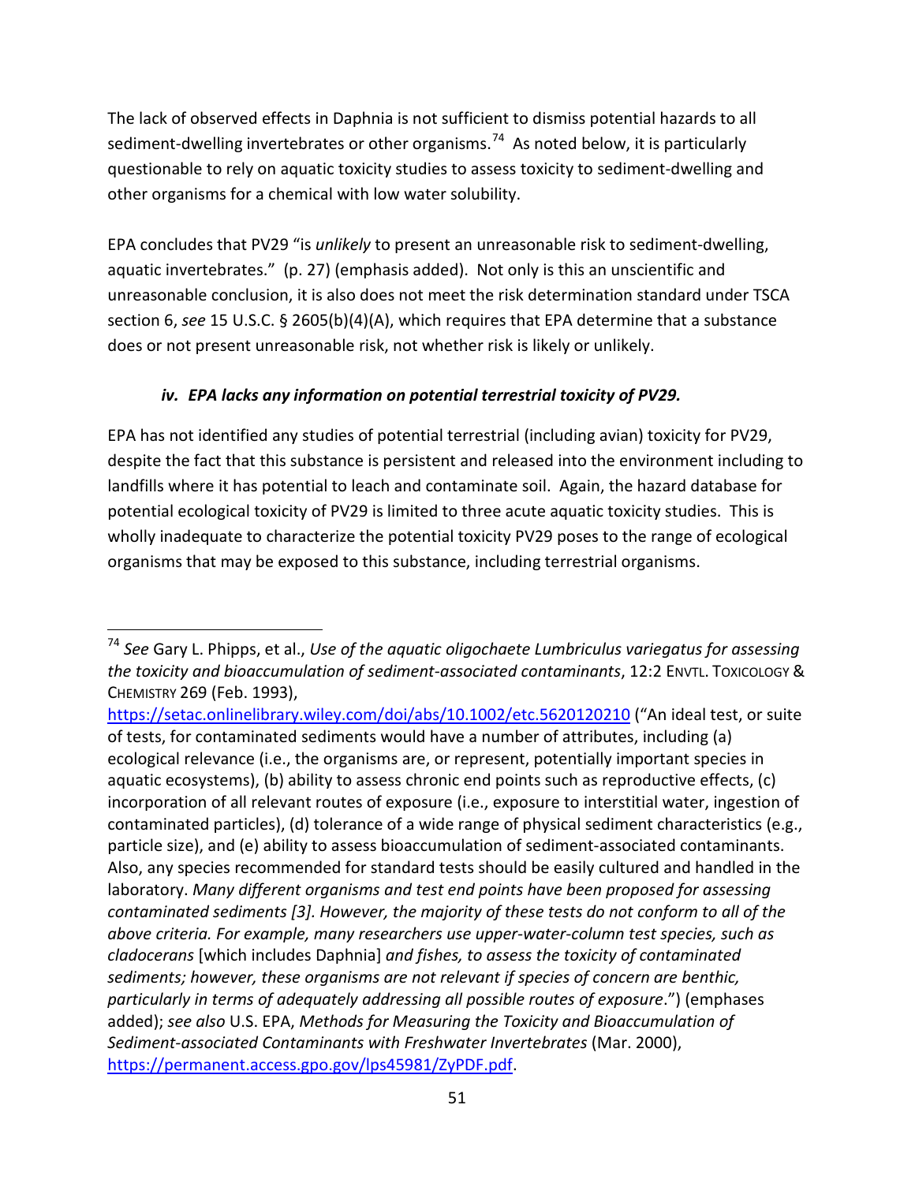The lack of observed effects in Daphnia is not sufficient to dismiss potential hazards to all sediment-dwelling invertebrates or other organisms.[74] As noted below, it is particularly questionable to rely on aquatic toxicity studies to assess toxicity to sediment-dwelling and other organisms for a chemical with low water solubility.

EPA concludes that PV29 "is *unlikely* to present an unreasonable risk to sediment-dwelling, aquatic invertebrates." (p. 27) (emphasis added). Not only is this an unscientific and unreasonable conclusion, it is also does not meet the risk determination standard under TSCA section 6, *see* 15 U.S.C. § 2605(b)(4)(A), which requires that EPA determine that a substance does or not present unreasonable risk, not whether risk is likely or unlikely.

#### *iv. EPA lacks any information on potential terrestrial toxicity of PV29.*

EPA has not identified any studies of potential terrestrial (including avian) toxicity for PV29, despite the fact that this substance is persistent and released into the environment including to landfills where it has potential to leach and contaminate soil. Again, the hazard database for potential ecological toxicity of PV29 is limited to three acute aquatic toxicity studies. This is wholly inadequate to characterize the potential toxicity PV29 poses to the range of ecological organisms that may be exposed to this substance, including terrestrial organisms.

---

[74] *See* Gary L. Phipps, et al., *Use of the aquatic oligochaete Lumbriculus variegatus for assessing the toxicity and bioaccumulation of sediment-associated contaminants*, 12:2 ENVTL. TOXICOLOGY & CHEMISTRY 269 (Feb. 1993), https://setac.onlinelibrary.wiley.com/doi/abs/10.1002/etc.5620120210 ("An ideal test, or suite of tests, for contaminated sediments would have a number of attributes, including (a) ecological relevance (i.e., the organisms are, or represent, potentially important species in aquatic ecosystems), (b) ability to assess chronic end points such as reproductive effects, (c) incorporation of all relevant routes of exposure (i.e., exposure to interstitial water, ingestion of contaminated particles), (d) tolerance of a wide range of physical sediment characteristics (e.g., particle size), and (e) ability to assess bioaccumulation of sediment-associated contaminants. Also, any species recommended for standard tests should be easily cultured and handled in the laboratory. *Many different organisms and test end points have been proposed for assessing contaminated sediments [3]. However, the majority of these tests do not conform to all of the above criteria. For example, many researchers use upper-water-column test species, such as cladocerans* [which includes Daphnia] *and fishes, to assess the toxicity of contaminated sediments; however, these organisms are not relevant if species of concern are benthic, particularly in terms of adequately addressing all possible routes of exposure*.") (emphases added); *see also* U.S. EPA, *Methods for Measuring the Toxicity and Bioaccumulation of Sediment-associated Contaminants with Freshwater Invertebrates* (Mar. 2000), https://permanent.access.gpo.gov/lps45981/ZyPDF.pdf.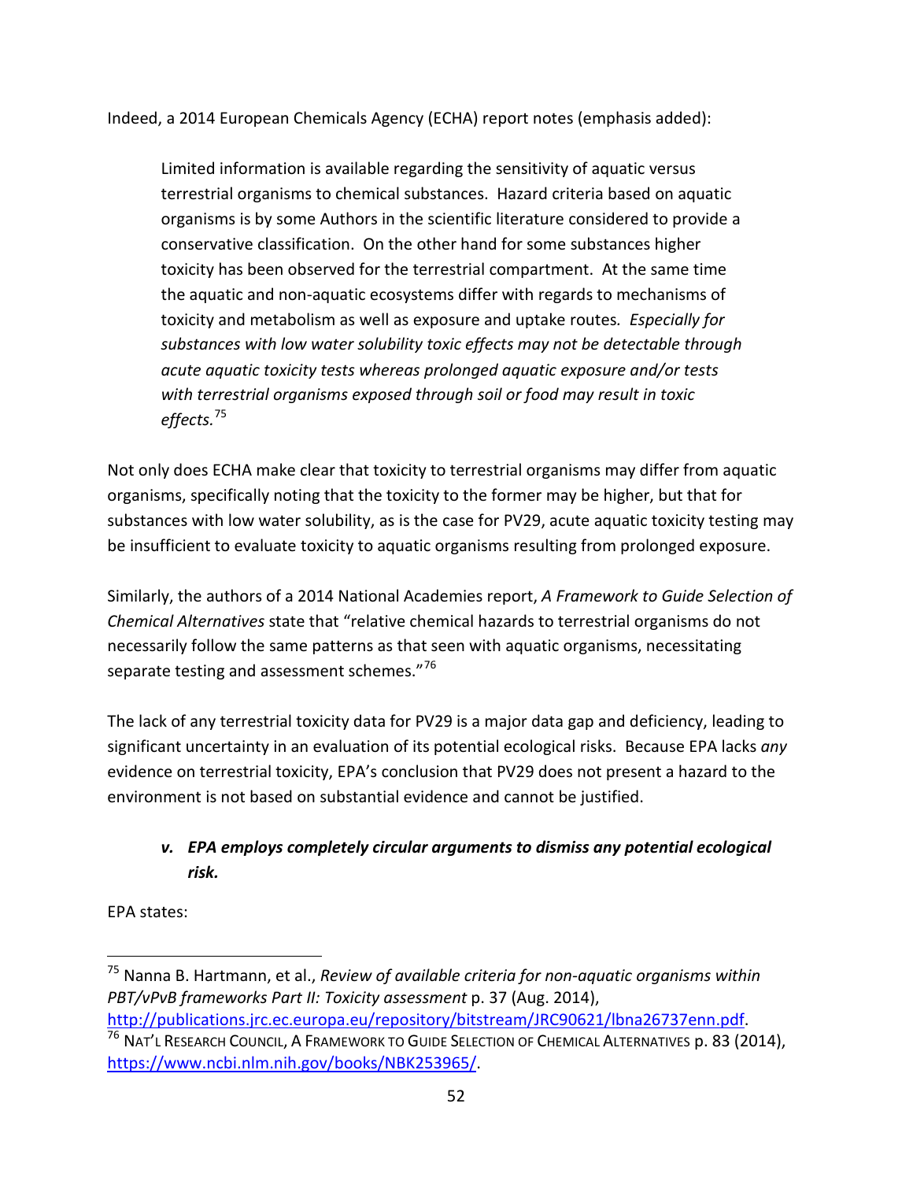Indeed, a 2014 European Chemicals Agency (ECHA) report notes (emphasis added):

> Limited information is available regarding the sensitivity of aquatic versus terrestrial organisms to chemical substances. Hazard criteria based on aquatic organisms is by some Authors in the scientific literature considered to provide a conservative classification. On the other hand for some substances higher toxicity has been observed for the terrestrial compartment. At the same time the aquatic and non-aquatic ecosystems differ with regards to mechanisms of toxicity and metabolism as well as exposure and uptake routes. *Especially for substances with low water solubility toxic effects may not be detectable through acute aquatic toxicity tests whereas prolonged aquatic exposure and/or tests with terrestrial organisms exposed through soil or food may result in toxic effects.*[75]

Not only does ECHA make clear that toxicity to terrestrial organisms may differ from aquatic organisms, specifically noting that the toxicity to the former may be higher, but that for substances with low water solubility, as is the case for PV29, acute aquatic toxicity testing may be insufficient to evaluate toxicity to aquatic organisms resulting from prolonged exposure.

Similarly, the authors of a 2014 National Academies report, *A Framework to Guide Selection of Chemical Alternatives* state that "relative chemical hazards to terrestrial organisms do not necessarily follow the same patterns as that seen with aquatic organisms, necessitating separate testing and assessment schemes."[76]

The lack of any terrestrial toxicity data for PV29 is a major data gap and deficiency, leading to significant uncertainty in an evaluation of its potential ecological risks. Because EPA lacks *any* evidence on terrestrial toxicity, EPA's conclusion that PV29 does not present a hazard to the environment is not based on substantial evidence and cannot be justified.

***v. EPA employs completely circular arguments to dismiss any potential ecological risk.***

EPA states:

---

[75] Nanna B. Hartmann, et al., *Review of available criteria for non-aquatic organisms within PBT/vPvB frameworks Part II: Toxicity assessment* p. 37 (Aug. 2014), http://publications.jrc.ec.europa.eu/repository/bitstream/JRC90621/lbna26737enn.pdf.

[76] NAT'L RESEARCH COUNCIL, A FRAMEWORK TO GUIDE SELECTION OF CHEMICAL ALTERNATIVES p. 83 (2014), https://www.ncbi.nlm.nih.gov/books/NBK253965/.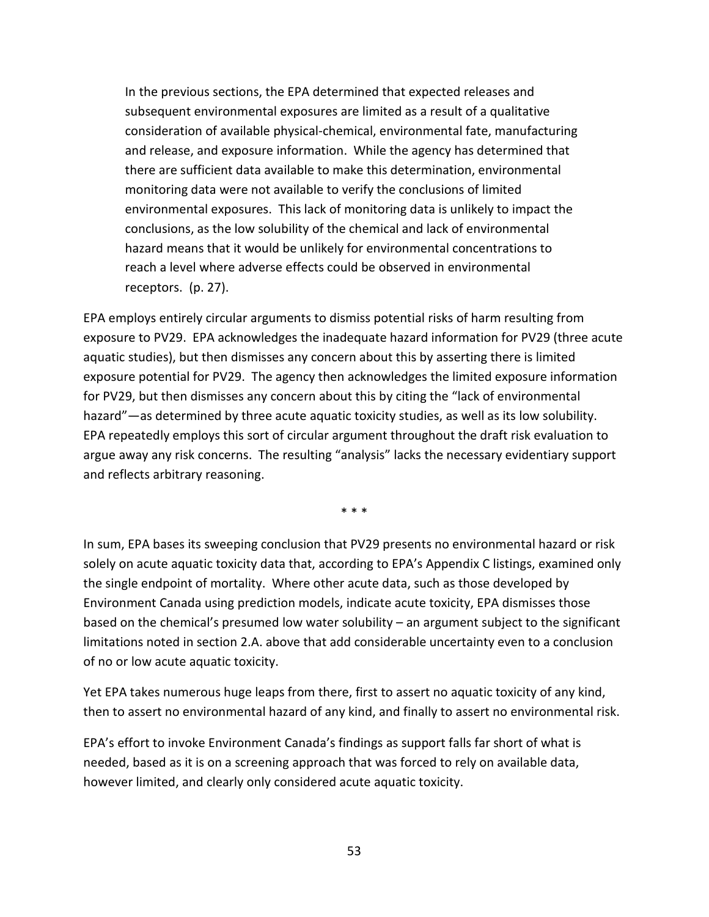> In the previous sections, the EPA determined that expected releases and subsequent environmental exposures are limited as a result of a qualitative consideration of available physical-chemical, environmental fate, manufacturing and release, and exposure information. While the agency has determined that there are sufficient data available to make this determination, environmental monitoring data were not available to verify the conclusions of limited environmental exposures. This lack of monitoring data is unlikely to impact the conclusions, as the low solubility of the chemical and lack of environmental hazard means that it would be unlikely for environmental concentrations to reach a level where adverse effects could be observed in environmental receptors. (p. 27).

EPA employs entirely circular arguments to dismiss potential risks of harm resulting from exposure to PV29. EPA acknowledges the inadequate hazard information for PV29 (three acute aquatic studies), but then dismisses any concern about this by asserting there is limited exposure potential for PV29. The agency then acknowledges the limited exposure information for PV29, but then dismisses any concern about this by citing the "lack of environmental hazard"—as determined by three acute aquatic toxicity studies, as well as its low solubility. EPA repeatedly employs this sort of circular argument throughout the draft risk evaluation to argue away any risk concerns. The resulting "analysis" lacks the necessary evidentiary support and reflects arbitrary reasoning.

\* \* \*

In sum, EPA bases its sweeping conclusion that PV29 presents no environmental hazard or risk solely on acute aquatic toxicity data that, according to EPA's Appendix C listings, examined only the single endpoint of mortality. Where other acute data, such as those developed by Environment Canada using prediction models, indicate acute toxicity, EPA dismisses those based on the chemical's presumed low water solubility – an argument subject to the significant limitations noted in section 2.A. above that add considerable uncertainty even to a conclusion of no or low acute aquatic toxicity.

Yet EPA takes numerous huge leaps from there, first to assert no aquatic toxicity of any kind, then to assert no environmental hazard of any kind, and finally to assert no environmental risk.

EPA's effort to invoke Environment Canada's findings as support falls far short of what is needed, based as it is on a screening approach that was forced to rely on available data, however limited, and clearly only considered acute aquatic toxicity.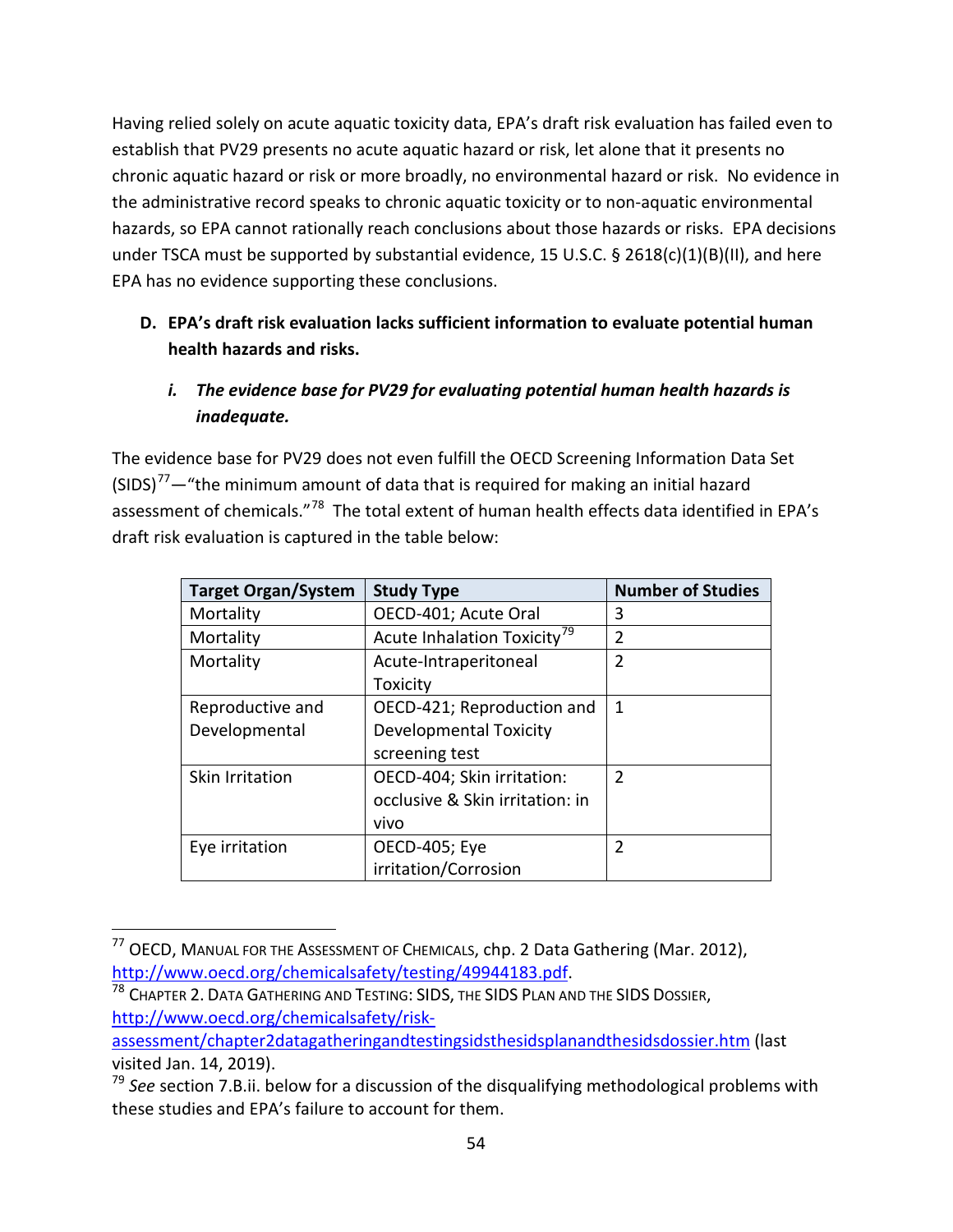Having relied solely on acute aquatic toxicity data, EPA's draft risk evaluation has failed even to establish that PV29 presents no acute aquatic hazard or risk, let alone that it presents no chronic aquatic hazard or risk or more broadly, no environmental hazard or risk. No evidence in the administrative record speaks to chronic aquatic toxicity or to non-aquatic environmental hazards, so EPA cannot rationally reach conclusions about those hazards or risks. EPA decisions under TSCA must be supported by substantial evidence, 15 U.S.C. § 2618(c)(1)(B)(II), and here EPA has no evidence supporting these conclusions.

### D. EPA's draft risk evaluation lacks sufficient information to evaluate potential human health hazards and risks.

#### *i. The evidence base for PV29 for evaluating potential human health hazards is inadequate.*

The evidence base for PV29 does not even fulfill the OECD Screening Information Data Set (SIDS)[77]—"the minimum amount of data that is required for making an initial hazard assessment of chemicals."[78] The total extent of human health effects data identified in EPA's draft risk evaluation is captured in the table below:

| Target Organ/System | Study Type | Number of Studies |
|---|---|---|
| Mortality | OECD-401; Acute Oral | 3 |
| Mortality | Acute Inhalation Toxicity[79] | 2 |
| Mortality | Acute-Intraperitoneal Toxicity | 2 |
| Reproductive and Developmental | OECD-421; Reproduction and Developmental Toxicity screening test | 1 |
| Skin Irritation | OECD-404; Skin irritation: occlusive & Skin irritation: in vivo | 2 |
| Eye irritation | OECD-405; Eye irritation/Corrosion | 2 |

[77] OECD, Manual for the Assessment of Chemicals, chp. 2 Data Gathering (Mar. 2012), http://www.oecd.org/chemicalsafety/testing/49944183.pdf.

[78] Chapter 2. Data Gathering and Testing: SIDS, the SIDS Plan and the SIDS Dossier, http://www.oecd.org/chemicalsafety/risk-assessment/chapter2datagatheringandtestingsidsthesidsplanandthesidsdossier.htm (last visited Jan. 14, 2019).

[79] *See* section 7.B.ii. below for a discussion of the disqualifying methodological problems with these studies and EPA's failure to account for them.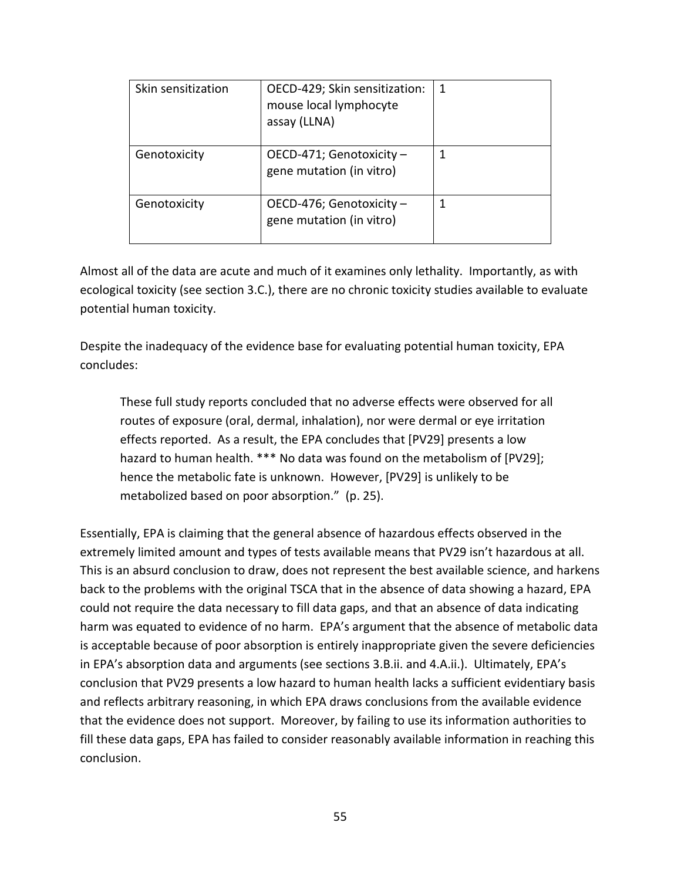| Skin sensitization | OECD-429; Skin sensitization: mouse local lymphocyte assay (LLNA) | 1 |
|---|---|---|
| Genotoxicity | OECD-471; Genotoxicity – gene mutation (in vitro) | 1 |
| Genotoxicity | OECD-476; Genotoxicity – gene mutation (in vitro) | 1 |

Almost all of the data are acute and much of it examines only lethality. Importantly, as with ecological toxicity (see section 3.C.), there are no chronic toxicity studies available to evaluate potential human toxicity.

Despite the inadequacy of the evidence base for evaluating potential human toxicity, EPA concludes:

> These full study reports concluded that no adverse effects were observed for all routes of exposure (oral, dermal, inhalation), nor were dermal or eye irritation effects reported. As a result, the EPA concludes that [PV29] presents a low hazard to human health. *** No data was found on the metabolism of [PV29]; hence the metabolic fate is unknown. However, [PV29] is unlikely to be metabolized based on poor absorption." (p. 25).

Essentially, EPA is claiming that the general absence of hazardous effects observed in the extremely limited amount and types of tests available means that PV29 isn't hazardous at all. This is an absurd conclusion to draw, does not represent the best available science, and harkens back to the problems with the original TSCA that in the absence of data showing a hazard, EPA could not require the data necessary to fill data gaps, and that an absence of data indicating harm was equated to evidence of no harm. EPA's argument that the absence of metabolic data is acceptable because of poor absorption is entirely inappropriate given the severe deficiencies in EPA's absorption data and arguments (see sections 3.B.ii. and 4.A.ii.). Ultimately, EPA's conclusion that PV29 presents a low hazard to human health lacks a sufficient evidentiary basis and reflects arbitrary reasoning, in which EPA draws conclusions from the available evidence that the evidence does not support. Moreover, by failing to use its information authorities to fill these data gaps, EPA has failed to consider reasonably available information in reaching this conclusion.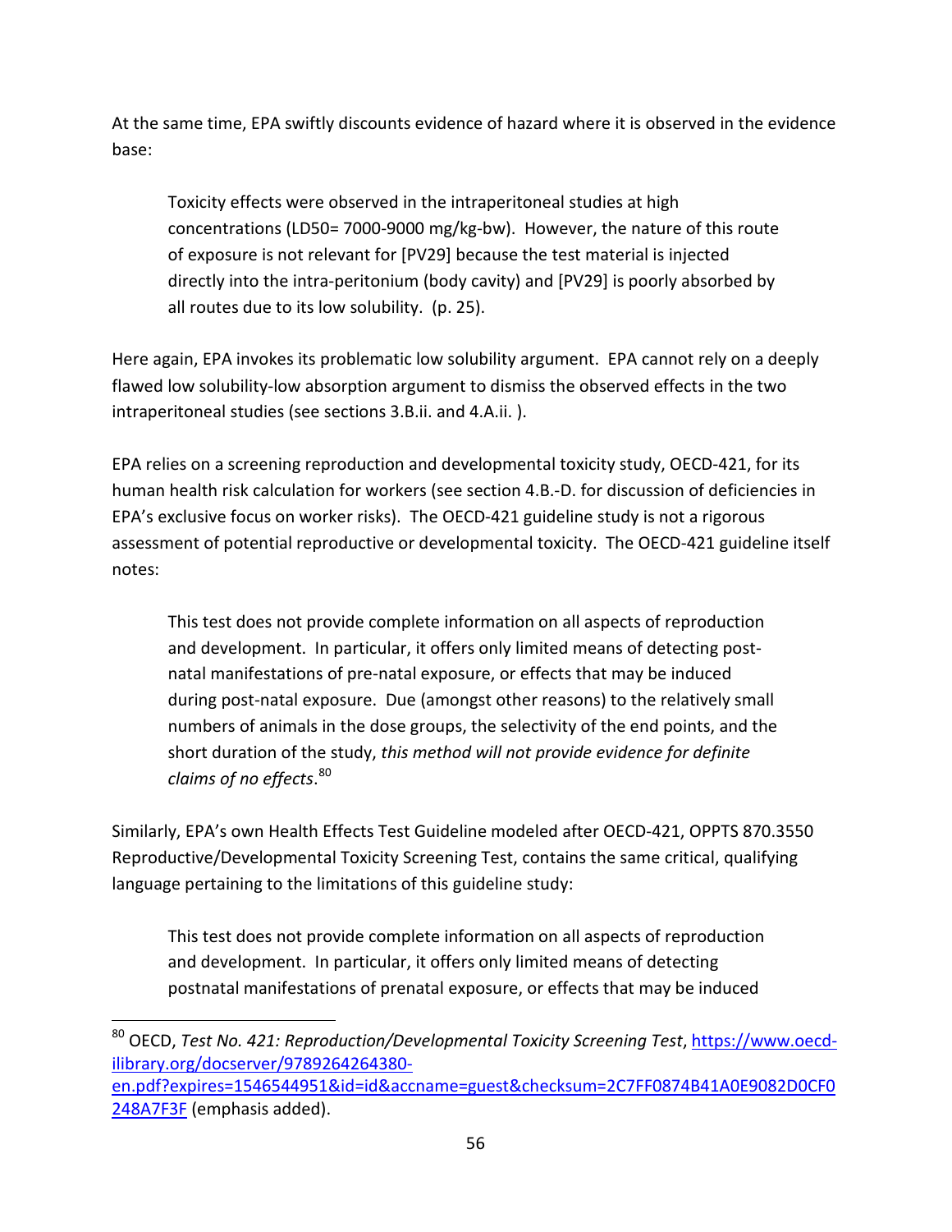At the same time, EPA swiftly discounts evidence of hazard where it is observed in the evidence base:

> Toxicity effects were observed in the intraperitoneal studies at high concentrations (LD50= 7000-9000 mg/kg-bw). However, the nature of this route of exposure is not relevant for [PV29] because the test material is injected directly into the intra-peritonium (body cavity) and [PV29] is poorly absorbed by all routes due to its low solubility. (p. 25).

Here again, EPA invokes its problematic low solubility argument. EPA cannot rely on a deeply flawed low solubility-low absorption argument to dismiss the observed effects in the two intraperitoneal studies (see sections 3.B.ii. and 4.A.ii. ).

EPA relies on a screening reproduction and developmental toxicity study, OECD-421, for its human health risk calculation for workers (see section 4.B.-D. for discussion of deficiencies in EPA's exclusive focus on worker risks). The OECD-421 guideline study is not a rigorous assessment of potential reproductive or developmental toxicity. The OECD-421 guideline itself notes:

> This test does not provide complete information on all aspects of reproduction and development. In particular, it offers only limited means of detecting post-natal manifestations of pre-natal exposure, or effects that may be induced during post-natal exposure. Due (amongst other reasons) to the relatively small numbers of animals in the dose groups, the selectivity of the end points, and the short duration of the study, *this method will not provide evidence for definite claims of no effects*.[80]

Similarly, EPA's own Health Effects Test Guideline modeled after OECD-421, OPPTS 870.3550 Reproductive/Developmental Toxicity Screening Test, contains the same critical, qualifying language pertaining to the limitations of this guideline study:

> This test does not provide complete information on all aspects of reproduction and development. In particular, it offers only limited means of detecting postnatal manifestations of prenatal exposure, or effects that may be induced

---

[80] OECD, *Test No. 421: Reproduction/Developmental Toxicity Screening Test*, https://www.oecd-ilibrary.org/docserver/9789264264380-en.pdf?expires=1546544951&id=id&accname=guest&checksum=2C7FF0874B41A0E9082D0CF0248A7F3F (emphasis added).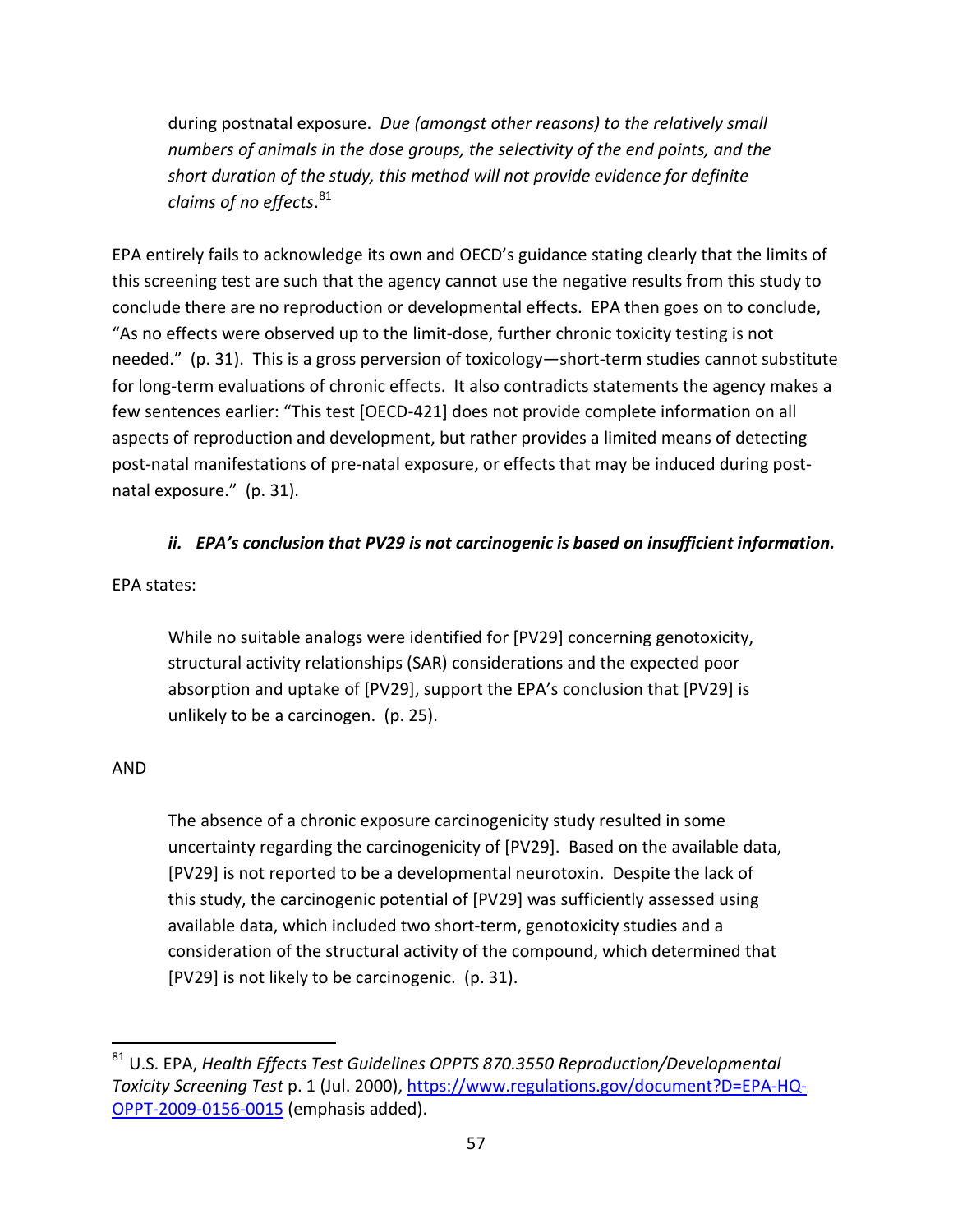> during postnatal exposure. *Due (amongst other reasons) to the relatively small numbers of animals in the dose groups, the selectivity of the end points, and the short duration of the study, this method will not provide evidence for definite claims of no effects*.[81]

EPA entirely fails to acknowledge its own and OECD's guidance stating clearly that the limits of this screening test are such that the agency cannot use the negative results from this study to conclude there are no reproduction or developmental effects. EPA then goes on to conclude, "As no effects were observed up to the limit-dose, further chronic toxicity testing is not needed." (p. 31). This is a gross perversion of toxicology—short-term studies cannot substitute for long-term evaluations of chronic effects. It also contradicts statements the agency makes a few sentences earlier: "This test [OECD-421] does not provide complete information on all aspects of reproduction and development, but rather provides a limited means of detecting post-natal manifestations of pre-natal exposure, or effects that may be induced during post-natal exposure." (p. 31).

#### *ii. EPA's conclusion that PV29 is not carcinogenic is based on insufficient information.*

EPA states:

> While no suitable analogs were identified for [PV29] concerning genotoxicity, structural activity relationships (SAR) considerations and the expected poor absorption and uptake of [PV29], support the EPA's conclusion that [PV29] is unlikely to be a carcinogen. (p. 25).

AND

> The absence of a chronic exposure carcinogenicity study resulted in some uncertainty regarding the carcinogenicity of [PV29]. Based on the available data, [PV29] is not reported to be a developmental neurotoxin. Despite the lack of this study, the carcinogenic potential of [PV29] was sufficiently assessed using available data, which included two short-term, genotoxicity studies and a consideration of the structural activity of the compound, which determined that [PV29] is not likely to be carcinogenic. (p. 31).

---

[81] U.S. EPA, *Health Effects Test Guidelines OPPTS 870.3550 Reproduction/Developmental Toxicity Screening Test* p. 1 (Jul. 2000), https://www.regulations.gov/document?D=EPA-HQ-OPPT-2009-0156-0015 (emphasis added).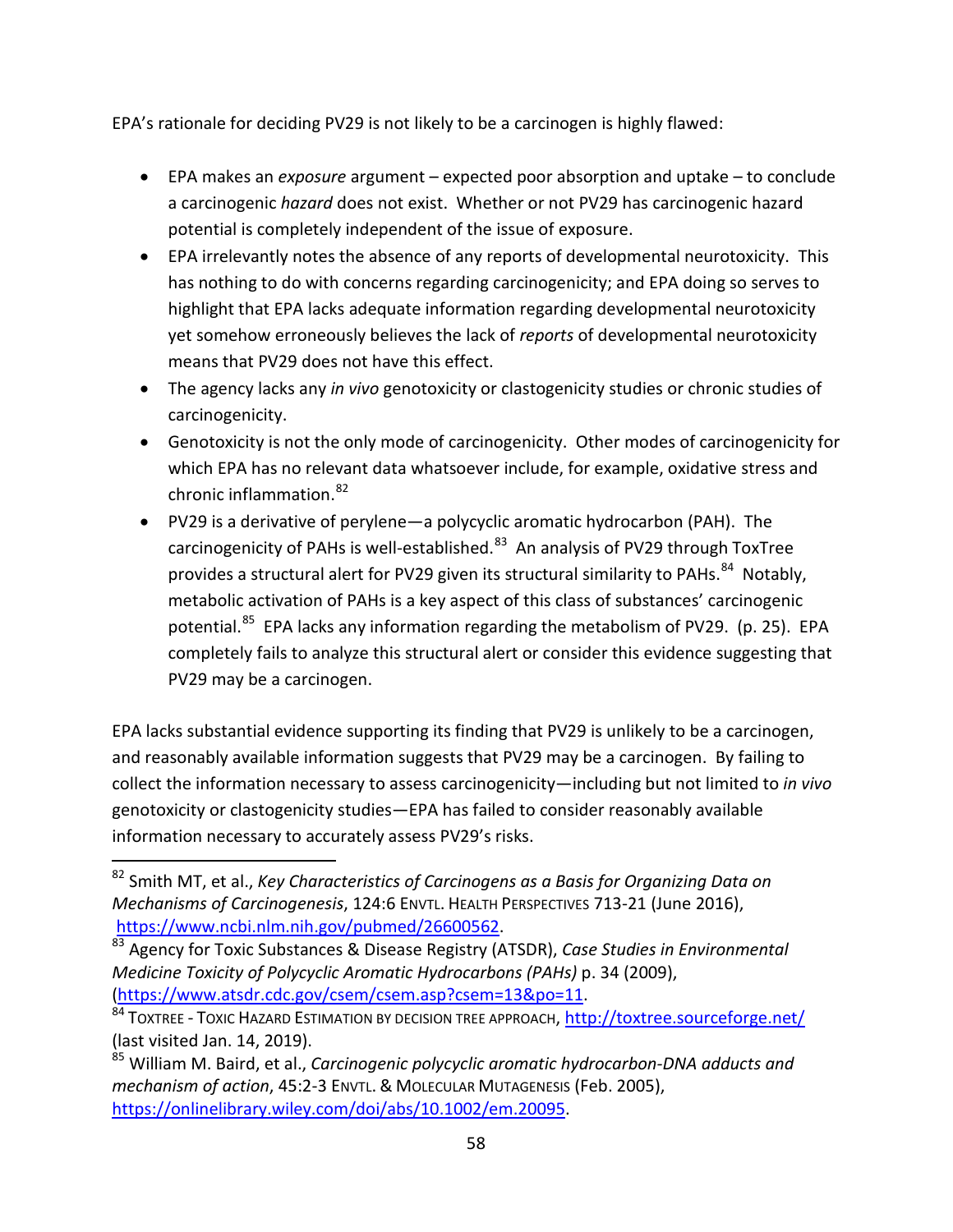EPA's rationale for deciding PV29 is not likely to be a carcinogen is highly flawed:

- EPA makes an *exposure* argument – expected poor absorption and uptake – to conclude a carcinogenic *hazard* does not exist. Whether or not PV29 has carcinogenic hazard potential is completely independent of the issue of exposure.
- EPA irrelevantly notes the absence of any reports of developmental neurotoxicity. This has nothing to do with concerns regarding carcinogenicity; and EPA doing so serves to highlight that EPA lacks adequate information regarding developmental neurotoxicity yet somehow erroneously believes the lack of *reports* of developmental neurotoxicity means that PV29 does not have this effect.
- The agency lacks any *in vivo* genotoxicity or clastogenicity studies or chronic studies of carcinogenicity.
- Genotoxicity is not the only mode of carcinogenicity. Other modes of carcinogenicity for which EPA has no relevant data whatsoever include, for example, oxidative stress and chronic inflammation.[82]
- PV29 is a derivative of perylene—a polycyclic aromatic hydrocarbon (PAH). The carcinogenicity of PAHs is well-established.[83] An analysis of PV29 through ToxTree provides a structural alert for PV29 given its structural similarity to PAHs.[84] Notably, metabolic activation of PAHs is a key aspect of this class of substances' carcinogenic potential.[85] EPA lacks any information regarding the metabolism of PV29. (p. 25). EPA completely fails to analyze this structural alert or consider this evidence suggesting that PV29 may be a carcinogen.

EPA lacks substantial evidence supporting its finding that PV29 is unlikely to be a carcinogen, and reasonably available information suggests that PV29 may be a carcinogen. By failing to collect the information necessary to assess carcinogenicity—including but not limited to *in vivo* genotoxicity or clastogenicity studies—EPA has failed to consider reasonably available information necessary to accurately assess PV29's risks.

---

[82] Smith MT, et al., *Key Characteristics of Carcinogens as a Basis for Organizing Data on Mechanisms of Carcinogenesis*, 124:6 ENVTL. HEALTH PERSPECTIVES 713-21 (June 2016), https://www.ncbi.nlm.nih.gov/pubmed/26600562.

[83] Agency for Toxic Substances & Disease Registry (ATSDR), *Case Studies in Environmental Medicine Toxicity of Polycyclic Aromatic Hydrocarbons (PAHs)* p. 34 (2009), (https://www.atsdr.cdc.gov/csem/csem.asp?csem=13&po=11.

[84] TOXTREE - TOXIC HAZARD ESTIMATION BY DECISION TREE APPROACH, http://toxtree.sourceforge.net/ (last visited Jan. 14, 2019).

[85] William M. Baird, et al., *Carcinogenic polycyclic aromatic hydrocarbon-DNA adducts and mechanism of action*, 45:2-3 ENVTL. & MOLECULAR MUTAGENESIS (Feb. 2005), https://onlinelibrary.wiley.com/doi/abs/10.1002/em.20095.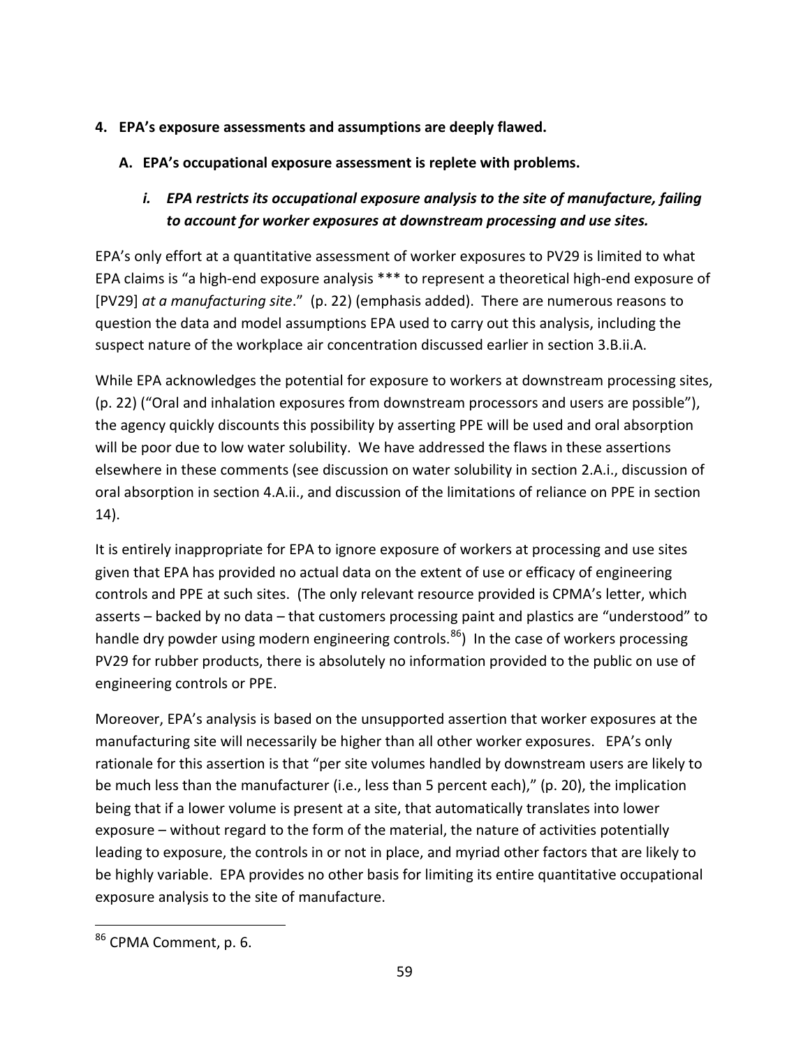## 4. EPA's exposure assessments and assumptions are deeply flawed.

### A. EPA's occupational exposure assessment is replete with problems.

#### *i. EPA restricts its occupational exposure analysis to the site of manufacture, failing to account for worker exposures at downstream processing and use sites.*

EPA's only effort at a quantitative assessment of worker exposures to PV29 is limited to what EPA claims is "a high-end exposure analysis *** to represent a theoretical high-end exposure of [PV29] *at a manufacturing site*." (p. 22) (emphasis added). There are numerous reasons to question the data and model assumptions EPA used to carry out this analysis, including the suspect nature of the workplace air concentration discussed earlier in section 3.B.ii.A.

While EPA acknowledges the potential for exposure to workers at downstream processing sites, (p. 22) ("Oral and inhalation exposures from downstream processors and users are possible"), the agency quickly discounts this possibility by asserting PPE will be used and oral absorption will be poor due to low water solubility. We have addressed the flaws in these assertions elsewhere in these comments (see discussion on water solubility in section 2.A.i., discussion of oral absorption in section 4.A.ii., and discussion of the limitations of reliance on PPE in section 14).

It is entirely inappropriate for EPA to ignore exposure of workers at processing and use sites given that EPA has provided no actual data on the extent of use or efficacy of engineering controls and PPE at such sites. (The only relevant resource provided is CPMA's letter, which asserts – backed by no data – that customers processing paint and plastics are "understood" to handle dry powder using modern engineering controls.[86]) In the case of workers processing PV29 for rubber products, there is absolutely no information provided to the public on use of engineering controls or PPE.

Moreover, EPA's analysis is based on the unsupported assertion that worker exposures at the manufacturing site will necessarily be higher than all other worker exposures. EPA's only rationale for this assertion is that "per site volumes handled by downstream users are likely to be much less than the manufacturer (i.e., less than 5 percent each)," (p. 20), the implication being that if a lower volume is present at a site, that automatically translates into lower exposure – without regard to the form of the material, the nature of activities potentially leading to exposure, the controls in or not in place, and myriad other factors that are likely to be highly variable. EPA provides no other basis for limiting its entire quantitative occupational exposure analysis to the site of manufacture.

[86] CPMA Comment, p. 6.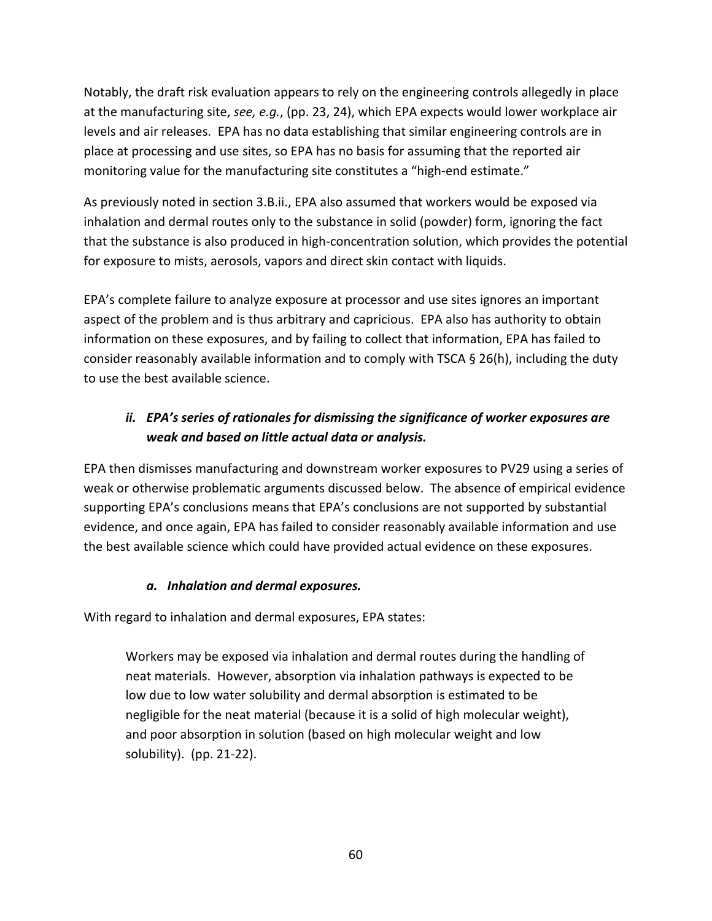Notably, the draft risk evaluation appears to rely on the engineering controls allegedly in place at the manufacturing site, *see, e.g.*, (pp. 23, 24), which EPA expects would lower workplace air levels and air releases. EPA has no data establishing that similar engineering controls are in place at processing and use sites, so EPA has no basis for assuming that the reported air monitoring value for the manufacturing site constitutes a "high-end estimate."

As previously noted in section 3.B.ii., EPA also assumed that workers would be exposed via inhalation and dermal routes only to the substance in solid (powder) form, ignoring the fact that the substance is also produced in high-concentration solution, which provides the potential for exposure to mists, aerosols, vapors and direct skin contact with liquids.

EPA's complete failure to analyze exposure at processor and use sites ignores an important aspect of the problem and is thus arbitrary and capricious. EPA also has authority to obtain information on these exposures, and by failing to collect that information, EPA has failed to consider reasonably available information and to comply with TSCA § 26(h), including the duty to use the best available science.

### *ii. EPA's series of rationales for dismissing the significance of worker exposures are weak and based on little actual data or analysis.*

EPA then dismisses manufacturing and downstream worker exposures to PV29 using a series of weak or otherwise problematic arguments discussed below. The absence of empirical evidence supporting EPA's conclusions means that EPA's conclusions are not supported by substantial evidence, and once again, EPA has failed to consider reasonably available information and use the best available science which could have provided actual evidence on these exposures.

#### *a. Inhalation and dermal exposures.*

With regard to inhalation and dermal exposures, EPA states:

> Workers may be exposed via inhalation and dermal routes during the handling of neat materials. However, absorption via inhalation pathways is expected to be low due to low water solubility and dermal absorption is estimated to be negligible for the neat material (because it is a solid of high molecular weight), and poor absorption in solution (based on high molecular weight and low solubility). (pp. 21-22).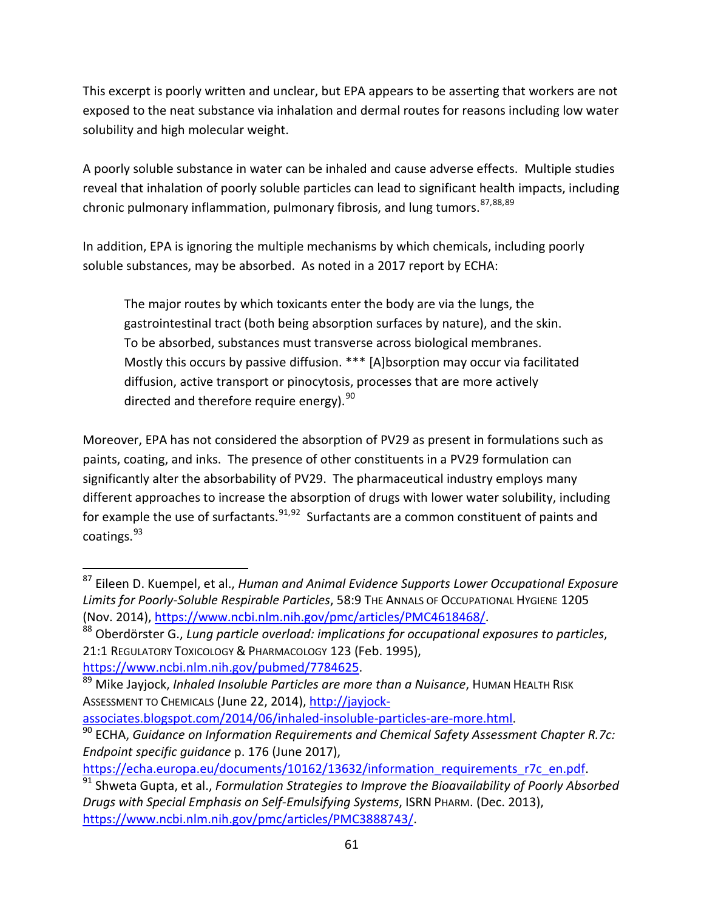This excerpt is poorly written and unclear, but EPA appears to be asserting that workers are not exposed to the neat substance via inhalation and dermal routes for reasons including low water solubility and high molecular weight.

A poorly soluble substance in water can be inhaled and cause adverse effects. Multiple studies reveal that inhalation of poorly soluble particles can lead to significant health impacts, including chronic pulmonary inflammation, pulmonary fibrosis, and lung tumors.[87,88,89]

In addition, EPA is ignoring the multiple mechanisms by which chemicals, including poorly soluble substances, may be absorbed. As noted in a 2017 report by ECHA:

> The major routes by which toxicants enter the body are via the lungs, the gastrointestinal tract (both being absorption surfaces by nature), and the skin. To be absorbed, substances must transverse across biological membranes. Mostly this occurs by passive diffusion. *** [A]bsorption may occur via facilitated diffusion, active transport or pinocytosis, processes that are more actively directed and therefore require energy).[90]

Moreover, EPA has not considered the absorption of PV29 as present in formulations such as paints, coating, and inks. The presence of other constituents in a PV29 formulation can significantly alter the absorbability of PV29. The pharmaceutical industry employs many different approaches to increase the absorption of drugs with lower water solubility, including for example the use of surfactants.[91,92] Surfactants are a common constituent of paints and coatings.[93]

---

[87] Eileen D. Kuempel, et al., *Human and Animal Evidence Supports Lower Occupational Exposure Limits for Poorly-Soluble Respirable Particles*, 58:9 THE ANNALS OF OCCUPATIONAL HYGIENE 1205 (Nov. 2014), https://www.ncbi.nlm.nih.gov/pmc/articles/PMC4618468/.

[88] Oberdörster G., *Lung particle overload: implications for occupational exposures to particles*, 21:1 REGULATORY TOXICOLOGY & PHARMACOLOGY 123 (Feb. 1995), https://www.ncbi.nlm.nih.gov/pubmed/7784625.

[89] Mike Jayjock, *Inhaled Insoluble Particles are more than a Nuisance*, HUMAN HEALTH RISK ASSESSMENT TO CHEMICALS (June 22, 2014), http://jayjock-associates.blogspot.com/2014/06/inhaled-insoluble-particles-are-more.html.

[90] ECHA, *Guidance on Information Requirements and Chemical Safety Assessment Chapter R.7c: Endpoint specific guidance* p. 176 (June 2017), https://echa.europa.eu/documents/10162/13632/information_requirements_r7c_en.pdf.

[91] Shweta Gupta, et al., *Formulation Strategies to Improve the Bioavailability of Poorly Absorbed Drugs with Special Emphasis on Self-Emulsifying Systems*, ISRN PHARM. (Dec. 2013), https://www.ncbi.nlm.nih.gov/pmc/articles/PMC3888743/.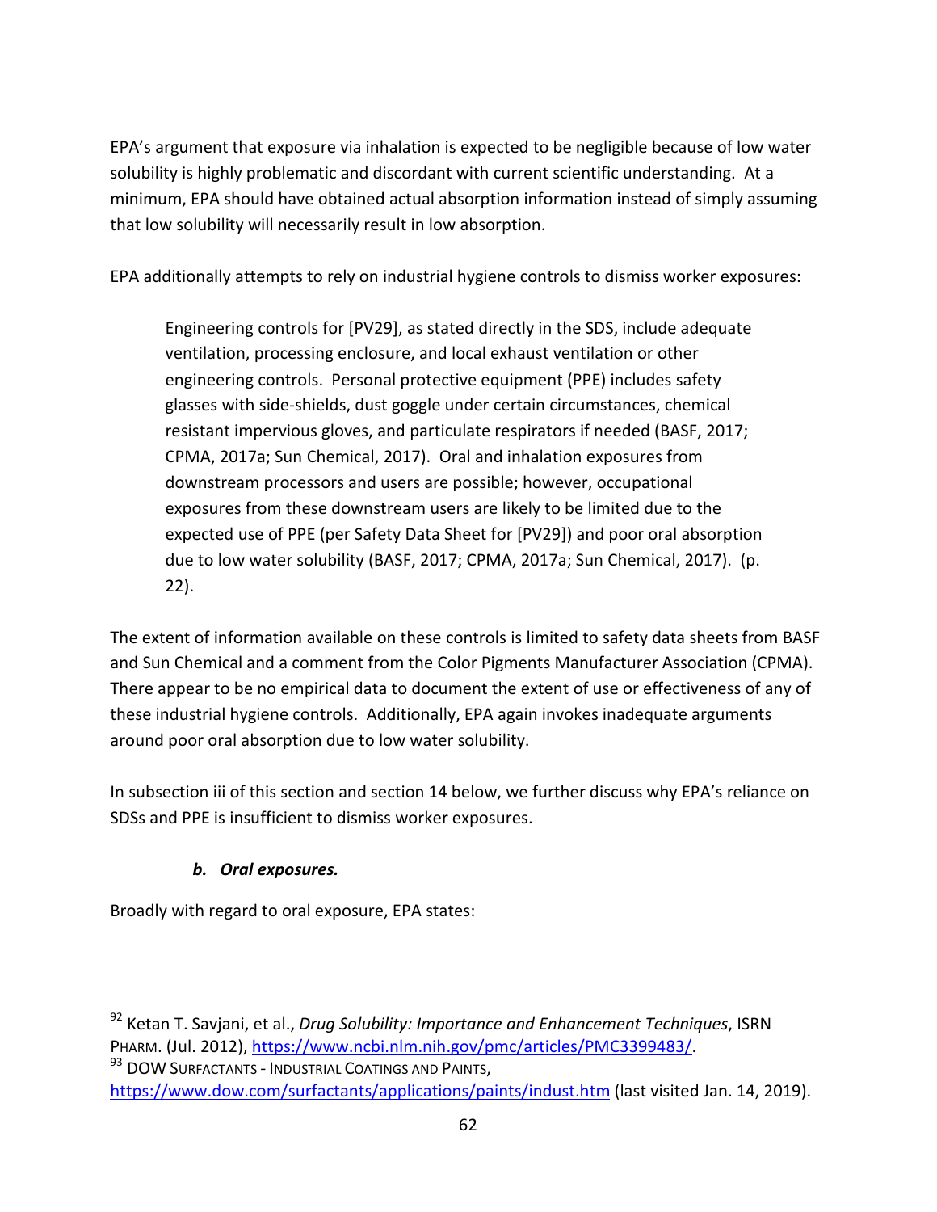EPA's argument that exposure via inhalation is expected to be negligible because of low water solubility is highly problematic and discordant with current scientific understanding. At a minimum, EPA should have obtained actual absorption information instead of simply assuming that low solubility will necessarily result in low absorption.

EPA additionally attempts to rely on industrial hygiene controls to dismiss worker exposures:

> Engineering controls for [PV29], as stated directly in the SDS, include adequate ventilation, processing enclosure, and local exhaust ventilation or other engineering controls. Personal protective equipment (PPE) includes safety glasses with side-shields, dust goggle under certain circumstances, chemical resistant impervious gloves, and particulate respirators if needed (BASF, 2017; CPMA, 2017a; Sun Chemical, 2017). Oral and inhalation exposures from downstream processors and users are possible; however, occupational exposures from these downstream users are likely to be limited due to the expected use of PPE (per Safety Data Sheet for [PV29]) and poor oral absorption due to low water solubility (BASF, 2017; CPMA, 2017a; Sun Chemical, 2017). (p. 22).

The extent of information available on these controls is limited to safety data sheets from BASF and Sun Chemical and a comment from the Color Pigments Manufacturer Association (CPMA). There appear to be no empirical data to document the extent of use or effectiveness of any of these industrial hygiene controls. Additionally, EPA again invokes inadequate arguments around poor oral absorption due to low water solubility.

In subsection iii of this section and section 14 below, we further discuss why EPA's reliance on SDSs and PPE is insufficient to dismiss worker exposures.

### *b. Oral exposures.*

Broadly with regard to oral exposure, EPA states:

---

[92] Ketan T. Savjani, et al., *Drug Solubility: Importance and Enhancement Techniques*, ISRN PHARM. (Jul. 2012), https://www.ncbi.nlm.nih.gov/pmc/articles/PMC3399483/.

[93] DOW SURFACTANTS - INDUSTRIAL COATINGS AND PAINTS, https://www.dow.com/surfactants/applications/paints/indust.htm (last visited Jan. 14, 2019).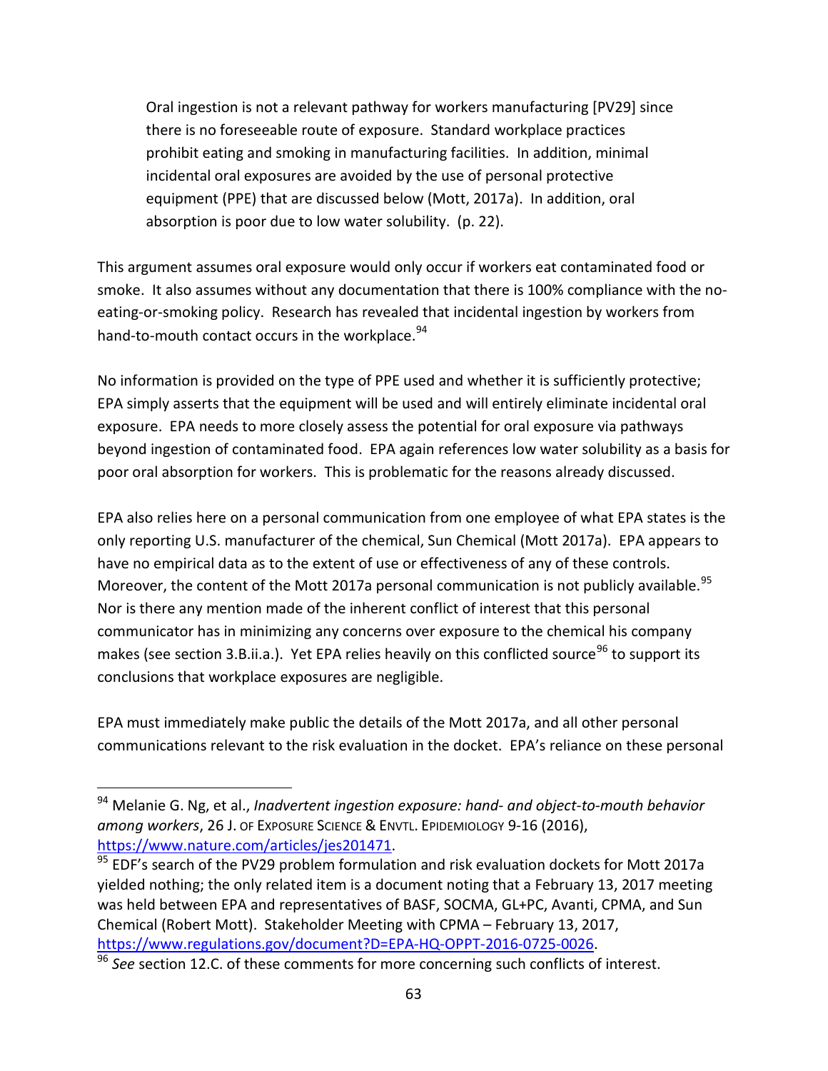> Oral ingestion is not a relevant pathway for workers manufacturing [PV29] since there is no foreseeable route of exposure. Standard workplace practices prohibit eating and smoking in manufacturing facilities. In addition, minimal incidental oral exposures are avoided by the use of personal protective equipment (PPE) that are discussed below (Mott, 2017a). In addition, oral absorption is poor due to low water solubility. (p. 22).

This argument assumes oral exposure would only occur if workers eat contaminated food or smoke. It also assumes without any documentation that there is 100% compliance with the no-eating-or-smoking policy. Research has revealed that incidental ingestion by workers from hand-to-mouth contact occurs in the workplace.[94]

No information is provided on the type of PPE used and whether it is sufficiently protective; EPA simply asserts that the equipment will be used and will entirely eliminate incidental oral exposure. EPA needs to more closely assess the potential for oral exposure via pathways beyond ingestion of contaminated food. EPA again references low water solubility as a basis for poor oral absorption for workers. This is problematic for the reasons already discussed.

EPA also relies here on a personal communication from one employee of what EPA states is the only reporting U.S. manufacturer of the chemical, Sun Chemical (Mott 2017a). EPA appears to have no empirical data as to the extent of use or effectiveness of any of these controls. Moreover, the content of the Mott 2017a personal communication is not publicly available.[95] Nor is there any mention made of the inherent conflict of interest that this personal communicator has in minimizing any concerns over exposure to the chemical his company makes (see section 3.B.ii.a.). Yet EPA relies heavily on this conflicted source[96] to support its conclusions that workplace exposures are negligible.

EPA must immediately make public the details of the Mott 2017a, and all other personal communications relevant to the risk evaluation in the docket. EPA's reliance on these personal

---

[94] Melanie G. Ng, et al., *Inadvertent ingestion exposure: hand- and object-to-mouth behavior among workers*, 26 J. OF EXPOSURE SCIENCE & ENVTL. EPIDEMIOLOGY 9-16 (2016), https://www.nature.com/articles/jes201471.

[95] EDF's search of the PV29 problem formulation and risk evaluation dockets for Mott 2017a yielded nothing; the only related item is a document noting that a February 13, 2017 meeting was held between EPA and representatives of BASF, SOCMA, GL+PC, Avanti, CPMA, and Sun Chemical (Robert Mott). Stakeholder Meeting with CPMA – February 13, 2017, https://www.regulations.gov/document?D=EPA-HQ-OPPT-2016-0725-0026.

[96] *See* section 12.C. of these comments for more concerning such conflicts of interest.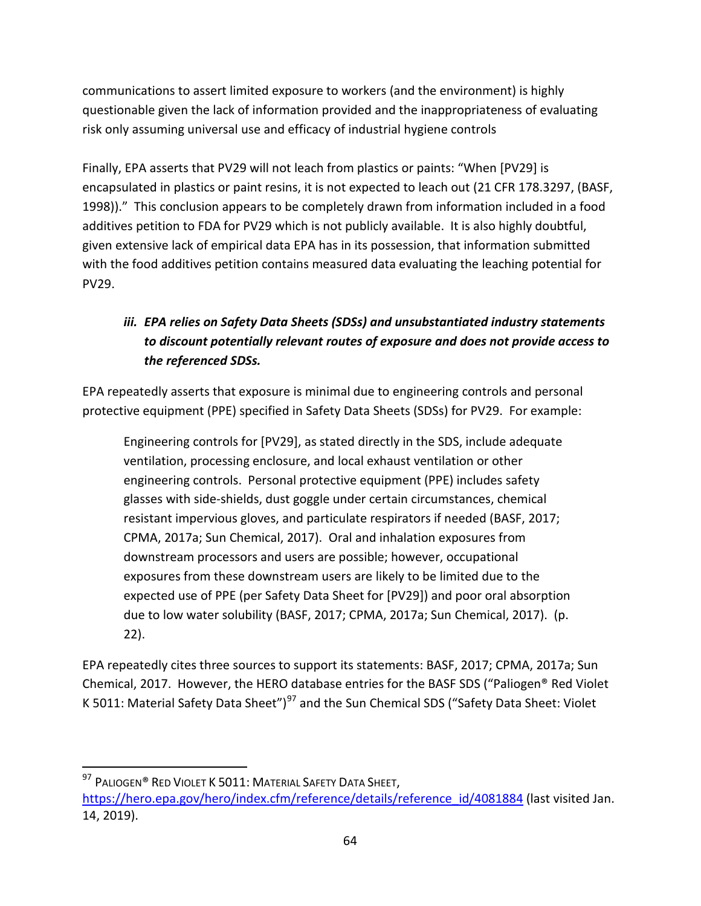communications to assert limited exposure to workers (and the environment) is highly questionable given the lack of information provided and the inappropriateness of evaluating risk only assuming universal use and efficacy of industrial hygiene controls

Finally, EPA asserts that PV29 will not leach from plastics or paints: "When [PV29] is encapsulated in plastics or paint resins, it is not expected to leach out (21 CFR 178.3297, (BASF, 1998))." This conclusion appears to be completely drawn from information included in a food additives petition to FDA for PV29 which is not publicly available. It is also highly doubtful, given extensive lack of empirical data EPA has in its possession, that information submitted with the food additives petition contains measured data evaluating the leaching potential for PV29.

### *iii. EPA relies on Safety Data Sheets (SDSs) and unsubstantiated industry statements to discount potentially relevant routes of exposure and does not provide access to the referenced SDSs.*

EPA repeatedly asserts that exposure is minimal due to engineering controls and personal protective equipment (PPE) specified in Safety Data Sheets (SDSs) for PV29. For example:

> Engineering controls for [PV29], as stated directly in the SDS, include adequate ventilation, processing enclosure, and local exhaust ventilation or other engineering controls. Personal protective equipment (PPE) includes safety glasses with side-shields, dust goggle under certain circumstances, chemical resistant impervious gloves, and particulate respirators if needed (BASF, 2017; CPMA, 2017a; Sun Chemical, 2017). Oral and inhalation exposures from downstream processors and users are possible; however, occupational exposures from these downstream users are likely to be limited due to the expected use of PPE (per Safety Data Sheet for [PV29]) and poor oral absorption due to low water solubility (BASF, 2017; CPMA, 2017a; Sun Chemical, 2017). (p. 22).

EPA repeatedly cites three sources to support its statements: BASF, 2017; CPMA, 2017a; Sun Chemical, 2017. However, the HERO database entries for the BASF SDS ("Paliogen® Red Violet K 5011: Material Safety Data Sheet")[97] and the Sun Chemical SDS ("Safety Data Sheet: Violet

---

[97] PALIOGEN® RED VIOLET K 5011: MATERIAL SAFETY DATA SHEET, https://hero.epa.gov/hero/index.cfm/reference/details/reference_id/4081884 (last visited Jan. 14, 2019).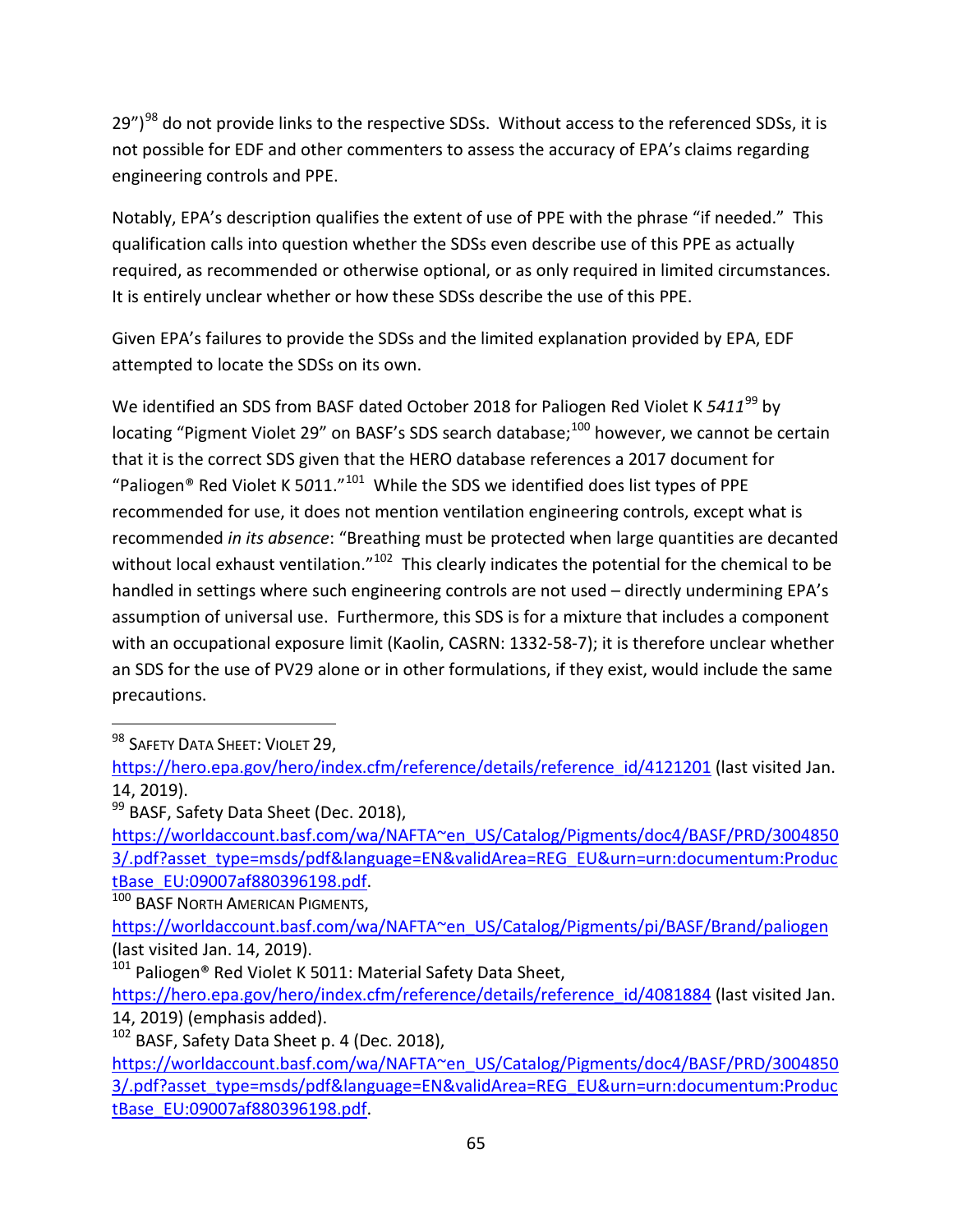29")[98] do not provide links to the respective SDSs. Without access to the referenced SDSs, it is not possible for EDF and other commenters to assess the accuracy of EPA's claims regarding engineering controls and PPE.

Notably, EPA's description qualifies the extent of use of PPE with the phrase "if needed." This qualification calls into question whether the SDSs even describe use of this PPE as actually required, as recommended or otherwise optional, or as only required in limited circumstances. It is entirely unclear whether or how these SDSs describe the use of this PPE.

Given EPA's failures to provide the SDSs and the limited explanation provided by EPA, EDF attempted to locate the SDSs on its own.

We identified an SDS from BASF dated October 2018 for Paliogen Red Violet K *5411*[99] by locating "Pigment Violet 29" on BASF's SDS search database;[100] however, we cannot be certain that it is the correct SDS given that the HERO database references a 2017 document for "Paliogen® Red Violet K 5*0*11."[101] While the SDS we identified does list types of PPE recommended for use, it does not mention ventilation engineering controls, except what is recommended *in its absence*: "Breathing must be protected when large quantities are decanted without local exhaust ventilation."[102] This clearly indicates the potential for the chemical to be handled in settings where such engineering controls are not used – directly undermining EPA's assumption of universal use. Furthermore, this SDS is for a mixture that includes a component with an occupational exposure limit (Kaolin, CASRN: 1332-58-7); it is therefore unclear whether an SDS for the use of PV29 alone or in other formulations, if they exist, would include the same precautions.

---

[98] SAFETY DATA SHEET: VIOLET 29, https://hero.epa.gov/hero/index.cfm/reference/details/reference_id/4121201 (last visited Jan. 14, 2019).

[99] BASF, Safety Data Sheet (Dec. 2018), https://worldaccount.basf.com/wa/NAFTA~en_US/Catalog/Pigments/doc4/BASF/PRD/30048503/.pdf?asset_type=msds/pdf&language=EN&validArea=REG_EU&urn=urn:documentum:ProductBase_EU:09007af880396198.pdf.

[100] BASF NORTH AMERICAN PIGMENTS, https://worldaccount.basf.com/wa/NAFTA~en_US/Catalog/Pigments/pi/BASF/Brand/paliogen (last visited Jan. 14, 2019).

[101] Paliogen® Red Violet K 5011: Material Safety Data Sheet, https://hero.epa.gov/hero/index.cfm/reference/details/reference_id/4081884 (last visited Jan. 14, 2019) (emphasis added).

[102] BASF, Safety Data Sheet p. 4 (Dec. 2018), https://worldaccount.basf.com/wa/NAFTA~en_US/Catalog/Pigments/doc4/BASF/PRD/30048503/.pdf?asset_type=msds/pdf&language=EN&validArea=REG_EU&urn=urn:documentum:ProductBase_EU:09007af880396198.pdf.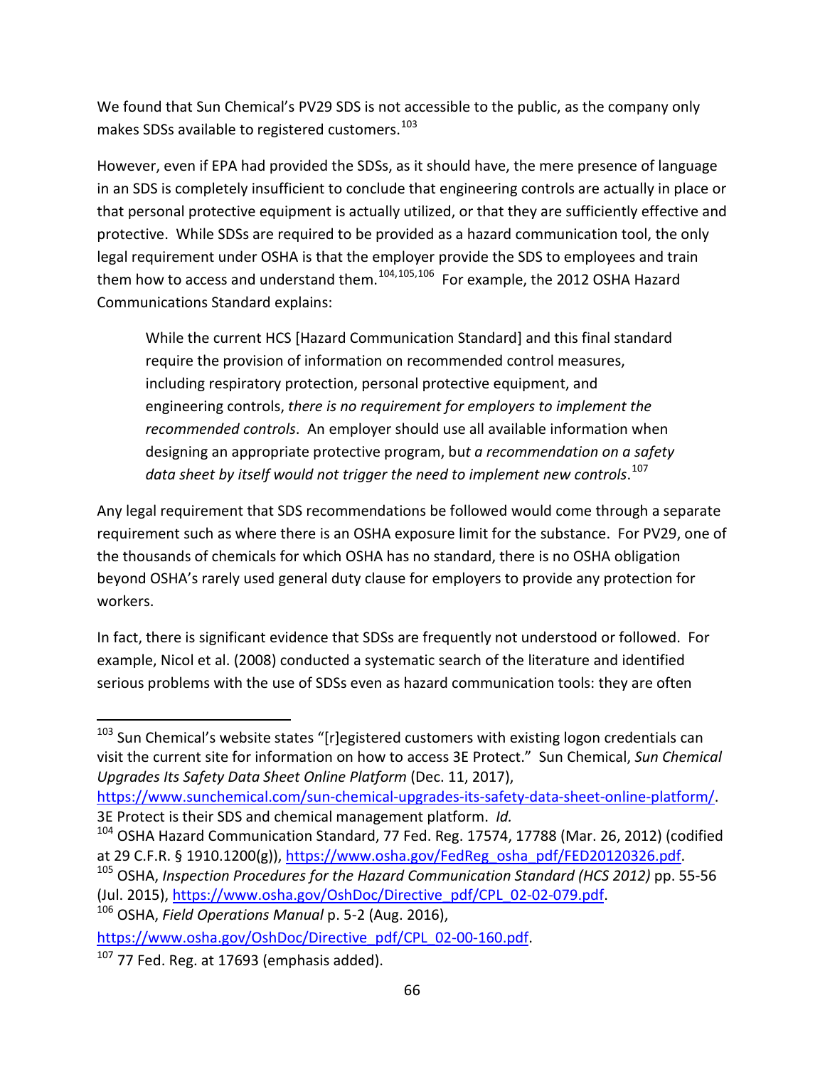We found that Sun Chemical's PV29 SDS is not accessible to the public, as the company only makes SDSs available to registered customers.[103]

However, even if EPA had provided the SDSs, as it should have, the mere presence of language in an SDS is completely insufficient to conclude that engineering controls are actually in place or that personal protective equipment is actually utilized, or that they are sufficiently effective and protective. While SDSs are required to be provided as a hazard communication tool, the only legal requirement under OSHA is that the employer provide the SDS to employees and train them how to access and understand them.[104,105,106] For example, the 2012 OSHA Hazard Communications Standard explains:

> While the current HCS [Hazard Communication Standard] and this final standard require the provision of information on recommended control measures, including respiratory protection, personal protective equipment, and engineering controls, *there is no requirement for employers to implement the recommended controls*. An employer should use all available information when designing an appropriate protective program, but *a recommendation on a safety data sheet by itself would not trigger the need to implement new controls*.[107]

Any legal requirement that SDS recommendations be followed would come through a separate requirement such as where there is an OSHA exposure limit for the substance. For PV29, one of the thousands of chemicals for which OSHA has no standard, there is no OSHA obligation beyond OSHA's rarely used general duty clause for employers to provide any protection for workers.

In fact, there is significant evidence that SDSs are frequently not understood or followed. For example, Nicol et al. (2008) conducted a systematic search of the literature and identified serious problems with the use of SDSs even as hazard communication tools: they are often

---

[103] Sun Chemical's website states "[r]egistered customers with existing logon credentials can visit the current site for information on how to access 3E Protect." Sun Chemical, *Sun Chemical Upgrades Its Safety Data Sheet Online Platform* (Dec. 11, 2017), https://www.sunchemical.com/sun-chemical-upgrades-its-safety-data-sheet-online-platform/. 3E Protect is their SDS and chemical management platform. *Id.*

[104] OSHA Hazard Communication Standard, 77 Fed. Reg. 17574, 17788 (Mar. 26, 2012) (codified at 29 C.F.R. § 1910.1200(g)), https://www.osha.gov/FedReg_osha_pdf/FED20120326.pdf.

[105] OSHA, *Inspection Procedures for the Hazard Communication Standard (HCS 2012)* pp. 55-56 (Jul. 2015), https://www.osha.gov/OshDoc/Directive_pdf/CPL_02-02-079.pdf.

[106] OSHA, *Field Operations Manual* p. 5-2 (Aug. 2016), https://www.osha.gov/OshDoc/Directive_pdf/CPL_02-00-160.pdf.

[107] 77 Fed. Reg. at 17693 (emphasis added).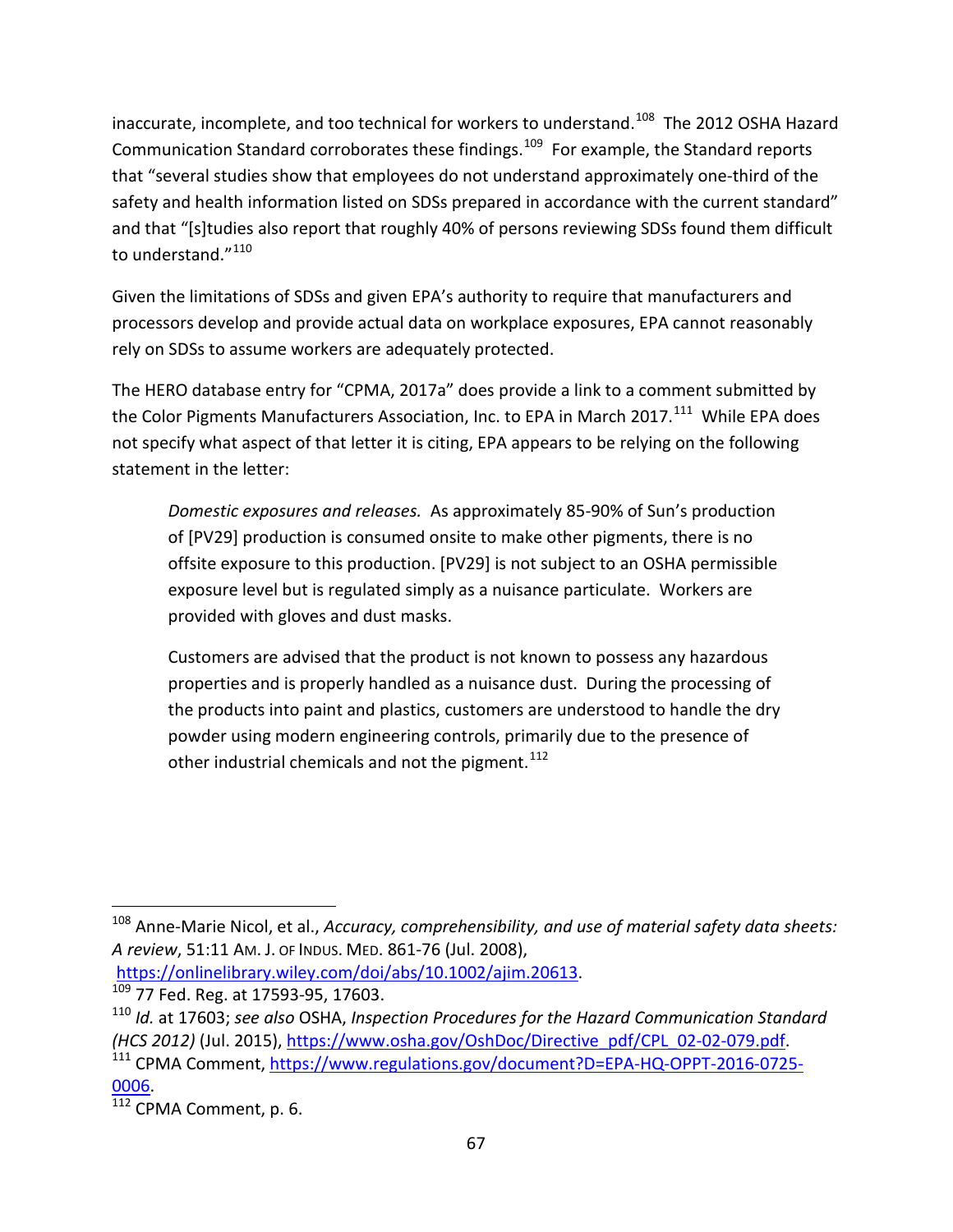inaccurate, incomplete, and too technical for workers to understand.[108] The 2012 OSHA Hazard Communication Standard corroborates these findings.[109] For example, the Standard reports that "several studies show that employees do not understand approximately one-third of the safety and health information listed on SDSs prepared in accordance with the current standard" and that "[s]tudies also report that roughly 40% of persons reviewing SDSs found them difficult to understand."[110]

Given the limitations of SDSs and given EPA's authority to require that manufacturers and processors develop and provide actual data on workplace exposures, EPA cannot reasonably rely on SDSs to assume workers are adequately protected.

The HERO database entry for "CPMA, 2017a" does provide a link to a comment submitted by the Color Pigments Manufacturers Association, Inc. to EPA in March 2017.[111] While EPA does not specify what aspect of that letter it is citing, EPA appears to be relying on the following statement in the letter:

> *Domestic exposures and releases.* As approximately 85-90% of Sun's production of [PV29] production is consumed onsite to make other pigments, there is no offsite exposure to this production. [PV29] is not subject to an OSHA permissible exposure level but is regulated simply as a nuisance particulate. Workers are provided with gloves and dust masks.
>
> Customers are advised that the product is not known to possess any hazardous properties and is properly handled as a nuisance dust. During the processing of the products into paint and plastics, customers are understood to handle the dry powder using modern engineering controls, primarily due to the presence of other industrial chemicals and not the pigment.[112]

---

[108] Anne-Marie Nicol, et al., *Accuracy, comprehensibility, and use of material safety data sheets: A review*, 51:11 AM. J. OF INDUS. MED. 861-76 (Jul. 2008), https://onlinelibrary.wiley.com/doi/abs/10.1002/ajim.20613.

[109] 77 Fed. Reg. at 17593-95, 17603.

[110] *Id.* at 17603; *see also* OSHA, *Inspection Procedures for the Hazard Communication Standard (HCS 2012)* (Jul. 2015), https://www.osha.gov/OshDoc/Directive_pdf/CPL_02-02-079.pdf.

[111] CPMA Comment, https://www.regulations.gov/document?D=EPA-HQ-OPPT-2016-0725-0006.

[112] CPMA Comment, p. 6.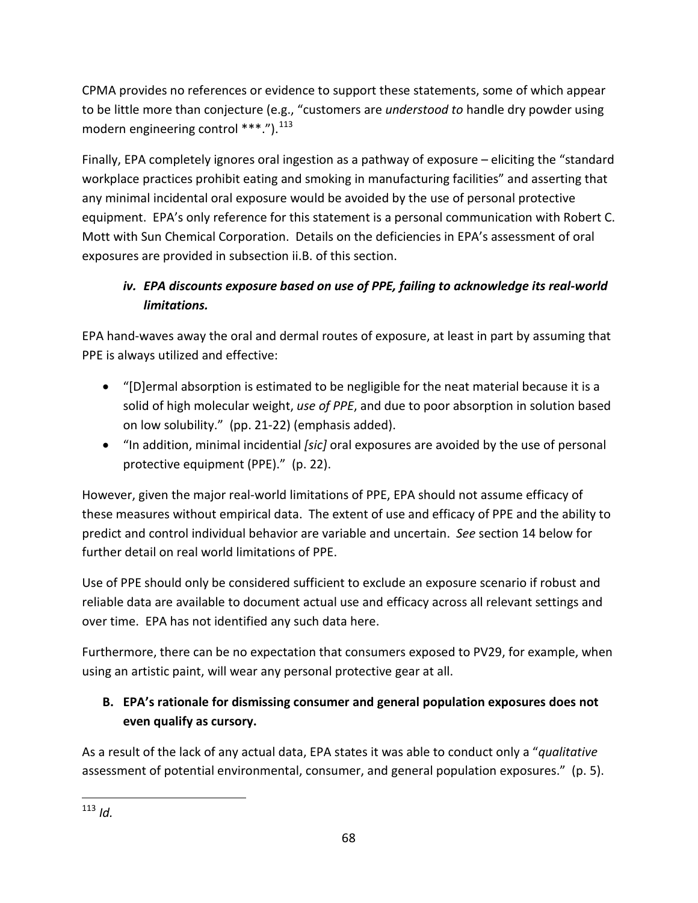CPMA provides no references or evidence to support these statements, some of which appear to be little more than conjecture (e.g., "customers are *understood to* handle dry powder using modern engineering control ***.").[113]

Finally, EPA completely ignores oral ingestion as a pathway of exposure – eliciting the "standard workplace practices prohibit eating and smoking in manufacturing facilities" and asserting that any minimal incidental oral exposure would be avoided by the use of personal protective equipment. EPA's only reference for this statement is a personal communication with Robert C. Mott with Sun Chemical Corporation. Details on the deficiencies in EPA's assessment of oral exposures are provided in subsection ii.B. of this section.

#### *iv. EPA discounts exposure based on use of PPE, failing to acknowledge its real-world limitations.*

EPA hand-waves away the oral and dermal routes of exposure, at least in part by assuming that PPE is always utilized and effective:

- "[D]ermal absorption is estimated to be negligible for the neat material because it is a solid of high molecular weight, *use of PPE*, and due to poor absorption in solution based on low solubility." (pp. 21-22) (emphasis added).
- "In addition, minimal incidential *[sic]* oral exposures are avoided by the use of personal protective equipment (PPE)." (p. 22).

However, given the major real-world limitations of PPE, EPA should not assume efficacy of these measures without empirical data. The extent of use and efficacy of PPE and the ability to predict and control individual behavior are variable and uncertain. *See* section 14 below for further detail on real world limitations of PPE.

Use of PPE should only be considered sufficient to exclude an exposure scenario if robust and reliable data are available to document actual use and efficacy across all relevant settings and over time. EPA has not identified any such data here.

Furthermore, there can be no expectation that consumers exposed to PV29, for example, when using an artistic paint, will wear any personal protective gear at all.

### B. EPA's rationale for dismissing consumer and general population exposures does not even qualify as cursory.

As a result of the lack of any actual data, EPA states it was able to conduct only a "*qualitative* assessment of potential environmental, consumer, and general population exposures." (p. 5).

[113] *Id.*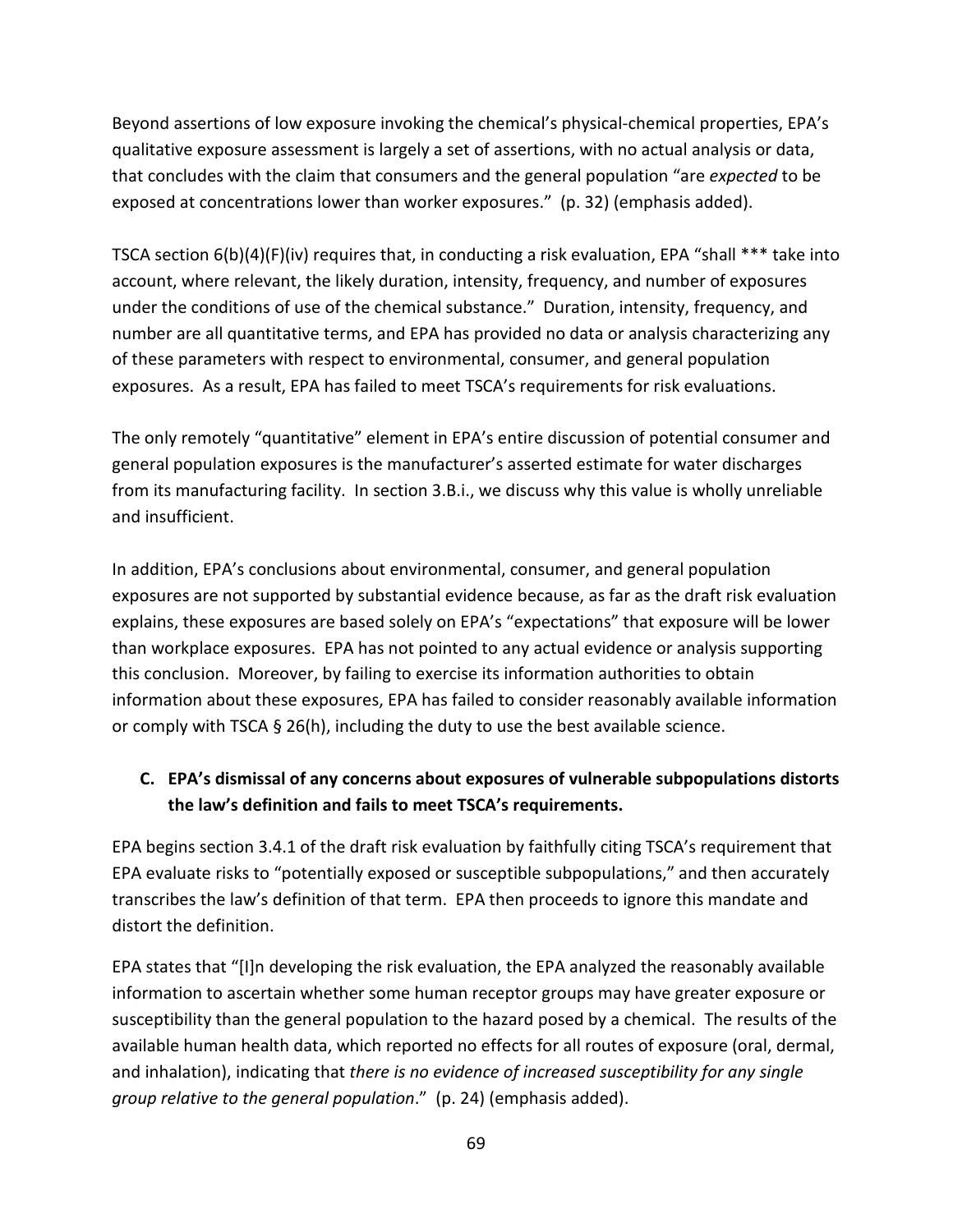Beyond assertions of low exposure invoking the chemical's physical-chemical properties, EPA's qualitative exposure assessment is largely a set of assertions, with no actual analysis or data, that concludes with the claim that consumers and the general population "are *expected* to be exposed at concentrations lower than worker exposures." (p. 32) (emphasis added).

TSCA section 6(b)(4)(F)(iv) requires that, in conducting a risk evaluation, EPA "shall *** take into account, where relevant, the likely duration, intensity, frequency, and number of exposures under the conditions of use of the chemical substance." Duration, intensity, frequency, and number are all quantitative terms, and EPA has provided no data or analysis characterizing any of these parameters with respect to environmental, consumer, and general population exposures. As a result, EPA has failed to meet TSCA's requirements for risk evaluations.

The only remotely "quantitative" element in EPA's entire discussion of potential consumer and general population exposures is the manufacturer's asserted estimate for water discharges from its manufacturing facility. In section 3.B.i., we discuss why this value is wholly unreliable and insufficient.

In addition, EPA's conclusions about environmental, consumer, and general population exposures are not supported by substantial evidence because, as far as the draft risk evaluation explains, these exposures are based solely on EPA's "expectations" that exposure will be lower than workplace exposures. EPA has not pointed to any actual evidence or analysis supporting this conclusion. Moreover, by failing to exercise its information authorities to obtain information about these exposures, EPA has failed to consider reasonably available information or comply with TSCA § 26(h), including the duty to use the best available science.

### C. EPA's dismissal of any concerns about exposures of vulnerable subpopulations distorts the law's definition and fails to meet TSCA's requirements.

EPA begins section 3.4.1 of the draft risk evaluation by faithfully citing TSCA's requirement that EPA evaluate risks to "potentially exposed or susceptible subpopulations," and then accurately transcribes the law's definition of that term. EPA then proceeds to ignore this mandate and distort the definition.

EPA states that "[I]n developing the risk evaluation, the EPA analyzed the reasonably available information to ascertain whether some human receptor groups may have greater exposure or susceptibility than the general population to the hazard posed by a chemical. The results of the available human health data, which reported no effects for all routes of exposure (oral, dermal, and inhalation), indicating that *there is no evidence of increased susceptibility for any single group relative to the general population*." (p. 24) (emphasis added).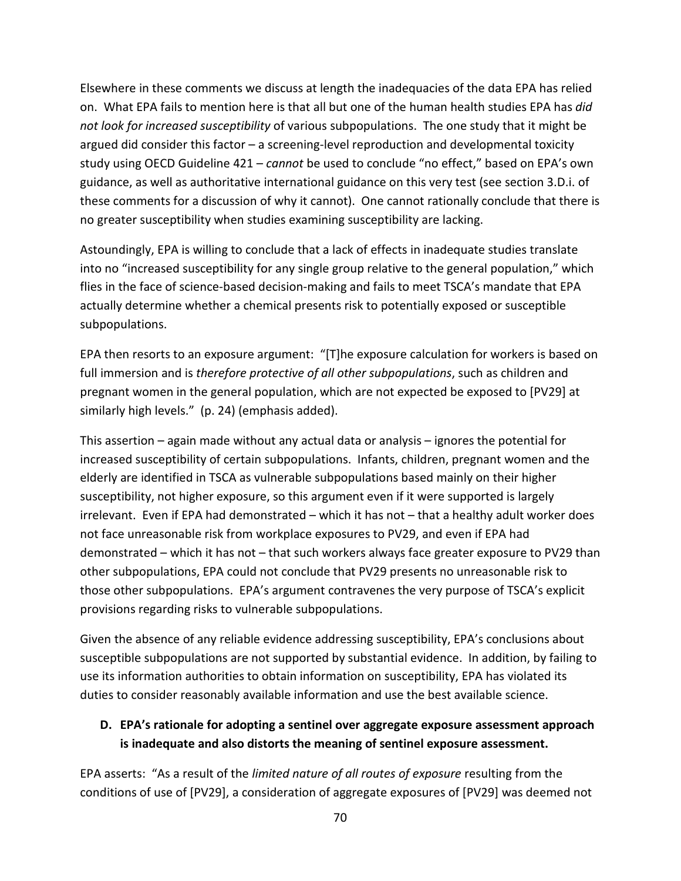Elsewhere in these comments we discuss at length the inadequacies of the data EPA has relied on. What EPA fails to mention here is that all but one of the human health studies EPA has *did not look for increased susceptibility* of various subpopulations. The one study that it might be argued did consider this factor – a screening-level reproduction and developmental toxicity study using OECD Guideline 421 – *cannot* be used to conclude "no effect," based on EPA's own guidance, as well as authoritative international guidance on this very test (see section 3.D.i. of these comments for a discussion of why it cannot). One cannot rationally conclude that there is no greater susceptibility when studies examining susceptibility are lacking.

Astoundingly, EPA is willing to conclude that a lack of effects in inadequate studies translate into no "increased susceptibility for any single group relative to the general population," which flies in the face of science-based decision-making and fails to meet TSCA's mandate that EPA actually determine whether a chemical presents risk to potentially exposed or susceptible subpopulations.

EPA then resorts to an exposure argument: "[T]he exposure calculation for workers is based on full immersion and is *therefore protective of all other subpopulations*, such as children and pregnant women in the general population, which are not expected be exposed to [PV29] at similarly high levels." (p. 24) (emphasis added).

This assertion – again made without any actual data or analysis – ignores the potential for increased susceptibility of certain subpopulations. Infants, children, pregnant women and the elderly are identified in TSCA as vulnerable subpopulations based mainly on their higher susceptibility, not higher exposure, so this argument even if it were supported is largely irrelevant. Even if EPA had demonstrated – which it has not – that a healthy adult worker does not face unreasonable risk from workplace exposures to PV29, and even if EPA had demonstrated – which it has not – that such workers always face greater exposure to PV29 than other subpopulations, EPA could not conclude that PV29 presents no unreasonable risk to those other subpopulations. EPA's argument contravenes the very purpose of TSCA's explicit provisions regarding risks to vulnerable subpopulations.

Given the absence of any reliable evidence addressing susceptibility, EPA's conclusions about susceptible subpopulations are not supported by substantial evidence. In addition, by failing to use its information authorities to obtain information on susceptibility, EPA has violated its duties to consider reasonably available information and use the best available science.

### D. EPA's rationale for adopting a sentinel over aggregate exposure assessment approach is inadequate and also distorts the meaning of sentinel exposure assessment.

EPA asserts: "As a result of the *limited nature of all routes of exposure* resulting from the conditions of use of [PV29], a consideration of aggregate exposures of [PV29] was deemed not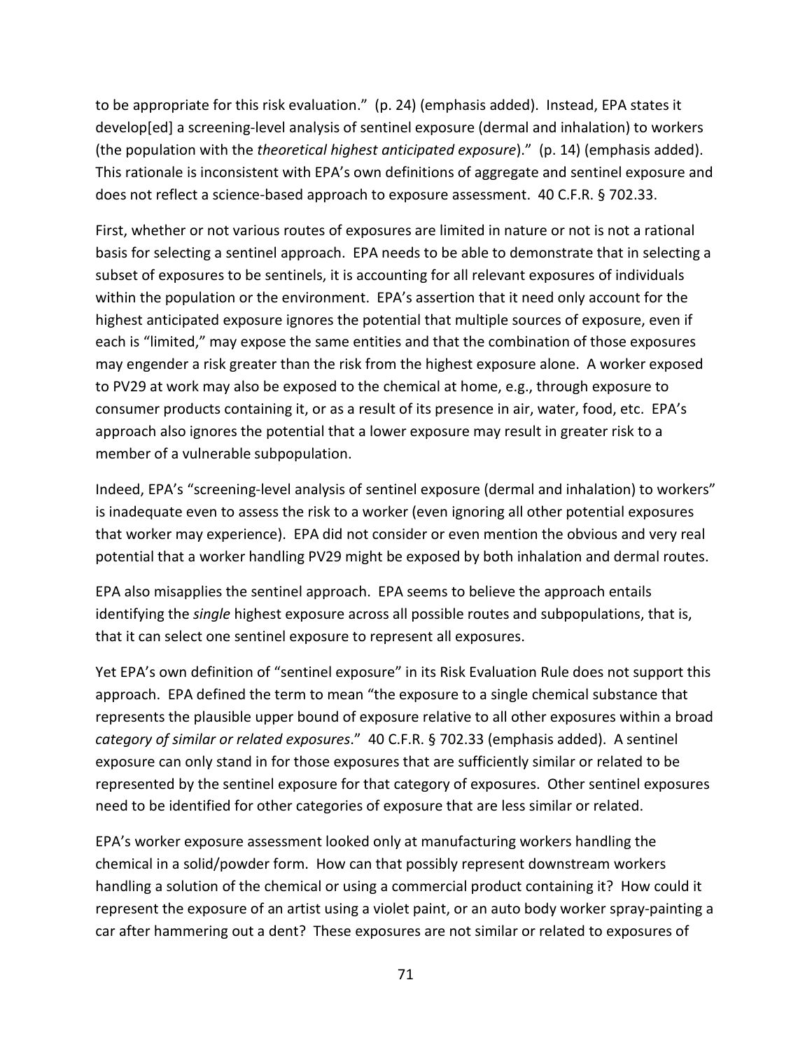to be appropriate for this risk evaluation." (p. 24) (emphasis added). Instead, EPA states it develop[ed] a screening-level analysis of sentinel exposure (dermal and inhalation) to workers (the population with the *theoretical highest anticipated exposure*)." (p. 14) (emphasis added). This rationale is inconsistent with EPA's own definitions of aggregate and sentinel exposure and does not reflect a science-based approach to exposure assessment. 40 C.F.R. § 702.33.

First, whether or not various routes of exposures are limited in nature or not is not a rational basis for selecting a sentinel approach. EPA needs to be able to demonstrate that in selecting a subset of exposures to be sentinels, it is accounting for all relevant exposures of individuals within the population or the environment. EPA's assertion that it need only account for the highest anticipated exposure ignores the potential that multiple sources of exposure, even if each is "limited," may expose the same entities and that the combination of those exposures may engender a risk greater than the risk from the highest exposure alone. A worker exposed to PV29 at work may also be exposed to the chemical at home, e.g., through exposure to consumer products containing it, or as a result of its presence in air, water, food, etc. EPA's approach also ignores the potential that a lower exposure may result in greater risk to a member of a vulnerable subpopulation.

Indeed, EPA's "screening-level analysis of sentinel exposure (dermal and inhalation) to workers" is inadequate even to assess the risk to a worker (even ignoring all other potential exposures that worker may experience). EPA did not consider or even mention the obvious and very real potential that a worker handling PV29 might be exposed by both inhalation and dermal routes.

EPA also misapplies the sentinel approach. EPA seems to believe the approach entails identifying the *single* highest exposure across all possible routes and subpopulations, that is, that it can select one sentinel exposure to represent all exposures.

Yet EPA's own definition of "sentinel exposure" in its Risk Evaluation Rule does not support this approach. EPA defined the term to mean "the exposure to a single chemical substance that represents the plausible upper bound of exposure relative to all other exposures within a broad *category of similar or related exposures*." 40 C.F.R. § 702.33 (emphasis added). A sentinel exposure can only stand in for those exposures that are sufficiently similar or related to be represented by the sentinel exposure for that category of exposures. Other sentinel exposures need to be identified for other categories of exposure that are less similar or related.

EPA's worker exposure assessment looked only at manufacturing workers handling the chemical in a solid/powder form. How can that possibly represent downstream workers handling a solution of the chemical or using a commercial product containing it? How could it represent the exposure of an artist using a violet paint, or an auto body worker spray-painting a car after hammering out a dent? These exposures are not similar or related to exposures of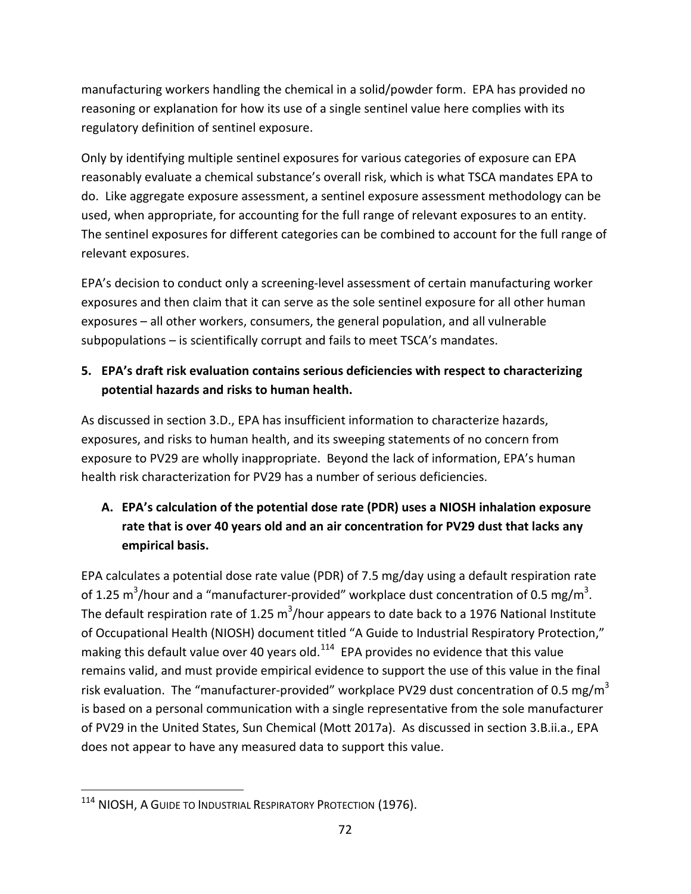manufacturing workers handling the chemical in a solid/powder form. EPA has provided no reasoning or explanation for how its use of a single sentinel value here complies with its regulatory definition of sentinel exposure.

Only by identifying multiple sentinel exposures for various categories of exposure can EPA reasonably evaluate a chemical substance's overall risk, which is what TSCA mandates EPA to do. Like aggregate exposure assessment, a sentinel exposure assessment methodology can be used, when appropriate, for accounting for the full range of relevant exposures to an entity. The sentinel exposures for different categories can be combined to account for the full range of relevant exposures.

EPA's decision to conduct only a screening-level assessment of certain manufacturing worker exposures and then claim that it can serve as the sole sentinel exposure for all other human exposures – all other workers, consumers, the general population, and all vulnerable subpopulations – is scientifically corrupt and fails to meet TSCA's mandates.

## 5. EPA's draft risk evaluation contains serious deficiencies with respect to characterizing potential hazards and risks to human health.

As discussed in section 3.D., EPA has insufficient information to characterize hazards, exposures, and risks to human health, and its sweeping statements of no concern from exposure to PV29 are wholly inappropriate. Beyond the lack of information, EPA's human health risk characterization for PV29 has a number of serious deficiencies.

### A. EPA's calculation of the potential dose rate (PDR) uses a NIOSH inhalation exposure rate that is over 40 years old and an air concentration for PV29 dust that lacks any empirical basis.

EPA calculates a potential dose rate value (PDR) of 7.5 mg/day using a default respiration rate of 1.25 $m^3$/hour and a "manufacturer-provided" workplace dust concentration of 0.5 mg/$m^3$. The default respiration rate of 1.25 $m^3$/hour appears to date back to a 1976 National Institute of Occupational Health (NIOSH) document titled "A Guide to Industrial Respiratory Protection," making this default value over 40 years old.[114] EPA provides no evidence that this value remains valid, and must provide empirical evidence to support the use of this value in the final risk evaluation. The "manufacturer-provided" workplace PV29 dust concentration of 0.5 mg/$m^3$ is based on a personal communication with a single representative from the sole manufacturer of PV29 in the United States, Sun Chemical (Mott 2017a). As discussed in section 3.B.ii.a., EPA does not appear to have any measured data to support this value.

[114] NIOSH, A GUIDE TO INDUSTRIAL RESPIRATORY PROTECTION (1976).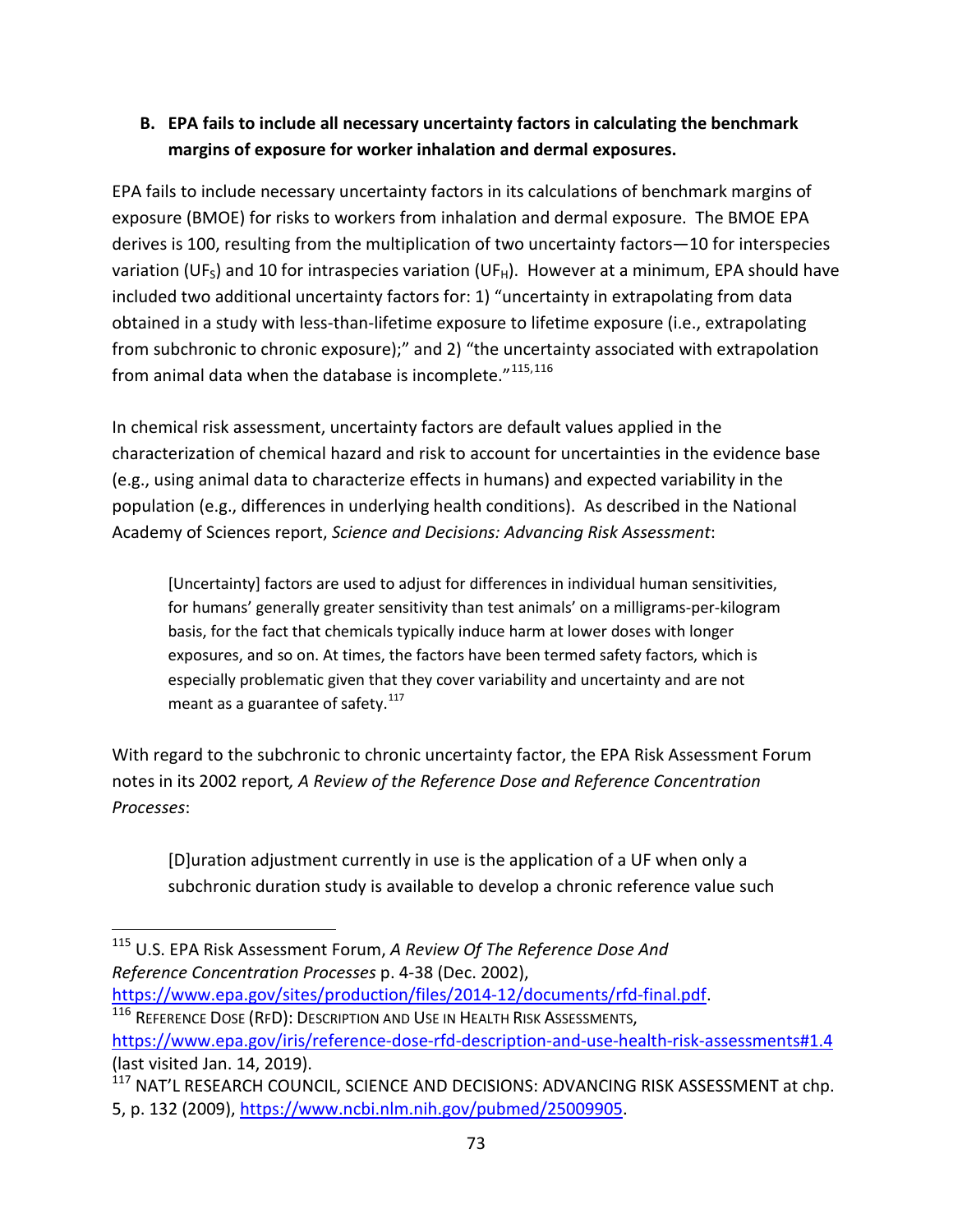### B. EPA fails to include all necessary uncertainty factors in calculating the benchmark margins of exposure for worker inhalation and dermal exposures.

EPA fails to include necessary uncertainty factors in its calculations of benchmark margins of exposure (BMOE) for risks to workers from inhalation and dermal exposure. The BMOE EPA derives is 100, resulting from the multiplication of two uncertainty factors—10 for interspecies variation ($UF_S$) and 10 for intraspecies variation ($UF_H$). However at a minimum, EPA should have included two additional uncertainty factors for: 1) "uncertainty in extrapolating from data obtained in a study with less-than-lifetime exposure to lifetime exposure (i.e., extrapolating from subchronic to chronic exposure);" and 2) "the uncertainty associated with extrapolation from animal data when the database is incomplete."[115,116]

In chemical risk assessment, uncertainty factors are default values applied in the characterization of chemical hazard and risk to account for uncertainties in the evidence base (e.g., using animal data to characterize effects in humans) and expected variability in the population (e.g., differences in underlying health conditions). As described in the National Academy of Sciences report, *Science and Decisions: Advancing Risk Assessment*:

> [Uncertainty] factors are used to adjust for differences in individual human sensitivities, for humans' generally greater sensitivity than test animals' on a milligrams-per-kilogram basis, for the fact that chemicals typically induce harm at lower doses with longer exposures, and so on. At times, the factors have been termed safety factors, which is especially problematic given that they cover variability and uncertainty and are not meant as a guarantee of safety.[117]

With regard to the subchronic to chronic uncertainty factor, the EPA Risk Assessment Forum notes in its 2002 report*, A Review of the Reference Dose and Reference Concentration Processes*:

> [D]uration adjustment currently in use is the application of a UF when only a subchronic duration study is available to develop a chronic reference value such

---

[115] U.S. EPA Risk Assessment Forum, *A Review Of The Reference Dose And Reference Concentration Processes* p. 4-38 (Dec. 2002), https://www.epa.gov/sites/production/files/2014-12/documents/rfd-final.pdf.

[116] REFERENCE DOSE (RFD): DESCRIPTION AND USE IN HEALTH RISK ASSESSMENTS, https://www.epa.gov/iris/reference-dose-rfd-description-and-use-health-risk-assessments#1.4 (last visited Jan. 14, 2019).

[117] NAT'L RESEARCH COUNCIL, SCIENCE AND DECISIONS: ADVANCING RISK ASSESSMENT at chp. 5, p. 132 (2009), https://www.ncbi.nlm.nih.gov/pubmed/25009905.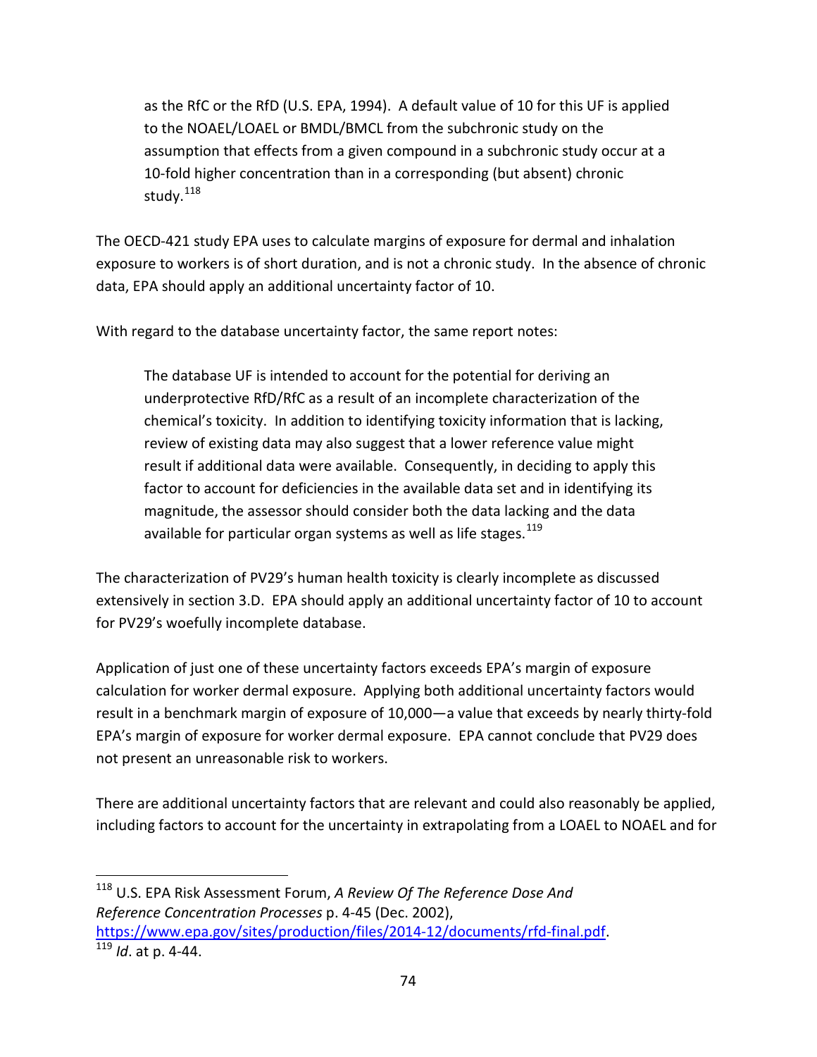> as the RfC or the RfD (U.S. EPA, 1994). A default value of 10 for this UF is applied to the NOAEL/LOAEL or BMDL/BMCL from the subchronic study on the assumption that effects from a given compound in a subchronic study occur at a 10-fold higher concentration than in a corresponding (but absent) chronic study.[118]

The OECD-421 study EPA uses to calculate margins of exposure for dermal and inhalation exposure to workers is of short duration, and is not a chronic study. In the absence of chronic data, EPA should apply an additional uncertainty factor of 10.

With regard to the database uncertainty factor, the same report notes:

> The database UF is intended to account for the potential for deriving an underprotective RfD/RfC as a result of an incomplete characterization of the chemical's toxicity. In addition to identifying toxicity information that is lacking, review of existing data may also suggest that a lower reference value might result if additional data were available. Consequently, in deciding to apply this factor to account for deficiencies in the available data set and in identifying its magnitude, the assessor should consider both the data lacking and the data available for particular organ systems as well as life stages.[119]

The characterization of PV29's human health toxicity is clearly incomplete as discussed extensively in section 3.D. EPA should apply an additional uncertainty factor of 10 to account for PV29's woefully incomplete database.

Application of just one of these uncertainty factors exceeds EPA's margin of exposure calculation for worker dermal exposure. Applying both additional uncertainty factors would result in a benchmark margin of exposure of 10,000—a value that exceeds by nearly thirty-fold EPA's margin of exposure for worker dermal exposure. EPA cannot conclude that PV29 does not present an unreasonable risk to workers.

There are additional uncertainty factors that are relevant and could also reasonably be applied, including factors to account for the uncertainty in extrapolating from a LOAEL to NOAEL and for

---

[118] U.S. EPA Risk Assessment Forum, *A Review Of The Reference Dose And Reference Concentration Processes* p. 4-45 (Dec. 2002), https://www.epa.gov/sites/production/files/2014-12/documents/rfd-final.pdf.

[119] *Id*. at p. 4-44.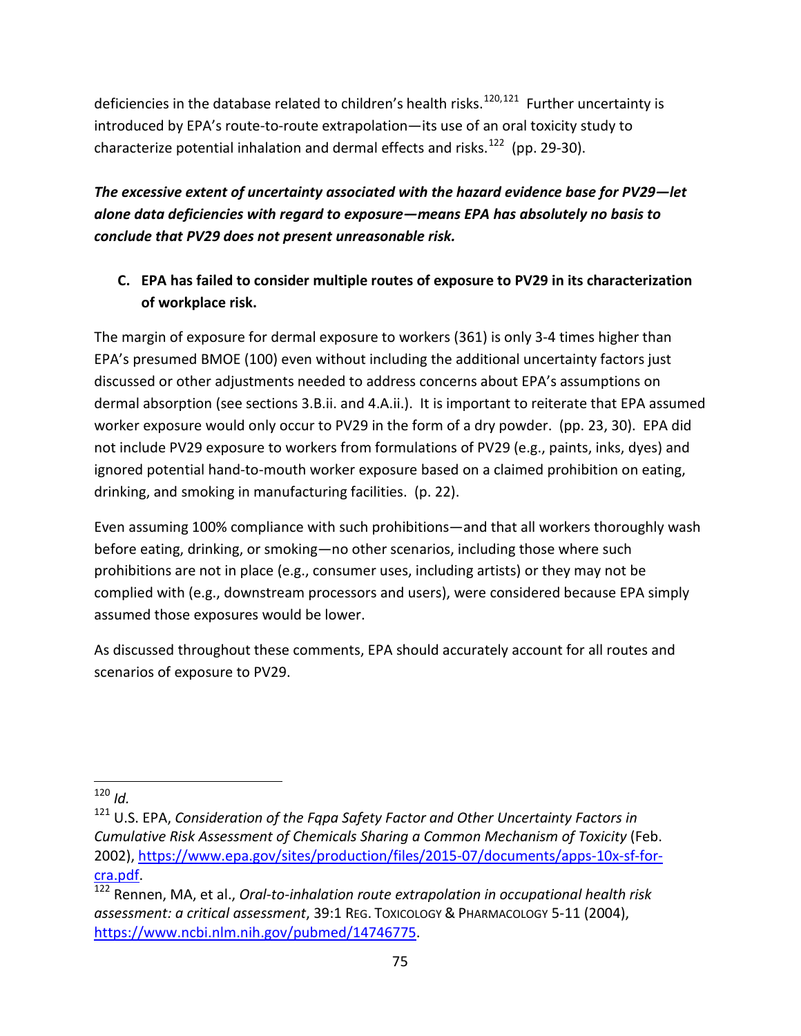deficiencies in the database related to children's health risks.[120,121] Further uncertainty is introduced by EPA's route-to-route extrapolation—its use of an oral toxicity study to characterize potential inhalation and dermal effects and risks.[122] (pp. 29-30).

***The excessive extent of uncertainty associated with the hazard evidence base for PV29—let alone data deficiencies with regard to exposure—means EPA has absolutely no basis to conclude that PV29 does not present unreasonable risk.***

### C. EPA has failed to consider multiple routes of exposure to PV29 in its characterization of workplace risk.

The margin of exposure for dermal exposure to workers (361) is only 3-4 times higher than EPA's presumed BMOE (100) even without including the additional uncertainty factors just discussed or other adjustments needed to address concerns about EPA's assumptions on dermal absorption (see sections 3.B.ii. and 4.A.ii.). It is important to reiterate that EPA assumed worker exposure would only occur to PV29 in the form of a dry powder. (pp. 23, 30). EPA did not include PV29 exposure to workers from formulations of PV29 (e.g., paints, inks, dyes) and ignored potential hand-to-mouth worker exposure based on a claimed prohibition on eating, drinking, and smoking in manufacturing facilities. (p. 22).

Even assuming 100% compliance with such prohibitions—and that all workers thoroughly wash before eating, drinking, or smoking—no other scenarios, including those where such prohibitions are not in place (e.g., consumer uses, including artists) or they may not be complied with (e.g., downstream processors and users), were considered because EPA simply assumed those exposures would be lower.

As discussed throughout these comments, EPA should accurately account for all routes and scenarios of exposure to PV29.

---

[120] *Id.*

[121] U.S. EPA, *Consideration of the Fqpa Safety Factor and Other Uncertainty Factors in Cumulative Risk Assessment of Chemicals Sharing a Common Mechanism of Toxicity* (Feb. 2002), https://www.epa.gov/sites/production/files/2015-07/documents/apps-10x-sf-for-cra.pdf.

[122] Rennen, MA, et al., *Oral-to-inhalation route extrapolation in occupational health risk assessment: a critical assessment*, 39:1 REG. TOXICOLOGY & PHARMACOLOGY 5-11 (2004), https://www.ncbi.nlm.nih.gov/pubmed/14746775.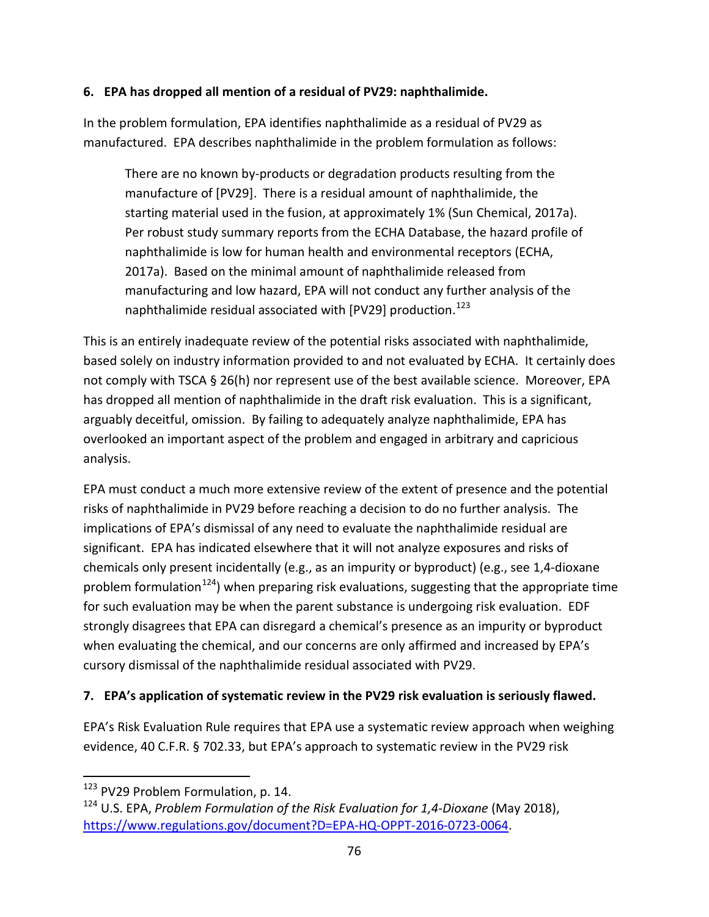**6. EPA has dropped all mention of a residual of PV29: naphthalimide.**

In the problem formulation, EPA identifies naphthalimide as a residual of PV29 as manufactured. EPA describes naphthalimide in the problem formulation as follows:

> There are no known by-products or degradation products resulting from the manufacture of [PV29]. There is a residual amount of naphthalimide, the starting material used in the fusion, at approximately 1% (Sun Chemical, 2017a). Per robust study summary reports from the ECHA Database, the hazard profile of naphthalimide is low for human health and environmental receptors (ECHA, 2017a). Based on the minimal amount of naphthalimide released from manufacturing and low hazard, EPA will not conduct any further analysis of the naphthalimide residual associated with [PV29] production.[123]

This is an entirely inadequate review of the potential risks associated with naphthalimide, based solely on industry information provided to and not evaluated by ECHA. It certainly does not comply with TSCA § 26(h) nor represent use of the best available science. Moreover, EPA has dropped all mention of naphthalimide in the draft risk evaluation. This is a significant, arguably deceitful, omission. By failing to adequately analyze naphthalimide, EPA has overlooked an important aspect of the problem and engaged in arbitrary and capricious analysis.

EPA must conduct a much more extensive review of the extent of presence and the potential risks of naphthalimide in PV29 before reaching a decision to do no further analysis. The implications of EPA's dismissal of any need to evaluate the naphthalimide residual are significant. EPA has indicated elsewhere that it will not analyze exposures and risks of chemicals only present incidentally (e.g., as an impurity or byproduct) (e.g., see 1,4-dioxane problem formulation[124]) when preparing risk evaluations, suggesting that the appropriate time for such evaluation may be when the parent substance is undergoing risk evaluation. EDF strongly disagrees that EPA can disregard a chemical's presence as an impurity or byproduct when evaluating the chemical, and our concerns are only affirmed and increased by EPA's cursory dismissal of the naphthalimide residual associated with PV29.

**7. EPA's application of systematic review in the PV29 risk evaluation is seriously flawed.**

EPA's Risk Evaluation Rule requires that EPA use a systematic review approach when weighing evidence, 40 C.F.R. § 702.33, but EPA's approach to systematic review in the PV29 risk

---

[123] PV29 Problem Formulation, p. 14.

[124] U.S. EPA, *Problem Formulation of the Risk Evaluation for 1,4-Dioxane* (May 2018), https://www.regulations.gov/document?D=EPA-HQ-OPPT-2016-0723-0064.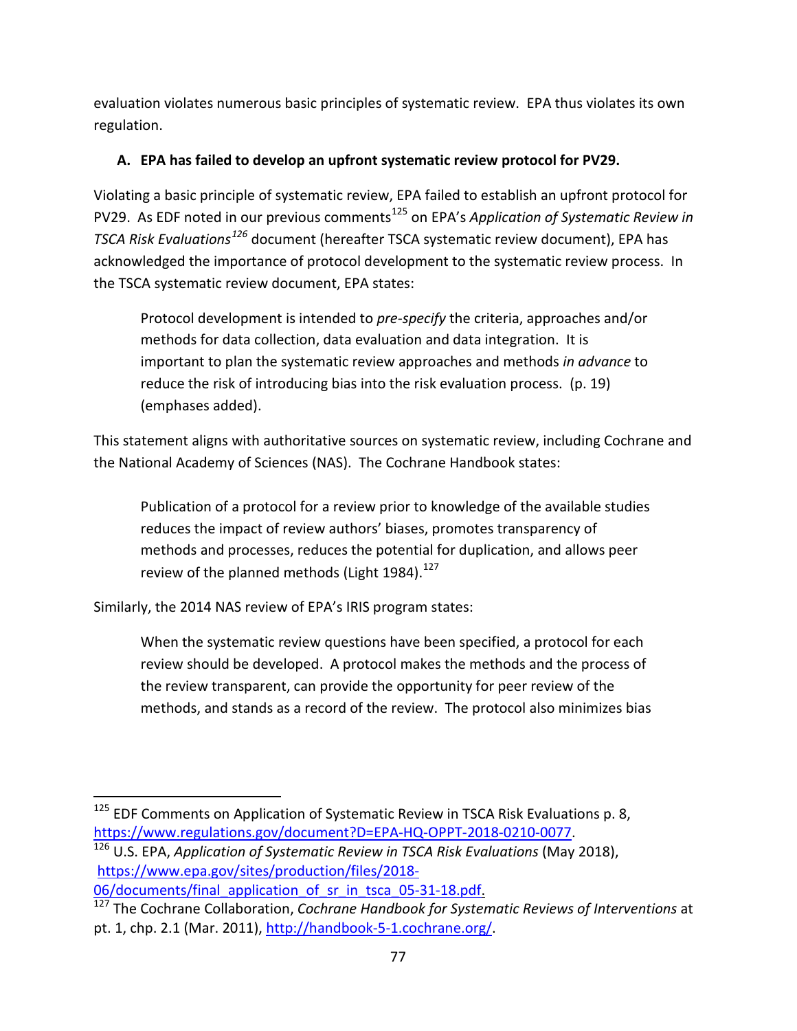evaluation violates numerous basic principles of systematic review. EPA thus violates its own regulation.

### A. EPA has failed to develop an upfront systematic review protocol for PV29.

Violating a basic principle of systematic review, EPA failed to establish an upfront protocol for PV29. As EDF noted in our previous comments[125] on EPA's *Application of Systematic Review in TSCA Risk Evaluations*[126] document (hereafter TSCA systematic review document), EPA has acknowledged the importance of protocol development to the systematic review process. In the TSCA systematic review document, EPA states:

> Protocol development is intended to *pre-specify* the criteria, approaches and/or methods for data collection, data evaluation and data integration. It is important to plan the systematic review approaches and methods *in advance* to reduce the risk of introducing bias into the risk evaluation process. (p. 19) (emphases added).

This statement aligns with authoritative sources on systematic review, including Cochrane and the National Academy of Sciences (NAS). The Cochrane Handbook states:

> Publication of a protocol for a review prior to knowledge of the available studies reduces the impact of review authors' biases, promotes transparency of methods and processes, reduces the potential for duplication, and allows peer review of the planned methods (Light 1984).[127]

Similarly, the 2014 NAS review of EPA's IRIS program states:

> When the systematic review questions have been specified, a protocol for each review should be developed. A protocol makes the methods and the process of the review transparent, can provide the opportunity for peer review of the methods, and stands as a record of the review. The protocol also minimizes bias

---

[125] EDF Comments on Application of Systematic Review in TSCA Risk Evaluations p. 8, https://www.regulations.gov/document?D=EPA-HQ-OPPT-2018-0210-0077.

[126] U.S. EPA, *Application of Systematic Review in TSCA Risk Evaluations* (May 2018), https://www.epa.gov/sites/production/files/2018-06/documents/final_application_of_sr_in_tsca_05-31-18.pdf.

[127] The Cochrane Collaboration, *Cochrane Handbook for Systematic Reviews of Interventions* at pt. 1, chp. 2.1 (Mar. 2011), http://handbook-5-1.cochrane.org/.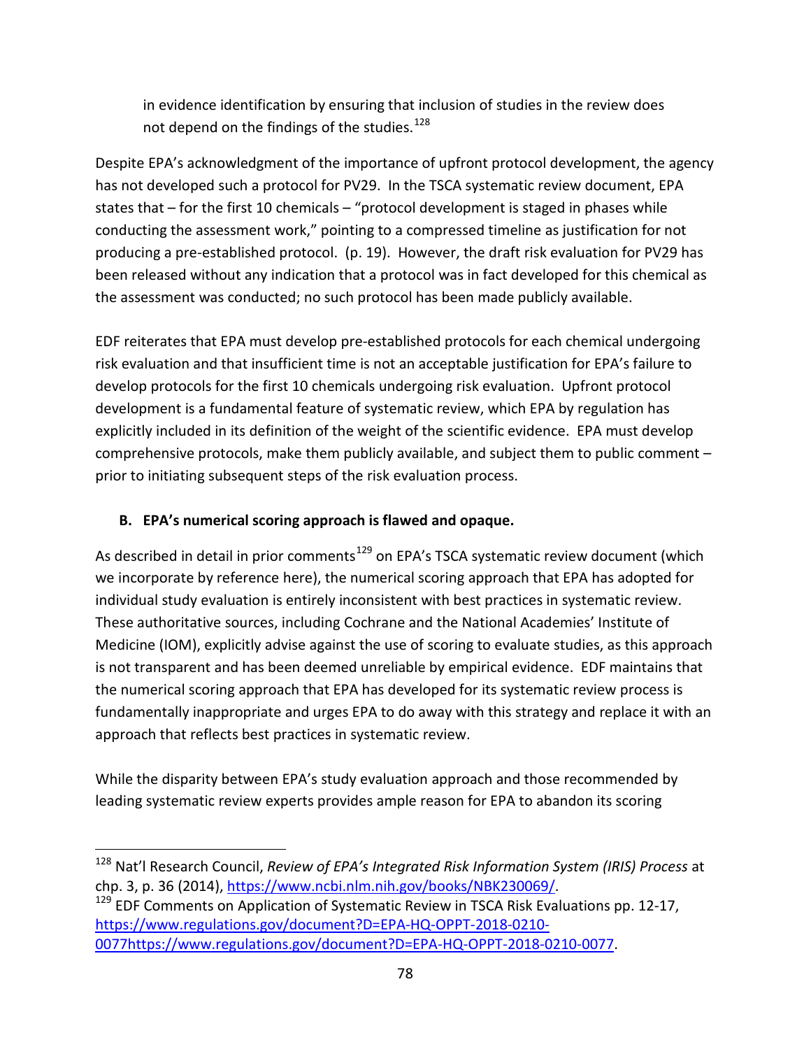in evidence identification by ensuring that inclusion of studies in the review does not depend on the findings of the studies.[128]

Despite EPA's acknowledgment of the importance of upfront protocol development, the agency has not developed such a protocol for PV29. In the TSCA systematic review document, EPA states that – for the first 10 chemicals – "protocol development is staged in phases while conducting the assessment work," pointing to a compressed timeline as justification for not producing a pre-established protocol. (p. 19). However, the draft risk evaluation for PV29 has been released without any indication that a protocol was in fact developed for this chemical as the assessment was conducted; no such protocol has been made publicly available.

EDF reiterates that EPA must develop pre-established protocols for each chemical undergoing risk evaluation and that insufficient time is not an acceptable justification for EPA's failure to develop protocols for the first 10 chemicals undergoing risk evaluation. Upfront protocol development is a fundamental feature of systematic review, which EPA by regulation has explicitly included in its definition of the weight of the scientific evidence. EPA must develop comprehensive protocols, make them publicly available, and subject them to public comment – prior to initiating subsequent steps of the risk evaluation process.

### B. EPA's numerical scoring approach is flawed and opaque.

As described in detail in prior comments[129] on EPA's TSCA systematic review document (which we incorporate by reference here), the numerical scoring approach that EPA has adopted for individual study evaluation is entirely inconsistent with best practices in systematic review. These authoritative sources, including Cochrane and the National Academies' Institute of Medicine (IOM), explicitly advise against the use of scoring to evaluate studies, as this approach is not transparent and has been deemed unreliable by empirical evidence. EDF maintains that the numerical scoring approach that EPA has developed for its systematic review process is fundamentally inappropriate and urges EPA to do away with this strategy and replace it with an approach that reflects best practices in systematic review.

While the disparity between EPA's study evaluation approach and those recommended by leading systematic review experts provides ample reason for EPA to abandon its scoring

---

[128] Nat'l Research Council, *Review of EPA's Integrated Risk Information System (IRIS) Process* at chp. 3, p. 36 (2014), https://www.ncbi.nlm.nih.gov/books/NBK230069/.

[129] EDF Comments on Application of Systematic Review in TSCA Risk Evaluations pp. 12-17, https://www.regulations.gov/document?D=EPA-HQ-OPPT-2018-0210-0077https://www.regulations.gov/document?D=EPA-HQ-OPPT-2018-0210-0077.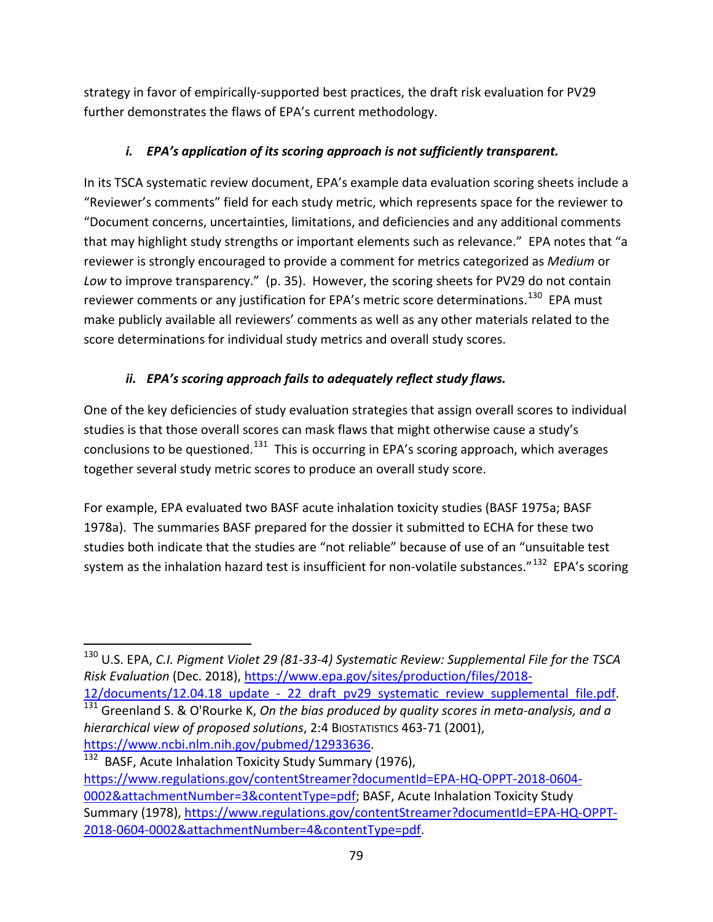strategy in favor of empirically-supported best practices, the draft risk evaluation for PV29 further demonstrates the flaws of EPA's current methodology.

### *i. EPA's application of its scoring approach is not sufficiently transparent.*

In its TSCA systematic review document, EPA's example data evaluation scoring sheets include a "Reviewer's comments" field for each study metric, which represents space for the reviewer to "Document concerns, uncertainties, limitations, and deficiencies and any additional comments that may highlight study strengths or important elements such as relevance." EPA notes that "a reviewer is strongly encouraged to provide a comment for metrics categorized as *Medium* or *Low* to improve transparency." (p. 35). However, the scoring sheets for PV29 do not contain reviewer comments or any justification for EPA's metric score determinations.[130] EPA must make publicly available all reviewers' comments as well as any other materials related to the score determinations for individual study metrics and overall study scores.

### *ii. EPA's scoring approach fails to adequately reflect study flaws.*

One of the key deficiencies of study evaluation strategies that assign overall scores to individual studies is that those overall scores can mask flaws that might otherwise cause a study's conclusions to be questioned.[131] This is occurring in EPA's scoring approach, which averages together several study metric scores to produce an overall study score.

For example, EPA evaluated two BASF acute inhalation toxicity studies (BASF 1975a; BASF 1978a). The summaries BASF prepared for the dossier it submitted to ECHA for these two studies both indicate that the studies are "not reliable" because of use of an "unsuitable test system as the inhalation hazard test is insufficient for non-volatile substances."[132] EPA's scoring

---

[130] U.S. EPA, *C.I. Pigment Violet 29 (81-33-4) Systematic Review: Supplemental File for the TSCA Risk Evaluation* (Dec. 2018), https://www.epa.gov/sites/production/files/2018-12/documents/12.04.18_update_-_22_draft_pv29_systematic_review_supplemental_file.pdf.

[131] Greenland S. & O'Rourke K, *On the bias produced by quality scores in meta-analysis, and a hierarchical view of proposed solutions*, 2:4 BIOSTATISTICS 463-71 (2001), https://www.ncbi.nlm.nih.gov/pubmed/12933636.

[132] BASF, Acute Inhalation Toxicity Study Summary (1976), https://www.regulations.gov/contentStreamer?documentId=EPA-HQ-OPPT-2018-0604-0002&attachmentNumber=3&contentType=pdf; BASF, Acute Inhalation Toxicity Study Summary (1978), https://www.regulations.gov/contentStreamer?documentId=EPA-HQ-OPPT-2018-0604-0002&attachmentNumber=4&contentType=pdf.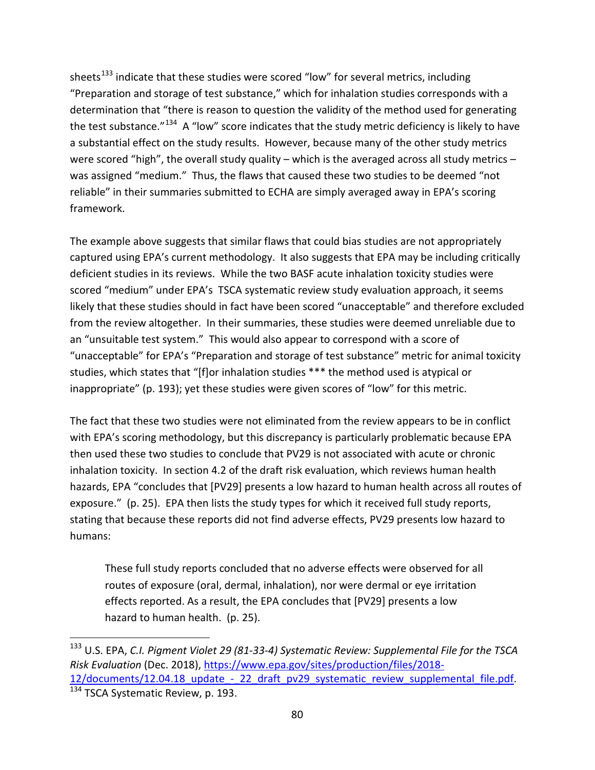sheets[133] indicate that these studies were scored "low" for several metrics, including "Preparation and storage of test substance," which for inhalation studies corresponds with a determination that "there is reason to question the validity of the method used for generating the test substance."[134] A "low" score indicates that the study metric deficiency is likely to have a substantial effect on the study results. However, because many of the other study metrics were scored "high", the overall study quality – which is the averaged across all study metrics – was assigned "medium." Thus, the flaws that caused these two studies to be deemed "not reliable" in their summaries submitted to ECHA are simply averaged away in EPA's scoring framework.

The example above suggests that similar flaws that could bias studies are not appropriately captured using EPA's current methodology. It also suggests that EPA may be including critically deficient studies in its reviews. While the two BASF acute inhalation toxicity studies were scored "medium" under EPA's TSCA systematic review study evaluation approach, it seems likely that these studies should in fact have been scored "unacceptable" and therefore excluded from the review altogether. In their summaries, these studies were deemed unreliable due to an "unsuitable test system." This would also appear to correspond with a score of "unacceptable" for EPA's "Preparation and storage of test substance" metric for animal toxicity studies, which states that "[f]or inhalation studies *** the method used is atypical or inappropriate" (p. 193); yet these studies were given scores of "low" for this metric.

The fact that these two studies were not eliminated from the review appears to be in conflict with EPA's scoring methodology, but this discrepancy is particularly problematic because EPA then used these two studies to conclude that PV29 is not associated with acute or chronic inhalation toxicity. In section 4.2 of the draft risk evaluation, which reviews human health hazards, EPA "concludes that [PV29] presents a low hazard to human health across all routes of exposure." (p. 25). EPA then lists the study types for which it received full study reports, stating that because these reports did not find adverse effects, PV29 presents low hazard to humans:

> These full study reports concluded that no adverse effects were observed for all routes of exposure (oral, dermal, inhalation), nor were dermal or eye irritation effects reported. As a result, the EPA concludes that [PV29] presents a low hazard to human health. (p. 25).

---

[133] U.S. EPA, *C.I. Pigment Violet 29 (81-33-4) Systematic Review: Supplemental File for the TSCA Risk Evaluation* (Dec. 2018), https://www.epa.gov/sites/production/files/2018-12/documents/12.04.18_update_-_22_draft_pv29_systematic_review_supplemental_file.pdf.

[134] TSCA Systematic Review, p. 193.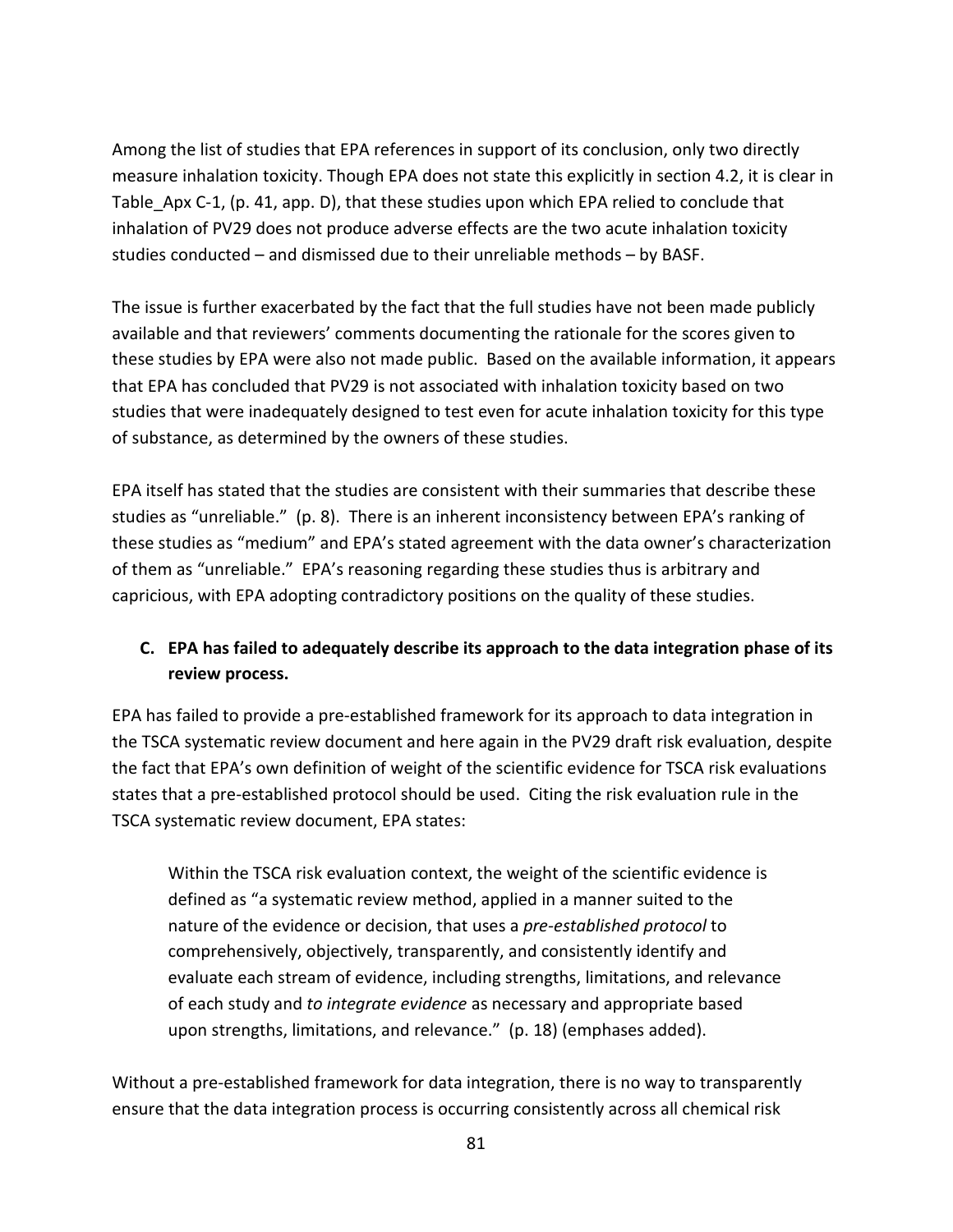Among the list of studies that EPA references in support of its conclusion, only two directly measure inhalation toxicity. Though EPA does not state this explicitly in section 4.2, it is clear in Table_Apx C-1, (p. 41, app. D), that these studies upon which EPA relied to conclude that inhalation of PV29 does not produce adverse effects are the two acute inhalation toxicity studies conducted – and dismissed due to their unreliable methods – by BASF.

The issue is further exacerbated by the fact that the full studies have not been made publicly available and that reviewers' comments documenting the rationale for the scores given to these studies by EPA were also not made public. Based on the available information, it appears that EPA has concluded that PV29 is not associated with inhalation toxicity based on two studies that were inadequately designed to test even for acute inhalation toxicity for this type of substance, as determined by the owners of these studies.

EPA itself has stated that the studies are consistent with their summaries that describe these studies as "unreliable." (p. 8). There is an inherent inconsistency between EPA's ranking of these studies as "medium" and EPA's stated agreement with the data owner's characterization of them as "unreliable." EPA's reasoning regarding these studies thus is arbitrary and capricious, with EPA adopting contradictory positions on the quality of these studies.

**C. EPA has failed to adequately describe its approach to the data integration phase of its review process.**

EPA has failed to provide a pre-established framework for its approach to data integration in the TSCA systematic review document and here again in the PV29 draft risk evaluation, despite the fact that EPA's own definition of weight of the scientific evidence for TSCA risk evaluations states that a pre-established protocol should be used. Citing the risk evaluation rule in the TSCA systematic review document, EPA states:

> Within the TSCA risk evaluation context, the weight of the scientific evidence is defined as "a systematic review method, applied in a manner suited to the nature of the evidence or decision, that uses a *pre-established protocol* to comprehensively, objectively, transparently, and consistently identify and evaluate each stream of evidence, including strengths, limitations, and relevance of each study and *to integrate evidence* as necessary and appropriate based upon strengths, limitations, and relevance." (p. 18) (emphases added).

Without a pre-established framework for data integration, there is no way to transparently ensure that the data integration process is occurring consistently across all chemical risk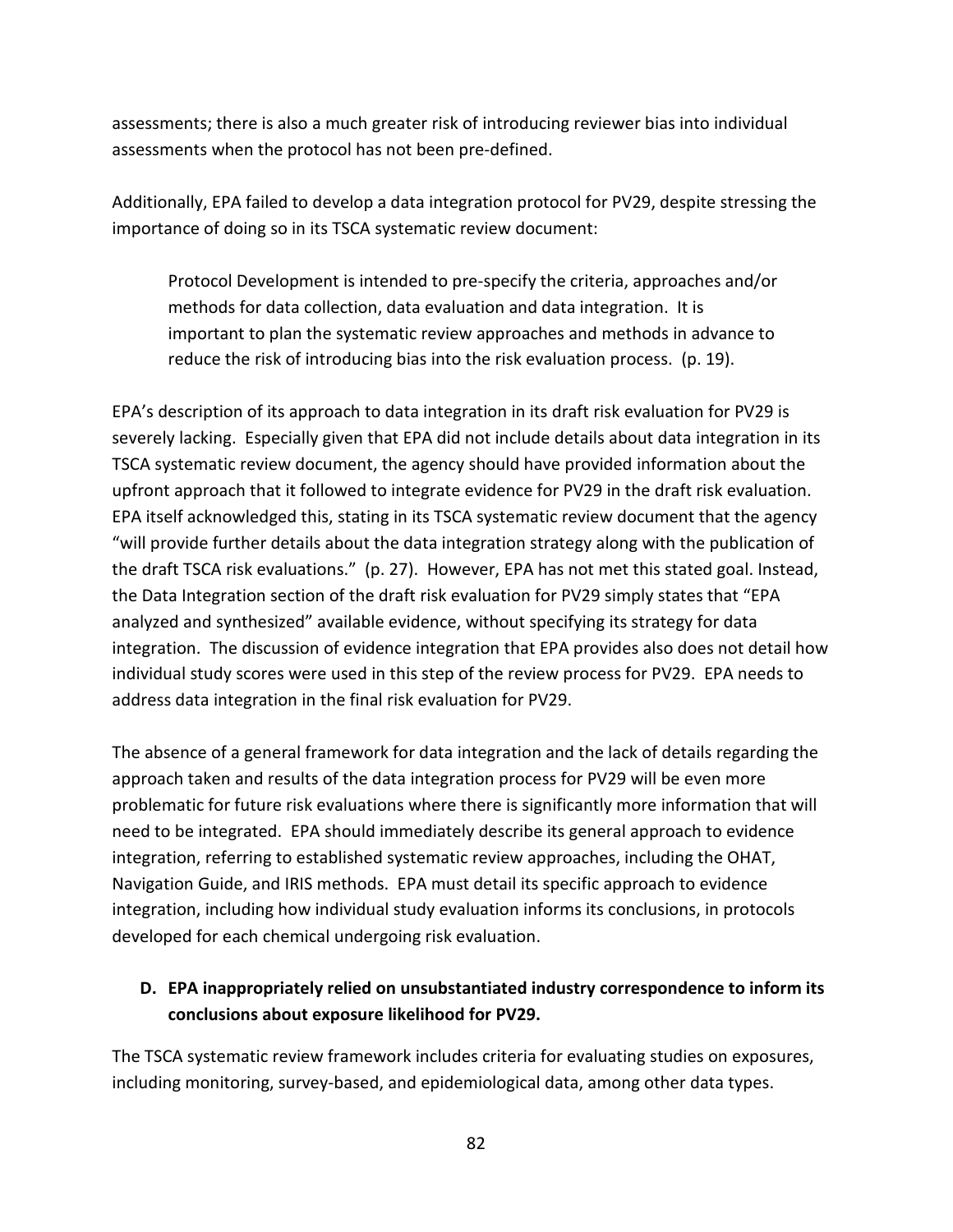assessments; there is also a much greater risk of introducing reviewer bias into individual assessments when the protocol has not been pre-defined.

Additionally, EPA failed to develop a data integration protocol for PV29, despite stressing the importance of doing so in its TSCA systematic review document:

> Protocol Development is intended to pre-specify the criteria, approaches and/or methods for data collection, data evaluation and data integration. It is important to plan the systematic review approaches and methods in advance to reduce the risk of introducing bias into the risk evaluation process. (p. 19).

EPA's description of its approach to data integration in its draft risk evaluation for PV29 is severely lacking. Especially given that EPA did not include details about data integration in its TSCA systematic review document, the agency should have provided information about the upfront approach that it followed to integrate evidence for PV29 in the draft risk evaluation. EPA itself acknowledged this, stating in its TSCA systematic review document that the agency "will provide further details about the data integration strategy along with the publication of the draft TSCA risk evaluations." (p. 27). However, EPA has not met this stated goal. Instead, the Data Integration section of the draft risk evaluation for PV29 simply states that "EPA analyzed and synthesized" available evidence, without specifying its strategy for data integration. The discussion of evidence integration that EPA provides also does not detail how individual study scores were used in this step of the review process for PV29. EPA needs to address data integration in the final risk evaluation for PV29.

The absence of a general framework for data integration and the lack of details regarding the approach taken and results of the data integration process for PV29 will be even more problematic for future risk evaluations where there is significantly more information that will need to be integrated. EPA should immediately describe its general approach to evidence integration, referring to established systematic review approaches, including the OHAT, Navigation Guide, and IRIS methods. EPA must detail its specific approach to evidence integration, including how individual study evaluation informs its conclusions, in protocols developed for each chemical undergoing risk evaluation.

### D. EPA inappropriately relied on unsubstantiated industry correspondence to inform its conclusions about exposure likelihood for PV29.

The TSCA systematic review framework includes criteria for evaluating studies on exposures, including monitoring, survey-based, and epidemiological data, among other data types.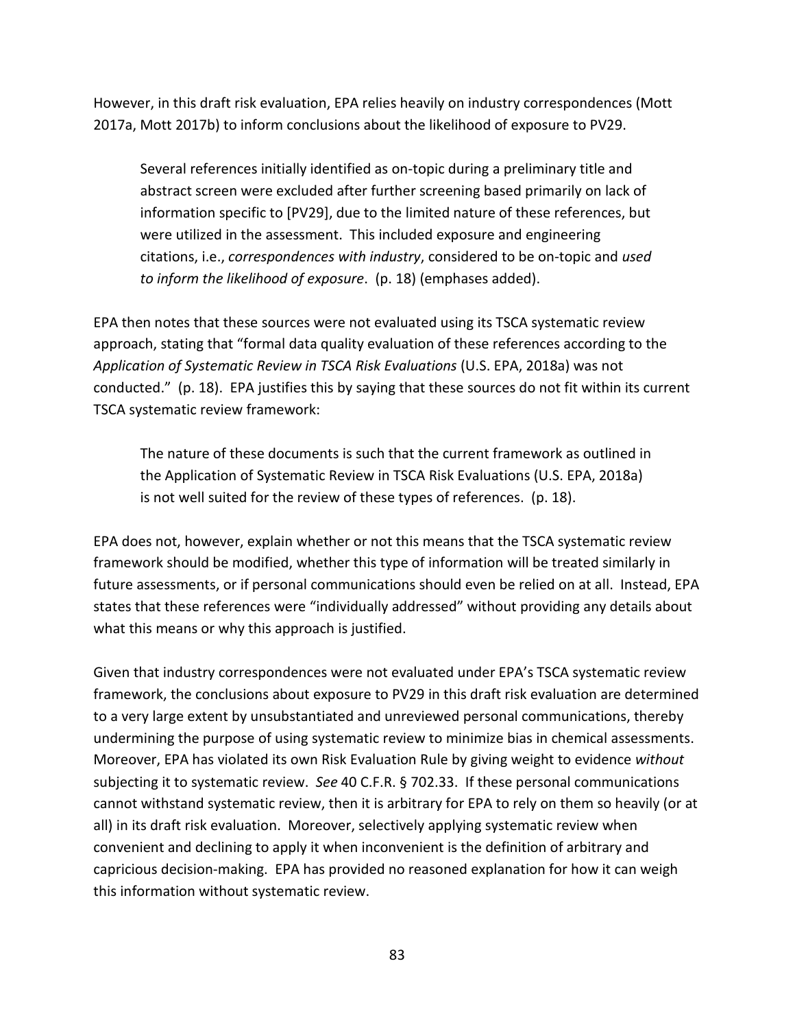However, in this draft risk evaluation, EPA relies heavily on industry correspondences (Mott 2017a, Mott 2017b) to inform conclusions about the likelihood of exposure to PV29.

> Several references initially identified as on-topic during a preliminary title and abstract screen were excluded after further screening based primarily on lack of information specific to [PV29], due to the limited nature of these references, but were utilized in the assessment. This included exposure and engineering citations, i.e., *correspondences with industry*, considered to be on-topic and *used to inform the likelihood of exposure*. (p. 18) (emphases added).

EPA then notes that these sources were not evaluated using its TSCA systematic review approach, stating that "formal data quality evaluation of these references according to the *Application of Systematic Review in TSCA Risk Evaluations* (U.S. EPA, 2018a) was not conducted." (p. 18). EPA justifies this by saying that these sources do not fit within its current TSCA systematic review framework:

> The nature of these documents is such that the current framework as outlined in the Application of Systematic Review in TSCA Risk Evaluations (U.S. EPA, 2018a) is not well suited for the review of these types of references. (p. 18).

EPA does not, however, explain whether or not this means that the TSCA systematic review framework should be modified, whether this type of information will be treated similarly in future assessments, or if personal communications should even be relied on at all. Instead, EPA states that these references were "individually addressed" without providing any details about what this means or why this approach is justified.

Given that industry correspondences were not evaluated under EPA's TSCA systematic review framework, the conclusions about exposure to PV29 in this draft risk evaluation are determined to a very large extent by unsubstantiated and unreviewed personal communications, thereby undermining the purpose of using systematic review to minimize bias in chemical assessments. Moreover, EPA has violated its own Risk Evaluation Rule by giving weight to evidence *without* subjecting it to systematic review. *See* 40 C.F.R. § 702.33. If these personal communications cannot withstand systematic review, then it is arbitrary for EPA to rely on them so heavily (or at all) in its draft risk evaluation. Moreover, selectively applying systematic review when convenient and declining to apply it when inconvenient is the definition of arbitrary and capricious decision-making. EPA has provided no reasoned explanation for how it can weigh this information without systematic review.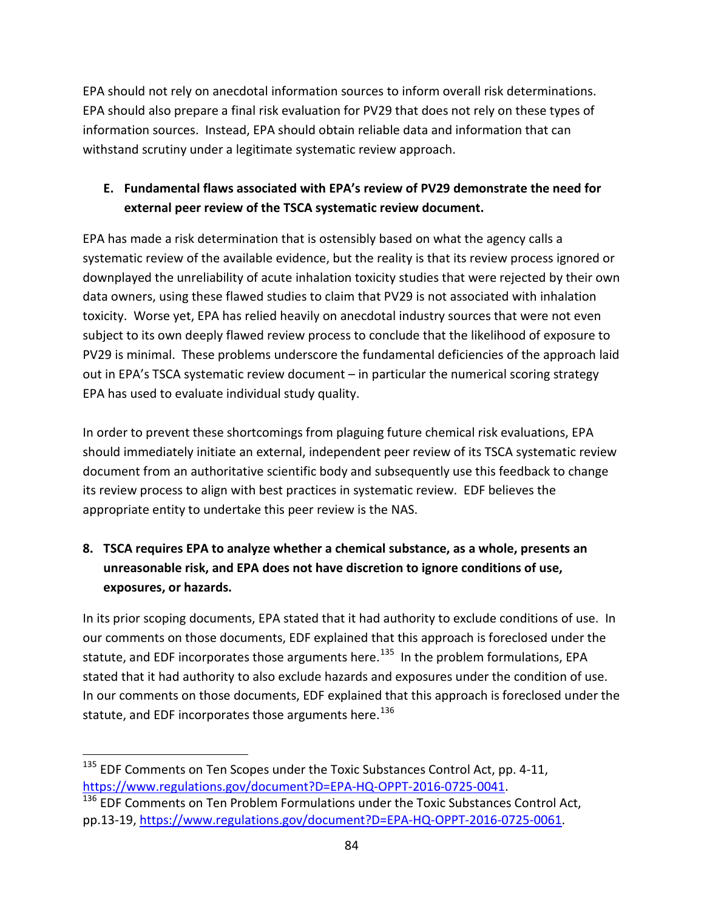EPA should not rely on anecdotal information sources to inform overall risk determinations. EPA should also prepare a final risk evaluation for PV29 that does not rely on these types of information sources. Instead, EPA should obtain reliable data and information that can withstand scrutiny under a legitimate systematic review approach.

**E. Fundamental flaws associated with EPA's review of PV29 demonstrate the need for external peer review of the TSCA systematic review document.**

EPA has made a risk determination that is ostensibly based on what the agency calls a systematic review of the available evidence, but the reality is that its review process ignored or downplayed the unreliability of acute inhalation toxicity studies that were rejected by their own data owners, using these flawed studies to claim that PV29 is not associated with inhalation toxicity. Worse yet, EPA has relied heavily on anecdotal industry sources that were not even subject to its own deeply flawed review process to conclude that the likelihood of exposure to PV29 is minimal. These problems underscore the fundamental deficiencies of the approach laid out in EPA's TSCA systematic review document – in particular the numerical scoring strategy EPA has used to evaluate individual study quality.

In order to prevent these shortcomings from plaguing future chemical risk evaluations, EPA should immediately initiate an external, independent peer review of its TSCA systematic review document from an authoritative scientific body and subsequently use this feedback to change its review process to align with best practices in systematic review. EDF believes the appropriate entity to undertake this peer review is the NAS.

**8. TSCA requires EPA to analyze whether a chemical substance, as a whole, presents an unreasonable risk, and EPA does not have discretion to ignore conditions of use, exposures, or hazards.**

In its prior scoping documents, EPA stated that it had authority to exclude conditions of use. In our comments on those documents, EDF explained that this approach is foreclosed under the statute, and EDF incorporates those arguments here.[135] In the problem formulations, EPA stated that it had authority to also exclude hazards and exposures under the condition of use. In our comments on those documents, EDF explained that this approach is foreclosed under the statute, and EDF incorporates those arguments here.[136]

---

[135] EDF Comments on Ten Scopes under the Toxic Substances Control Act, pp. 4-11, https://www.regulations.gov/document?D=EPA-HQ-OPPT-2016-0725-0041.

[136] EDF Comments on Ten Problem Formulations under the Toxic Substances Control Act, pp.13-19, https://www.regulations.gov/document?D=EPA-HQ-OPPT-2016-0725-0061.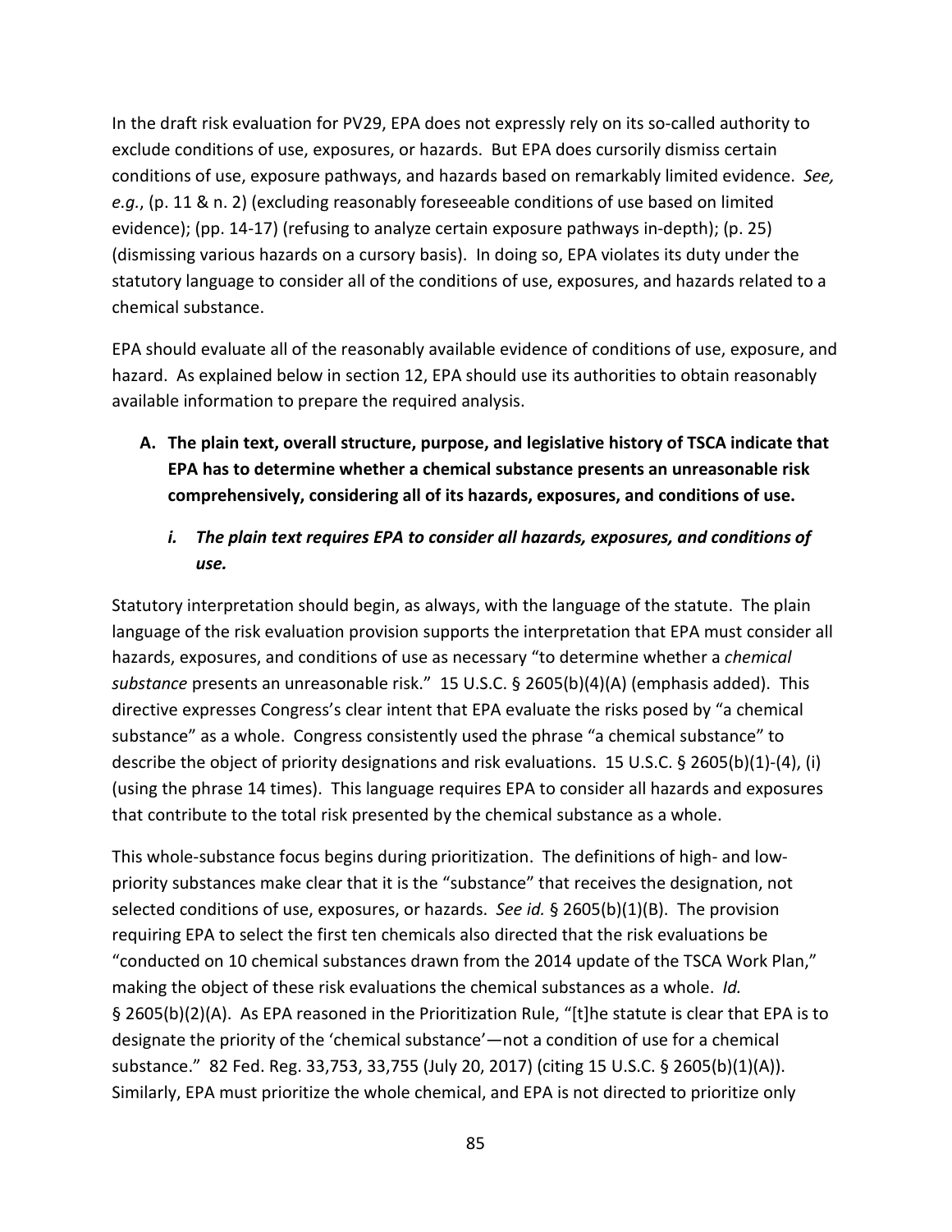In the draft risk evaluation for PV29, EPA does not expressly rely on its so-called authority to exclude conditions of use, exposures, or hazards. But EPA does cursorily dismiss certain conditions of use, exposure pathways, and hazards based on remarkably limited evidence. *See, e.g.*, (p. 11 & n. 2) (excluding reasonably foreseeable conditions of use based on limited evidence); (pp. 14-17) (refusing to analyze certain exposure pathways in-depth); (p. 25) (dismissing various hazards on a cursory basis). In doing so, EPA violates its duty under the statutory language to consider all of the conditions of use, exposures, and hazards related to a chemical substance.

EPA should evaluate all of the reasonably available evidence of conditions of use, exposure, and hazard. As explained below in section 12, EPA should use its authorities to obtain reasonably available information to prepare the required analysis.

**A. The plain text, overall structure, purpose, and legislative history of TSCA indicate that EPA has to determine whether a chemical substance presents an unreasonable risk comprehensively, considering all of its hazards, exposures, and conditions of use.**

***i. The plain text requires EPA to consider all hazards, exposures, and conditions of use.***

Statutory interpretation should begin, as always, with the language of the statute. The plain language of the risk evaluation provision supports the interpretation that EPA must consider all hazards, exposures, and conditions of use as necessary "to determine whether a *chemical substance* presents an unreasonable risk." 15 U.S.C. § 2605(b)(4)(A) (emphasis added). This directive expresses Congress's clear intent that EPA evaluate the risks posed by "a chemical substance" as a whole. Congress consistently used the phrase "a chemical substance" to describe the object of priority designations and risk evaluations. 15 U.S.C. § 2605(b)(1)-(4), (i) (using the phrase 14 times). This language requires EPA to consider all hazards and exposures that contribute to the total risk presented by the chemical substance as a whole.

This whole-substance focus begins during prioritization. The definitions of high- and low-priority substances make clear that it is the "substance" that receives the designation, not selected conditions of use, exposures, or hazards. *See id.* § 2605(b)(1)(B). The provision requiring EPA to select the first ten chemicals also directed that the risk evaluations be "conducted on 10 chemical substances drawn from the 2014 update of the TSCA Work Plan," making the object of these risk evaluations the chemical substances as a whole. *Id.* § 2605(b)(2)(A). As EPA reasoned in the Prioritization Rule, "[t]he statute is clear that EPA is to designate the priority of the 'chemical substance'—not a condition of use for a chemical substance." 82 Fed. Reg. 33,753, 33,755 (July 20, 2017) (citing 15 U.S.C. § 2605(b)(1)(A)). Similarly, EPA must prioritize the whole chemical, and EPA is not directed to prioritize only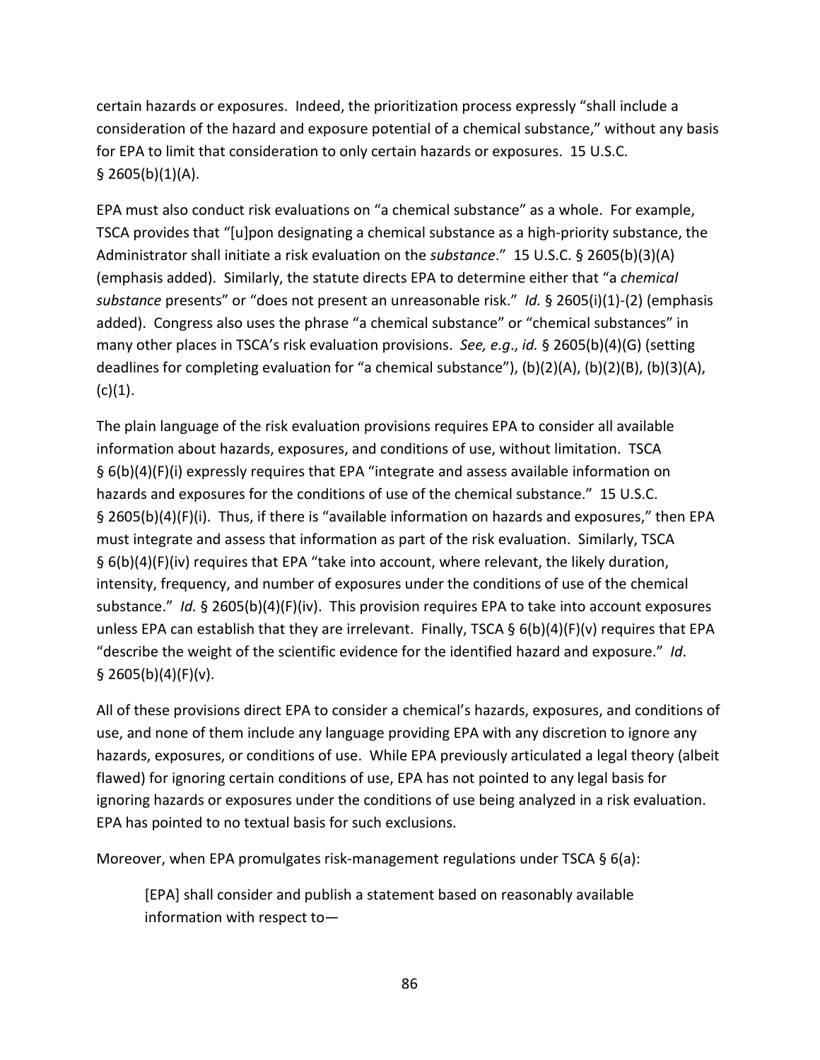certain hazards or exposures. Indeed, the prioritization process expressly "shall include a consideration of the hazard and exposure potential of a chemical substance," without any basis for EPA to limit that consideration to only certain hazards or exposures. 15 U.S.C. § 2605(b)(1)(A).

EPA must also conduct risk evaluations on "a chemical substance" as a whole. For example, TSCA provides that "[u]pon designating a chemical substance as a high-priority substance, the Administrator shall initiate a risk evaluation on the *substance*." 15 U.S.C. § 2605(b)(3)(A) (emphasis added). Similarly, the statute directs EPA to determine either that "a *chemical substance* presents" or "does not present an unreasonable risk." *Id.* § 2605(i)(1)-(2) (emphasis added). Congress also uses the phrase "a chemical substance" or "chemical substances" in many other places in TSCA's risk evaluation provisions. *See, e.g*., *id.* § 2605(b)(4)(G) (setting deadlines for completing evaluation for "a chemical substance"), (b)(2)(A), (b)(2)(B), (b)(3)(A), (c)(1).

The plain language of the risk evaluation provisions requires EPA to consider all available information about hazards, exposures, and conditions of use, without limitation. TSCA § 6(b)(4)(F)(i) expressly requires that EPA "integrate and assess available information on hazards and exposures for the conditions of use of the chemical substance." 15 U.S.C. § 2605(b)(4)(F)(i). Thus, if there is "available information on hazards and exposures," then EPA must integrate and assess that information as part of the risk evaluation. Similarly, TSCA § 6(b)(4)(F)(iv) requires that EPA "take into account, where relevant, the likely duration, intensity, frequency, and number of exposures under the conditions of use of the chemical substance." *Id.* § 2605(b)(4)(F)(iv). This provision requires EPA to take into account exposures unless EPA can establish that they are irrelevant. Finally, TSCA § 6(b)(4)(F)(v) requires that EPA "describe the weight of the scientific evidence for the identified hazard and exposure." *Id*. § 2605(b)(4)(F)(v).

All of these provisions direct EPA to consider a chemical's hazards, exposures, and conditions of use, and none of them include any language providing EPA with any discretion to ignore any hazards, exposures, or conditions of use. While EPA previously articulated a legal theory (albeit flawed) for ignoring certain conditions of use, EPA has not pointed to any legal basis for ignoring hazards or exposures under the conditions of use being analyzed in a risk evaluation. EPA has pointed to no textual basis for such exclusions.

Moreover, when EPA promulgates risk-management regulations under TSCA § 6(a):

> [EPA] shall consider and publish a statement based on reasonably available information with respect to—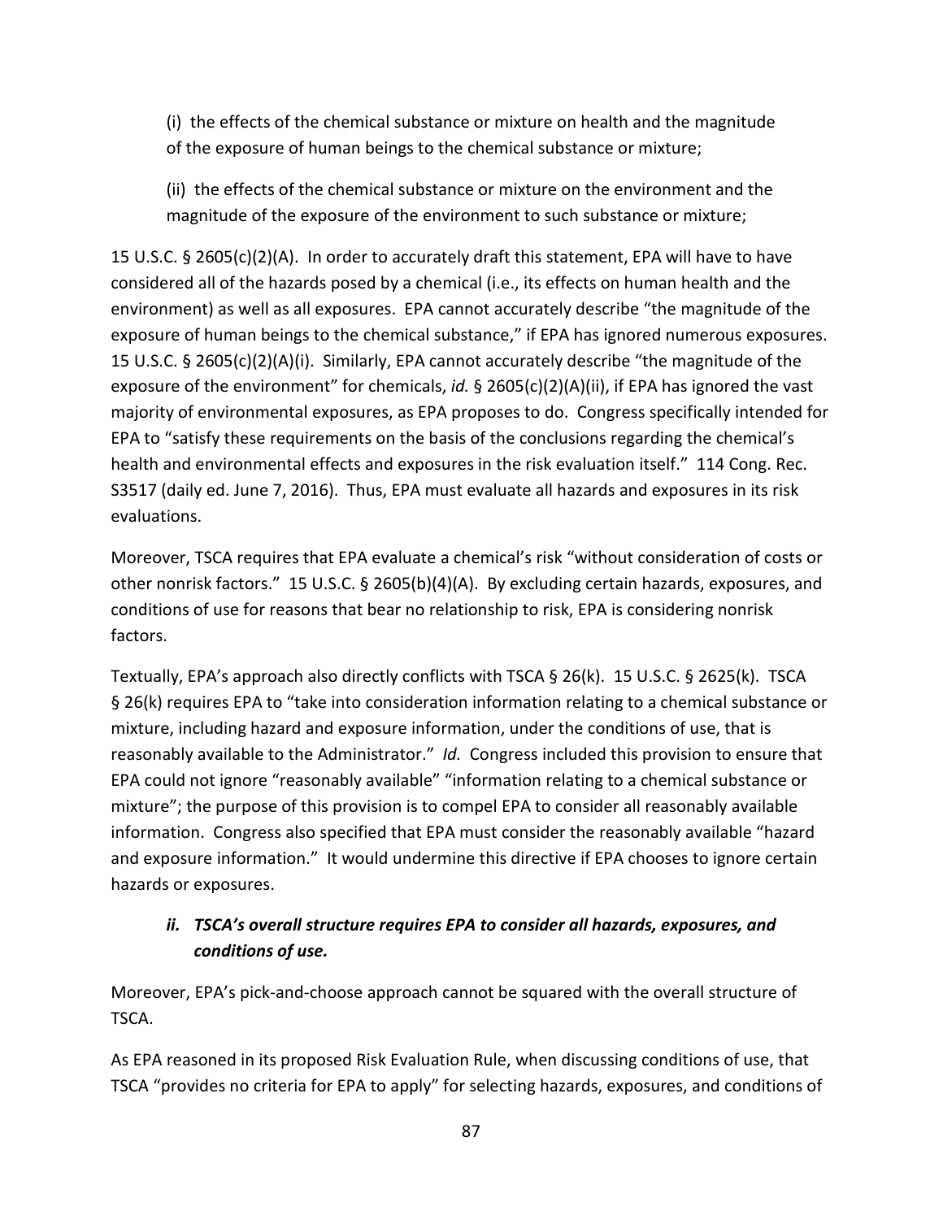(i) the effects of the chemical substance or mixture on health and the magnitude of the exposure of human beings to the chemical substance or mixture;

(ii) the effects of the chemical substance or mixture on the environment and the magnitude of the exposure of the environment to such substance or mixture;

15 U.S.C. § 2605(c)(2)(A). In order to accurately draft this statement, EPA will have to have considered all of the hazards posed by a chemical (i.e., its effects on human health and the environment) as well as all exposures. EPA cannot accurately describe "the magnitude of the exposure of human beings to the chemical substance," if EPA has ignored numerous exposures. 15 U.S.C. § 2605(c)(2)(A)(i). Similarly, EPA cannot accurately describe "the magnitude of the exposure of the environment" for chemicals, *id.* § 2605(c)(2)(A)(ii), if EPA has ignored the vast majority of environmental exposures, as EPA proposes to do. Congress specifically intended for EPA to "satisfy these requirements on the basis of the conclusions regarding the chemical's health and environmental effects and exposures in the risk evaluation itself." 114 Cong. Rec. S3517 (daily ed. June 7, 2016). Thus, EPA must evaluate all hazards and exposures in its risk evaluations.

Moreover, TSCA requires that EPA evaluate a chemical's risk "without consideration of costs or other nonrisk factors." 15 U.S.C. § 2605(b)(4)(A). By excluding certain hazards, exposures, and conditions of use for reasons that bear no relationship to risk, EPA is considering nonrisk factors.

Textually, EPA's approach also directly conflicts with TSCA § 26(k). 15 U.S.C. § 2625(k). TSCA § 26(k) requires EPA to "take into consideration information relating to a chemical substance or mixture, including hazard and exposure information, under the conditions of use, that is reasonably available to the Administrator." *Id.* Congress included this provision to ensure that EPA could not ignore "reasonably available" "information relating to a chemical substance or mixture"; the purpose of this provision is to compel EPA to consider all reasonably available information. Congress also specified that EPA must consider the reasonably available "hazard and exposure information." It would undermine this directive if EPA chooses to ignore certain hazards or exposures.

#### *ii. TSCA's overall structure requires EPA to consider all hazards, exposures, and conditions of use.*

Moreover, EPA's pick-and-choose approach cannot be squared with the overall structure of TSCA.

As EPA reasoned in its proposed Risk Evaluation Rule, when discussing conditions of use, that TSCA "provides no criteria for EPA to apply" for selecting hazards, exposures, and conditions of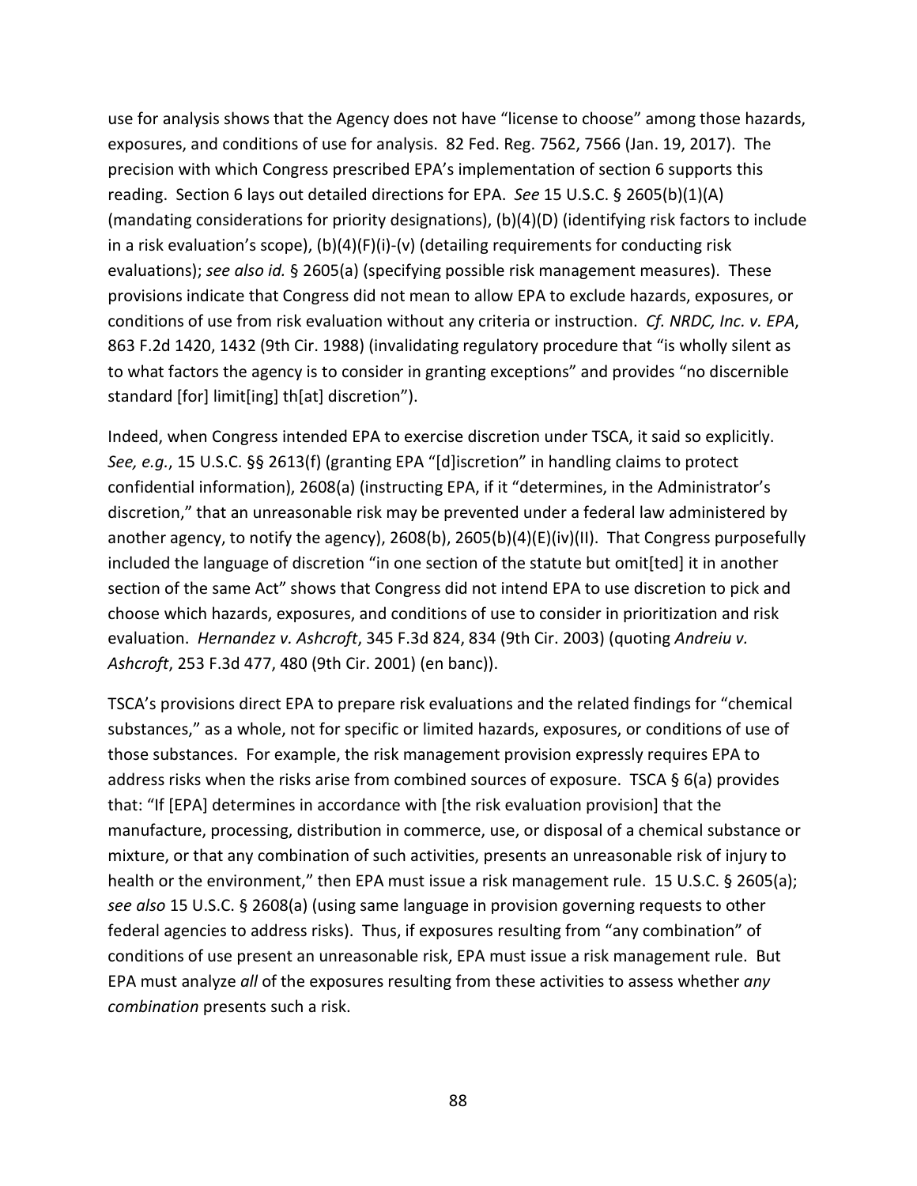use for analysis shows that the Agency does not have "license to choose" among those hazards, exposures, and conditions of use for analysis. 82 Fed. Reg. 7562, 7566 (Jan. 19, 2017). The precision with which Congress prescribed EPA's implementation of section 6 supports this reading. Section 6 lays out detailed directions for EPA. *See* 15 U.S.C. § 2605(b)(1)(A) (mandating considerations for priority designations), (b)(4)(D) (identifying risk factors to include in a risk evaluation's scope), (b)(4)(F)(i)-(v) (detailing requirements for conducting risk evaluations); *see also id.* § 2605(a) (specifying possible risk management measures). These provisions indicate that Congress did not mean to allow EPA to exclude hazards, exposures, or conditions of use from risk evaluation without any criteria or instruction. *Cf. NRDC, Inc. v. EPA*, 863 F.2d 1420, 1432 (9th Cir. 1988) (invalidating regulatory procedure that "is wholly silent as to what factors the agency is to consider in granting exceptions" and provides "no discernible standard [for] limit[ing] th[at] discretion").

Indeed, when Congress intended EPA to exercise discretion under TSCA, it said so explicitly. *See, e.g.*, 15 U.S.C. §§ 2613(f) (granting EPA "[d]iscretion" in handling claims to protect confidential information), 2608(a) (instructing EPA, if it "determines, in the Administrator's discretion," that an unreasonable risk may be prevented under a federal law administered by another agency, to notify the agency), 2608(b), 2605(b)(4)(E)(iv)(II). That Congress purposefully included the language of discretion "in one section of the statute but omit[ted] it in another section of the same Act" shows that Congress did not intend EPA to use discretion to pick and choose which hazards, exposures, and conditions of use to consider in prioritization and risk evaluation. *Hernandez v. Ashcroft*, 345 F.3d 824, 834 (9th Cir. 2003) (quoting *Andreiu v. Ashcroft*, 253 F.3d 477, 480 (9th Cir. 2001) (en banc)).

TSCA's provisions direct EPA to prepare risk evaluations and the related findings for "chemical substances," as a whole, not for specific or limited hazards, exposures, or conditions of use of those substances. For example, the risk management provision expressly requires EPA to address risks when the risks arise from combined sources of exposure. TSCA § 6(a) provides that: "If [EPA] determines in accordance with [the risk evaluation provision] that the manufacture, processing, distribution in commerce, use, or disposal of a chemical substance or mixture, or that any combination of such activities, presents an unreasonable risk of injury to health or the environment," then EPA must issue a risk management rule. 15 U.S.C. § 2605(a); *see also* 15 U.S.C. § 2608(a) (using same language in provision governing requests to other federal agencies to address risks). Thus, if exposures resulting from "any combination" of conditions of use present an unreasonable risk, EPA must issue a risk management rule. But EPA must analyze *all* of the exposures resulting from these activities to assess whether *any combination* presents such a risk.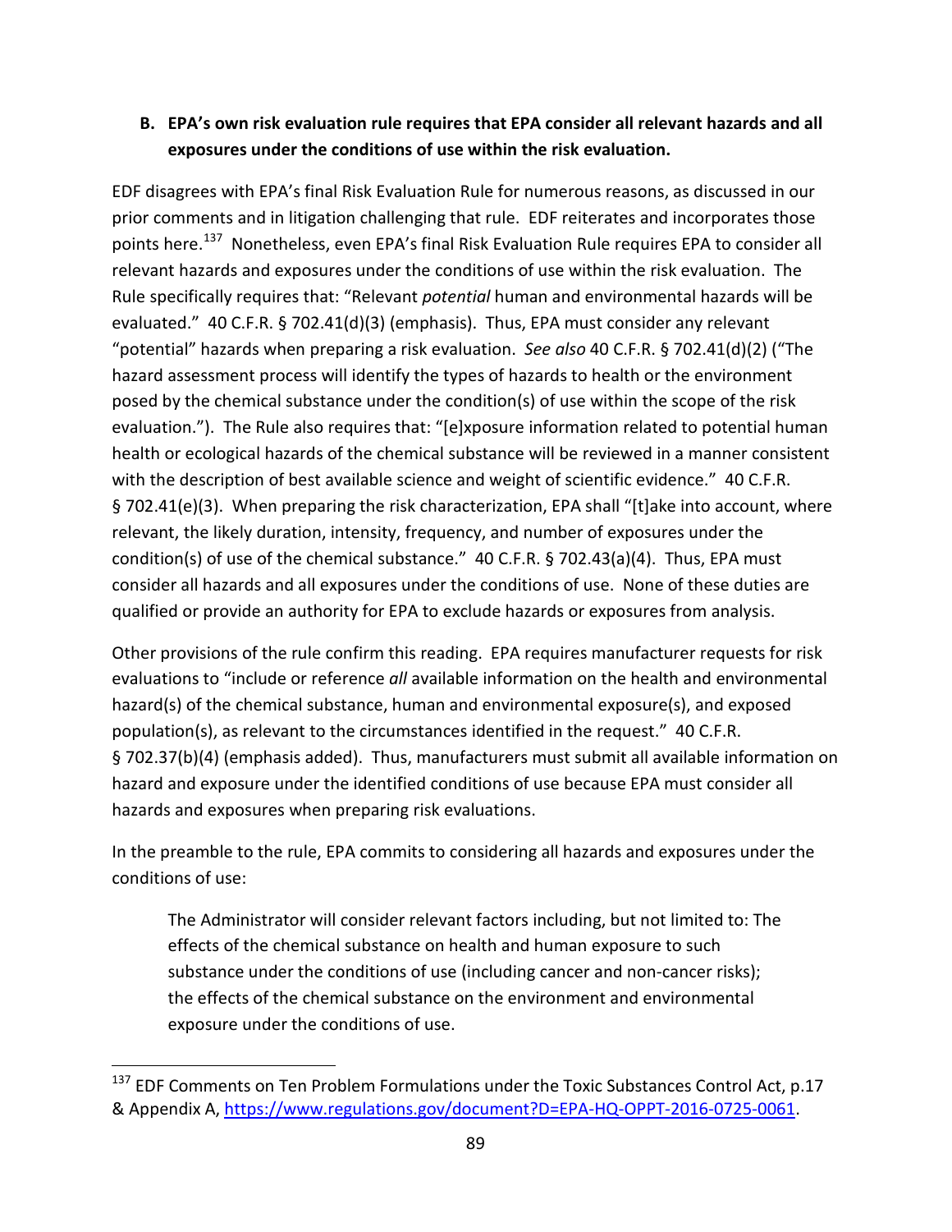### B. EPA's own risk evaluation rule requires that EPA consider all relevant hazards and all exposures under the conditions of use within the risk evaluation.

EDF disagrees with EPA's final Risk Evaluation Rule for numerous reasons, as discussed in our prior comments and in litigation challenging that rule. EDF reiterates and incorporates those points here.[137] Nonetheless, even EPA's final Risk Evaluation Rule requires EPA to consider all relevant hazards and exposures under the conditions of use within the risk evaluation. The Rule specifically requires that: "Relevant *potential* human and environmental hazards will be evaluated." 40 C.F.R. § 702.41(d)(3) (emphasis). Thus, EPA must consider any relevant "potential" hazards when preparing a risk evaluation. *See also* 40 C.F.R. § 702.41(d)(2) ("The hazard assessment process will identify the types of hazards to health or the environment posed by the chemical substance under the condition(s) of use within the scope of the risk evaluation."). The Rule also requires that: "[e]xposure information related to potential human health or ecological hazards of the chemical substance will be reviewed in a manner consistent with the description of best available science and weight of scientific evidence." 40 C.F.R. § 702.41(e)(3). When preparing the risk characterization, EPA shall "[t]ake into account, where relevant, the likely duration, intensity, frequency, and number of exposures under the condition(s) of use of the chemical substance." 40 C.F.R. § 702.43(a)(4). Thus, EPA must consider all hazards and all exposures under the conditions of use. None of these duties are qualified or provide an authority for EPA to exclude hazards or exposures from analysis.

Other provisions of the rule confirm this reading. EPA requires manufacturer requests for risk evaluations to "include or reference *all* available information on the health and environmental hazard(s) of the chemical substance, human and environmental exposure(s), and exposed population(s), as relevant to the circumstances identified in the request." 40 C.F.R. § 702.37(b)(4) (emphasis added). Thus, manufacturers must submit all available information on hazard and exposure under the identified conditions of use because EPA must consider all hazards and exposures when preparing risk evaluations.

In the preamble to the rule, EPA commits to considering all hazards and exposures under the conditions of use:

> The Administrator will consider relevant factors including, but not limited to: The effects of the chemical substance on health and human exposure to such substance under the conditions of use (including cancer and non-cancer risks); the effects of the chemical substance on the environment and environmental exposure under the conditions of use.

---

[137] EDF Comments on Ten Problem Formulations under the Toxic Substances Control Act, p.17 & Appendix A, https://www.regulations.gov/document?D=EPA-HQ-OPPT-2016-0725-0061.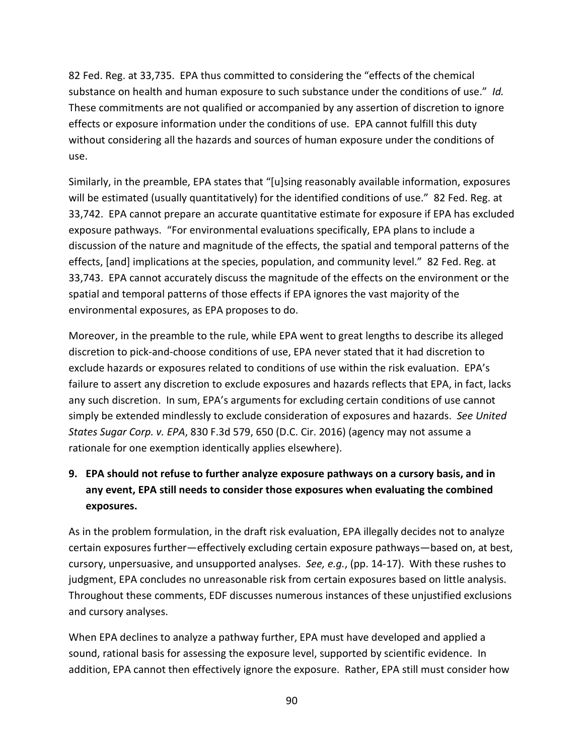82 Fed. Reg. at 33,735. EPA thus committed to considering the "effects of the chemical substance on health and human exposure to such substance under the conditions of use." *Id.* These commitments are not qualified or accompanied by any assertion of discretion to ignore effects or exposure information under the conditions of use. EPA cannot fulfill this duty without considering all the hazards and sources of human exposure under the conditions of use.

Similarly, in the preamble, EPA states that "[u]sing reasonably available information, exposures will be estimated (usually quantitatively) for the identified conditions of use." 82 Fed. Reg. at 33,742. EPA cannot prepare an accurate quantitative estimate for exposure if EPA has excluded exposure pathways. "For environmental evaluations specifically, EPA plans to include a discussion of the nature and magnitude of the effects, the spatial and temporal patterns of the effects, [and] implications at the species, population, and community level." 82 Fed. Reg. at 33,743. EPA cannot accurately discuss the magnitude of the effects on the environment or the spatial and temporal patterns of those effects if EPA ignores the vast majority of the environmental exposures, as EPA proposes to do.

Moreover, in the preamble to the rule, while EPA went to great lengths to describe its alleged discretion to pick-and-choose conditions of use, EPA never stated that it had discretion to exclude hazards or exposures related to conditions of use within the risk evaluation. EPA's failure to assert any discretion to exclude exposures and hazards reflects that EPA, in fact, lacks any such discretion. In sum, EPA's arguments for excluding certain conditions of use cannot simply be extended mindlessly to exclude consideration of exposures and hazards. *See United States Sugar Corp. v. EPA*, 830 F.3d 579, 650 (D.C. Cir. 2016) (agency may not assume a rationale for one exemption identically applies elsewhere).

**9. EPA should not refuse to further analyze exposure pathways on a cursory basis, and in any event, EPA still needs to consider those exposures when evaluating the combined exposures.**

As in the problem formulation, in the draft risk evaluation, EPA illegally decides not to analyze certain exposures further—effectively excluding certain exposure pathways—based on, at best, cursory, unpersuasive, and unsupported analyses. *See, e.g.*, (pp. 14-17). With these rushes to judgment, EPA concludes no unreasonable risk from certain exposures based on little analysis. Throughout these comments, EDF discusses numerous instances of these unjustified exclusions and cursory analyses.

When EPA declines to analyze a pathway further, EPA must have developed and applied a sound, rational basis for assessing the exposure level, supported by scientific evidence. In addition, EPA cannot then effectively ignore the exposure. Rather, EPA still must consider how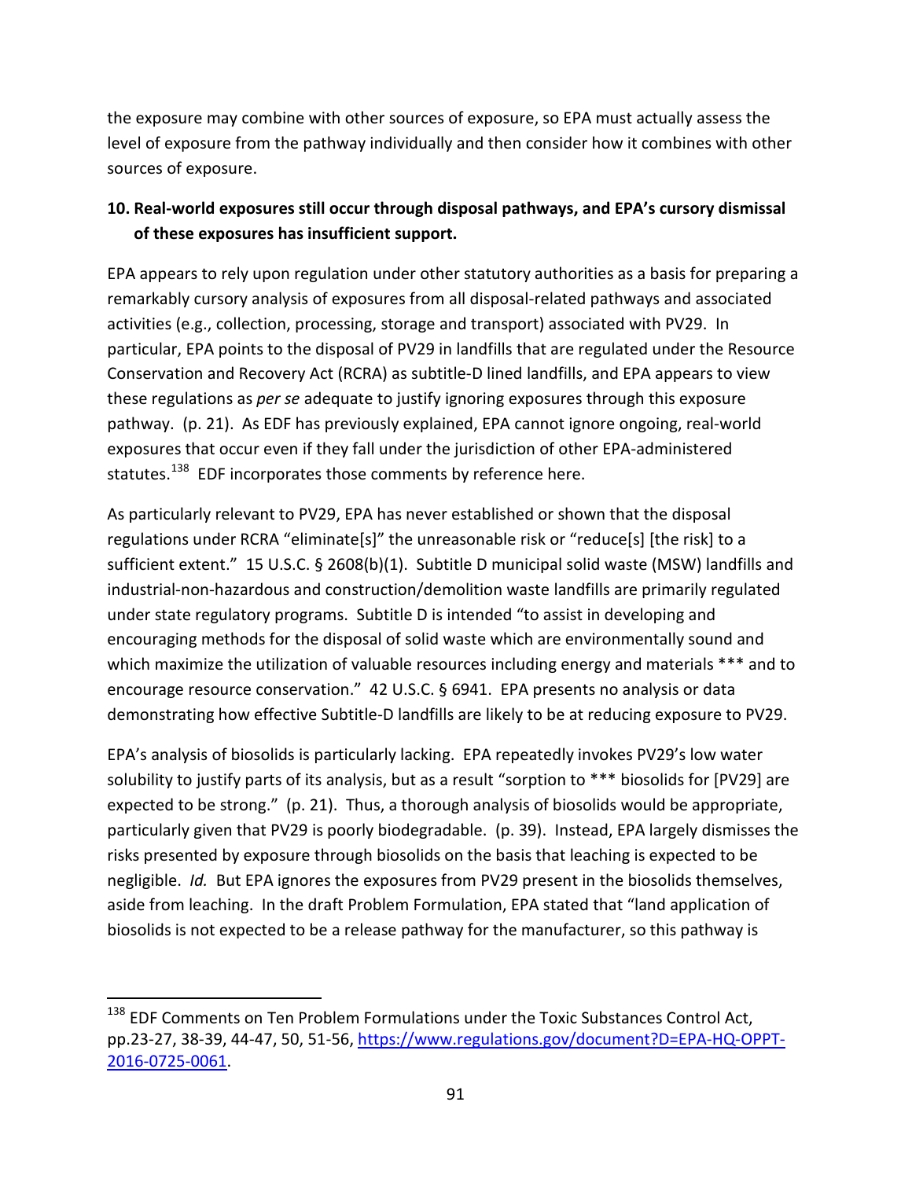the exposure may combine with other sources of exposure, so EPA must actually assess the level of exposure from the pathway individually and then consider how it combines with other sources of exposure.

### 10. Real-world exposures still occur through disposal pathways, and EPA's cursory dismissal of these exposures has insufficient support.

EPA appears to rely upon regulation under other statutory authorities as a basis for preparing a remarkably cursory analysis of exposures from all disposal-related pathways and associated activities (e.g., collection, processing, storage and transport) associated with PV29. In particular, EPA points to the disposal of PV29 in landfills that are regulated under the Resource Conservation and Recovery Act (RCRA) as subtitle-D lined landfills, and EPA appears to view these regulations as *per se* adequate to justify ignoring exposures through this exposure pathway. (p. 21). As EDF has previously explained, EPA cannot ignore ongoing, real-world exposures that occur even if they fall under the jurisdiction of other EPA-administered statutes.[138] EDF incorporates those comments by reference here.

As particularly relevant to PV29, EPA has never established or shown that the disposal regulations under RCRA "eliminate[s]" the unreasonable risk or "reduce[s] [the risk] to a sufficient extent." 15 U.S.C. § 2608(b)(1). Subtitle D municipal solid waste (MSW) landfills and industrial-non-hazardous and construction/demolition waste landfills are primarily regulated under state regulatory programs. Subtitle D is intended "to assist in developing and encouraging methods for the disposal of solid waste which are environmentally sound and which maximize the utilization of valuable resources including energy and materials *** and to encourage resource conservation." 42 U.S.C. § 6941. EPA presents no analysis or data demonstrating how effective Subtitle-D landfills are likely to be at reducing exposure to PV29.

EPA's analysis of biosolids is particularly lacking. EPA repeatedly invokes PV29's low water solubility to justify parts of its analysis, but as a result "sorption to *** biosolids for [PV29] are expected to be strong." (p. 21). Thus, a thorough analysis of biosolids would be appropriate, particularly given that PV29 is poorly biodegradable. (p. 39). Instead, EPA largely dismisses the risks presented by exposure through biosolids on the basis that leaching is expected to be negligible. *Id.* But EPA ignores the exposures from PV29 present in the biosolids themselves, aside from leaching. In the draft Problem Formulation, EPA stated that "land application of biosolids is not expected to be a release pathway for the manufacturer, so this pathway is

---

[138] EDF Comments on Ten Problem Formulations under the Toxic Substances Control Act, pp.23-27, 38-39, 44-47, 50, 51-56, https://www.regulations.gov/document?D=EPA-HQ-OPPT-2016-0725-0061.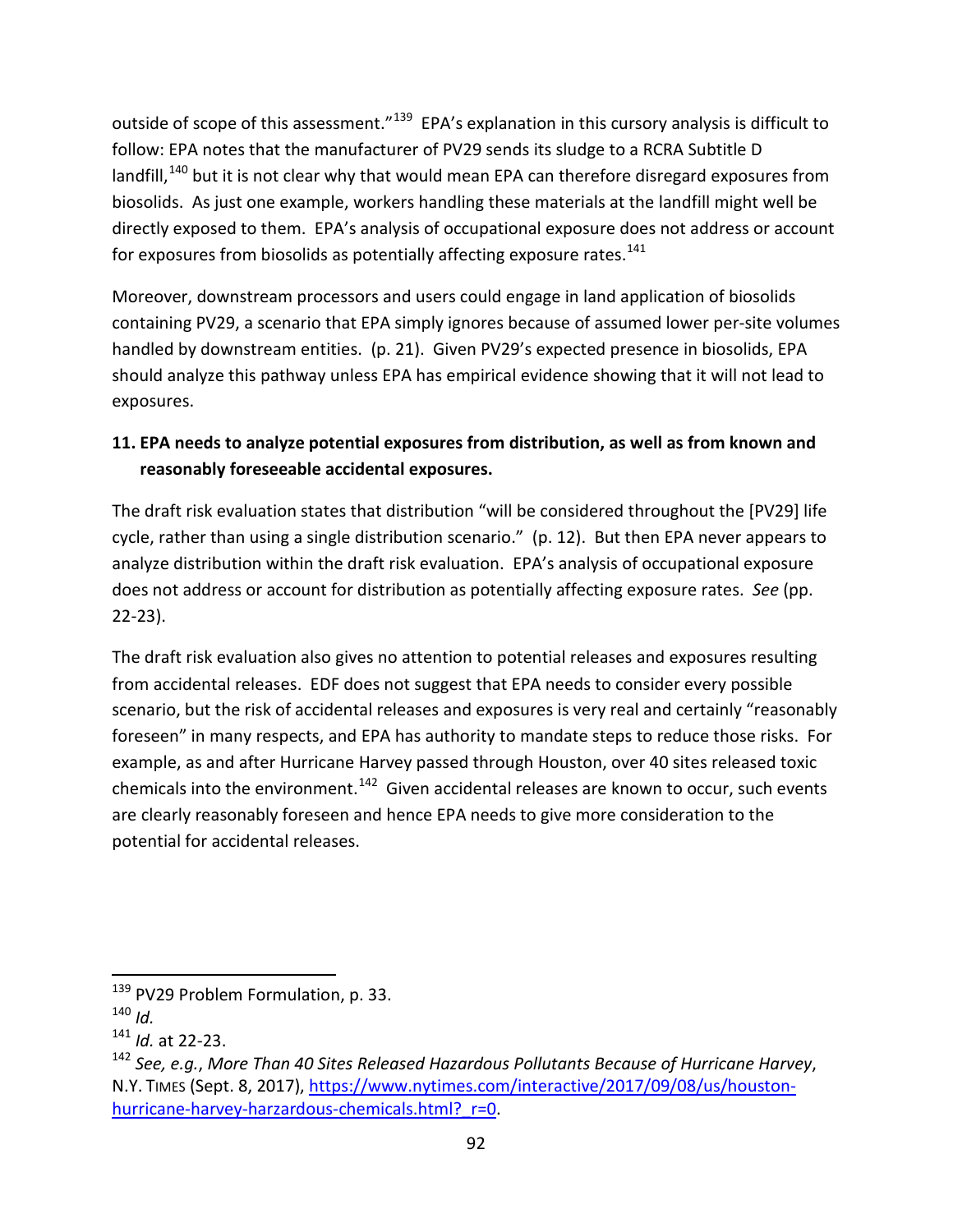outside of scope of this assessment."[139] EPA's explanation in this cursory analysis is difficult to follow: EPA notes that the manufacturer of PV29 sends its sludge to a RCRA Subtitle D landfill,[140] but it is not clear why that would mean EPA can therefore disregard exposures from biosolids. As just one example, workers handling these materials at the landfill might well be directly exposed to them. EPA's analysis of occupational exposure does not address or account for exposures from biosolids as potentially affecting exposure rates.[141]

Moreover, downstream processors and users could engage in land application of biosolids containing PV29, a scenario that EPA simply ignores because of assumed lower per-site volumes handled by downstream entities. (p. 21). Given PV29's expected presence in biosolids, EPA should analyze this pathway unless EPA has empirical evidence showing that it will not lead to exposures.

**11. EPA needs to analyze potential exposures from distribution, as well as from known and reasonably foreseeable accidental exposures.**

The draft risk evaluation states that distribution "will be considered throughout the [PV29] life cycle, rather than using a single distribution scenario." (p. 12). But then EPA never appears to analyze distribution within the draft risk evaluation. EPA's analysis of occupational exposure does not address or account for distribution as potentially affecting exposure rates. *See* (pp. 22-23).

The draft risk evaluation also gives no attention to potential releases and exposures resulting from accidental releases. EDF does not suggest that EPA needs to consider every possible scenario, but the risk of accidental releases and exposures is very real and certainly "reasonably foreseen" in many respects, and EPA has authority to mandate steps to reduce those risks. For example, as and after Hurricane Harvey passed through Houston, over 40 sites released toxic chemicals into the environment.[142] Given accidental releases are known to occur, such events are clearly reasonably foreseen and hence EPA needs to give more consideration to the potential for accidental releases.

---

[139] PV29 Problem Formulation, p. 33.

[140] *Id.*

[141] *Id.* at 22-23.

[142] *See, e.g.*, *More Than 40 Sites Released Hazardous Pollutants Because of Hurricane Harvey*, N.Y. TIMES (Sept. 8, 2017), https://www.nytimes.com/interactive/2017/09/08/us/houston-hurricane-harvey-harzardous-chemicals.html?_r=0.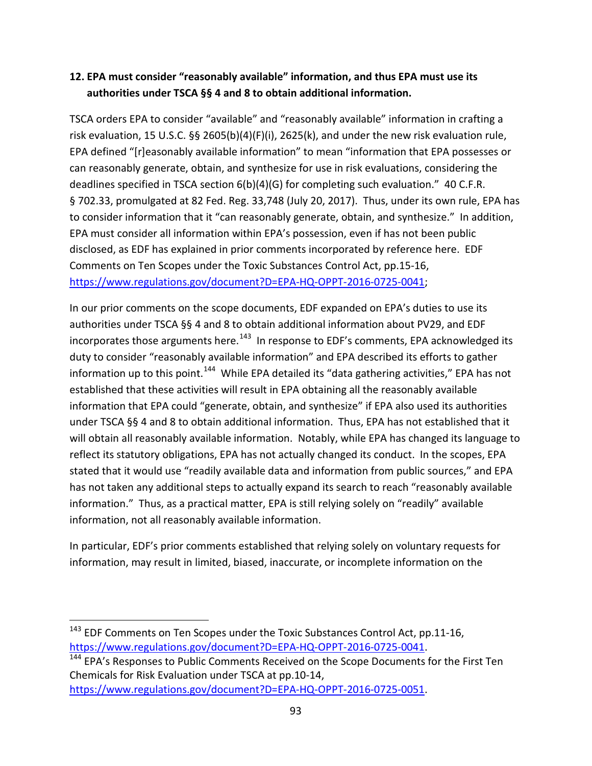### 12. EPA must consider "reasonably available" information, and thus EPA must use its authorities under TSCA §§ 4 and 8 to obtain additional information.

TSCA orders EPA to consider "available" and "reasonably available" information in crafting a risk evaluation, 15 U.S.C. §§ 2605(b)(4)(F)(i), 2625(k), and under the new risk evaluation rule, EPA defined "[r]easonably available information" to mean "information that EPA possesses or can reasonably generate, obtain, and synthesize for use in risk evaluations, considering the deadlines specified in TSCA section 6(b)(4)(G) for completing such evaluation." 40 C.F.R. § 702.33, promulgated at 82 Fed. Reg. 33,748 (July 20, 2017). Thus, under its own rule, EPA has to consider information that it "can reasonably generate, obtain, and synthesize." In addition, EPA must consider all information within EPA's possession, even if has not been public disclosed, as EDF has explained in prior comments incorporated by reference here. EDF Comments on Ten Scopes under the Toxic Substances Control Act, pp.15-16, https://www.regulations.gov/document?D=EPA-HQ-OPPT-2016-0725-0041;

In our prior comments on the scope documents, EDF expanded on EPA's duties to use its authorities under TSCA §§ 4 and 8 to obtain additional information about PV29, and EDF incorporates those arguments here.[143] In response to EDF's comments, EPA acknowledged its duty to consider "reasonably available information" and EPA described its efforts to gather information up to this point.[144] While EPA detailed its "data gathering activities," EPA has not established that these activities will result in EPA obtaining all the reasonably available information that EPA could "generate, obtain, and synthesize" if EPA also used its authorities under TSCA §§ 4 and 8 to obtain additional information. Thus, EPA has not established that it will obtain all reasonably available information. Notably, while EPA has changed its language to reflect its statutory obligations, EPA has not actually changed its conduct. In the scopes, EPA stated that it would use "readily available data and information from public sources," and EPA has not taken any additional steps to actually expand its search to reach "reasonably available information." Thus, as a practical matter, EPA is still relying solely on "readily" available information, not all reasonably available information.

In particular, EDF's prior comments established that relying solely on voluntary requests for information, may result in limited, biased, inaccurate, or incomplete information on the

---

[143] EDF Comments on Ten Scopes under the Toxic Substances Control Act, pp.11-16, https://www.regulations.gov/document?D=EPA-HQ-OPPT-2016-0725-0041.

[144] EPA's Responses to Public Comments Received on the Scope Documents for the First Ten Chemicals for Risk Evaluation under TSCA at pp.10-14, https://www.regulations.gov/document?D=EPA-HQ-OPPT-2016-0725-0051.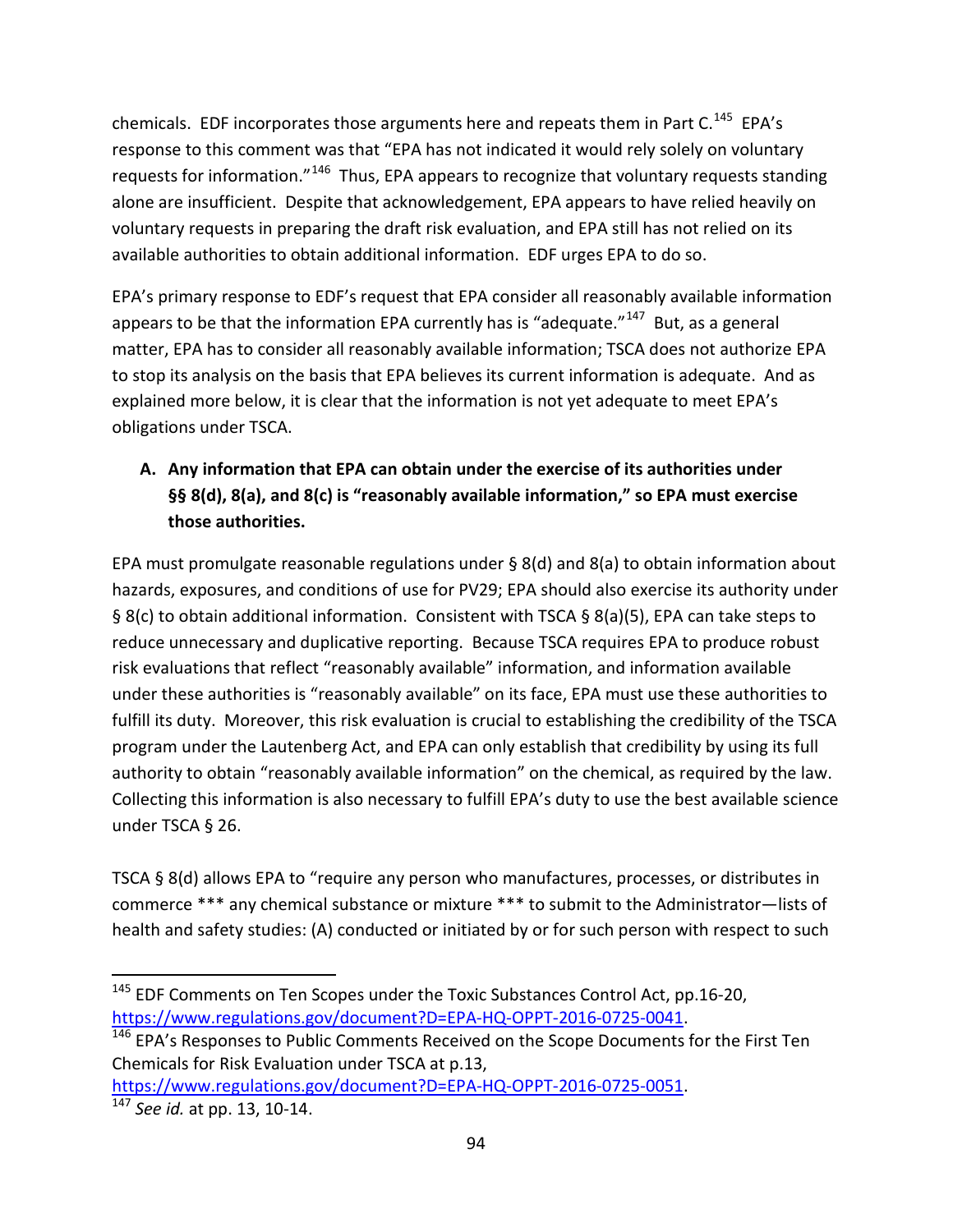chemicals. EDF incorporates those arguments here and repeats them in Part C.[145] EPA's response to this comment was that "EPA has not indicated it would rely solely on voluntary requests for information."[146] Thus, EPA appears to recognize that voluntary requests standing alone are insufficient. Despite that acknowledgement, EPA appears to have relied heavily on voluntary requests in preparing the draft risk evaluation, and EPA still has not relied on its available authorities to obtain additional information. EDF urges EPA to do so.

EPA's primary response to EDF's request that EPA consider all reasonably available information appears to be that the information EPA currently has is "adequate."[147] But, as a general matter, EPA has to consider all reasonably available information; TSCA does not authorize EPA to stop its analysis on the basis that EPA believes its current information is adequate. And as explained more below, it is clear that the information is not yet adequate to meet EPA's obligations under TSCA.

**A. Any information that EPA can obtain under the exercise of its authorities under §§ 8(d), 8(a), and 8(c) is "reasonably available information," so EPA must exercise those authorities.**

EPA must promulgate reasonable regulations under § 8(d) and 8(a) to obtain information about hazards, exposures, and conditions of use for PV29; EPA should also exercise its authority under § 8(c) to obtain additional information. Consistent with TSCA § 8(a)(5), EPA can take steps to reduce unnecessary and duplicative reporting. Because TSCA requires EPA to produce robust risk evaluations that reflect "reasonably available" information, and information available under these authorities is "reasonably available" on its face, EPA must use these authorities to fulfill its duty. Moreover, this risk evaluation is crucial to establishing the credibility of the TSCA program under the Lautenberg Act, and EPA can only establish that credibility by using its full authority to obtain "reasonably available information" on the chemical, as required by the law. Collecting this information is also necessary to fulfill EPA's duty to use the best available science under TSCA § 26.

TSCA § 8(d) allows EPA to "require any person who manufactures, processes, or distributes in commerce *** any chemical substance or mixture *** to submit to the Administrator—lists of health and safety studies: (A) conducted or initiated by or for such person with respect to such

---

[145] EDF Comments on Ten Scopes under the Toxic Substances Control Act, pp.16-20, https://www.regulations.gov/document?D=EPA-HQ-OPPT-2016-0725-0041.

[146] EPA's Responses to Public Comments Received on the Scope Documents for the First Ten Chemicals for Risk Evaluation under TSCA at p.13, https://www.regulations.gov/document?D=EPA-HQ-OPPT-2016-0725-0051.

[147] *See id.* at pp. 13, 10-14.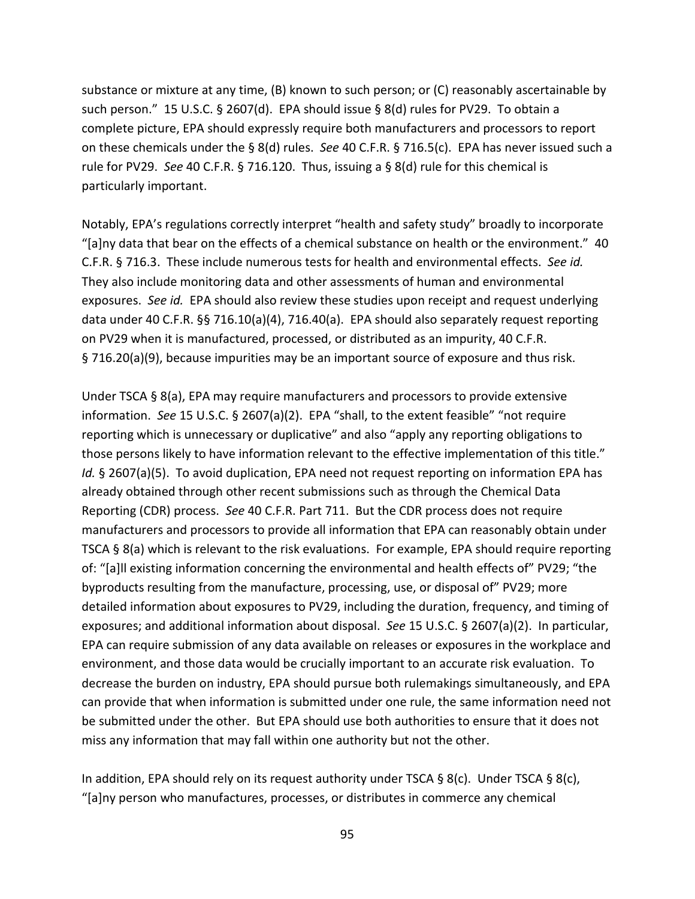substance or mixture at any time, (B) known to such person; or (C) reasonably ascertainable by such person." 15 U.S.C. § 2607(d). EPA should issue § 8(d) rules for PV29. To obtain a complete picture, EPA should expressly require both manufacturers and processors to report on these chemicals under the § 8(d) rules. *See* 40 C.F.R. § 716.5(c). EPA has never issued such a rule for PV29. *See* 40 C.F.R. § 716.120. Thus, issuing a § 8(d) rule for this chemical is particularly important.

Notably, EPA's regulations correctly interpret "health and safety study" broadly to incorporate "[a]ny data that bear on the effects of a chemical substance on health or the environment." 40 C.F.R. § 716.3. These include numerous tests for health and environmental effects. *See id.* They also include monitoring data and other assessments of human and environmental exposures. *See id.* EPA should also review these studies upon receipt and request underlying data under 40 C.F.R. §§ 716.10(a)(4), 716.40(a). EPA should also separately request reporting on PV29 when it is manufactured, processed, or distributed as an impurity, 40 C.F.R. § 716.20(a)(9), because impurities may be an important source of exposure and thus risk.

Under TSCA § 8(a), EPA may require manufacturers and processors to provide extensive information. *See* 15 U.S.C. § 2607(a)(2). EPA "shall, to the extent feasible" "not require reporting which is unnecessary or duplicative" and also "apply any reporting obligations to those persons likely to have information relevant to the effective implementation of this title." *Id.* § 2607(a)(5). To avoid duplication, EPA need not request reporting on information EPA has already obtained through other recent submissions such as through the Chemical Data Reporting (CDR) process. *See* 40 C.F.R. Part 711. But the CDR process does not require manufacturers and processors to provide all information that EPA can reasonably obtain under TSCA § 8(a) which is relevant to the risk evaluations. For example, EPA should require reporting of: "[a]ll existing information concerning the environmental and health effects of" PV29; "the byproducts resulting from the manufacture, processing, use, or disposal of" PV29; more detailed information about exposures to PV29, including the duration, frequency, and timing of exposures; and additional information about disposal. *See* 15 U.S.C. § 2607(a)(2). In particular, EPA can require submission of any data available on releases or exposures in the workplace and environment, and those data would be crucially important to an accurate risk evaluation. To decrease the burden on industry, EPA should pursue both rulemakings simultaneously, and EPA can provide that when information is submitted under one rule, the same information need not be submitted under the other. But EPA should use both authorities to ensure that it does not miss any information that may fall within one authority but not the other.

In addition, EPA should rely on its request authority under TSCA § 8(c). Under TSCA § 8(c), "[a]ny person who manufactures, processes, or distributes in commerce any chemical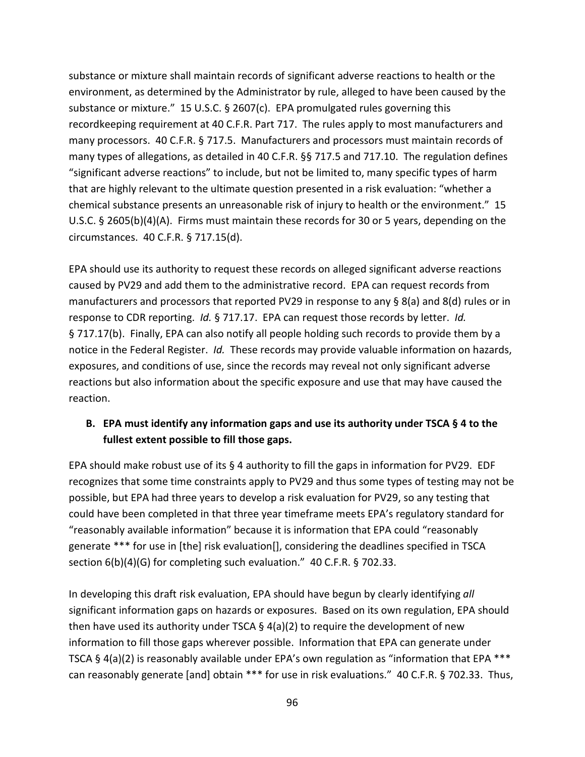substance or mixture shall maintain records of significant adverse reactions to health or the environment, as determined by the Administrator by rule, alleged to have been caused by the substance or mixture." 15 U.S.C. § 2607(c). EPA promulgated rules governing this recordkeeping requirement at 40 C.F.R. Part 717. The rules apply to most manufacturers and many processors. 40 C.F.R. § 717.5. Manufacturers and processors must maintain records of many types of allegations, as detailed in 40 C.F.R. §§ 717.5 and 717.10. The regulation defines "significant adverse reactions" to include, but not be limited to, many specific types of harm that are highly relevant to the ultimate question presented in a risk evaluation: "whether a chemical substance presents an unreasonable risk of injury to health or the environment." 15 U.S.C. § 2605(b)(4)(A). Firms must maintain these records for 30 or 5 years, depending on the circumstances. 40 C.F.R. § 717.15(d).

EPA should use its authority to request these records on alleged significant adverse reactions caused by PV29 and add them to the administrative record. EPA can request records from manufacturers and processors that reported PV29 in response to any § 8(a) and 8(d) rules or in response to CDR reporting. *Id.* § 717.17. EPA can request those records by letter. *Id.* § 717.17(b). Finally, EPA can also notify all people holding such records to provide them by a notice in the Federal Register. *Id.* These records may provide valuable information on hazards, exposures, and conditions of use, since the records may reveal not only significant adverse reactions but also information about the specific exposure and use that may have caused the reaction.

**B. EPA must identify any information gaps and use its authority under TSCA § 4 to the fullest extent possible to fill those gaps.**

EPA should make robust use of its § 4 authority to fill the gaps in information for PV29. EDF recognizes that some time constraints apply to PV29 and thus some types of testing may not be possible, but EPA had three years to develop a risk evaluation for PV29, so any testing that could have been completed in that three year timeframe meets EPA's regulatory standard for "reasonably available information" because it is information that EPA could "reasonably generate *** for use in [the] risk evaluation[], considering the deadlines specified in TSCA section 6(b)(4)(G) for completing such evaluation." 40 C.F.R. § 702.33.

In developing this draft risk evaluation, EPA should have begun by clearly identifying *all* significant information gaps on hazards or exposures. Based on its own regulation, EPA should then have used its authority under TSCA § 4(a)(2) to require the development of new information to fill those gaps wherever possible. Information that EPA can generate under TSCA § 4(a)(2) is reasonably available under EPA's own regulation as "information that EPA *** can reasonably generate [and] obtain *** for use in risk evaluations." 40 C.F.R. § 702.33. Thus,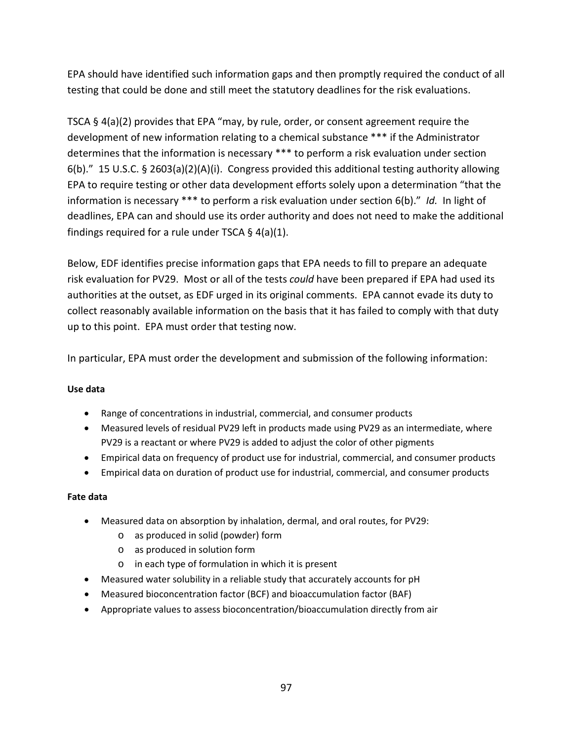EPA should have identified such information gaps and then promptly required the conduct of all testing that could be done and still meet the statutory deadlines for the risk evaluations.

TSCA § 4(a)(2) provides that EPA "may, by rule, order, or consent agreement require the development of new information relating to a chemical substance *** if the Administrator determines that the information is necessary *** to perform a risk evaluation under section 6(b)." 15 U.S.C. § 2603(a)(2)(A)(i). Congress provided this additional testing authority allowing EPA to require testing or other data development efforts solely upon a determination "that the information is necessary *** to perform a risk evaluation under section 6(b)." *Id.* In light of deadlines, EPA can and should use its order authority and does not need to make the additional findings required for a rule under TSCA § 4(a)(1).

Below, EDF identifies precise information gaps that EPA needs to fill to prepare an adequate risk evaluation for PV29. Most or all of the tests *could* have been prepared if EPA had used its authorities at the outset, as EDF urged in its original comments. EPA cannot evade its duty to collect reasonably available information on the basis that it has failed to comply with that duty up to this point. EPA must order that testing now.

In particular, EPA must order the development and submission of the following information:

**Use data**

- Range of concentrations in industrial, commercial, and consumer products
- Measured levels of residual PV29 left in products made using PV29 as an intermediate, where PV29 is a reactant or where PV29 is added to adjust the color of other pigments
- Empirical data on frequency of product use for industrial, commercial, and consumer products
- Empirical data on duration of product use for industrial, commercial, and consumer products

**Fate data**

- Measured data on absorption by inhalation, dermal, and oral routes, for PV29:
  - as produced in solid (powder) form
  - as produced in solution form
  - in each type of formulation in which it is present
- Measured water solubility in a reliable study that accurately accounts for pH
- Measured bioconcentration factor (BCF) and bioaccumulation factor (BAF)
- Appropriate values to assess bioconcentration/bioaccumulation directly from air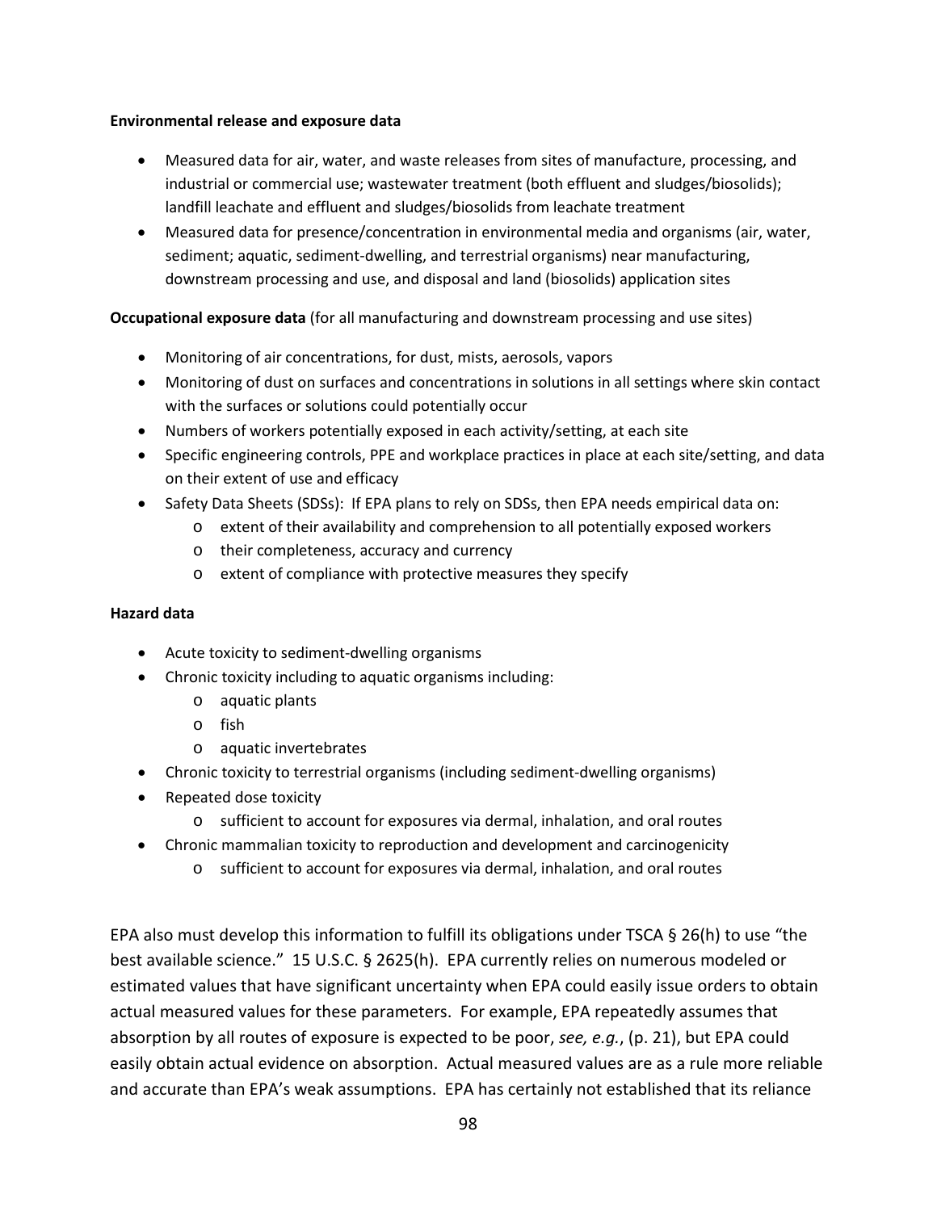**Environmental release and exposure data**

- Measured data for air, water, and waste releases from sites of manufacture, processing, and industrial or commercial use; wastewater treatment (both effluent and sludges/biosolids); landfill leachate and effluent and sludges/biosolids from leachate treatment
- Measured data for presence/concentration in environmental media and organisms (air, water, sediment; aquatic, sediment-dwelling, and terrestrial organisms) near manufacturing, downstream processing and use, and disposal and land (biosolids) application sites

**Occupational exposure data** (for all manufacturing and downstream processing and use sites)

- Monitoring of air concentrations, for dust, mists, aerosols, vapors
- Monitoring of dust on surfaces and concentrations in solutions in all settings where skin contact with the surfaces or solutions could potentially occur
- Numbers of workers potentially exposed in each activity/setting, at each site
- Specific engineering controls, PPE and workplace practices in place at each site/setting, and data on their extent of use and efficacy
- Safety Data Sheets (SDSs): If EPA plans to rely on SDSs, then EPA needs empirical data on:
    - extent of their availability and comprehension to all potentially exposed workers
    - their completeness, accuracy and currency
    - extent of compliance with protective measures they specify

**Hazard data**

- Acute toxicity to sediment-dwelling organisms
- Chronic toxicity including to aquatic organisms including:
    - aquatic plants
    - fish
    - aquatic invertebrates
- Chronic toxicity to terrestrial organisms (including sediment-dwelling organisms)
- Repeated dose toxicity
    - sufficient to account for exposures via dermal, inhalation, and oral routes
- Chronic mammalian toxicity to reproduction and development and carcinogenicity
    - sufficient to account for exposures via dermal, inhalation, and oral routes

EPA also must develop this information to fulfill its obligations under TSCA § 26(h) to use "the best available science." 15 U.S.C. § 2625(h). EPA currently relies on numerous modeled or estimated values that have significant uncertainty when EPA could easily issue orders to obtain actual measured values for these parameters. For example, EPA repeatedly assumes that absorption by all routes of exposure is expected to be poor, *see, e.g.*, (p. 21), but EPA could easily obtain actual evidence on absorption. Actual measured values are as a rule more reliable and accurate than EPA's weak assumptions. EPA has certainly not established that its reliance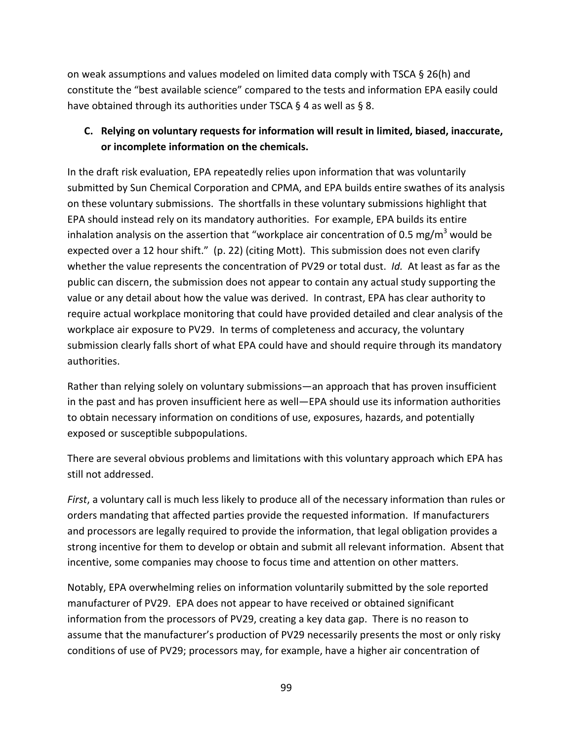on weak assumptions and values modeled on limited data comply with TSCA § 26(h) and constitute the "best available science" compared to the tests and information EPA easily could have obtained through its authorities under TSCA § 4 as well as § 8.

### C. Relying on voluntary requests for information will result in limited, biased, inaccurate, or incomplete information on the chemicals.

In the draft risk evaluation, EPA repeatedly relies upon information that was voluntarily submitted by Sun Chemical Corporation and CPMA, and EPA builds entire swathes of its analysis on these voluntary submissions. The shortfalls in these voluntary submissions highlight that EPA should instead rely on its mandatory authorities. For example, EPA builds its entire inhalation analysis on the assertion that "workplace air concentration of 0.5 $mg/m^3$ would be expected over a 12 hour shift." (p. 22) (citing Mott). This submission does not even clarify whether the value represents the concentration of PV29 or total dust. *Id.* At least as far as the public can discern, the submission does not appear to contain any actual study supporting the value or any detail about how the value was derived. In contrast, EPA has clear authority to require actual workplace monitoring that could have provided detailed and clear analysis of the workplace air exposure to PV29. In terms of completeness and accuracy, the voluntary submission clearly falls short of what EPA could have and should require through its mandatory authorities.

Rather than relying solely on voluntary submissions—an approach that has proven insufficient in the past and has proven insufficient here as well—EPA should use its information authorities to obtain necessary information on conditions of use, exposures, hazards, and potentially exposed or susceptible subpopulations.

There are several obvious problems and limitations with this voluntary approach which EPA has still not addressed.

*First*, a voluntary call is much less likely to produce all of the necessary information than rules or orders mandating that affected parties provide the requested information. If manufacturers and processors are legally required to provide the information, that legal obligation provides a strong incentive for them to develop or obtain and submit all relevant information. Absent that incentive, some companies may choose to focus time and attention on other matters.

Notably, EPA overwhelming relies on information voluntarily submitted by the sole reported manufacturer of PV29. EPA does not appear to have received or obtained significant information from the processors of PV29, creating a key data gap. There is no reason to assume that the manufacturer's production of PV29 necessarily presents the most or only risky conditions of use of PV29; processors may, for example, have a higher air concentration of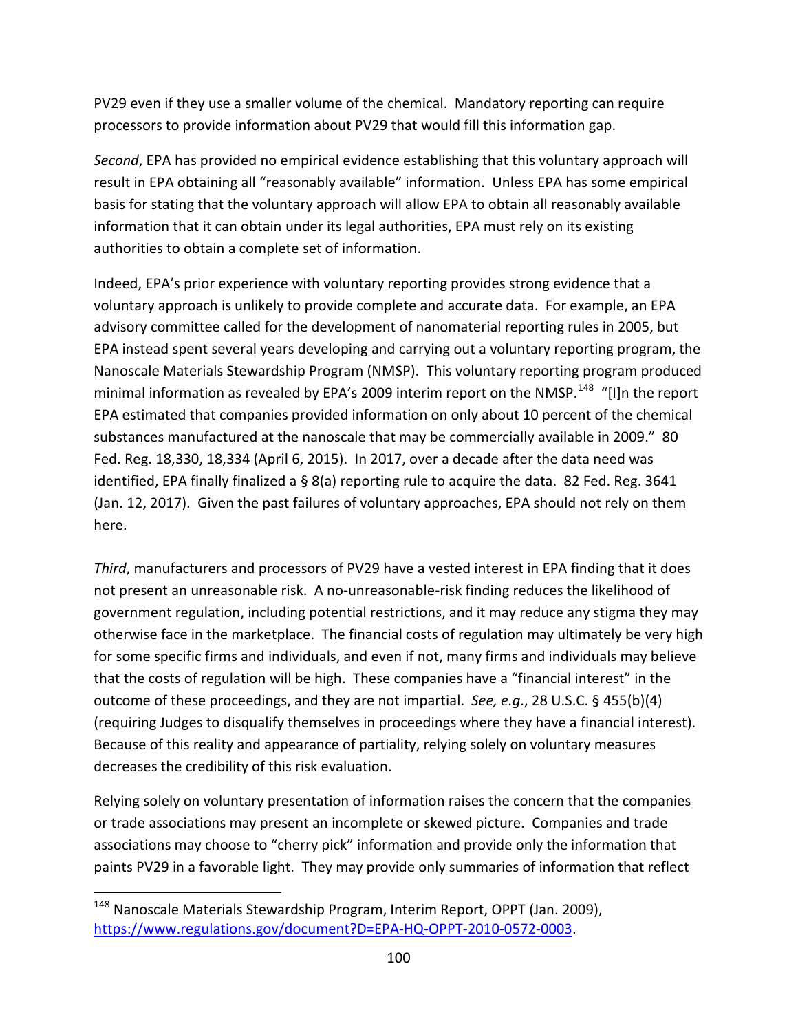PV29 even if they use a smaller volume of the chemical. Mandatory reporting can require processors to provide information about PV29 that would fill this information gap.

*Second*, EPA has provided no empirical evidence establishing that this voluntary approach will result in EPA obtaining all "reasonably available" information. Unless EPA has some empirical basis for stating that the voluntary approach will allow EPA to obtain all reasonably available information that it can obtain under its legal authorities, EPA must rely on its existing authorities to obtain a complete set of information.

Indeed, EPA's prior experience with voluntary reporting provides strong evidence that a voluntary approach is unlikely to provide complete and accurate data. For example, an EPA advisory committee called for the development of nanomaterial reporting rules in 2005, but EPA instead spent several years developing and carrying out a voluntary reporting program, the Nanoscale Materials Stewardship Program (NMSP). This voluntary reporting program produced minimal information as revealed by EPA's 2009 interim report on the NMSP.[148] "[I]n the report EPA estimated that companies provided information on only about 10 percent of the chemical substances manufactured at the nanoscale that may be commercially available in 2009." 80 Fed. Reg. 18,330, 18,334 (April 6, 2015). In 2017, over a decade after the data need was identified, EPA finally finalized a § 8(a) reporting rule to acquire the data. 82 Fed. Reg. 3641 (Jan. 12, 2017). Given the past failures of voluntary approaches, EPA should not rely on them here.

*Third*, manufacturers and processors of PV29 have a vested interest in EPA finding that it does not present an unreasonable risk. A no-unreasonable-risk finding reduces the likelihood of government regulation, including potential restrictions, and it may reduce any stigma they may otherwise face in the marketplace. The financial costs of regulation may ultimately be very high for some specific firms and individuals, and even if not, many firms and individuals may believe that the costs of regulation will be high. These companies have a "financial interest" in the outcome of these proceedings, and they are not impartial. *See, e.g.*, 28 U.S.C. § 455(b)(4) (requiring Judges to disqualify themselves in proceedings where they have a financial interest). Because of this reality and appearance of partiality, relying solely on voluntary measures decreases the credibility of this risk evaluation.

Relying solely on voluntary presentation of information raises the concern that the companies or trade associations may present an incomplete or skewed picture. Companies and trade associations may choose to "cherry pick" information and provide only the information that paints PV29 in a favorable light. They may provide only summaries of information that reflect

---

[148] Nanoscale Materials Stewardship Program, Interim Report, OPPT (Jan. 2009), https://www.regulations.gov/document?D=EPA-HQ-OPPT-2010-0572-0003.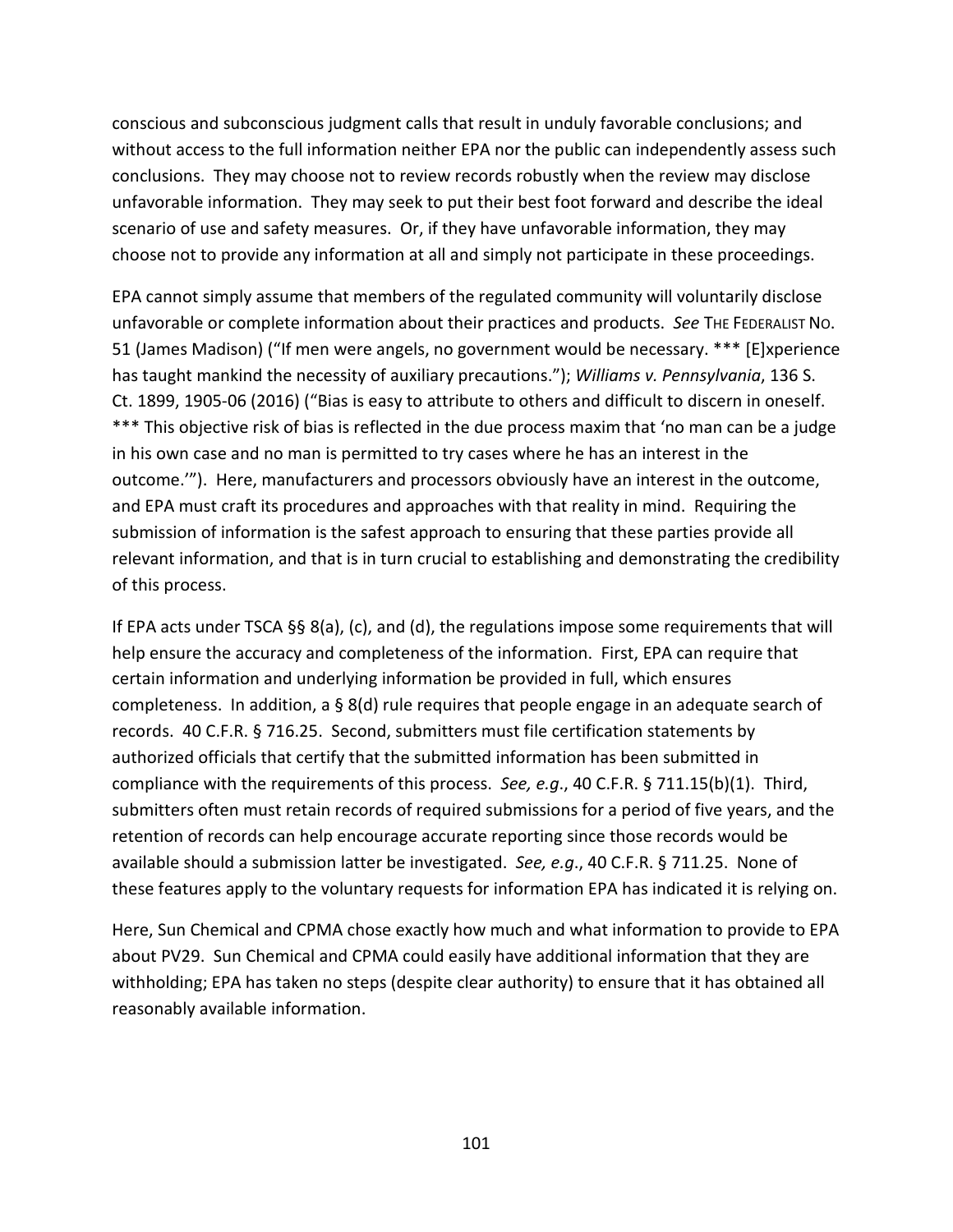conscious and subconscious judgment calls that result in unduly favorable conclusions; and without access to the full information neither EPA nor the public can independently assess such conclusions. They may choose not to review records robustly when the review may disclose unfavorable information. They may seek to put their best foot forward and describe the ideal scenario of use and safety measures. Or, if they have unfavorable information, they may choose not to provide any information at all and simply not participate in these proceedings.

EPA cannot simply assume that members of the regulated community will voluntarily disclose unfavorable or complete information about their practices and products. *See* THE FEDERALIST NO. 51 (James Madison) ("If men were angels, no government would be necessary. *** [E]xperience has taught mankind the necessity of auxiliary precautions."); *Williams v. Pennsylvania*, 136 S. Ct. 1899, 1905-06 (2016) ("Bias is easy to attribute to others and difficult to discern in oneself. *** This objective risk of bias is reflected in the due process maxim that 'no man can be a judge in his own case and no man is permitted to try cases where he has an interest in the outcome.'"). Here, manufacturers and processors obviously have an interest in the outcome, and EPA must craft its procedures and approaches with that reality in mind. Requiring the submission of information is the safest approach to ensuring that these parties provide all relevant information, and that is in turn crucial to establishing and demonstrating the credibility of this process.

If EPA acts under TSCA §§ 8(a), (c), and (d), the regulations impose some requirements that will help ensure the accuracy and completeness of the information. First, EPA can require that certain information and underlying information be provided in full, which ensures completeness. In addition, a § 8(d) rule requires that people engage in an adequate search of records. 40 C.F.R. § 716.25. Second, submitters must file certification statements by authorized officials that certify that the submitted information has been submitted in compliance with the requirements of this process. *See, e.g*., 40 C.F.R. § 711.15(b)(1). Third, submitters often must retain records of required submissions for a period of five years, and the retention of records can help encourage accurate reporting since those records would be available should a submission latter be investigated. *See, e.g*., 40 C.F.R. § 711.25. None of these features apply to the voluntary requests for information EPA has indicated it is relying on.

Here, Sun Chemical and CPMA chose exactly how much and what information to provide to EPA about PV29. Sun Chemical and CPMA could easily have additional information that they are withholding; EPA has taken no steps (despite clear authority) to ensure that it has obtained all reasonably available information.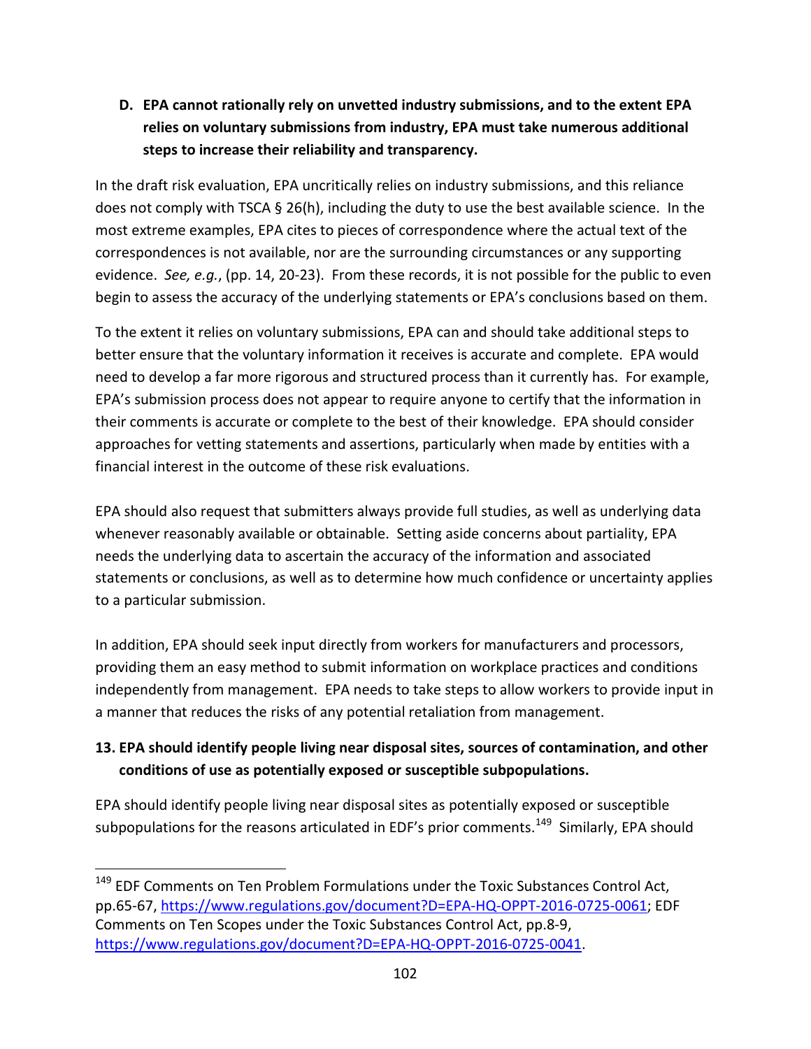**D. EPA cannot rationally rely on unvetted industry submissions, and to the extent EPA relies on voluntary submissions from industry, EPA must take numerous additional steps to increase their reliability and transparency.**

In the draft risk evaluation, EPA uncritically relies on industry submissions, and this reliance does not comply with TSCA § 26(h), including the duty to use the best available science. In the most extreme examples, EPA cites to pieces of correspondence where the actual text of the correspondences is not available, nor are the surrounding circumstances or any supporting evidence. *See, e.g.*, (pp. 14, 20-23). From these records, it is not possible for the public to even begin to assess the accuracy of the underlying statements or EPA's conclusions based on them.

To the extent it relies on voluntary submissions, EPA can and should take additional steps to better ensure that the voluntary information it receives is accurate and complete. EPA would need to develop a far more rigorous and structured process than it currently has. For example, EPA's submission process does not appear to require anyone to certify that the information in their comments is accurate or complete to the best of their knowledge. EPA should consider approaches for vetting statements and assertions, particularly when made by entities with a financial interest in the outcome of these risk evaluations.

EPA should also request that submitters always provide full studies, as well as underlying data whenever reasonably available or obtainable. Setting aside concerns about partiality, EPA needs the underlying data to ascertain the accuracy of the information and associated statements or conclusions, as well as to determine how much confidence or uncertainty applies to a particular submission.

In addition, EPA should seek input directly from workers for manufacturers and processors, providing them an easy method to submit information on workplace practices and conditions independently from management. EPA needs to take steps to allow workers to provide input in a manner that reduces the risks of any potential retaliation from management.

**13. EPA should identify people living near disposal sites, sources of contamination, and other conditions of use as potentially exposed or susceptible subpopulations.**

EPA should identify people living near disposal sites as potentially exposed or susceptible subpopulations for the reasons articulated in EDF's prior comments.[149] Similarly, EPA should

[149] EDF Comments on Ten Problem Formulations under the Toxic Substances Control Act, pp.65-67, https://www.regulations.gov/document?D=EPA-HQ-OPPT-2016-0725-0061; EDF Comments on Ten Scopes under the Toxic Substances Control Act, pp.8-9, https://www.regulations.gov/document?D=EPA-HQ-OPPT-2016-0725-0041.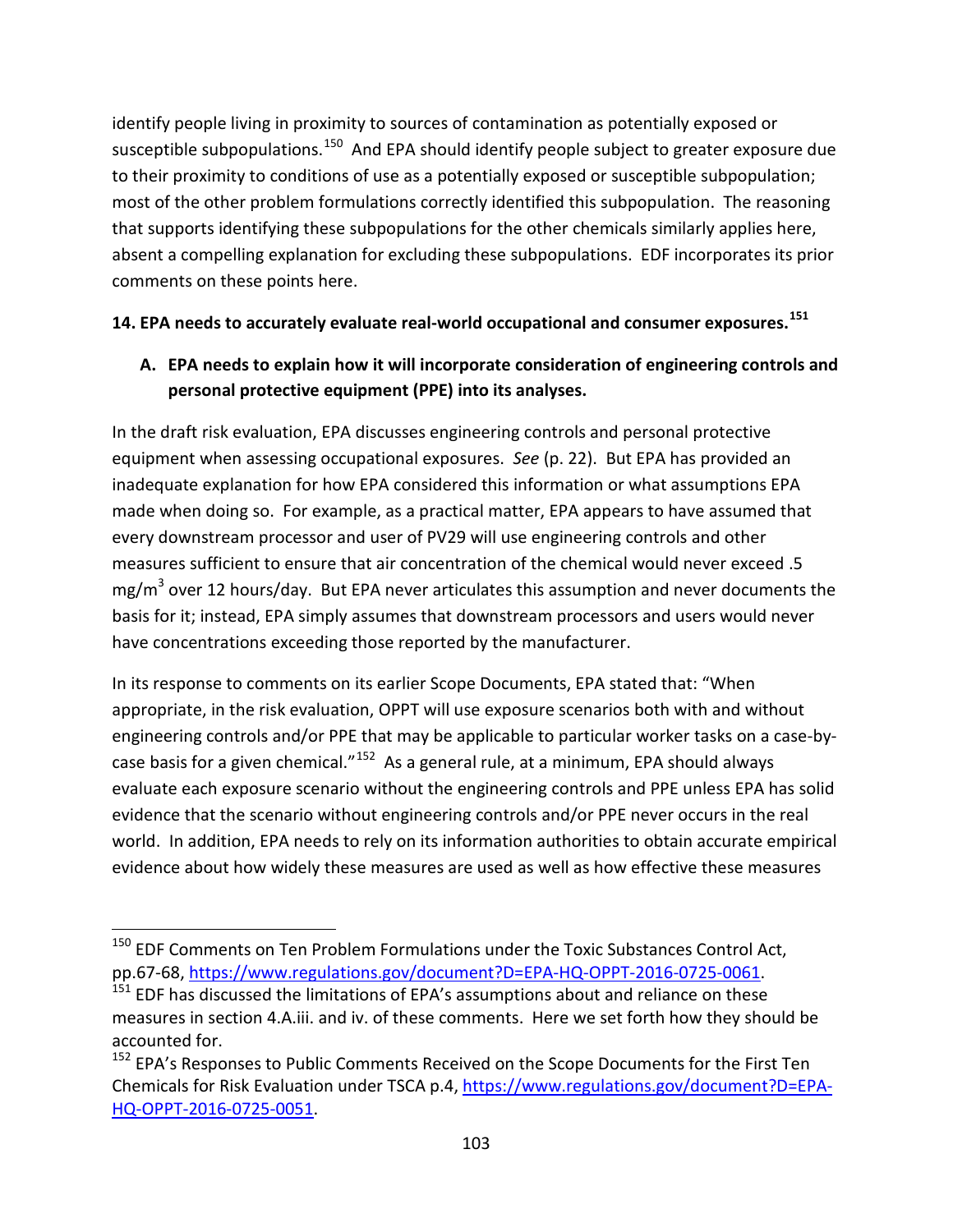identify people living in proximity to sources of contamination as potentially exposed or susceptible subpopulations.[150] And EPA should identify people subject to greater exposure due to their proximity to conditions of use as a potentially exposed or susceptible subpopulation; most of the other problem formulations correctly identified this subpopulation. The reasoning that supports identifying these subpopulations for the other chemicals similarly applies here, absent a compelling explanation for excluding these subpopulations. EDF incorporates its prior comments on these points here.

## 14. EPA needs to accurately evaluate real-world occupational and consumer exposures.[151]

### A. EPA needs to explain how it will incorporate consideration of engineering controls and personal protective equipment (PPE) into its analyses.

In the draft risk evaluation, EPA discusses engineering controls and personal protective equipment when assessing occupational exposures. *See* (p. 22). But EPA has provided an inadequate explanation for how EPA considered this information or what assumptions EPA made when doing so. For example, as a practical matter, EPA appears to have assumed that every downstream processor and user of PV29 will use engineering controls and other measures sufficient to ensure that air concentration of the chemical would never exceed .5 $mg/m^3$ over 12 hours/day. But EPA never articulates this assumption and never documents the basis for it; instead, EPA simply assumes that downstream processors and users would never have concentrations exceeding those reported by the manufacturer.

In its response to comments on its earlier Scope Documents, EPA stated that: "When appropriate, in the risk evaluation, OPPT will use exposure scenarios both with and without engineering controls and/or PPE that may be applicable to particular worker tasks on a case-by-case basis for a given chemical."[152] As a general rule, at a minimum, EPA should always evaluate each exposure scenario without the engineering controls and PPE unless EPA has solid evidence that the scenario without engineering controls and/or PPE never occurs in the real world. In addition, EPA needs to rely on its information authorities to obtain accurate empirical evidence about how widely these measures are used as well as how effective these measures

---

[150] EDF Comments on Ten Problem Formulations under the Toxic Substances Control Act, pp.67-68, https://www.regulations.gov/document?D=EPA-HQ-OPPT-2016-0725-0061.

[151] EDF has discussed the limitations of EPA's assumptions about and reliance on these measures in section 4.A.iii. and iv. of these comments. Here we set forth how they should be accounted for.

[152] EPA's Responses to Public Comments Received on the Scope Documents for the First Ten Chemicals for Risk Evaluation under TSCA p.4, https://www.regulations.gov/document?D=EPA-HQ-OPPT-2016-0725-0051.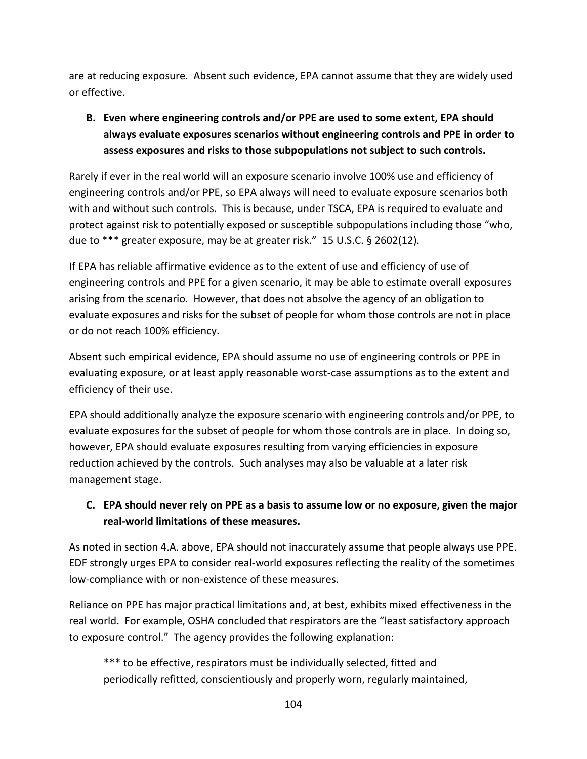are at reducing exposure. Absent such evidence, EPA cannot assume that they are widely used or effective.

**B. Even where engineering controls and/or PPE are used to some extent, EPA should always evaluate exposures scenarios without engineering controls and PPE in order to assess exposures and risks to those subpopulations not subject to such controls.**

Rarely if ever in the real world will an exposure scenario involve 100% use and efficiency of engineering controls and/or PPE, so EPA always will need to evaluate exposure scenarios both with and without such controls. This is because, under TSCA, EPA is required to evaluate and protect against risk to potentially exposed or susceptible subpopulations including those "who, due to *** greater exposure, may be at greater risk." 15 U.S.C. § 2602(12).

If EPA has reliable affirmative evidence as to the extent of use and efficiency of use of engineering controls and PPE for a given scenario, it may be able to estimate overall exposures arising from the scenario. However, that does not absolve the agency of an obligation to evaluate exposures and risks for the subset of people for whom those controls are not in place or do not reach 100% efficiency.

Absent such empirical evidence, EPA should assume no use of engineering controls or PPE in evaluating exposure, or at least apply reasonable worst-case assumptions as to the extent and efficiency of their use.

EPA should additionally analyze the exposure scenario with engineering controls and/or PPE, to evaluate exposures for the subset of people for whom those controls are in place. In doing so, however, EPA should evaluate exposures resulting from varying efficiencies in exposure reduction achieved by the controls. Such analyses may also be valuable at a later risk management stage.

**C. EPA should never rely on PPE as a basis to assume low or no exposure, given the major real-world limitations of these measures.**

As noted in section 4.A. above, EPA should not inaccurately assume that people always use PPE. EDF strongly urges EPA to consider real-world exposures reflecting the reality of the sometimes low-compliance with or non-existence of these measures.

Reliance on PPE has major practical limitations and, at best, exhibits mixed effectiveness in the real world. For example, OSHA concluded that respirators are the "least satisfactory approach to exposure control." The agency provides the following explanation:

> *** to be effective, respirators must be individually selected, fitted and periodically refitted, conscientiously and properly worn, regularly maintained,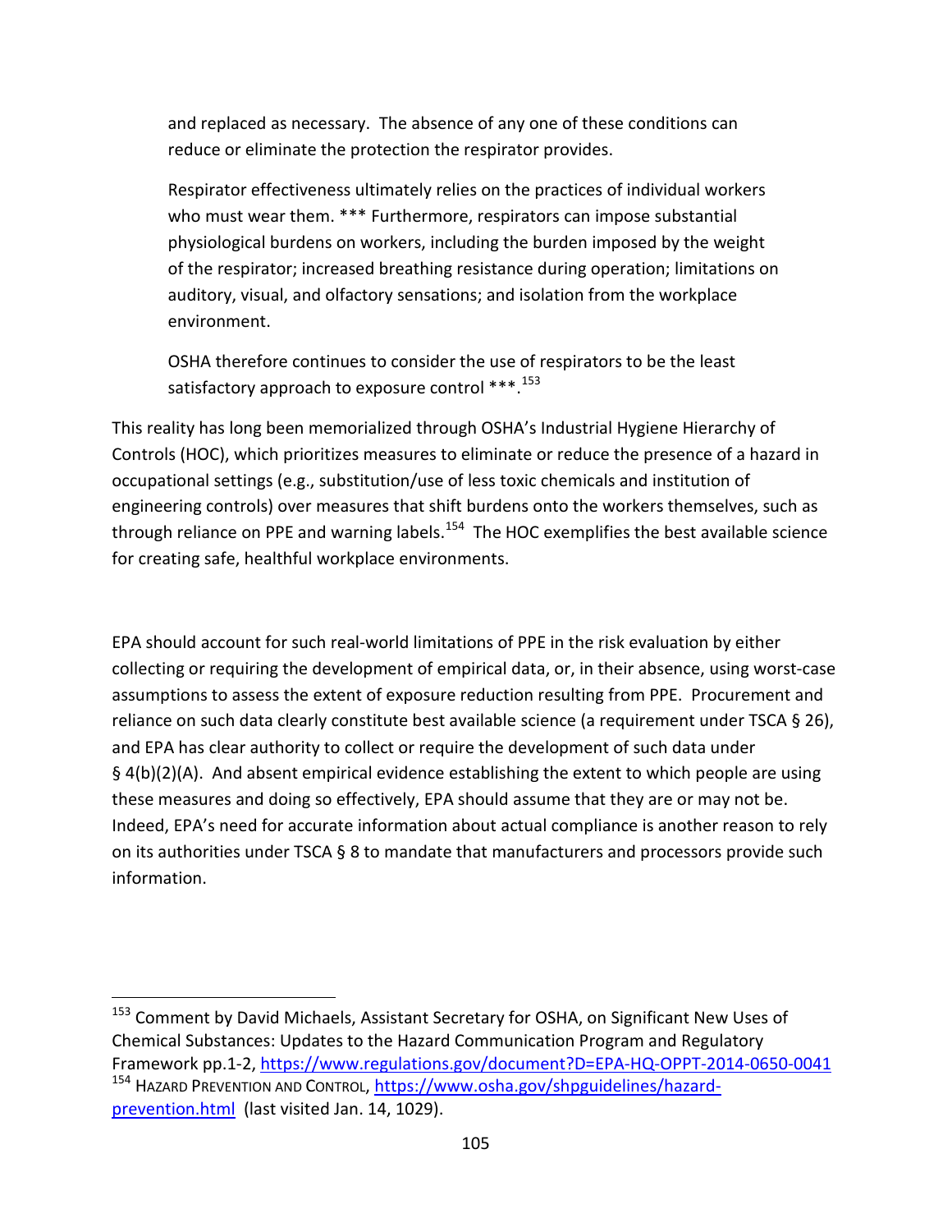> and replaced as necessary. The absence of any one of these conditions can reduce or eliminate the protection the respirator provides.
>
> Respirator effectiveness ultimately relies on the practices of individual workers who must wear them. *** Furthermore, respirators can impose substantial physiological burdens on workers, including the burden imposed by the weight of the respirator; increased breathing resistance during operation; limitations on auditory, visual, and olfactory sensations; and isolation from the workplace environment.
>
> OSHA therefore continues to consider the use of respirators to be the least satisfactory approach to exposure control ***.[153]

This reality has long been memorialized through OSHA's Industrial Hygiene Hierarchy of Controls (HOC), which prioritizes measures to eliminate or reduce the presence of a hazard in occupational settings (e.g., substitution/use of less toxic chemicals and institution of engineering controls) over measures that shift burdens onto the workers themselves, such as through reliance on PPE and warning labels.[154] The HOC exemplifies the best available science for creating safe, healthful workplace environments.

EPA should account for such real-world limitations of PPE in the risk evaluation by either collecting or requiring the development of empirical data, or, in their absence, using worst-case assumptions to assess the extent of exposure reduction resulting from PPE. Procurement and reliance on such data clearly constitute best available science (a requirement under TSCA § 26), and EPA has clear authority to collect or require the development of such data under § 4(b)(2)(A). And absent empirical evidence establishing the extent to which people are using these measures and doing so effectively, EPA should assume that they are or may not be. Indeed, EPA's need for accurate information about actual compliance is another reason to rely on its authorities under TSCA § 8 to mandate that manufacturers and processors provide such information.

---

[153] Comment by David Michaels, Assistant Secretary for OSHA, on Significant New Uses of Chemical Substances: Updates to the Hazard Communication Program and Regulatory Framework pp.1-2, https://www.regulations.gov/document?D=EPA-HQ-OPPT-2014-0650-0041

[154] HAZARD PREVENTION AND CONTROL, https://www.osha.gov/shpguidelines/hazard-prevention.html (last visited Jan. 14, 1029).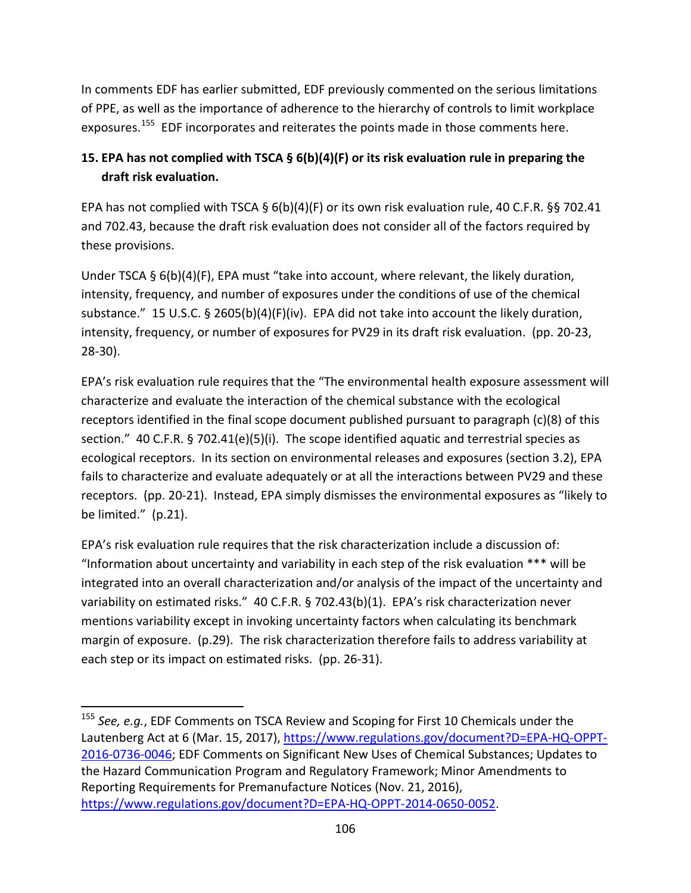In comments EDF has earlier submitted, EDF previously commented on the serious limitations of PPE, as well as the importance of adherence to the hierarchy of controls to limit workplace exposures.[155] EDF incorporates and reiterates the points made in those comments here.

**15. EPA has not complied with TSCA § 6(b)(4)(F) or its risk evaluation rule in preparing the draft risk evaluation.**

EPA has not complied with TSCA § 6(b)(4)(F) or its own risk evaluation rule, 40 C.F.R. §§ 702.41 and 702.43, because the draft risk evaluation does not consider all of the factors required by these provisions.

Under TSCA § 6(b)(4)(F), EPA must "take into account, where relevant, the likely duration, intensity, frequency, and number of exposures under the conditions of use of the chemical substance." 15 U.S.C. § 2605(b)(4)(F)(iv). EPA did not take into account the likely duration, intensity, frequency, or number of exposures for PV29 in its draft risk evaluation. (pp. 20-23, 28-30).

EPA's risk evaluation rule requires that the "The environmental health exposure assessment will characterize and evaluate the interaction of the chemical substance with the ecological receptors identified in the final scope document published pursuant to paragraph (c)(8) of this section." 40 C.F.R. § 702.41(e)(5)(i). The scope identified aquatic and terrestrial species as ecological receptors. In its section on environmental releases and exposures (section 3.2), EPA fails to characterize and evaluate adequately or at all the interactions between PV29 and these receptors. (pp. 20-21). Instead, EPA simply dismisses the environmental exposures as "likely to be limited." (p.21).

EPA's risk evaluation rule requires that the risk characterization include a discussion of: "Information about uncertainty and variability in each step of the risk evaluation *** will be integrated into an overall characterization and/or analysis of the impact of the uncertainty and variability on estimated risks." 40 C.F.R. § 702.43(b)(1). EPA's risk characterization never mentions variability except in invoking uncertainty factors when calculating its benchmark margin of exposure. (p.29). The risk characterization therefore fails to address variability at each step or its impact on estimated risks. (pp. 26-31).

---

[155] *See, e.g.*, EDF Comments on TSCA Review and Scoping for First 10 Chemicals under the Lautenberg Act at 6 (Mar. 15, 2017), https://www.regulations.gov/document?D=EPA-HQ-OPPT-2016-0736-0046; EDF Comments on Significant New Uses of Chemical Substances; Updates to the Hazard Communication Program and Regulatory Framework; Minor Amendments to Reporting Requirements for Premanufacture Notices (Nov. 21, 2016), https://www.regulations.gov/document?D=EPA-HQ-OPPT-2014-0650-0052.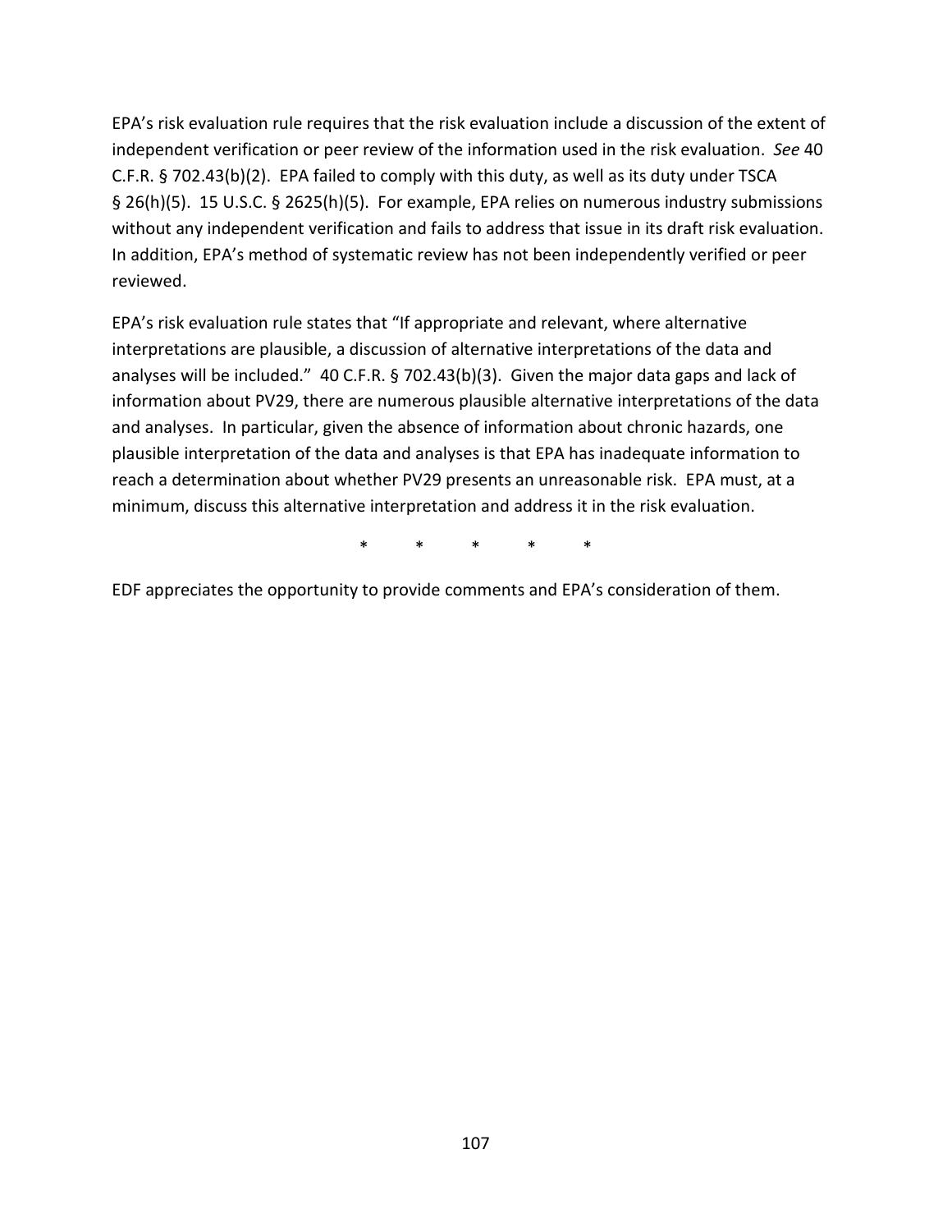EPA's risk evaluation rule requires that the risk evaluation include a discussion of the extent of independent verification or peer review of the information used in the risk evaluation. *See* 40 C.F.R. § 702.43(b)(2). EPA failed to comply with this duty, as well as its duty under TSCA § 26(h)(5). 15 U.S.C. § 2625(h)(5). For example, EPA relies on numerous industry submissions without any independent verification and fails to address that issue in its draft risk evaluation. In addition, EPA's method of systematic review has not been independently verified or peer reviewed.

EPA's risk evaluation rule states that "If appropriate and relevant, where alternative interpretations are plausible, a discussion of alternative interpretations of the data and analyses will be included." 40 C.F.R. § 702.43(b)(3). Given the major data gaps and lack of information about PV29, there are numerous plausible alternative interpretations of the data and analyses. In particular, given the absence of information about chronic hazards, one plausible interpretation of the data and analyses is that EPA has inadequate information to reach a determination about whether PV29 presents an unreasonable risk. EPA must, at a minimum, discuss this alternative interpretation and address it in the risk evaluation.

\* \* \* \* \*

EDF appreciates the opportunity to provide comments and EPA's consideration of them.